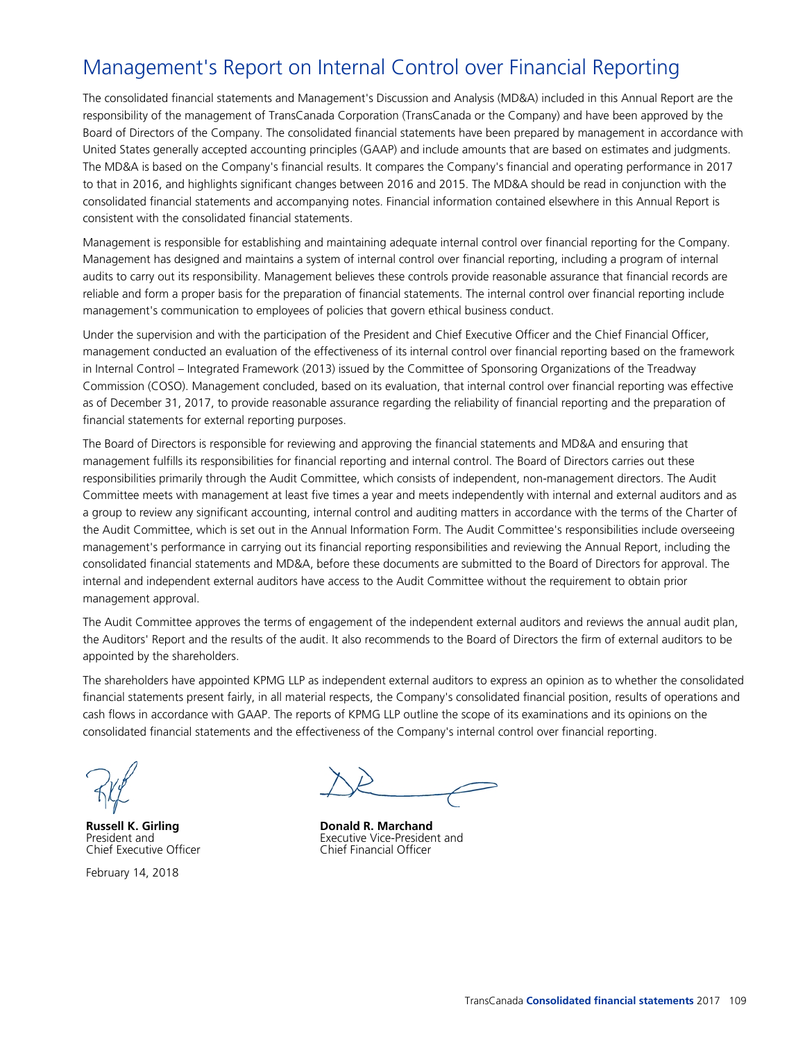# Management's Report on Internal Control over Financial Reporting

The consolidated financial statements and Management's Discussion and Analysis (MD&A) included in this Annual Report are the responsibility of the management of TransCanada Corporation (TransCanada or the Company) and have been approved by the Board of Directors of the Company. The consolidated financial statements have been prepared by management in accordance with United States generally accepted accounting principles (GAAP) and include amounts that are based on estimates and judgments. The MD&A is based on the Company's financial results. It compares the Company's financial and operating performance in 2017 to that in 2016, and highlights significant changes between 2016 and 2015. The MD&A should be read in conjunction with the consolidated financial statements and accompanying notes. Financial information contained elsewhere in this Annual Report is consistent with the consolidated financial statements.

Management is responsible for establishing and maintaining adequate internal control over financial reporting for the Company. Management has designed and maintains a system of internal control over financial reporting, including a program of internal audits to carry out its responsibility. Management believes these controls provide reasonable assurance that financial records are reliable and form a proper basis for the preparation of financial statements. The internal control over financial reporting include management's communication to employees of policies that govern ethical business conduct.

Under the supervision and with the participation of the President and Chief Executive Officer and the Chief Financial Officer, management conducted an evaluation of the effectiveness of its internal control over financial reporting based on the framework in Internal Control – Integrated Framework (2013) issued by the Committee of Sponsoring Organizations of the Treadway Commission (COSO). Management concluded, based on its evaluation, that internal control over financial reporting was effective as of December 31, 2017, to provide reasonable assurance regarding the reliability of financial reporting and the preparation of financial statements for external reporting purposes.

The Board of Directors is responsible for reviewing and approving the financial statements and MD&A and ensuring that management fulfills its responsibilities for financial reporting and internal control. The Board of Directors carries out these responsibilities primarily through the Audit Committee, which consists of independent, non-management directors. The Audit Committee meets with management at least five times a year and meets independently with internal and external auditors and as a group to review any significant accounting, internal control and auditing matters in accordance with the terms of the Charter of the Audit Committee, which is set out in the Annual Information Form. The Audit Committee's responsibilities include overseeing management's performance in carrying out its financial reporting responsibilities and reviewing the Annual Report, including the consolidated financial statements and MD&A, before these documents are submitted to the Board of Directors for approval. The internal and independent external auditors have access to the Audit Committee without the requirement to obtain prior management approval.

The Audit Committee approves the terms of engagement of the independent external auditors and reviews the annual audit plan, the Auditors' Report and the results of the audit. It also recommends to the Board of Directors the firm of external auditors to be appointed by the shareholders.

The shareholders have appointed KPMG LLP as independent external auditors to express an opinion as to whether the consolidated financial statements present fairly, in all material respects, the Company's consolidated financial position, results of operations and cash flows in accordance with GAAP. The reports of KPMG LLP outline the scope of its examinations and its opinions on the consolidated financial statements and the effectiveness of the Company's internal control over financial reporting.

**Russell K. Girling**
President and
Chief Executive Officer

**Donald R. Marchand**
Executive Vice-President and
Chief Financial Officer

February 14, 2018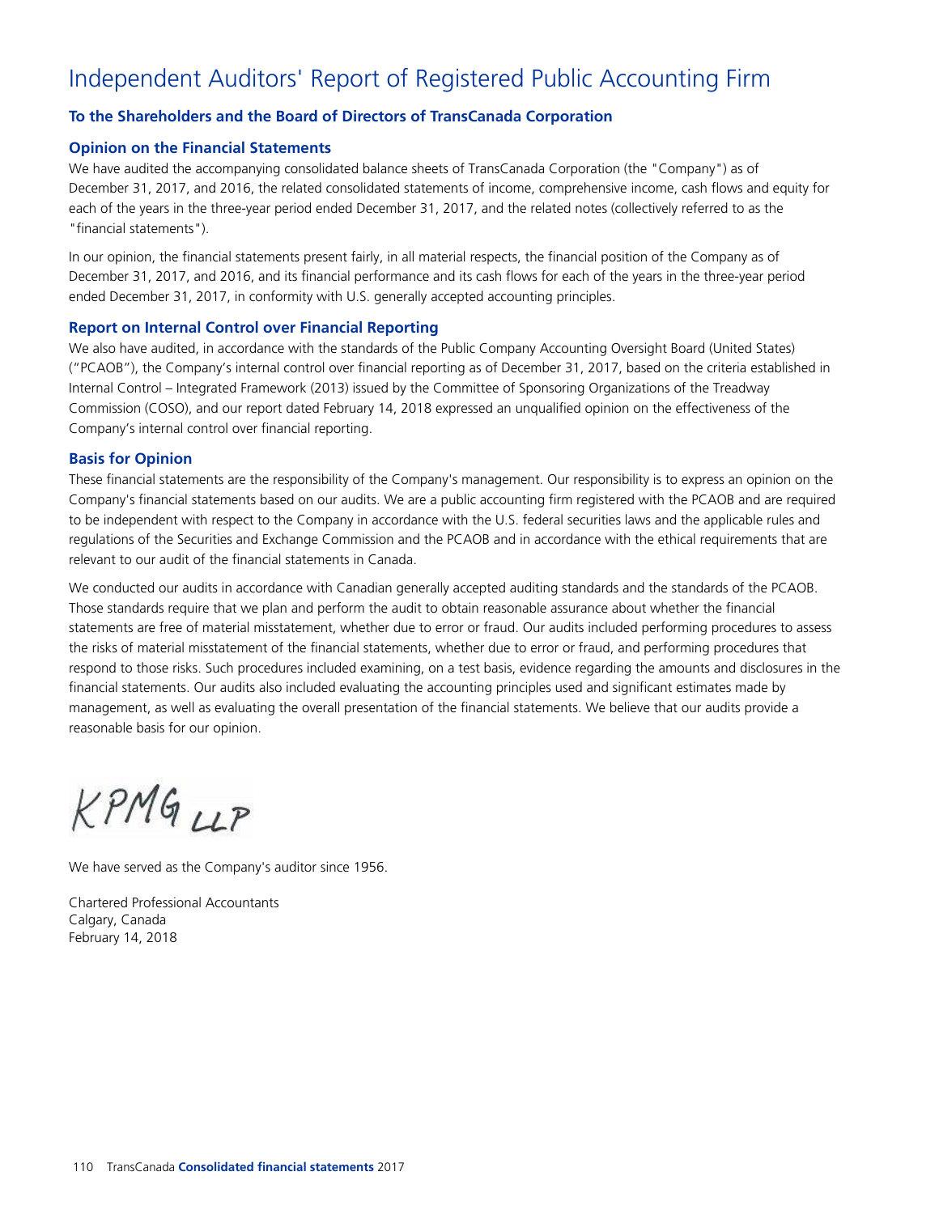# Independent Auditors' Report of Registered Public Accounting Firm

### To the Shareholders and the Board of Directors of TransCanada Corporation

### Opinion on the Financial Statements

We have audited the accompanying consolidated balance sheets of TransCanada Corporation (the "Company") as of December 31, 2017, and 2016, the related consolidated statements of income, comprehensive income, cash flows and equity for each of the years in the three-year period ended December 31, 2017, and the related notes (collectively referred to as the "financial statements").

In our opinion, the financial statements present fairly, in all material respects, the financial position of the Company as of December 31, 2017, and 2016, and its financial performance and its cash flows for each of the years in the three-year period ended December 31, 2017, in conformity with U.S. generally accepted accounting principles.

### Report on Internal Control over Financial Reporting

We also have audited, in accordance with the standards of the Public Company Accounting Oversight Board (United States) ("PCAOB"), the Company's internal control over financial reporting as of December 31, 2017, based on the criteria established in Internal Control – Integrated Framework (2013) issued by the Committee of Sponsoring Organizations of the Treadway Commission (COSO), and our report dated February 14, 2018 expressed an unqualified opinion on the effectiveness of the Company's internal control over financial reporting.

### Basis for Opinion

These financial statements are the responsibility of the Company's management. Our responsibility is to express an opinion on the Company's financial statements based on our audits. We are a public accounting firm registered with the PCAOB and are required to be independent with respect to the Company in accordance with the U.S. federal securities laws and the applicable rules and regulations of the Securities and Exchange Commission and the PCAOB and in accordance with the ethical requirements that are relevant to our audit of the financial statements in Canada.

We conducted our audits in accordance with Canadian generally accepted auditing standards and the standards of the PCAOB. Those standards require that we plan and perform the audit to obtain reasonable assurance about whether the financial statements are free of material misstatement, whether due to error or fraud. Our audits included performing procedures to assess the risks of material misstatement of the financial statements, whether due to error or fraud, and performing procedures that respond to those risks. Such procedures included examining, on a test basis, evidence regarding the amounts and disclosures in the financial statements. Our audits also included evaluating the accounting principles used and significant estimates made by management, as well as evaluating the overall presentation of the financial statements. We believe that our audits provide a reasonable basis for our opinion.

KPMG LLP

We have served as the Company's auditor since 1956.

Chartered Professional Accountants
Calgary, Canada
February 14, 2018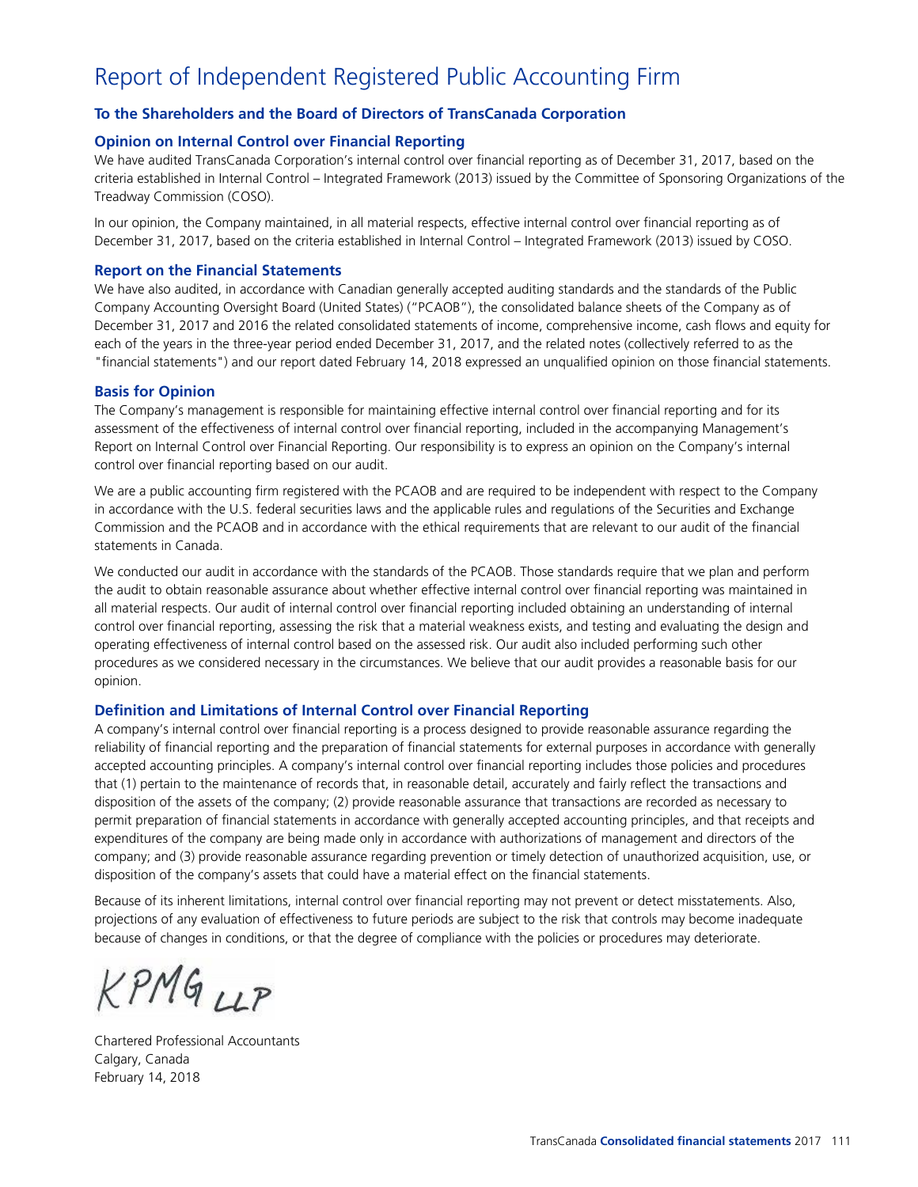# Report of Independent Registered Public Accounting Firm

### To the Shareholders and the Board of Directors of TransCanada Corporation

### Opinion on Internal Control over Financial Reporting

We have audited TransCanada Corporation's internal control over financial reporting as of December 31, 2017, based on the criteria established in Internal Control – Integrated Framework (2013) issued by the Committee of Sponsoring Organizations of the Treadway Commission (COSO).

In our opinion, the Company maintained, in all material respects, effective internal control over financial reporting as of December 31, 2017, based on the criteria established in Internal Control – Integrated Framework (2013) issued by COSO.

### Report on the Financial Statements

We have also audited, in accordance with Canadian generally accepted auditing standards and the standards of the Public Company Accounting Oversight Board (United States) ("PCAOB"), the consolidated balance sheets of the Company as of December 31, 2017 and 2016 the related consolidated statements of income, comprehensive income, cash flows and equity for each of the years in the three-year period ended December 31, 2017, and the related notes (collectively referred to as the "financial statements") and our report dated February 14, 2018 expressed an unqualified opinion on those financial statements.

### Basis for Opinion

The Company's management is responsible for maintaining effective internal control over financial reporting and for its assessment of the effectiveness of internal control over financial reporting, included in the accompanying Management's Report on Internal Control over Financial Reporting. Our responsibility is to express an opinion on the Company's internal control over financial reporting based on our audit.

We are a public accounting firm registered with the PCAOB and are required to be independent with respect to the Company in accordance with the U.S. federal securities laws and the applicable rules and regulations of the Securities and Exchange Commission and the PCAOB and in accordance with the ethical requirements that are relevant to our audit of the financial statements in Canada.

We conducted our audit in accordance with the standards of the PCAOB. Those standards require that we plan and perform the audit to obtain reasonable assurance about whether effective internal control over financial reporting was maintained in all material respects. Our audit of internal control over financial reporting included obtaining an understanding of internal control over financial reporting, assessing the risk that a material weakness exists, and testing and evaluating the design and operating effectiveness of internal control based on the assessed risk. Our audit also included performing such other procedures as we considered necessary in the circumstances. We believe that our audit provides a reasonable basis for our opinion.

### Definition and Limitations of Internal Control over Financial Reporting

A company's internal control over financial reporting is a process designed to provide reasonable assurance regarding the reliability of financial reporting and the preparation of financial statements for external purposes in accordance with generally accepted accounting principles. A company's internal control over financial reporting includes those policies and procedures that (1) pertain to the maintenance of records that, in reasonable detail, accurately and fairly reflect the transactions and disposition of the assets of the company; (2) provide reasonable assurance that transactions are recorded as necessary to permit preparation of financial statements in accordance with generally accepted accounting principles, and that receipts and expenditures of the company are being made only in accordance with authorizations of management and directors of the company; and (3) provide reasonable assurance regarding prevention or timely detection of unauthorized acquisition, use, or disposition of the company's assets that could have a material effect on the financial statements.

Because of its inherent limitations, internal control over financial reporting may not prevent or detect misstatements. Also, projections of any evaluation of effectiveness to future periods are subject to the risk that controls may become inadequate because of changes in conditions, or that the degree of compliance with the policies or procedures may deteriorate.

KPMG LLP

Chartered Professional Accountants
Calgary, Canada
February 14, 2018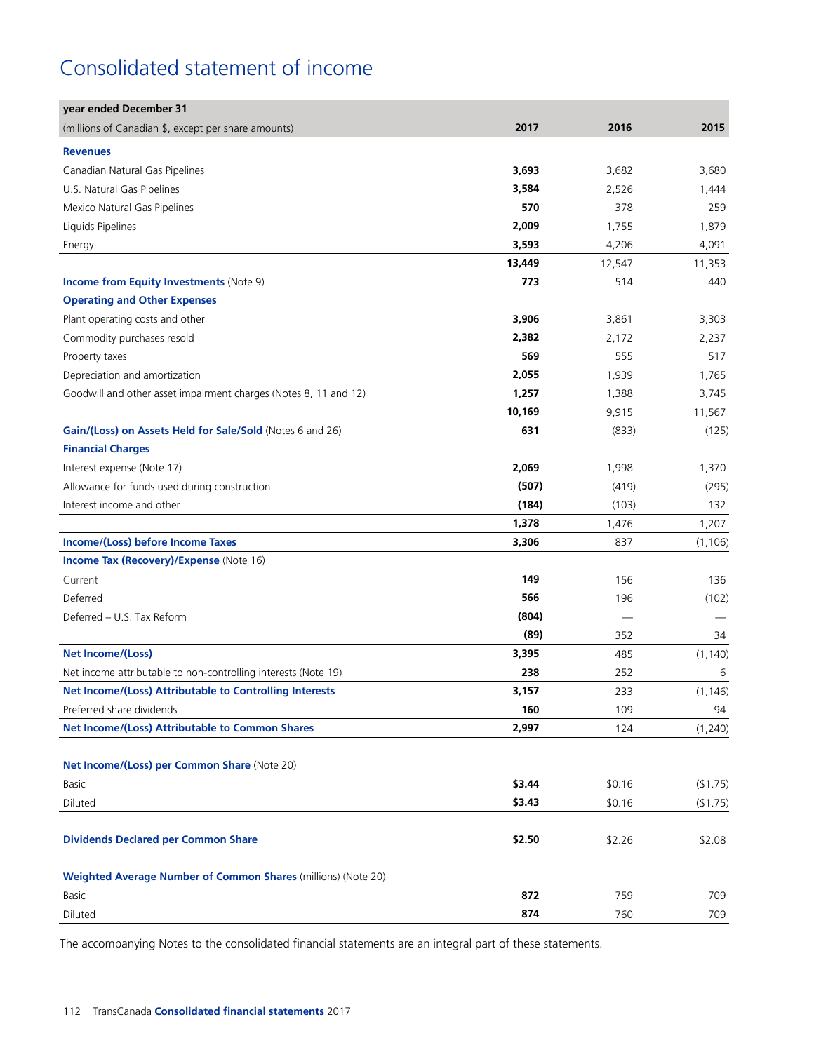# Consolidated statement of income

| year ended December 31 | | | |
|---|---|---|---|
| (millions of Canadian $, except per share amounts) | 2017 | 2016 | 2015 |
| **Revenues** | | | |
| Canadian Natural Gas Pipelines | **3,693** | 3,682 | 3,680 |
| U.S. Natural Gas Pipelines | **3,584** | 2,526 | 1,444 |
| Mexico Natural Gas Pipelines | **570** | 378 | 259 |
| Liquids Pipelines | **2,009** | 1,755 | 1,879 |
| Energy | **3,593** | 4,206 | 4,091 |
| | **13,449** | 12,547 | 11,353 |
| **Income from Equity Investments** (Note 9) | **773** | 514 | 440 |
| **Operating and Other Expenses** | | | |
| Plant operating costs and other | **3,906** | 3,861 | 3,303 |
| Commodity purchases resold | **2,382** | 2,172 | 2,237 |
| Property taxes | **569** | 555 | 517 |
| Depreciation and amortization | **2,055** | 1,939 | 1,765 |
| Goodwill and other asset impairment charges (Notes 8, 11 and 12) | **1,257** | 1,388 | 3,745 |
| | **10,169** | 9,915 | 11,567 |
| **Gain/(Loss) on Assets Held for Sale/Sold** (Notes 6 and 26) | **631** | (833) | (125) |
| **Financial Charges** | | | |
| Interest expense (Note 17) | **2,069** | 1,998 | 1,370 |
| Allowance for funds used during construction | **(507)** | (419) | (295) |
| Interest income and other | **(184)** | (103) | 132 |
| | **1,378** | 1,476 | 1,207 |
| **Income/(Loss) before Income Taxes** | **3,306** | 837 | (1,106) |
| **Income Tax (Recovery)/Expense** (Note 16) | | | |
| Current | **149** | 156 | 136 |
| Deferred | **566** | 196 | (102) |
| Deferred – U.S. Tax Reform | **(804)** | — | — |
| | **(89)** | 352 | 34 |
| **Net Income/(Loss)** | **3,395** | 485 | (1,140) |
| Net income attributable to non-controlling interests (Note 19) | **238** | 252 | 6 |
| **Net Income/(Loss) Attributable to Controlling Interests** | **3,157** | 233 | (1,146) |
| Preferred share dividends | **160** | 109 | 94 |
| **Net Income/(Loss) Attributable to Common Shares** | **2,997** | 124 | (1,240) |
| | | | |
| **Net Income/(Loss) per Common Share** (Note 20) | | | |
| Basic | **$3.44** | $0.16 | ($1.75) |
| Diluted | **$3.43** | $0.16 | ($1.75) |
| | | | |
| **Dividends Declared per Common Share** | **$2.50** | $2.26 | $2.08 |
| | | | |
| **Weighted Average Number of Common Shares** (millions) (Note 20) | | | |
| Basic | **872** | 759 | 709 |
| Diluted | **874** | 760 | 709 |

The accompanying Notes to the consolidated financial statements are an integral part of these statements.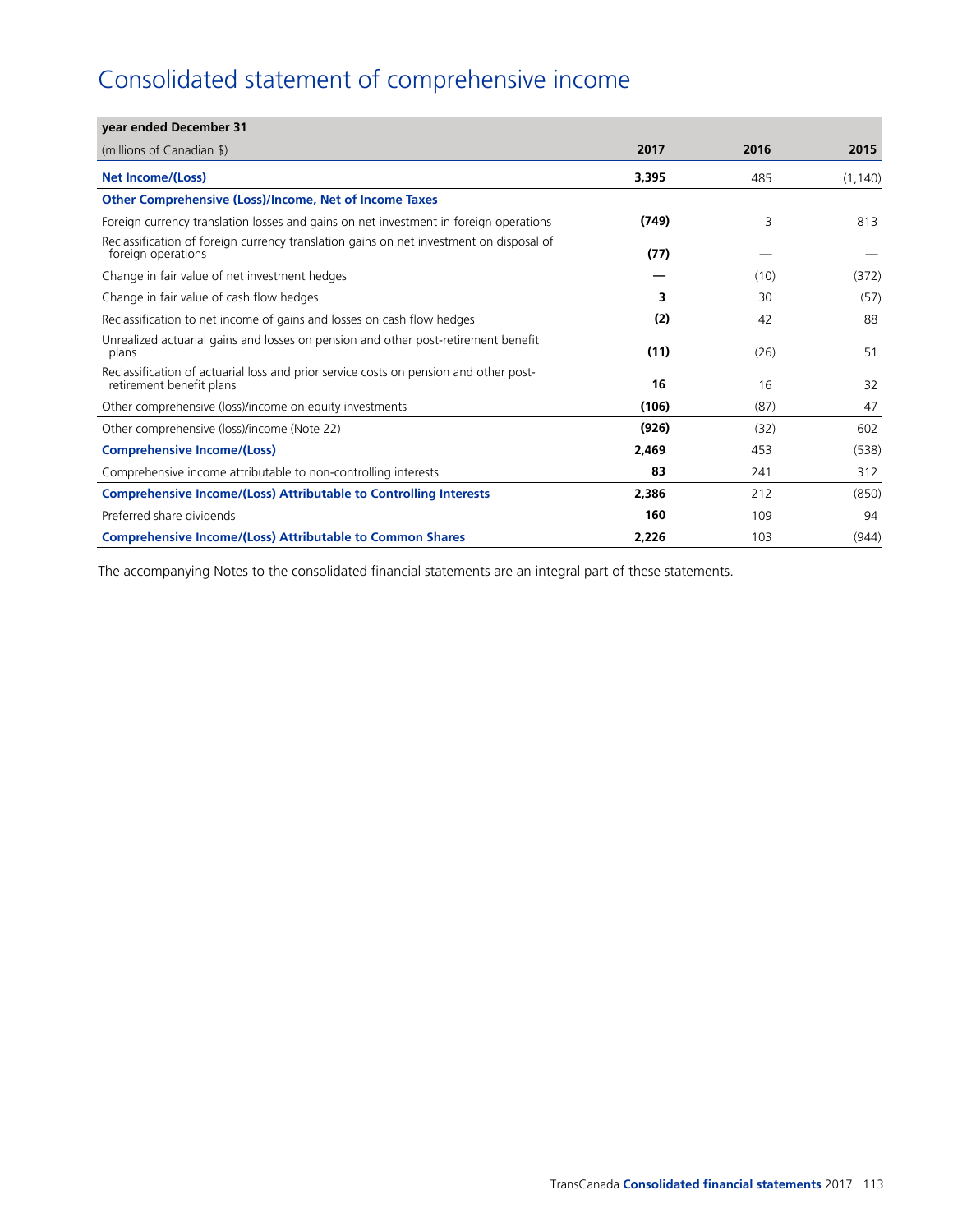# Consolidated statement of comprehensive income

| year ended December 31 | | | |
|---|---|---|---|
| (millions of Canadian $) | **2017** | **2016** | **2015** |
| **Net Income/(Loss)** | **3,395** | 485 | (1,140) |
| **Other Comprehensive (Loss)/Income, Net of Income Taxes** | | | |
| Foreign currency translation losses and gains on net investment in foreign operations | **(749)** | 3 | 813 |
| Reclassification of foreign currency translation gains on net investment on disposal of foreign operations | **(77)** | — | — |
| Change in fair value of net investment hedges | **—** | (10) | (372) |
| Change in fair value of cash flow hedges | **3** | 30 | (57) |
| Reclassification to net income of gains and losses on cash flow hedges | **(2)** | 42 | 88 |
| Unrealized actuarial gains and losses on pension and other post-retirement benefit plans | **(11)** | (26) | 51 |
| Reclassification of actuarial loss and prior service costs on pension and other post-retirement benefit plans | **16** | 16 | 32 |
| Other comprehensive (loss)/income on equity investments | **(106)** | (87) | 47 |
| Other comprehensive (loss)/income (Note 22) | **(926)** | (32) | 602 |
| **Comprehensive Income/(Loss)** | **2,469** | 453 | (538) |
| Comprehensive income attributable to non-controlling interests | **83** | 241 | 312 |
| **Comprehensive Income/(Loss) Attributable to Controlling Interests** | **2,386** | 212 | (850) |
| Preferred share dividends | **160** | 109 | 94 |
| **Comprehensive Income/(Loss) Attributable to Common Shares** | **2,226** | 103 | (944) |

The accompanying Notes to the consolidated financial statements are an integral part of these statements.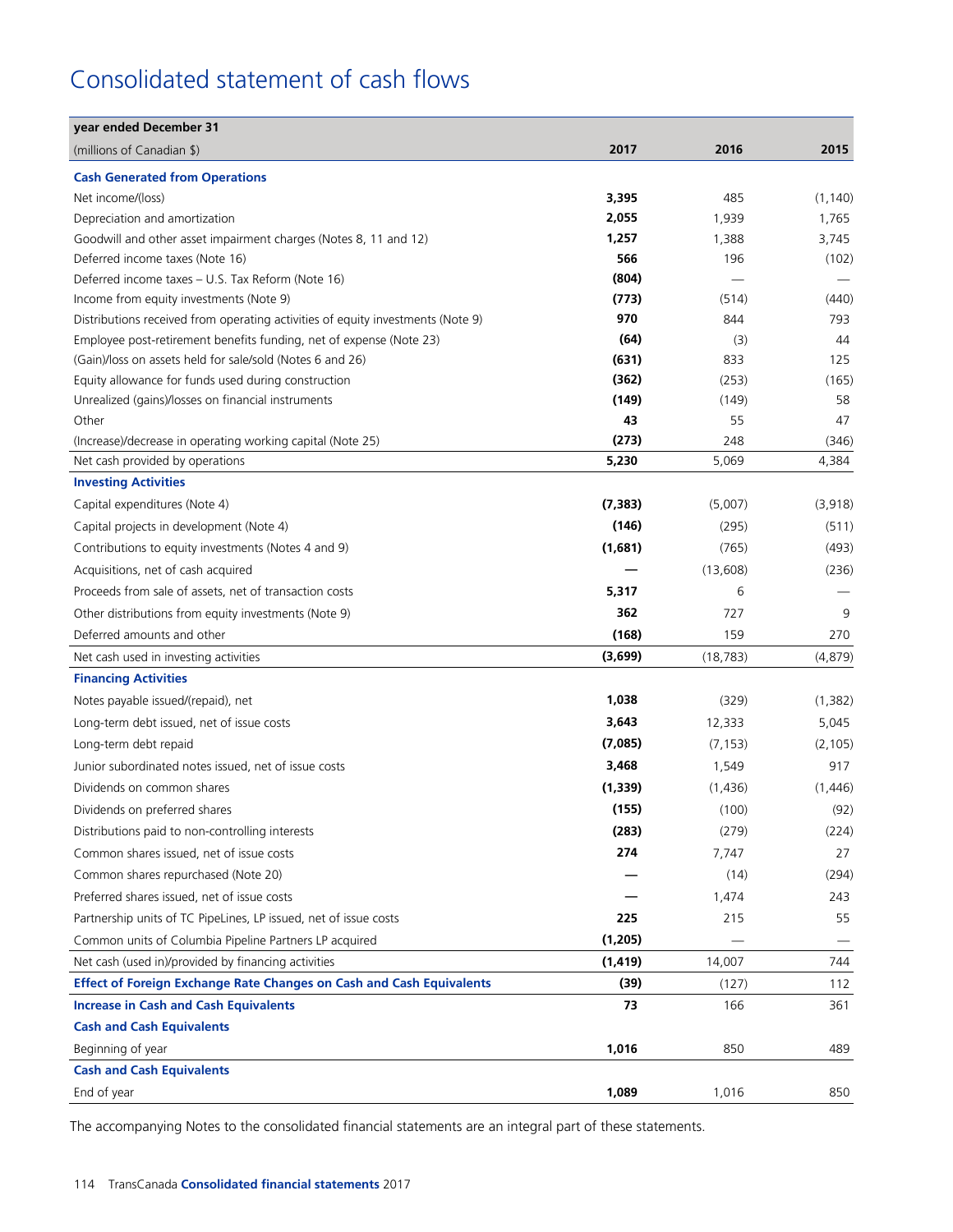# Consolidated statement of cash flows

| year ended December 31<br>(millions of Canadian $) | 2017 | 2016 | 2015 |
|---|---|---|---|
| **Cash Generated from Operations** | | | |
| Net income/(loss) | **3,395** | 485 | (1,140) |
| Depreciation and amortization | **2,055** | 1,939 | 1,765 |
| Goodwill and other asset impairment charges (Notes 8, 11 and 12) | **1,257** | 1,388 | 3,745 |
| Deferred income taxes (Note 16) | **566** | 196 | (102) |
| Deferred income taxes – U.S. Tax Reform (Note 16) | **(804)** | — | — |
| Income from equity investments (Note 9) | **(773)** | (514) | (440) |
| Distributions received from operating activities of equity investments (Note 9) | **970** | 844 | 793 |
| Employee post-retirement benefits funding, net of expense (Note 23) | **(64)** | (3) | 44 |
| (Gain)/loss on assets held for sale/sold (Notes 6 and 26) | **(631)** | 833 | 125 |
| Equity allowance for funds used during construction | **(362)** | (253) | (165) |
| Unrealized (gains)/losses on financial instruments | **(149)** | (149) | 58 |
| Other | **43** | 55 | 47 |
| (Increase)/decrease in operating working capital (Note 25) | **(273)** | 248 | (346) |
| Net cash provided by operations | **5,230** | 5,069 | 4,384 |
| **Investing Activities** | | | |
| Capital expenditures (Note 4) | **(7,383)** | (5,007) | (3,918) |
| Capital projects in development (Note 4) | **(146)** | (295) | (511) |
| Contributions to equity investments (Notes 4 and 9) | **(1,681)** | (765) | (493) |
| Acquisitions, net of cash acquired | **—** | (13,608) | (236) |
| Proceeds from sale of assets, net of transaction costs | **5,317** | 6 | — |
| Other distributions from equity investments (Note 9) | **362** | 727 | 9 |
| Deferred amounts and other | **(168)** | 159 | 270 |
| Net cash used in investing activities | **(3,699)** | (18,783) | (4,879) |
| **Financing Activities** | | | |
| Notes payable issued/(repaid), net | **1,038** | (329) | (1,382) |
| Long-term debt issued, net of issue costs | **3,643** | 12,333 | 5,045 |
| Long-term debt repaid | **(7,085)** | (7,153) | (2,105) |
| Junior subordinated notes issued, net of issue costs | **3,468** | 1,549 | 917 |
| Dividends on common shares | **(1,339)** | (1,436) | (1,446) |
| Dividends on preferred shares | **(155)** | (100) | (92) |
| Distributions paid to non-controlling interests | **(283)** | (279) | (224) |
| Common shares issued, net of issue costs | **274** | 7,747 | 27 |
| Common shares repurchased (Note 20) | **—** | (14) | (294) |
| Preferred shares issued, net of issue costs | **—** | 1,474 | 243 |
| Partnership units of TC PipeLines, LP issued, net of issue costs | **225** | 215 | 55 |
| Common units of Columbia Pipeline Partners LP acquired | **(1,205)** | — | — |
| Net cash (used in)/provided by financing activities | **(1,419)** | 14,007 | 744 |
| **Effect of Foreign Exchange Rate Changes on Cash and Cash Equivalents** | **(39)** | (127) | 112 |
| **Increase in Cash and Cash Equivalents** | **73** | 166 | 361 |
| **Cash and Cash Equivalents** | | | |
| Beginning of year | **1,016** | 850 | 489 |
| **Cash and Cash Equivalents** | | | |
| End of year | **1,089** | 1,016 | 850 |

The accompanying Notes to the consolidated financial statements are an integral part of these statements.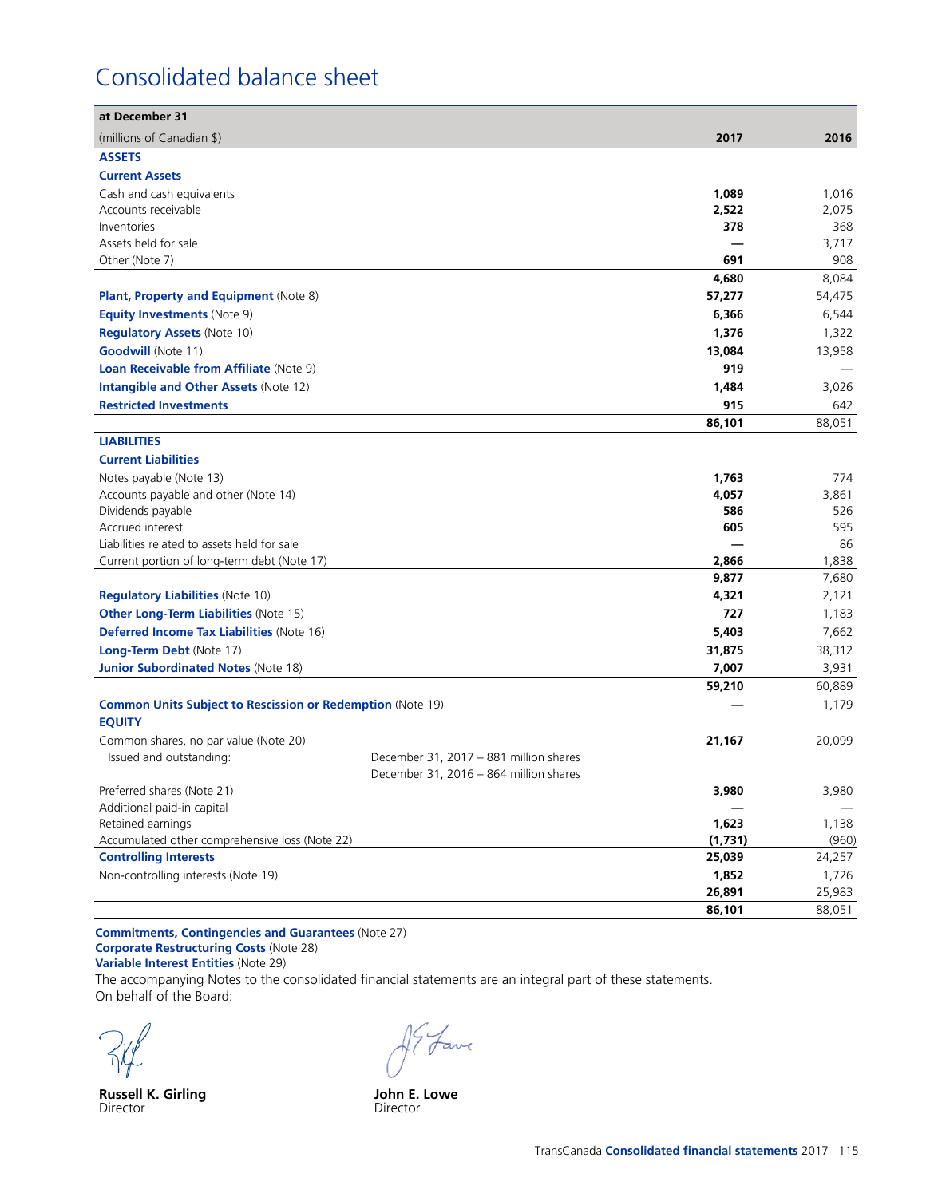# Consolidated balance sheet

| at December 31 | | |
|---|---|---|
| (millions of Canadian $) | **2017** | **2016** |
| **ASSETS** | | |
| **Current Assets** | | |
| Cash and cash equivalents | **1,089** | 1,016 |
| Accounts receivable | **2,522** | 2,075 |
| Inventories | **378** | 368 |
| Assets held for sale | **—** | 3,717 |
| Other (Note 7) | **691** | 908 |
| | **4,680** | 8,084 |
| **Plant, Property and Equipment** (Note 8) | **57,277** | 54,475 |
| **Equity Investments** (Note 9) | **6,366** | 6,544 |
| **Regulatory Assets** (Note 10) | **1,376** | 1,322 |
| **Goodwill** (Note 11) | **13,084** | 13,958 |
| **Loan Receivable from Affiliate** (Note 9) | **919** | — |
| **Intangible and Other Assets** (Note 12) | **1,484** | 3,026 |
| **Restricted Investments** | **915** | 642 |
| | **86,101** | 88,051 |
| **LIABILITIES** | | |
| **Current Liabilities** | | |
| Notes payable (Note 13) | **1,763** | 774 |
| Accounts payable and other (Note 14) | **4,057** | 3,861 |
| Dividends payable | **586** | 526 |
| Accrued interest | **605** | 595 |
| Liabilities related to assets held for sale | **—** | 86 |
| Current portion of long-term debt (Note 17) | **2,866** | 1,838 |
| | **9,877** | 7,680 |
| **Regulatory Liabilities** (Note 10) | **4,321** | 2,121 |
| **Other Long-Term Liabilities** (Note 15) | **727** | 1,183 |
| **Deferred Income Tax Liabilities** (Note 16) | **5,403** | 7,662 |
| **Long-Term Debt** (Note 17) | **31,875** | 38,312 |
| **Junior Subordinated Notes** (Note 18) | **7,007** | 3,931 |
| | **59,210** | 60,889 |
| **Common Units Subject to Rescission or Redemption** (Note 19) | **—** | 1,179 |
| **EQUITY** | | |
| Common shares, no par value (Note 20) | **21,167** | 20,099 |
| Issued and outstanding: December 31, 2017 – 881 million shares; December 31, 2016 – 864 million shares | | |
| Preferred shares (Note 21) | **3,980** | 3,980 |
| Additional paid-in capital | **—** | — |
| Retained earnings | **1,623** | 1,138 |
| Accumulated other comprehensive loss (Note 22) | **(1,731)** | (960) |
| **Controlling Interests** | **25,039** | 24,257 |
| Non-controlling interests (Note 19) | **1,852** | 1,726 |
| | **26,891** | 25,983 |
| | **86,101** | 88,051 |

**Commitments, Contingencies and Guarantees** (Note 27)
**Corporate Restructuring Costs** (Note 28)
**Variable Interest Entities** (Note 29)

The accompanying Notes to the consolidated financial statements are an integral part of these statements.

On behalf of the Board:

**Russell K. Girling**
Director

**John E. Lowe**
Director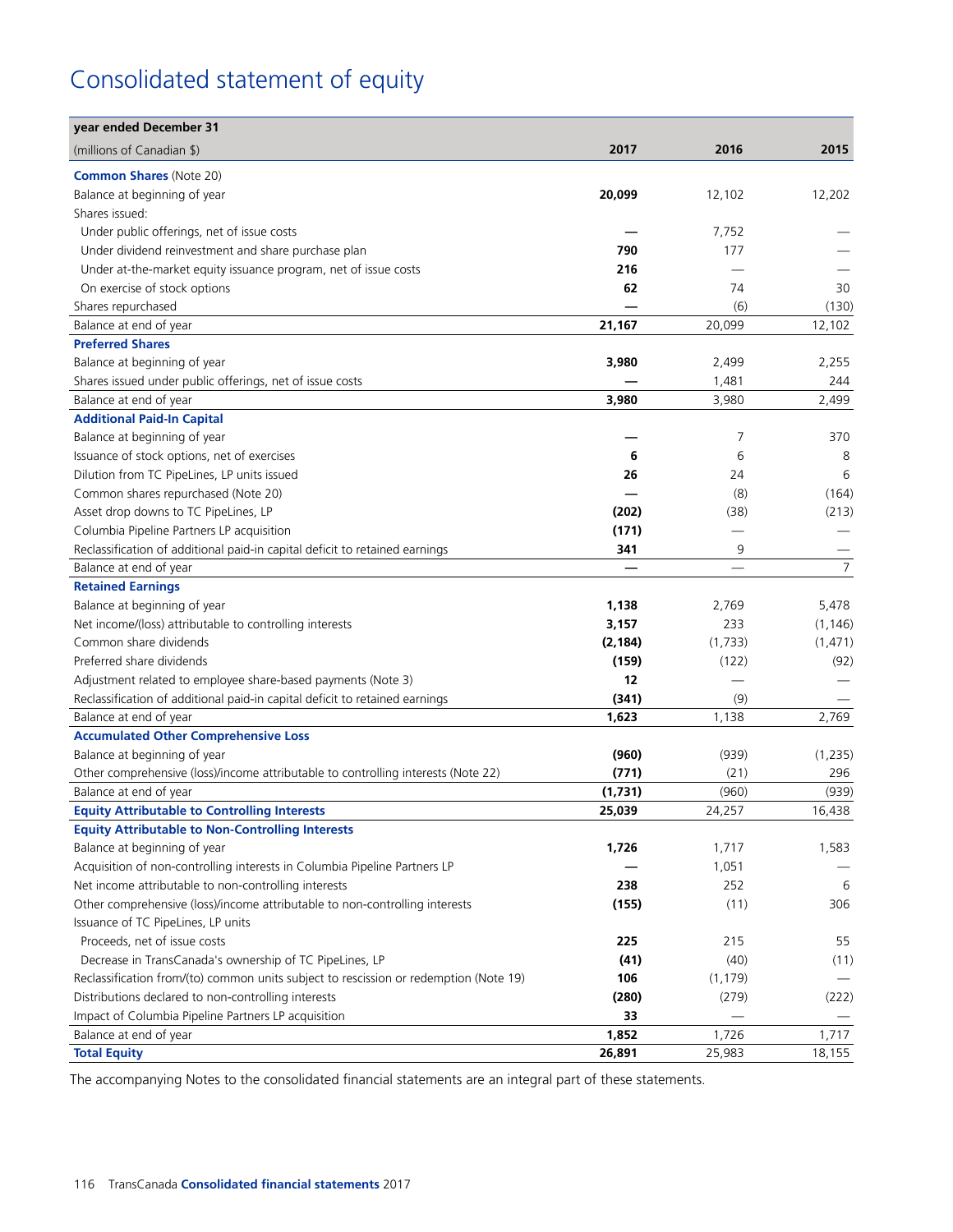# Consolidated statement of equity

| year ended December 31<br>(millions of Canadian $) | 2017 | 2016 | 2015 |
|---|---|---|---|
| **Common Shares** (Note 20) | | | |
| Balance at beginning of year | **20,099** | 12,102 | 12,202 |
| Shares issued: | | | |
| Under public offerings, net of issue costs | **—** | 7,752 | — |
| Under dividend reinvestment and share purchase plan | **790** | 177 | — |
| Under at-the-market equity issuance program, net of issue costs | **216** | — | — |
| On exercise of stock options | **62** | 74 | 30 |
| Shares repurchased | **—** | (6) | (130) |
| Balance at end of year | **21,167** | 20,099 | 12,102 |
| **Preferred Shares** | | | |
| Balance at beginning of year | **3,980** | 2,499 | 2,255 |
| Shares issued under public offerings, net of issue costs | **—** | 1,481 | 244 |
| Balance at end of year | **3,980** | 3,980 | 2,499 |
| **Additional Paid-In Capital** | | | |
| Balance at beginning of year | **—** | 7 | 370 |
| Issuance of stock options, net of exercises | **6** | 6 | 8 |
| Dilution from TC PipeLines, LP units issued | **26** | 24 | 6 |
| Common shares repurchased (Note 20) | **—** | (8) | (164) |
| Asset drop downs to TC PipeLines, LP | **(202)** | (38) | (213) |
| Columbia Pipeline Partners LP acquisition | **(171)** | — | — |
| Reclassification of additional paid-in capital deficit to retained earnings | **341** | 9 | — |
| Balance at end of year | **—** | — | 7 |
| **Retained Earnings** | | | |
| Balance at beginning of year | **1,138** | 2,769 | 5,478 |
| Net income/(loss) attributable to controlling interests | **3,157** | 233 | (1,146) |
| Common share dividends | **(2,184)** | (1,733) | (1,471) |
| Preferred share dividends | **(159)** | (122) | (92) |
| Adjustment related to employee share-based payments (Note 3) | **12** | — | — |
| Reclassification of additional paid-in capital deficit to retained earnings | **(341)** | (9) | — |
| Balance at end of year | **1,623** | 1,138 | 2,769 |
| **Accumulated Other Comprehensive Loss** | | | |
| Balance at beginning of year | **(960)** | (939) | (1,235) |
| Other comprehensive (loss)/income attributable to controlling interests (Note 22) | **(771)** | (21) | 296 |
| Balance at end of year | **(1,731)** | (960) | (939) |
| **Equity Attributable to Controlling Interests** | **25,039** | 24,257 | 16,438 |
| **Equity Attributable to Non-Controlling Interests** | | | |
| Balance at beginning of year | **1,726** | 1,717 | 1,583 |
| Acquisition of non-controlling interests in Columbia Pipeline Partners LP | **—** | 1,051 | — |
| Net income attributable to non-controlling interests | **238** | 252 | 6 |
| Other comprehensive (loss)/income attributable to non-controlling interests | **(155)** | (11) | 306 |
| Issuance of TC PipeLines, LP units | | | |
| Proceeds, net of issue costs | **225** | 215 | 55 |
| Decrease in TransCanada's ownership of TC PipeLines, LP | **(41)** | (40) | (11) |
| Reclassification from/(to) common units subject to rescission or redemption (Note 19) | **106** | (1,179) | — |
| Distributions declared to non-controlling interests | **(280)** | (279) | (222) |
| Impact of Columbia Pipeline Partners LP acquisition | **33** | — | — |
| Balance at end of year | **1,852** | 1,726 | 1,717 |
| **Total Equity** | **26,891** | 25,983 | 18,155 |

The accompanying Notes to the consolidated financial statements are an integral part of these statements.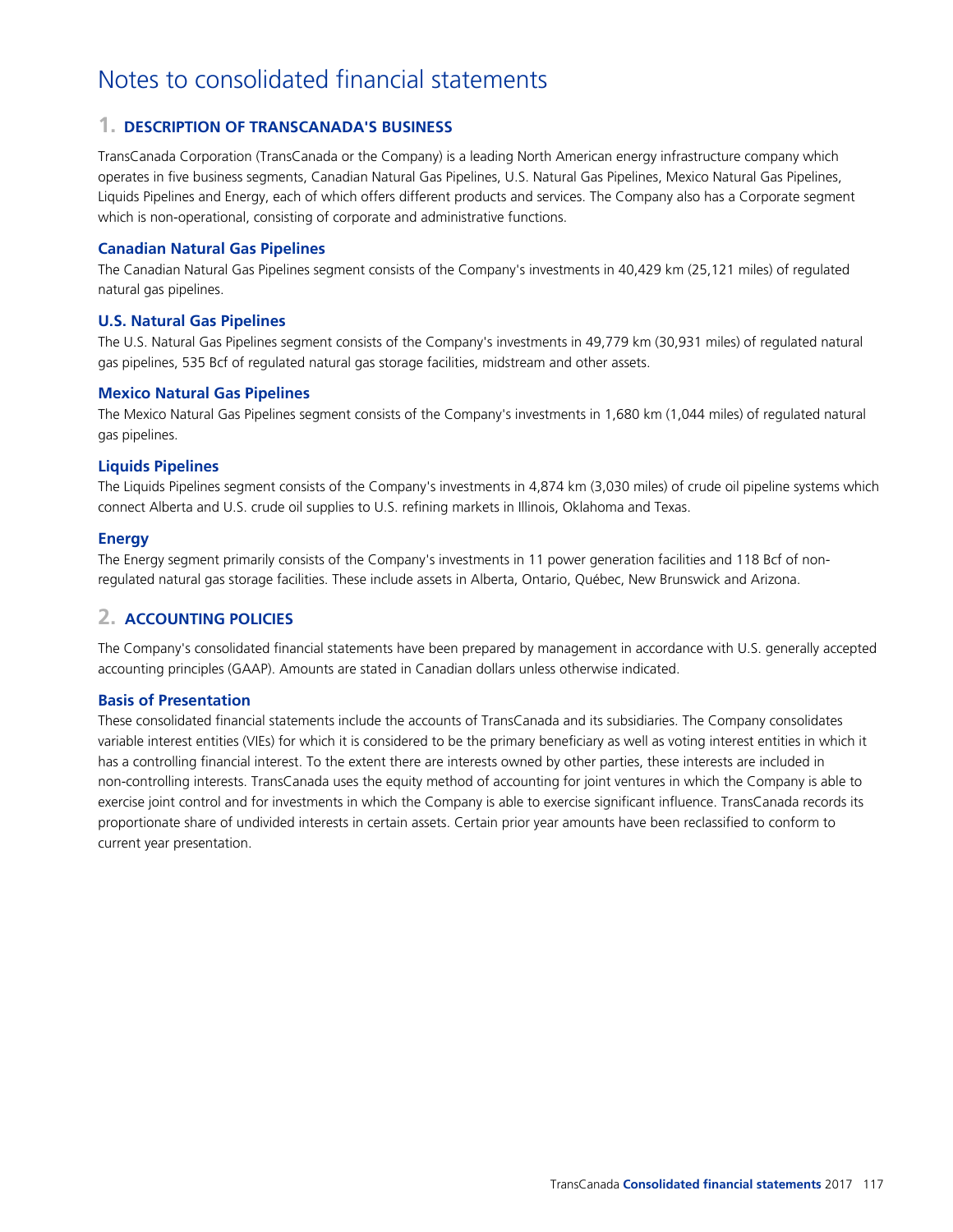# Notes to consolidated financial statements

## 1. DESCRIPTION OF TRANSCANADA'S BUSINESS

TransCanada Corporation (TransCanada or the Company) is a leading North American energy infrastructure company which operates in five business segments, Canadian Natural Gas Pipelines, U.S. Natural Gas Pipelines, Mexico Natural Gas Pipelines, Liquids Pipelines and Energy, each of which offers different products and services. The Company also has a Corporate segment which is non-operational, consisting of corporate and administrative functions.

### Canadian Natural Gas Pipelines

The Canadian Natural Gas Pipelines segment consists of the Company's investments in 40,429 km (25,121 miles) of regulated natural gas pipelines.

### U.S. Natural Gas Pipelines

The U.S. Natural Gas Pipelines segment consists of the Company's investments in 49,779 km (30,931 miles) of regulated natural gas pipelines, 535 Bcf of regulated natural gas storage facilities, midstream and other assets.

### Mexico Natural Gas Pipelines

The Mexico Natural Gas Pipelines segment consists of the Company's investments in 1,680 km (1,044 miles) of regulated natural gas pipelines.

### Liquids Pipelines

The Liquids Pipelines segment consists of the Company's investments in 4,874 km (3,030 miles) of crude oil pipeline systems which connect Alberta and U.S. crude oil supplies to U.S. refining markets in Illinois, Oklahoma and Texas.

### Energy

The Energy segment primarily consists of the Company's investments in 11 power generation facilities and 118 Bcf of non-regulated natural gas storage facilities. These include assets in Alberta, Ontario, Québec, New Brunswick and Arizona.

## 2. ACCOUNTING POLICIES

The Company's consolidated financial statements have been prepared by management in accordance with U.S. generally accepted accounting principles (GAAP). Amounts are stated in Canadian dollars unless otherwise indicated.

### Basis of Presentation

These consolidated financial statements include the accounts of TransCanada and its subsidiaries. The Company consolidates variable interest entities (VIEs) for which it is considered to be the primary beneficiary as well as voting interest entities in which it has a controlling financial interest. To the extent there are interests owned by other parties, these interests are included in non-controlling interests. TransCanada uses the equity method of accounting for joint ventures in which the Company is able to exercise joint control and for investments in which the Company is able to exercise significant influence. TransCanada records its proportionate share of undivided interests in certain assets. Certain prior year amounts have been reclassified to conform to current year presentation.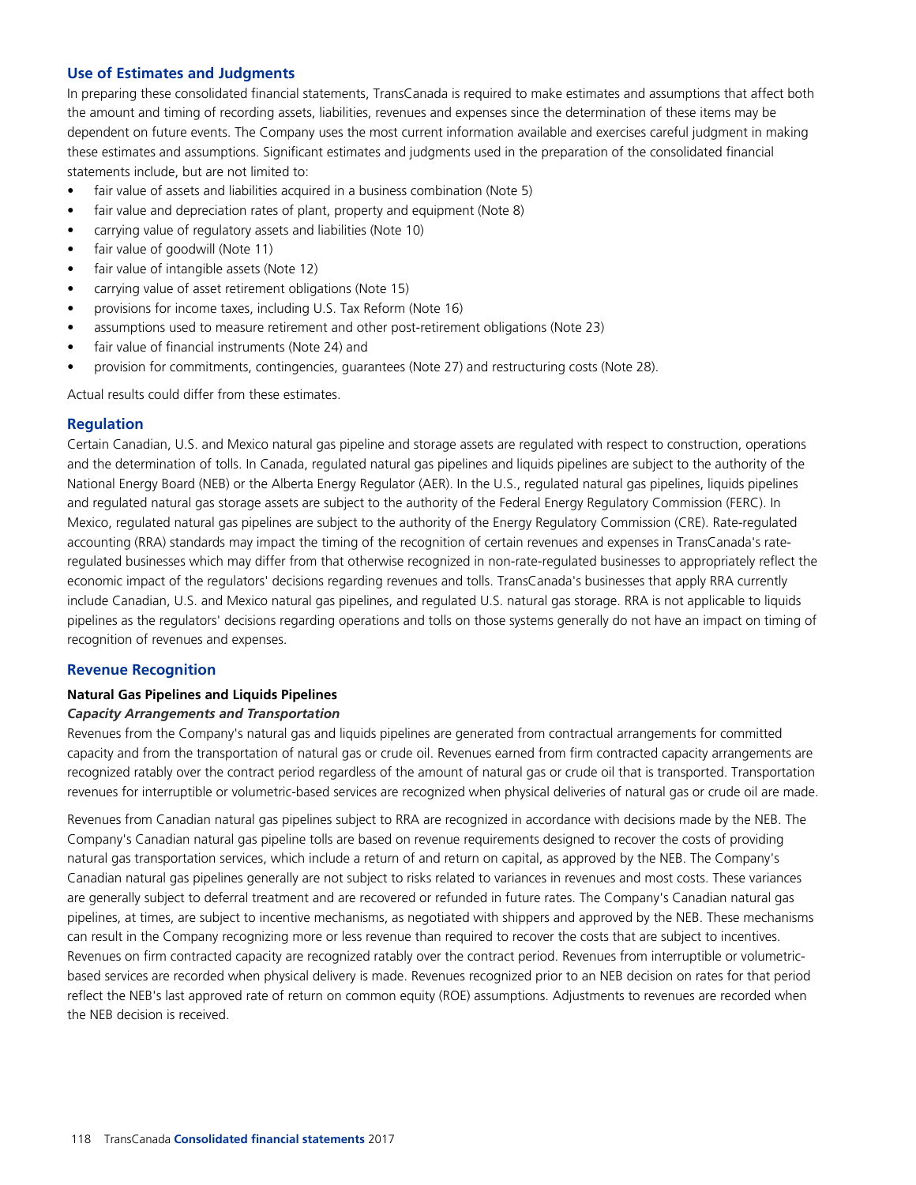## Use of Estimates and Judgments

In preparing these consolidated financial statements, TransCanada is required to make estimates and assumptions that affect both the amount and timing of recording assets, liabilities, revenues and expenses since the determination of these items may be dependent on future events. The Company uses the most current information available and exercises careful judgment in making these estimates and assumptions. Significant estimates and judgments used in the preparation of the consolidated financial statements include, but are not limited to:

- fair value of assets and liabilities acquired in a business combination (Note 5)
- fair value and depreciation rates of plant, property and equipment (Note 8)
- carrying value of regulatory assets and liabilities (Note 10)
- fair value of goodwill (Note 11)
- fair value of intangible assets (Note 12)
- carrying value of asset retirement obligations (Note 15)
- provisions for income taxes, including U.S. Tax Reform (Note 16)
- assumptions used to measure retirement and other post-retirement obligations (Note 23)
- fair value of financial instruments (Note 24) and
- provision for commitments, contingencies, guarantees (Note 27) and restructuring costs (Note 28).

Actual results could differ from these estimates.

## Regulation

Certain Canadian, U.S. and Mexico natural gas pipeline and storage assets are regulated with respect to construction, operations and the determination of tolls. In Canada, regulated natural gas pipelines and liquids pipelines are subject to the authority of the National Energy Board (NEB) or the Alberta Energy Regulator (AER). In the U.S., regulated natural gas pipelines, liquids pipelines and regulated natural gas storage assets are subject to the authority of the Federal Energy Regulatory Commission (FERC). In Mexico, regulated natural gas pipelines are subject to the authority of the Energy Regulatory Commission (CRE). Rate-regulated accounting (RRA) standards may impact the timing of the recognition of certain revenues and expenses in TransCanada's rate-regulated businesses which may differ from that otherwise recognized in non-rate-regulated businesses to appropriately reflect the economic impact of the regulators' decisions regarding revenues and tolls. TransCanada's businesses that apply RRA currently include Canadian, U.S. and Mexico natural gas pipelines, and regulated U.S. natural gas storage. RRA is not applicable to liquids pipelines as the regulators' decisions regarding operations and tolls on those systems generally do not have an impact on timing of recognition of revenues and expenses.

## Revenue Recognition

### Natural Gas Pipelines and Liquids Pipelines

#### *Capacity Arrangements and Transportation*

Revenues from the Company's natural gas and liquids pipelines are generated from contractual arrangements for committed capacity and from the transportation of natural gas or crude oil. Revenues earned from firm contracted capacity arrangements are recognized ratably over the contract period regardless of the amount of natural gas or crude oil that is transported. Transportation revenues for interruptible or volumetric-based services are recognized when physical deliveries of natural gas or crude oil are made.

Revenues from Canadian natural gas pipelines subject to RRA are recognized in accordance with decisions made by the NEB. The Company's Canadian natural gas pipeline tolls are based on revenue requirements designed to recover the costs of providing natural gas transportation services, which include a return of and return on capital, as approved by the NEB. The Company's Canadian natural gas pipelines generally are not subject to risks related to variances in revenues and most costs. These variances are generally subject to deferral treatment and are recovered or refunded in future rates. The Company's Canadian natural gas pipelines, at times, are subject to incentive mechanisms, as negotiated with shippers and approved by the NEB. These mechanisms can result in the Company recognizing more or less revenue than required to recover the costs that are subject to incentives. Revenues on firm contracted capacity are recognized ratably over the contract period. Revenues from interruptible or volumetric-based services are recorded when physical delivery is made. Revenues recognized prior to an NEB decision on rates for that period reflect the NEB's last approved rate of return on common equity (ROE) assumptions. Adjustments to revenues are recorded when the NEB decision is received.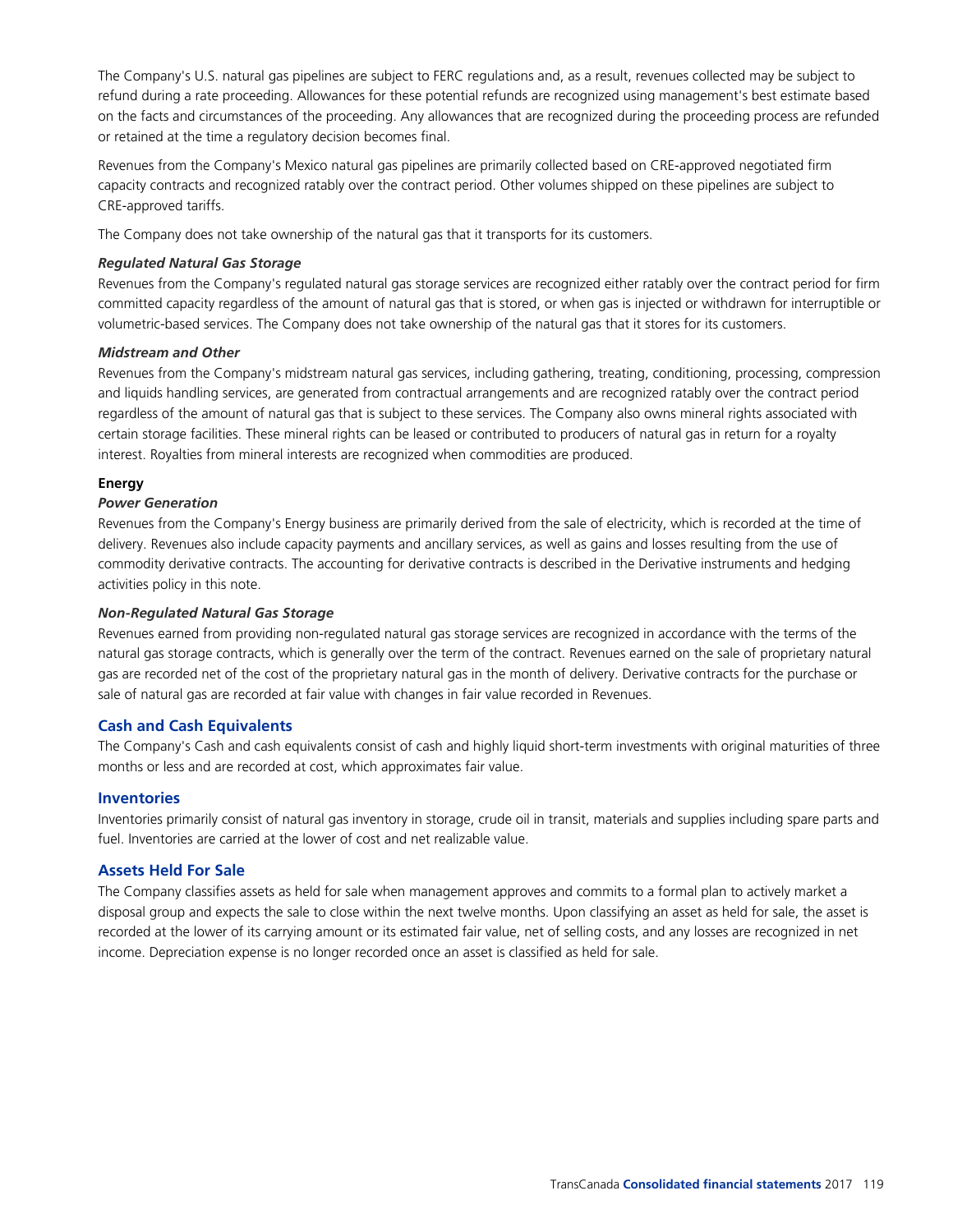The Company's U.S. natural gas pipelines are subject to FERC regulations and, as a result, revenues collected may be subject to refund during a rate proceeding. Allowances for these potential refunds are recognized using management's best estimate based on the facts and circumstances of the proceeding. Any allowances that are recognized during the proceeding process are refunded or retained at the time a regulatory decision becomes final.

Revenues from the Company's Mexico natural gas pipelines are primarily collected based on CRE-approved negotiated firm capacity contracts and recognized ratably over the contract period. Other volumes shipped on these pipelines are subject to CRE-approved tariffs.

The Company does not take ownership of the natural gas that it transports for its customers.

***Regulated Natural Gas Storage***

Revenues from the Company's regulated natural gas storage services are recognized either ratably over the contract period for firm committed capacity regardless of the amount of natural gas that is stored, or when gas is injected or withdrawn for interruptible or volumetric-based services. The Company does not take ownership of the natural gas that it stores for its customers.

***Midstream and Other***

Revenues from the Company's midstream natural gas services, including gathering, treating, conditioning, processing, compression and liquids handling services, are generated from contractual arrangements and are recognized ratably over the contract period regardless of the amount of natural gas that is subject to these services. The Company also owns mineral rights associated with certain storage facilities. These mineral rights can be leased or contributed to producers of natural gas in return for a royalty interest. Royalties from mineral interests are recognized when commodities are produced.

**Energy**

***Power Generation***

Revenues from the Company's Energy business are primarily derived from the sale of electricity, which is recorded at the time of delivery. Revenues also include capacity payments and ancillary services, as well as gains and losses resulting from the use of commodity derivative contracts. The accounting for derivative contracts is described in the Derivative instruments and hedging activities policy in this note.

***Non-Regulated Natural Gas Storage***

Revenues earned from providing non-regulated natural gas storage services are recognized in accordance with the terms of the natural gas storage contracts, which is generally over the term of the contract. Revenues earned on the sale of proprietary natural gas are recorded net of the cost of the proprietary natural gas in the month of delivery. Derivative contracts for the purchase or sale of natural gas are recorded at fair value with changes in fair value recorded in Revenues.

## Cash and Cash Equivalents

The Company's Cash and cash equivalents consist of cash and highly liquid short-term investments with original maturities of three months or less and are recorded at cost, which approximates fair value.

## Inventories

Inventories primarily consist of natural gas inventory in storage, crude oil in transit, materials and supplies including spare parts and fuel. Inventories are carried at the lower of cost and net realizable value.

## Assets Held For Sale

The Company classifies assets as held for sale when management approves and commits to a formal plan to actively market a disposal group and expects the sale to close within the next twelve months. Upon classifying an asset as held for sale, the asset is recorded at the lower of its carrying amount or its estimated fair value, net of selling costs, and any losses are recognized in net income. Depreciation expense is no longer recorded once an asset is classified as held for sale.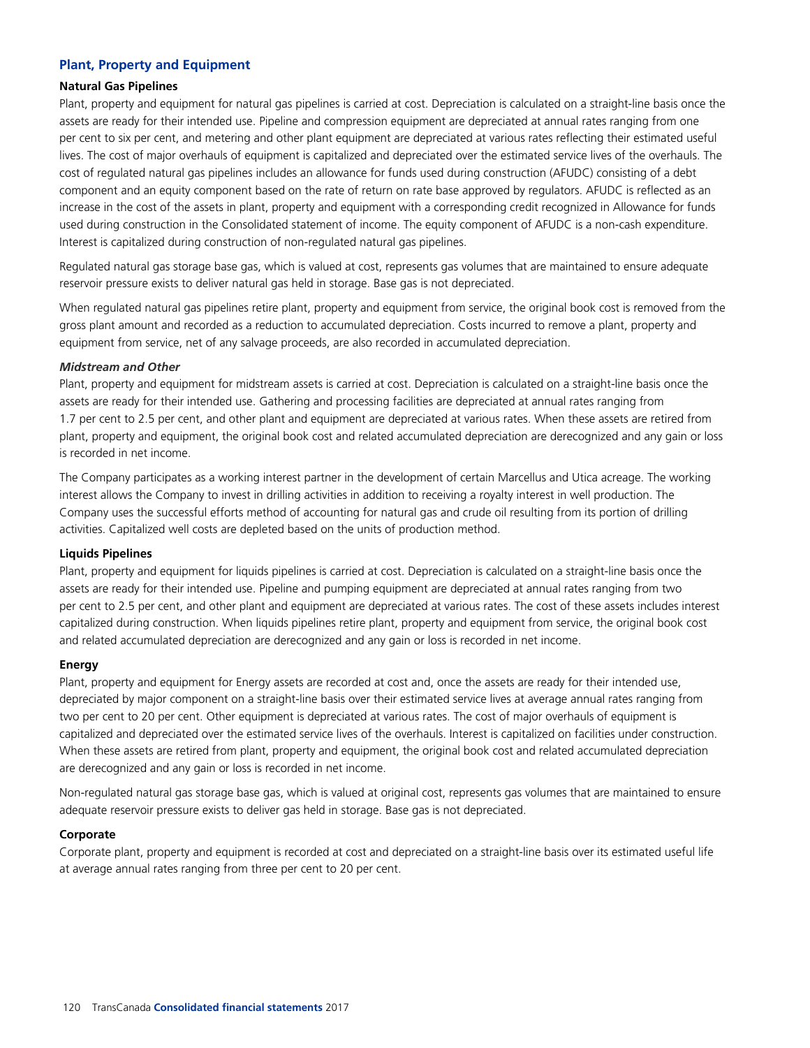## Plant, Property and Equipment

### Natural Gas Pipelines

Plant, property and equipment for natural gas pipelines is carried at cost. Depreciation is calculated on a straight-line basis once the assets are ready for their intended use. Pipeline and compression equipment are depreciated at annual rates ranging from one per cent to six per cent, and metering and other plant equipment are depreciated at various rates reflecting their estimated useful lives. The cost of major overhauls of equipment is capitalized and depreciated over the estimated service lives of the overhauls. The cost of regulated natural gas pipelines includes an allowance for funds used during construction (AFUDC) consisting of a debt component and an equity component based on the rate of return on rate base approved by regulators. AFUDC is reflected as an increase in the cost of the assets in plant, property and equipment with a corresponding credit recognized in Allowance for funds used during construction in the Consolidated statement of income. The equity component of AFUDC is a non-cash expenditure. Interest is capitalized during construction of non-regulated natural gas pipelines.

Regulated natural gas storage base gas, which is valued at cost, represents gas volumes that are maintained to ensure adequate reservoir pressure exists to deliver natural gas held in storage. Base gas is not depreciated.

When regulated natural gas pipelines retire plant, property and equipment from service, the original book cost is removed from the gross plant amount and recorded as a reduction to accumulated depreciation. Costs incurred to remove a plant, property and equipment from service, net of any salvage proceeds, are also recorded in accumulated depreciation.

#### *Midstream and Other*

Plant, property and equipment for midstream assets is carried at cost. Depreciation is calculated on a straight-line basis once the assets are ready for their intended use. Gathering and processing facilities are depreciated at annual rates ranging from 1.7 per cent to 2.5 per cent, and other plant and equipment are depreciated at various rates. When these assets are retired from plant, property and equipment, the original book cost and related accumulated depreciation are derecognized and any gain or loss is recorded in net income.

The Company participates as a working interest partner in the development of certain Marcellus and Utica acreage. The working interest allows the Company to invest in drilling activities in addition to receiving a royalty interest in well production. The Company uses the successful efforts method of accounting for natural gas and crude oil resulting from its portion of drilling activities. Capitalized well costs are depleted based on the units of production method.

### Liquids Pipelines

Plant, property and equipment for liquids pipelines is carried at cost. Depreciation is calculated on a straight-line basis once the assets are ready for their intended use. Pipeline and pumping equipment are depreciated at annual rates ranging from two per cent to 2.5 per cent, and other plant and equipment are depreciated at various rates. The cost of these assets includes interest capitalized during construction. When liquids pipelines retire plant, property and equipment from service, the original book cost and related accumulated depreciation are derecognized and any gain or loss is recorded in net income.

### Energy

Plant, property and equipment for Energy assets are recorded at cost and, once the assets are ready for their intended use, depreciated by major component on a straight-line basis over their estimated service lives at average annual rates ranging from two per cent to 20 per cent. Other equipment is depreciated at various rates. The cost of major overhauls of equipment is capitalized and depreciated over the estimated service lives of the overhauls. Interest is capitalized on facilities under construction. When these assets are retired from plant, property and equipment, the original book cost and related accumulated depreciation are derecognized and any gain or loss is recorded in net income.

Non-regulated natural gas storage base gas, which is valued at original cost, represents gas volumes that are maintained to ensure adequate reservoir pressure exists to deliver gas held in storage. Base gas is not depreciated.

### Corporate

Corporate plant, property and equipment is recorded at cost and depreciated on a straight-line basis over its estimated useful life at average annual rates ranging from three per cent to 20 per cent.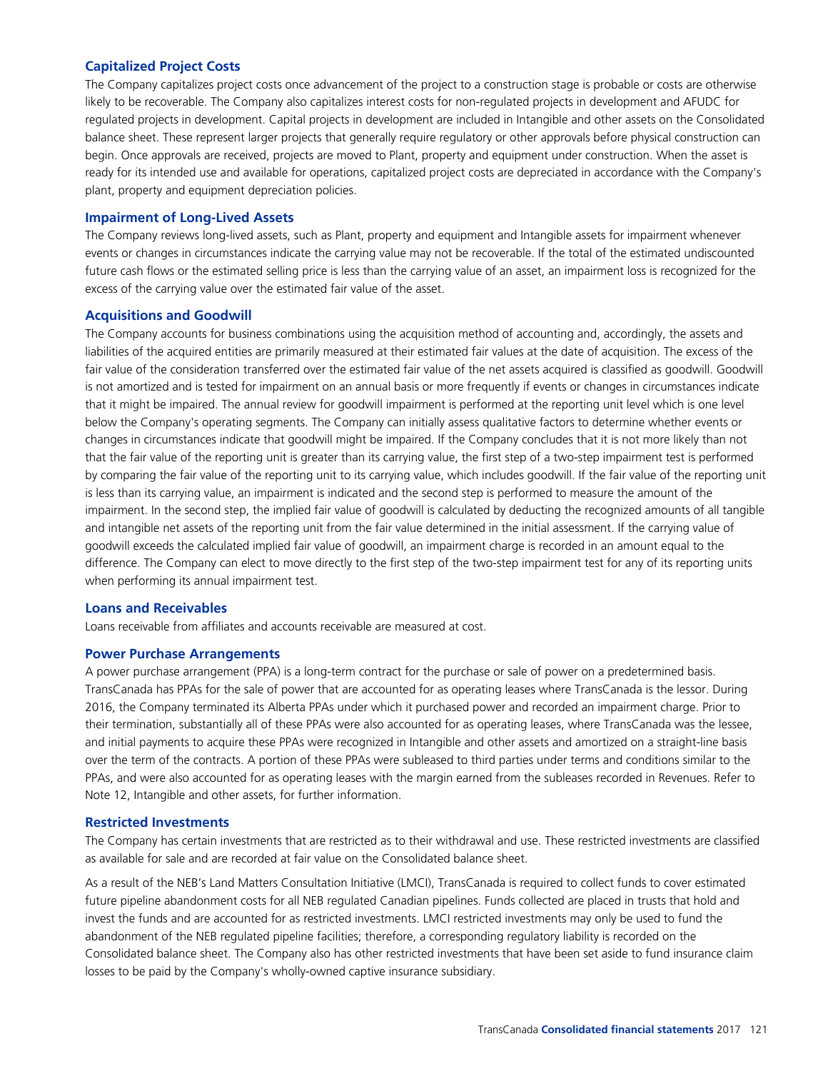### Capitalized Project Costs

The Company capitalizes project costs once advancement of the project to a construction stage is probable or costs are otherwise likely to be recoverable. The Company also capitalizes interest costs for non-regulated projects in development and AFUDC for regulated projects in development. Capital projects in development are included in Intangible and other assets on the Consolidated balance sheet. These represent larger projects that generally require regulatory or other approvals before physical construction can begin. Once approvals are received, projects are moved to Plant, property and equipment under construction. When the asset is ready for its intended use and available for operations, capitalized project costs are depreciated in accordance with the Company's plant, property and equipment depreciation policies.

### Impairment of Long-Lived Assets

The Company reviews long-lived assets, such as Plant, property and equipment and Intangible assets for impairment whenever events or changes in circumstances indicate the carrying value may not be recoverable. If the total of the estimated undiscounted future cash flows or the estimated selling price is less than the carrying value of an asset, an impairment loss is recognized for the excess of the carrying value over the estimated fair value of the asset.

### Acquisitions and Goodwill

The Company accounts for business combinations using the acquisition method of accounting and, accordingly, the assets and liabilities of the acquired entities are primarily measured at their estimated fair values at the date of acquisition. The excess of the fair value of the consideration transferred over the estimated fair value of the net assets acquired is classified as goodwill. Goodwill is not amortized and is tested for impairment on an annual basis or more frequently if events or changes in circumstances indicate that it might be impaired. The annual review for goodwill impairment is performed at the reporting unit level which is one level below the Company's operating segments. The Company can initially assess qualitative factors to determine whether events or changes in circumstances indicate that goodwill might be impaired. If the Company concludes that it is not more likely than not that the fair value of the reporting unit is greater than its carrying value, the first step of a two-step impairment test is performed by comparing the fair value of the reporting unit to its carrying value, which includes goodwill. If the fair value of the reporting unit is less than its carrying value, an impairment is indicated and the second step is performed to measure the amount of the impairment. In the second step, the implied fair value of goodwill is calculated by deducting the recognized amounts of all tangible and intangible net assets of the reporting unit from the fair value determined in the initial assessment. If the carrying value of goodwill exceeds the calculated implied fair value of goodwill, an impairment charge is recorded in an amount equal to the difference. The Company can elect to move directly to the first step of the two-step impairment test for any of its reporting units when performing its annual impairment test.

### Loans and Receivables

Loans receivable from affiliates and accounts receivable are measured at cost.

### Power Purchase Arrangements

A power purchase arrangement (PPA) is a long-term contract for the purchase or sale of power on a predetermined basis. TransCanada has PPAs for the sale of power that are accounted for as operating leases where TransCanada is the lessor. During 2016, the Company terminated its Alberta PPAs under which it purchased power and recorded an impairment charge. Prior to their termination, substantially all of these PPAs were also accounted for as operating leases, where TransCanada was the lessee, and initial payments to acquire these PPAs were recognized in Intangible and other assets and amortized on a straight-line basis over the term of the contracts. A portion of these PPAs were subleased to third parties under terms and conditions similar to the PPAs, and were also accounted for as operating leases with the margin earned from the subleases recorded in Revenues. Refer to Note 12, Intangible and other assets, for further information.

### Restricted Investments

The Company has certain investments that are restricted as to their withdrawal and use. These restricted investments are classified as available for sale and are recorded at fair value on the Consolidated balance sheet.

As a result of the NEB's Land Matters Consultation Initiative (LMCI), TransCanada is required to collect funds to cover estimated future pipeline abandonment costs for all NEB regulated Canadian pipelines. Funds collected are placed in trusts that hold and invest the funds and are accounted for as restricted investments. LMCI restricted investments may only be used to fund the abandonment of the NEB regulated pipeline facilities; therefore, a corresponding regulatory liability is recorded on the Consolidated balance sheet. The Company also has other restricted investments that have been set aside to fund insurance claim losses to be paid by the Company's wholly-owned captive insurance subsidiary.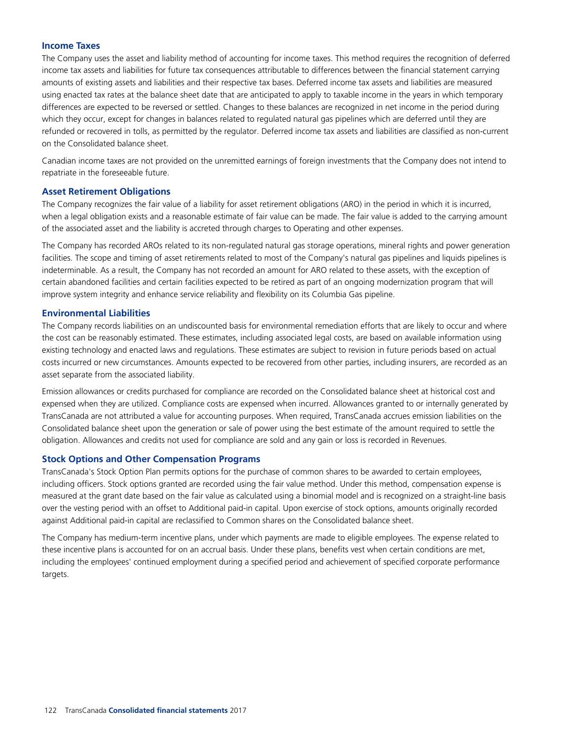### Income Taxes

The Company uses the asset and liability method of accounting for income taxes. This method requires the recognition of deferred income tax assets and liabilities for future tax consequences attributable to differences between the financial statement carrying amounts of existing assets and liabilities and their respective tax bases. Deferred income tax assets and liabilities are measured using enacted tax rates at the balance sheet date that are anticipated to apply to taxable income in the years in which temporary differences are expected to be reversed or settled. Changes to these balances are recognized in net income in the period during which they occur, except for changes in balances related to regulated natural gas pipelines which are deferred until they are refunded or recovered in tolls, as permitted by the regulator. Deferred income tax assets and liabilities are classified as non-current on the Consolidated balance sheet.

Canadian income taxes are not provided on the unremitted earnings of foreign investments that the Company does not intend to repatriate in the foreseeable future.

### Asset Retirement Obligations

The Company recognizes the fair value of a liability for asset retirement obligations (ARO) in the period in which it is incurred, when a legal obligation exists and a reasonable estimate of fair value can be made. The fair value is added to the carrying amount of the associated asset and the liability is accreted through charges to Operating and other expenses.

The Company has recorded AROs related to its non-regulated natural gas storage operations, mineral rights and power generation facilities. The scope and timing of asset retirements related to most of the Company's natural gas pipelines and liquids pipelines is indeterminable. As a result, the Company has not recorded an amount for ARO related to these assets, with the exception of certain abandoned facilities and certain facilities expected to be retired as part of an ongoing modernization program that will improve system integrity and enhance service reliability and flexibility on its Columbia Gas pipeline.

### Environmental Liabilities

The Company records liabilities on an undiscounted basis for environmental remediation efforts that are likely to occur and where the cost can be reasonably estimated. These estimates, including associated legal costs, are based on available information using existing technology and enacted laws and regulations. These estimates are subject to revision in future periods based on actual costs incurred or new circumstances. Amounts expected to be recovered from other parties, including insurers, are recorded as an asset separate from the associated liability.

Emission allowances or credits purchased for compliance are recorded on the Consolidated balance sheet at historical cost and expensed when they are utilized. Compliance costs are expensed when incurred. Allowances granted to or internally generated by TransCanada are not attributed a value for accounting purposes. When required, TransCanada accrues emission liabilities on the Consolidated balance sheet upon the generation or sale of power using the best estimate of the amount required to settle the obligation. Allowances and credits not used for compliance are sold and any gain or loss is recorded in Revenues.

### Stock Options and Other Compensation Programs

TransCanada's Stock Option Plan permits options for the purchase of common shares to be awarded to certain employees, including officers. Stock options granted are recorded using the fair value method. Under this method, compensation expense is measured at the grant date based on the fair value as calculated using a binomial model and is recognized on a straight-line basis over the vesting period with an offset to Additional paid-in capital. Upon exercise of stock options, amounts originally recorded against Additional paid-in capital are reclassified to Common shares on the Consolidated balance sheet.

The Company has medium-term incentive plans, under which payments are made to eligible employees. The expense related to these incentive plans is accounted for on an accrual basis. Under these plans, benefits vest when certain conditions are met, including the employees' continued employment during a specified period and achievement of specified corporate performance targets.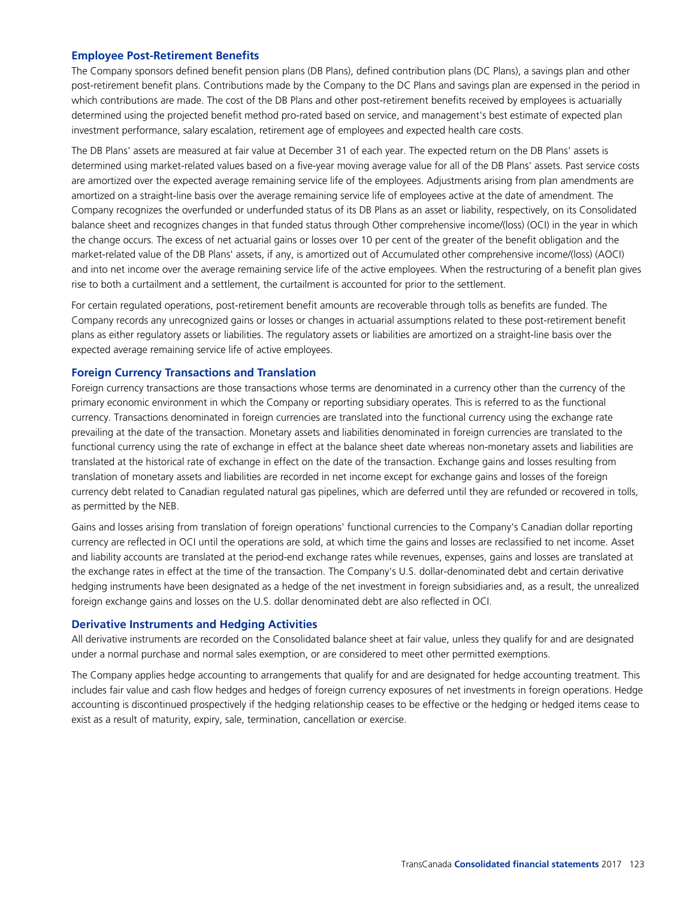## Employee Post-Retirement Benefits

The Company sponsors defined benefit pension plans (DB Plans), defined contribution plans (DC Plans), a savings plan and other post-retirement benefit plans. Contributions made by the Company to the DC Plans and savings plan are expensed in the period in which contributions are made. The cost of the DB Plans and other post-retirement benefits received by employees is actuarially determined using the projected benefit method pro-rated based on service, and management's best estimate of expected plan investment performance, salary escalation, retirement age of employees and expected health care costs.

The DB Plans' assets are measured at fair value at December 31 of each year. The expected return on the DB Plans' assets is determined using market-related values based on a five-year moving average value for all of the DB Plans' assets. Past service costs are amortized over the expected average remaining service life of the employees. Adjustments arising from plan amendments are amortized on a straight-line basis over the average remaining service life of employees active at the date of amendment. The Company recognizes the overfunded or underfunded status of its DB Plans as an asset or liability, respectively, on its Consolidated balance sheet and recognizes changes in that funded status through Other comprehensive income/(loss) (OCI) in the year in which the change occurs. The excess of net actuarial gains or losses over 10 per cent of the greater of the benefit obligation and the market-related value of the DB Plans' assets, if any, is amortized out of Accumulated other comprehensive income/(loss) (AOCI) and into net income over the average remaining service life of the active employees. When the restructuring of a benefit plan gives rise to both a curtailment and a settlement, the curtailment is accounted for prior to the settlement.

For certain regulated operations, post-retirement benefit amounts are recoverable through tolls as benefits are funded. The Company records any unrecognized gains or losses or changes in actuarial assumptions related to these post-retirement benefit plans as either regulatory assets or liabilities. The regulatory assets or liabilities are amortized on a straight-line basis over the expected average remaining service life of active employees.

## Foreign Currency Transactions and Translation

Foreign currency transactions are those transactions whose terms are denominated in a currency other than the currency of the primary economic environment in which the Company or reporting subsidiary operates. This is referred to as the functional currency. Transactions denominated in foreign currencies are translated into the functional currency using the exchange rate prevailing at the date of the transaction. Monetary assets and liabilities denominated in foreign currencies are translated to the functional currency using the rate of exchange in effect at the balance sheet date whereas non-monetary assets and liabilities are translated at the historical rate of exchange in effect on the date of the transaction. Exchange gains and losses resulting from translation of monetary assets and liabilities are recorded in net income except for exchange gains and losses of the foreign currency debt related to Canadian regulated natural gas pipelines, which are deferred until they are refunded or recovered in tolls, as permitted by the NEB.

Gains and losses arising from translation of foreign operations' functional currencies to the Company's Canadian dollar reporting currency are reflected in OCI until the operations are sold, at which time the gains and losses are reclassified to net income. Asset and liability accounts are translated at the period-end exchange rates while revenues, expenses, gains and losses are translated at the exchange rates in effect at the time of the transaction. The Company's U.S. dollar-denominated debt and certain derivative hedging instruments have been designated as a hedge of the net investment in foreign subsidiaries and, as a result, the unrealized foreign exchange gains and losses on the U.S. dollar denominated debt are also reflected in OCI.

## Derivative Instruments and Hedging Activities

All derivative instruments are recorded on the Consolidated balance sheet at fair value, unless they qualify for and are designated under a normal purchase and normal sales exemption, or are considered to meet other permitted exemptions.

The Company applies hedge accounting to arrangements that qualify for and are designated for hedge accounting treatment. This includes fair value and cash flow hedges and hedges of foreign currency exposures of net investments in foreign operations. Hedge accounting is discontinued prospectively if the hedging relationship ceases to be effective or the hedging or hedged items cease to exist as a result of maturity, expiry, sale, termination, cancellation or exercise.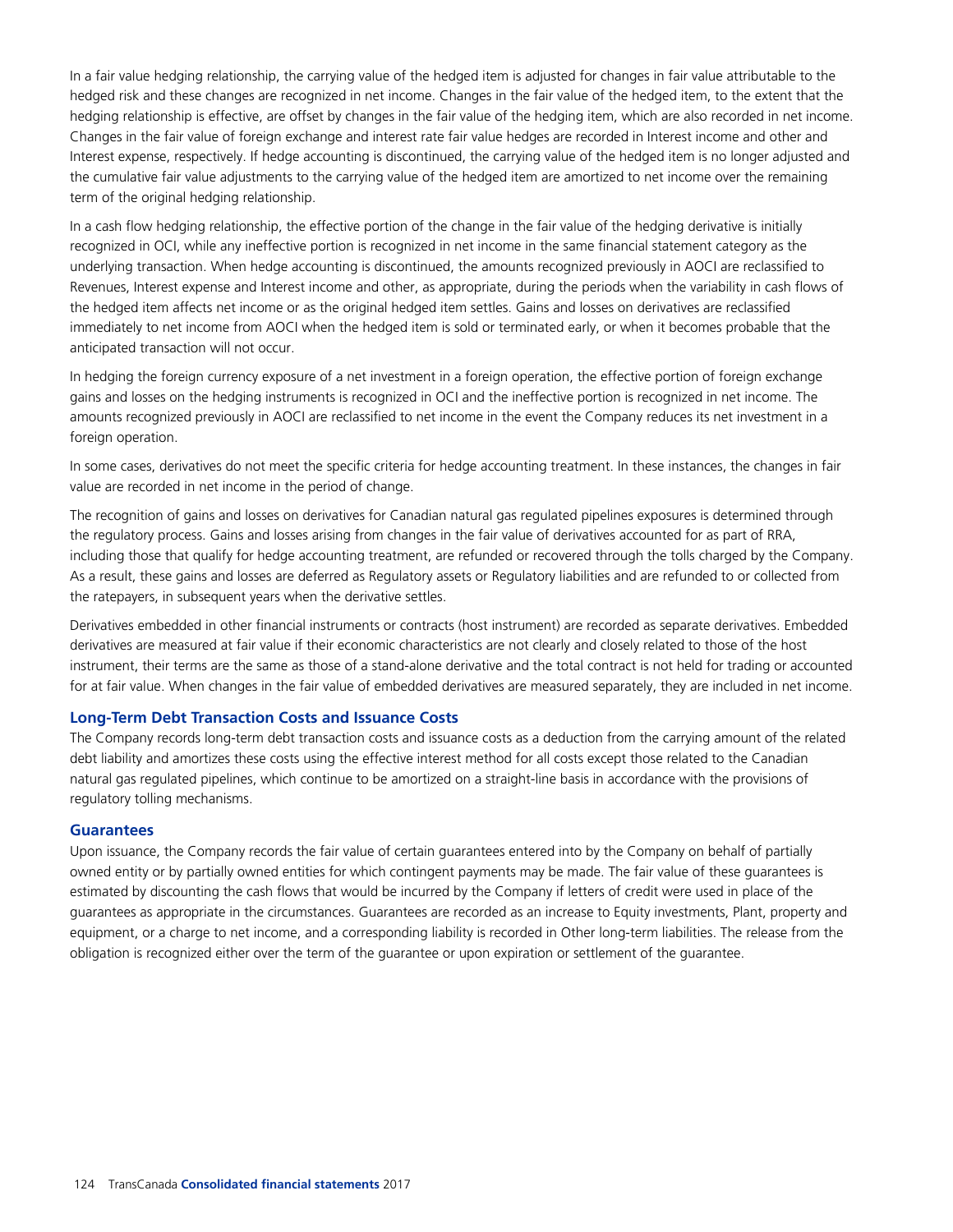In a fair value hedging relationship, the carrying value of the hedged item is adjusted for changes in fair value attributable to the hedged risk and these changes are recognized in net income. Changes in the fair value of the hedged item, to the extent that the hedging relationship is effective, are offset by changes in the fair value of the hedging item, which are also recorded in net income. Changes in the fair value of foreign exchange and interest rate fair value hedges are recorded in Interest income and other and Interest expense, respectively. If hedge accounting is discontinued, the carrying value of the hedged item is no longer adjusted and the cumulative fair value adjustments to the carrying value of the hedged item are amortized to net income over the remaining term of the original hedging relationship.

In a cash flow hedging relationship, the effective portion of the change in the fair value of the hedging derivative is initially recognized in OCI, while any ineffective portion is recognized in net income in the same financial statement category as the underlying transaction. When hedge accounting is discontinued, the amounts recognized previously in AOCI are reclassified to Revenues, Interest expense and Interest income and other, as appropriate, during the periods when the variability in cash flows of the hedged item affects net income or as the original hedged item settles. Gains and losses on derivatives are reclassified immediately to net income from AOCI when the hedged item is sold or terminated early, or when it becomes probable that the anticipated transaction will not occur.

In hedging the foreign currency exposure of a net investment in a foreign operation, the effective portion of foreign exchange gains and losses on the hedging instruments is recognized in OCI and the ineffective portion is recognized in net income. The amounts recognized previously in AOCI are reclassified to net income in the event the Company reduces its net investment in a foreign operation.

In some cases, derivatives do not meet the specific criteria for hedge accounting treatment. In these instances, the changes in fair value are recorded in net income in the period of change.

The recognition of gains and losses on derivatives for Canadian natural gas regulated pipelines exposures is determined through the regulatory process. Gains and losses arising from changes in the fair value of derivatives accounted for as part of RRA, including those that qualify for hedge accounting treatment, are refunded or recovered through the tolls charged by the Company. As a result, these gains and losses are deferred as Regulatory assets or Regulatory liabilities and are refunded to or collected from the ratepayers, in subsequent years when the derivative settles.

Derivatives embedded in other financial instruments or contracts (host instrument) are recorded as separate derivatives. Embedded derivatives are measured at fair value if their economic characteristics are not clearly and closely related to those of the host instrument, their terms are the same as those of a stand-alone derivative and the total contract is not held for trading or accounted for at fair value. When changes in the fair value of embedded derivatives are measured separately, they are included in net income.

### Long-Term Debt Transaction Costs and Issuance Costs

The Company records long-term debt transaction costs and issuance costs as a deduction from the carrying amount of the related debt liability and amortizes these costs using the effective interest method for all costs except those related to the Canadian natural gas regulated pipelines, which continue to be amortized on a straight-line basis in accordance with the provisions of regulatory tolling mechanisms.

### Guarantees

Upon issuance, the Company records the fair value of certain guarantees entered into by the Company on behalf of partially owned entity or by partially owned entities for which contingent payments may be made. The fair value of these guarantees is estimated by discounting the cash flows that would be incurred by the Company if letters of credit were used in place of the guarantees as appropriate in the circumstances. Guarantees are recorded as an increase to Equity investments, Plant, property and equipment, or a charge to net income, and a corresponding liability is recorded in Other long-term liabilities. The release from the obligation is recognized either over the term of the guarantee or upon expiration or settlement of the guarantee.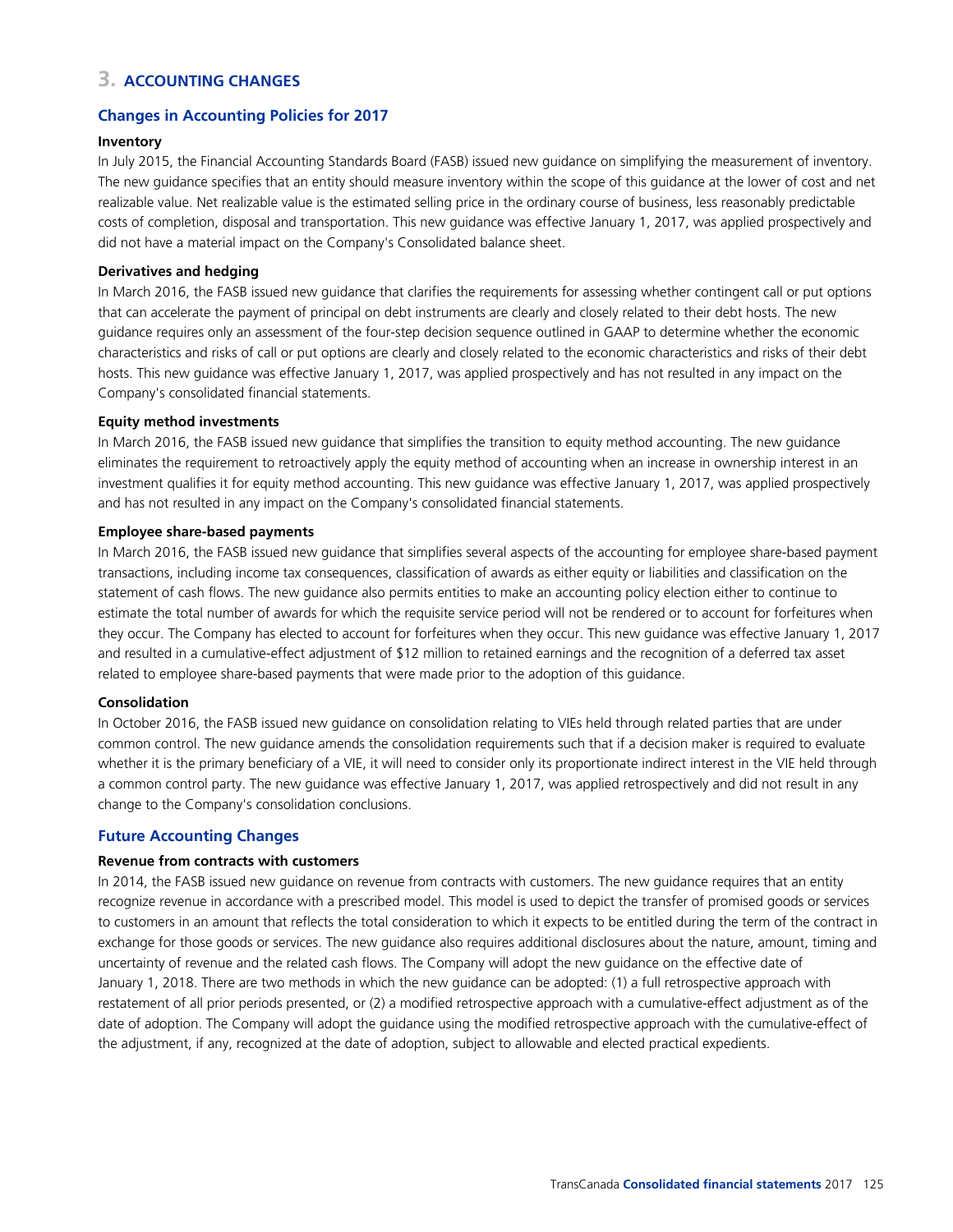# 3. ACCOUNTING CHANGES

## Changes in Accounting Policies for 2017

**Inventory**

In July 2015, the Financial Accounting Standards Board (FASB) issued new guidance on simplifying the measurement of inventory. The new guidance specifies that an entity should measure inventory within the scope of this guidance at the lower of cost and net realizable value. Net realizable value is the estimated selling price in the ordinary course of business, less reasonably predictable costs of completion, disposal and transportation. This new guidance was effective January 1, 2017, was applied prospectively and did not have a material impact on the Company's Consolidated balance sheet.

**Derivatives and hedging**

In March 2016, the FASB issued new guidance that clarifies the requirements for assessing whether contingent call or put options that can accelerate the payment of principal on debt instruments are clearly and closely related to their debt hosts. The new guidance requires only an assessment of the four-step decision sequence outlined in GAAP to determine whether the economic characteristics and risks of call or put options are clearly and closely related to the economic characteristics and risks of their debt hosts. This new guidance was effective January 1, 2017, was applied prospectively and has not resulted in any impact on the Company's consolidated financial statements.

**Equity method investments**

In March 2016, the FASB issued new guidance that simplifies the transition to equity method accounting. The new guidance eliminates the requirement to retroactively apply the equity method of accounting when an increase in ownership interest in an investment qualifies it for equity method accounting. This new guidance was effective January 1, 2017, was applied prospectively and has not resulted in any impact on the Company's consolidated financial statements.

**Employee share-based payments**

In March 2016, the FASB issued new guidance that simplifies several aspects of the accounting for employee share-based payment transactions, including income tax consequences, classification of awards as either equity or liabilities and classification on the statement of cash flows. The new guidance also permits entities to make an accounting policy election either to continue to estimate the total number of awards for which the requisite service period will not be rendered or to account for forfeitures when they occur. The Company has elected to account for forfeitures when they occur. This new guidance was effective January 1, 2017 and resulted in a cumulative-effect adjustment of $12 million to retained earnings and the recognition of a deferred tax asset related to employee share-based payments that were made prior to the adoption of this guidance.

**Consolidation**

In October 2016, the FASB issued new guidance on consolidation relating to VIEs held through related parties that are under common control. The new guidance amends the consolidation requirements such that if a decision maker is required to evaluate whether it is the primary beneficiary of a VIE, it will need to consider only its proportionate indirect interest in the VIE held through a common control party. The new guidance was effective January 1, 2017, was applied retrospectively and did not result in any change to the Company's consolidation conclusions.

## Future Accounting Changes

**Revenue from contracts with customers**

In 2014, the FASB issued new guidance on revenue from contracts with customers. The new guidance requires that an entity recognize revenue in accordance with a prescribed model. This model is used to depict the transfer of promised goods or services to customers in an amount that reflects the total consideration to which it expects to be entitled during the term of the contract in exchange for those goods or services. The new guidance also requires additional disclosures about the nature, amount, timing and uncertainty of revenue and the related cash flows. The Company will adopt the new guidance on the effective date of January 1, 2018. There are two methods in which the new guidance can be adopted: (1) a full retrospective approach with restatement of all prior periods presented, or (2) a modified retrospective approach with a cumulative-effect adjustment as of the date of adoption. The Company will adopt the guidance using the modified retrospective approach with the cumulative-effect of the adjustment, if any, recognized at the date of adoption, subject to allowable and elected practical expedients.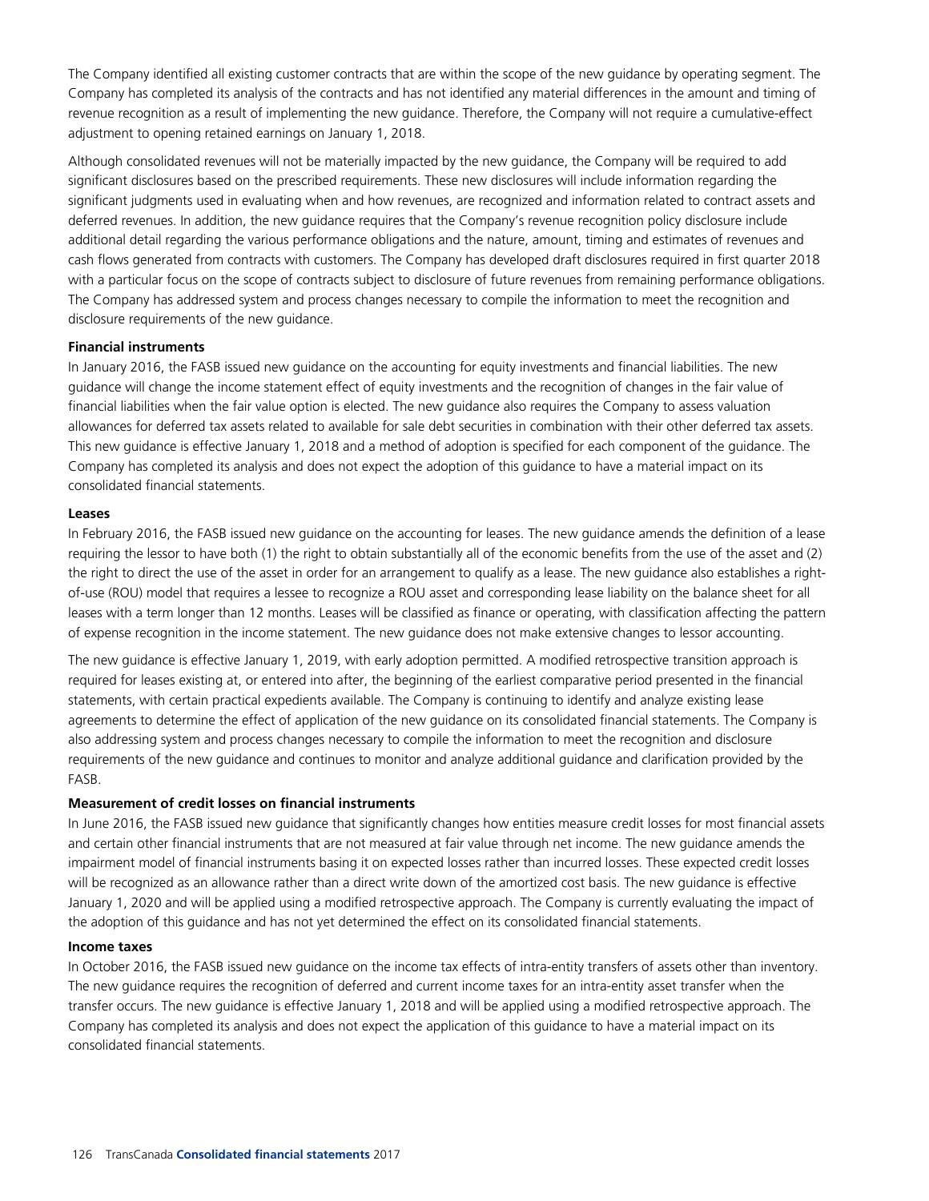The Company identified all existing customer contracts that are within the scope of the new guidance by operating segment. The Company has completed its analysis of the contracts and has not identified any material differences in the amount and timing of revenue recognition as a result of implementing the new guidance. Therefore, the Company will not require a cumulative-effect adjustment to opening retained earnings on January 1, 2018.

Although consolidated revenues will not be materially impacted by the new guidance, the Company will be required to add significant disclosures based on the prescribed requirements. These new disclosures will include information regarding the significant judgments used in evaluating when and how revenues, are recognized and information related to contract assets and deferred revenues. In addition, the new guidance requires that the Company's revenue recognition policy disclosure include additional detail regarding the various performance obligations and the nature, amount, timing and estimates of revenues and cash flows generated from contracts with customers. The Company has developed draft disclosures required in first quarter 2018 with a particular focus on the scope of contracts subject to disclosure of future revenues from remaining performance obligations. The Company has addressed system and process changes necessary to compile the information to meet the recognition and disclosure requirements of the new guidance.

**Financial instruments**

In January 2016, the FASB issued new guidance on the accounting for equity investments and financial liabilities. The new guidance will change the income statement effect of equity investments and the recognition of changes in the fair value of financial liabilities when the fair value option is elected. The new guidance also requires the Company to assess valuation allowances for deferred tax assets related to available for sale debt securities in combination with their other deferred tax assets. This new guidance is effective January 1, 2018 and a method of adoption is specified for each component of the guidance. The Company has completed its analysis and does not expect the adoption of this guidance to have a material impact on its consolidated financial statements.

**Leases**

In February 2016, the FASB issued new guidance on the accounting for leases. The new guidance amends the definition of a lease requiring the lessor to have both (1) the right to obtain substantially all of the economic benefits from the use of the asset and (2) the right to direct the use of the asset in order for an arrangement to qualify as a lease. The new guidance also establishes a right-of-use (ROU) model that requires a lessee to recognize a ROU asset and corresponding lease liability on the balance sheet for all leases with a term longer than 12 months. Leases will be classified as finance or operating, with classification affecting the pattern of expense recognition in the income statement. The new guidance does not make extensive changes to lessor accounting.

The new guidance is effective January 1, 2019, with early adoption permitted. A modified retrospective transition approach is required for leases existing at, or entered into after, the beginning of the earliest comparative period presented in the financial statements, with certain practical expedients available. The Company is continuing to identify and analyze existing lease agreements to determine the effect of application of the new guidance on its consolidated financial statements. The Company is also addressing system and process changes necessary to compile the information to meet the recognition and disclosure requirements of the new guidance and continues to monitor and analyze additional guidance and clarification provided by the FASB.

**Measurement of credit losses on financial instruments**

In June 2016, the FASB issued new guidance that significantly changes how entities measure credit losses for most financial assets and certain other financial instruments that are not measured at fair value through net income. The new guidance amends the impairment model of financial instruments basing it on expected losses rather than incurred losses. These expected credit losses will be recognized as an allowance rather than a direct write down of the amortized cost basis. The new guidance is effective January 1, 2020 and will be applied using a modified retrospective approach. The Company is currently evaluating the impact of the adoption of this guidance and has not yet determined the effect on its consolidated financial statements.

**Income taxes**

In October 2016, the FASB issued new guidance on the income tax effects of intra-entity transfers of assets other than inventory. The new guidance requires the recognition of deferred and current income taxes for an intra-entity asset transfer when the transfer occurs. The new guidance is effective January 1, 2018 and will be applied using a modified retrospective approach. The Company has completed its analysis and does not expect the application of this guidance to have a material impact on its consolidated financial statements.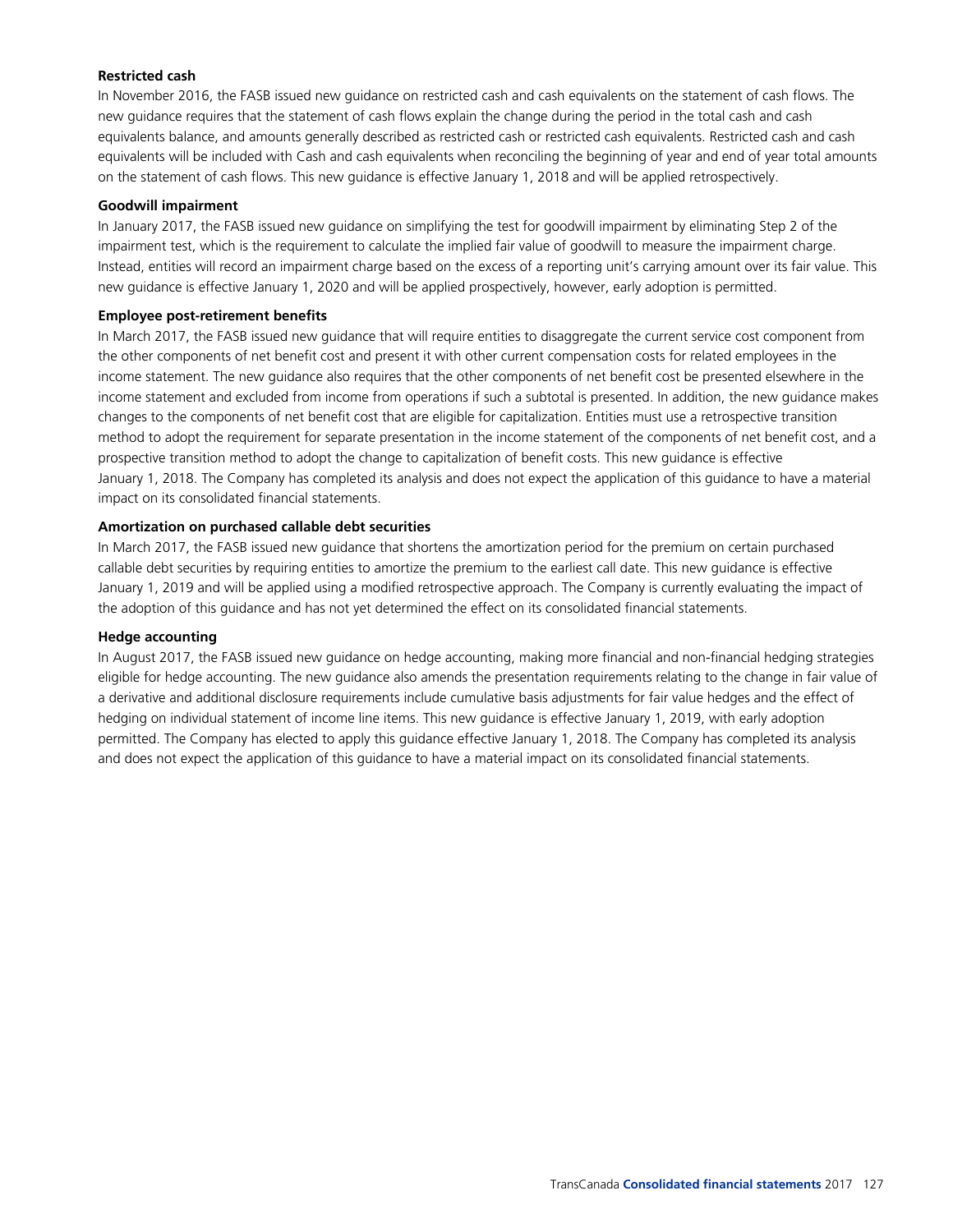**Restricted cash**

In November 2016, the FASB issued new guidance on restricted cash and cash equivalents on the statement of cash flows. The new guidance requires that the statement of cash flows explain the change during the period in the total cash and cash equivalents balance, and amounts generally described as restricted cash or restricted cash equivalents. Restricted cash and cash equivalents will be included with Cash and cash equivalents when reconciling the beginning of year and end of year total amounts on the statement of cash flows. This new guidance is effective January 1, 2018 and will be applied retrospectively.

**Goodwill impairment**

In January 2017, the FASB issued new guidance on simplifying the test for goodwill impairment by eliminating Step 2 of the impairment test, which is the requirement to calculate the implied fair value of goodwill to measure the impairment charge. Instead, entities will record an impairment charge based on the excess of a reporting unit's carrying amount over its fair value. This new guidance is effective January 1, 2020 and will be applied prospectively, however, early adoption is permitted.

**Employee post-retirement benefits**

In March 2017, the FASB issued new guidance that will require entities to disaggregate the current service cost component from the other components of net benefit cost and present it with other current compensation costs for related employees in the income statement. The new guidance also requires that the other components of net benefit cost be presented elsewhere in the income statement and excluded from income from operations if such a subtotal is presented. In addition, the new guidance makes changes to the components of net benefit cost that are eligible for capitalization. Entities must use a retrospective transition method to adopt the requirement for separate presentation in the income statement of the components of net benefit cost, and a prospective transition method to adopt the change to capitalization of benefit costs. This new guidance is effective January 1, 2018. The Company has completed its analysis and does not expect the application of this guidance to have a material impact on its consolidated financial statements.

**Amortization on purchased callable debt securities**

In March 2017, the FASB issued new guidance that shortens the amortization period for the premium on certain purchased callable debt securities by requiring entities to amortize the premium to the earliest call date. This new guidance is effective January 1, 2019 and will be applied using a modified retrospective approach. The Company is currently evaluating the impact of the adoption of this guidance and has not yet determined the effect on its consolidated financial statements.

**Hedge accounting**

In August 2017, the FASB issued new guidance on hedge accounting, making more financial and non-financial hedging strategies eligible for hedge accounting. The new guidance also amends the presentation requirements relating to the change in fair value of a derivative and additional disclosure requirements include cumulative basis adjustments for fair value hedges and the effect of hedging on individual statement of income line items. This new guidance is effective January 1, 2019, with early adoption permitted. The Company has elected to apply this guidance effective January 1, 2018. The Company has completed its analysis and does not expect the application of this guidance to have a material impact on its consolidated financial statements.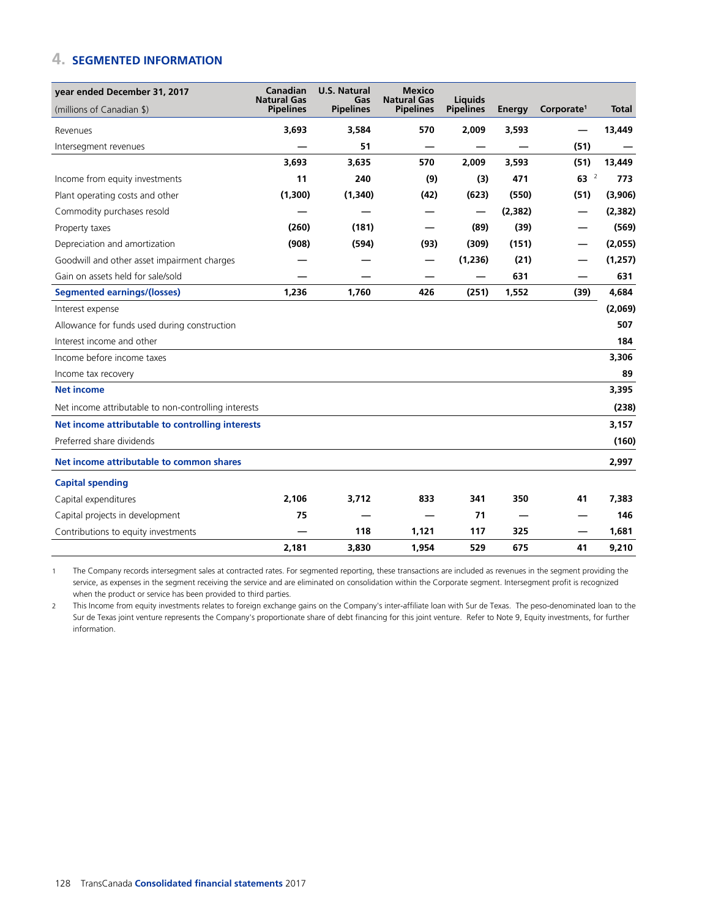## 4. SEGMENTED INFORMATION

| year ended December 31, 2017<br>(millions of Canadian $) | Canadian Natural Gas Pipelines | U.S. Natural Gas Pipelines | Mexico Natural Gas Pipelines | Liquids Pipelines | Energy | Corporate[1] | Total |
|---|---|---|---|---|---|---|---|
| Revenues | 3,693 | 3,584 | 570 | 2,009 | 3,593 | — | 13,449 |
| Intersegment revenues | — | 51 | — | — | — | (51) | — |
| | 3,693 | 3,635 | 570 | 2,009 | 3,593 | (51) | 13,449 |
| Income from equity investments | 11 | 240 | (9) | (3) | 471 | 63 [2] | 773 |
| Plant operating costs and other | (1,300) | (1,340) | (42) | (623) | (550) | (51) | (3,906) |
| Commodity purchases resold | — | — | — | — | (2,382) | — | (2,382) |
| Property taxes | (260) | (181) | — | (89) | (39) | — | (569) |
| Depreciation and amortization | (908) | (594) | (93) | (309) | (151) | — | (2,055) |
| Goodwill and other asset impairment charges | — | — | — | (1,236) | (21) | — | (1,257) |
| Gain on assets held for sale/sold | — | — | — | — | 631 | — | 631 |
| **Segmented earnings/(losses)** | 1,236 | 1,760 | 426 | (251) | 1,552 | (39) | 4,684 |
| Interest expense | | | | | | | (2,069) |
| Allowance for funds used during construction | | | | | | | 507 |
| Interest income and other | | | | | | | 184 |
| Income before income taxes | | | | | | | 3,306 |
| Income tax recovery | | | | | | | 89 |
| **Net income** | | | | | | | 3,395 |
| Net income attributable to non-controlling interests | | | | | | | (238) |
| **Net income attributable to controlling interests** | | | | | | | 3,157 |
| Preferred share dividends | | | | | | | (160) |
| **Net income attributable to common shares** | | | | | | | 2,997 |
| **Capital spending** | | | | | | | |
| Capital expenditures | 2,106 | 3,712 | 833 | 341 | 350 | 41 | 7,383 |
| Capital projects in development | 75 | — | — | 71 | — | — | 146 |
| Contributions to equity investments | — | 118 | 1,121 | 117 | 325 | — | 1,681 |
| | 2,181 | 3,830 | 1,954 | 529 | 675 | 41 | 9,210 |

1 The Company records intersegment sales at contracted rates. For segmented reporting, these transactions are included as revenues in the segment providing the service, as expenses in the segment receiving the service and are eliminated on consolidation within the Corporate segment. Intersegment profit is recognized when the product or service has been provided to third parties.

2 This Income from equity investments relates to foreign exchange gains on the Company's inter-affiliate loan with Sur de Texas. The peso-denominated loan to the Sur de Texas joint venture represents the Company's proportionate share of debt financing for this joint venture. Refer to Note 9, Equity investments, for further information.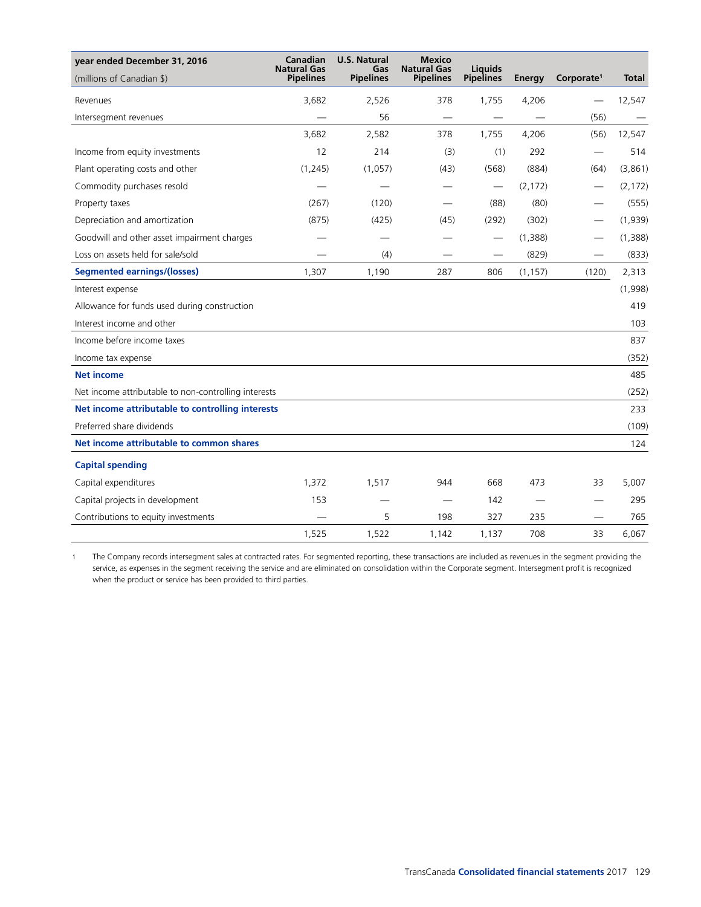| year ended December 31, 2016 (millions of Canadian $) | Canadian Natural Gas Pipelines | U.S. Natural Gas Pipelines | Mexico Natural Gas Pipelines | Liquids Pipelines | Energy | Corporate[1] | Total |
|---|---|---|---|---|---|---|---|
| Revenues | 3,682 | 2,526 | 378 | 1,755 | 4,206 | — | 12,547 |
| Intersegment revenues | — | 56 | — | — | — | (56) | — |
| | 3,682 | 2,582 | 378 | 1,755 | 4,206 | (56) | 12,547 |
| Income from equity investments | 12 | 214 | (3) | (1) | 292 | — | 514 |
| Plant operating costs and other | (1,245) | (1,057) | (43) | (568) | (884) | (64) | (3,861) |
| Commodity purchases resold | — | — | — | — | (2,172) | — | (2,172) |
| Property taxes | (267) | (120) | — | (88) | (80) | — | (555) |
| Depreciation and amortization | (875) | (425) | (45) | (292) | (302) | — | (1,939) |
| Goodwill and other asset impairment charges | — | — | — | — | (1,388) | — | (1,388) |
| Loss on assets held for sale/sold | — | (4) | — | — | (829) | — | (833) |
| **Segmented earnings/(losses)** | 1,307 | 1,190 | 287 | 806 | (1,157) | (120) | 2,313 |
| Interest expense | | | | | | | (1,998) |
| Allowance for funds used during construction | | | | | | | 419 |
| Interest income and other | | | | | | | 103 |
| Income before income taxes | | | | | | | 837 |
| Income tax expense | | | | | | | (352) |
| **Net income** | | | | | | | 485 |
| Net income attributable to non-controlling interests | | | | | | | (252) |
| **Net income attributable to controlling interests** | | | | | | | 233 |
| Preferred share dividends | | | | | | | (109) |
| **Net income attributable to common shares** | | | | | | | 124 |
| **Capital spending** | | | | | | | |
| Capital expenditures | 1,372 | 1,517 | 944 | 668 | 473 | 33 | 5,007 |
| Capital projects in development | 153 | — | — | 142 | — | — | 295 |
| Contributions to equity investments | — | 5 | 198 | 327 | 235 | — | 765 |
| | 1,525 | 1,522 | 1,142 | 1,137 | 708 | 33 | 6,067 |

1 The Company records intersegment sales at contracted rates. For segmented reporting, these transactions are included as revenues in the segment providing the service, as expenses in the segment receiving the service and are eliminated on consolidation within the Corporate segment. Intersegment profit is recognized when the product or service has been provided to third parties.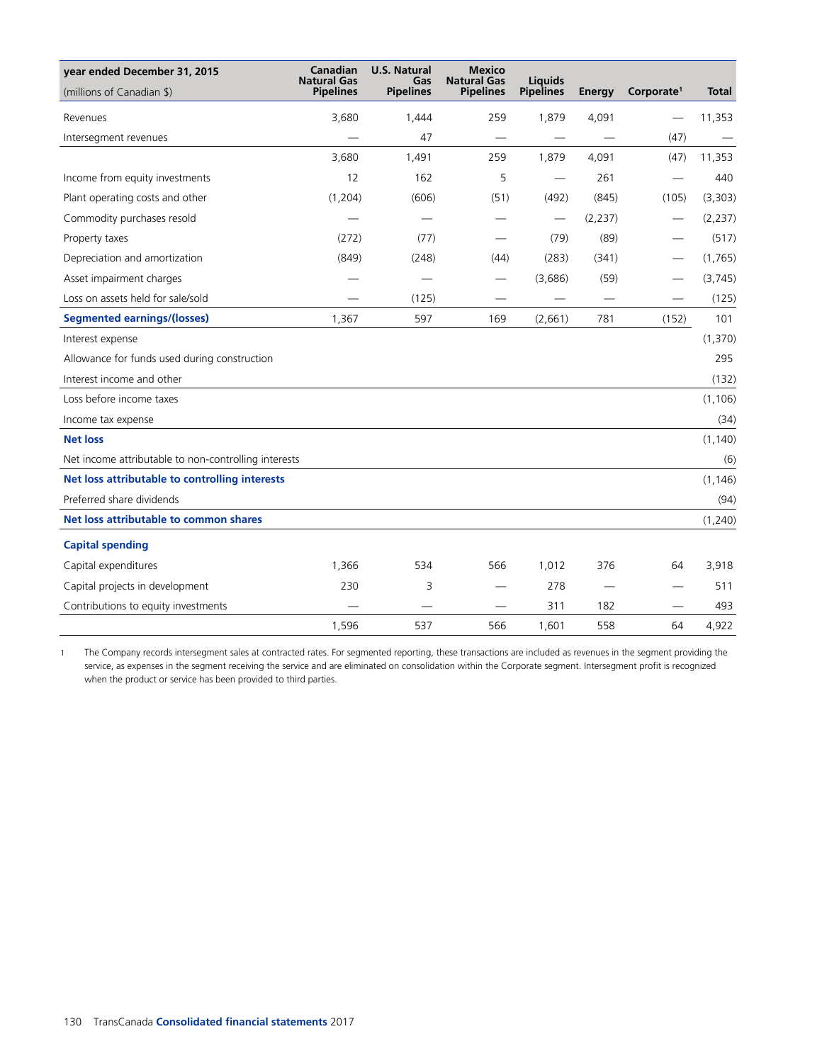| year ended December 31, 2015<br>(millions of Canadian $) | Canadian Natural Gas Pipelines | U.S. Natural Gas Pipelines | Mexico Natural Gas Pipelines | Liquids Pipelines | Energy | Corporate[1] | Total |
|---|---|---|---|---|---|---|---|
| Revenues | 3,680 | 1,444 | 259 | 1,879 | 4,091 | — | 11,353 |
| Intersegment revenues | — | 47 | — | — | — | (47) | — |
| | 3,680 | 1,491 | 259 | 1,879 | 4,091 | (47) | 11,353 |
| Income from equity investments | 12 | 162 | 5 | — | 261 | — | 440 |
| Plant operating costs and other | (1,204) | (606) | (51) | (492) | (845) | (105) | (3,303) |
| Commodity purchases resold | — | — | — | — | (2,237) | — | (2,237) |
| Property taxes | (272) | (77) | — | (79) | (89) | — | (517) |
| Depreciation and amortization | (849) | (248) | (44) | (283) | (341) | — | (1,765) |
| Asset impairment charges | — | — | — | (3,686) | (59) | — | (3,745) |
| Loss on assets held for sale/sold | — | (125) | — | — | — | — | (125) |
| **Segmented earnings/(losses)** | 1,367 | 597 | 169 | (2,661) | 781 | (152) | 101 |
| Interest expense | | | | | | | (1,370) |
| Allowance for funds used during construction | | | | | | | 295 |
| Interest income and other | | | | | | | (132) |
| Loss before income taxes | | | | | | | (1,106) |
| Income tax expense | | | | | | | (34) |
| **Net loss** | | | | | | | (1,140) |
| Net income attributable to non-controlling interests | | | | | | | (6) |
| **Net loss attributable to controlling interests** | | | | | | | (1,146) |
| Preferred share dividends | | | | | | | (94) |
| **Net loss attributable to common shares** | | | | | | | (1,240) |
| **Capital spending** | | | | | | | |
| Capital expenditures | 1,366 | 534 | 566 | 1,012 | 376 | 64 | 3,918 |
| Capital projects in development | 230 | 3 | — | 278 | — | — | 511 |
| Contributions to equity investments | — | — | — | 311 | 182 | — | 493 |
| | 1,596 | 537 | 566 | 1,601 | 558 | 64 | 4,922 |

1 The Company records intersegment sales at contracted rates. For segmented reporting, these transactions are included as revenues in the segment providing the service, as expenses in the segment receiving the service and are eliminated on consolidation within the Corporate segment. Intersegment profit is recognized when the product or service has been provided to third parties.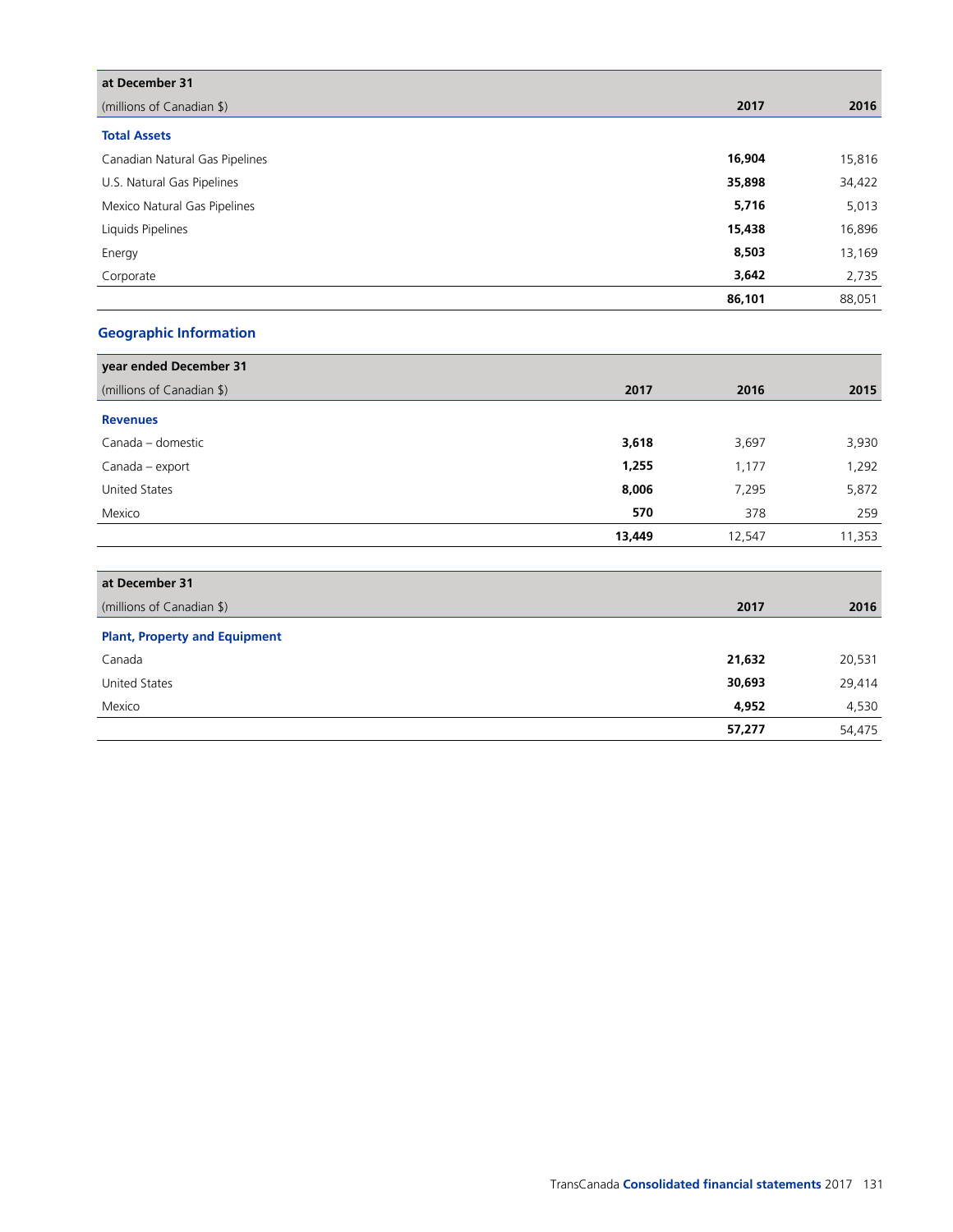| at December 31 | | |
| --- | --- | --- |
| (millions of Canadian $) | **2017** | 2016 |
| **Total Assets** | | |
| Canadian Natural Gas Pipelines | **16,904** | 15,816 |
| U.S. Natural Gas Pipelines | **35,898** | 34,422 |
| Mexico Natural Gas Pipelines | **5,716** | 5,013 |
| Liquids Pipelines | **15,438** | 16,896 |
| Energy | **8,503** | 13,169 |
| Corporate | **3,642** | 2,735 |
| | **86,101** | 88,051 |

## Geographic Information

| year ended December 31 | | | |
| --- | --- | --- | --- |
| (millions of Canadian $) | **2017** | 2016 | 2015 |
| **Revenues** | | | |
| Canada – domestic | **3,618** | 3,697 | 3,930 |
| Canada – export | **1,255** | 1,177 | 1,292 |
| United States | **8,006** | 7,295 | 5,872 |
| Mexico | **570** | 378 | 259 |
| | **13,449** | 12,547 | 11,353 |

| at December 31 | | |
| --- | --- | --- |
| (millions of Canadian $) | **2017** | 2016 |
| **Plant, Property and Equipment** | | |
| Canada | **21,632** | 20,531 |
| United States | **30,693** | 29,414 |
| Mexico | **4,952** | 4,530 |
| | **57,277** | 54,475 |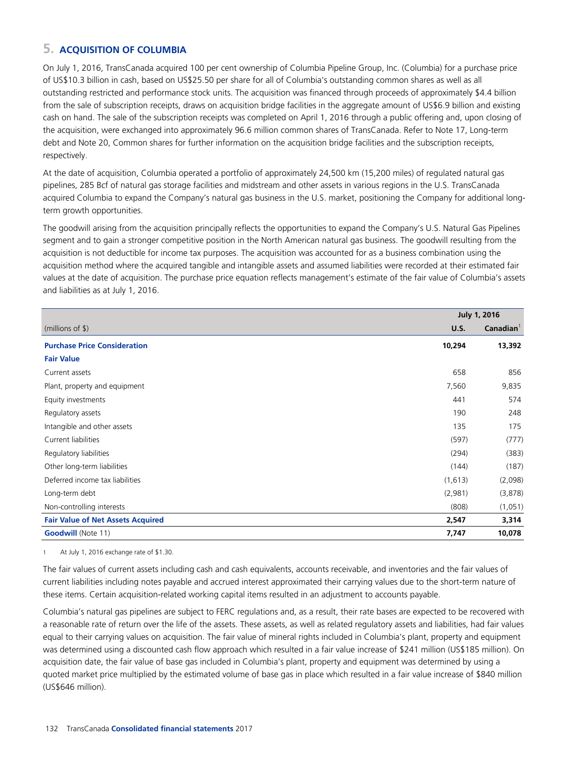## 5. ACQUISITION OF COLUMBIA

On July 1, 2016, TransCanada acquired 100 per cent ownership of Columbia Pipeline Group, Inc. (Columbia) for a purchase price of US$10.3 billion in cash, based on US$25.50 per share for all of Columbia's outstanding common shares as well as all outstanding restricted and performance stock units. The acquisition was financed through proceeds of approximately $4.4 billion from the sale of subscription receipts, draws on acquisition bridge facilities in the aggregate amount of US$6.9 billion and existing cash on hand. The sale of the subscription receipts was completed on April 1, 2016 through a public offering and, upon closing of the acquisition, were exchanged into approximately 96.6 million common shares of TransCanada. Refer to Note 17, Long-term debt and Note 20, Common shares for further information on the acquisition bridge facilities and the subscription receipts, respectively.

At the date of acquisition, Columbia operated a portfolio of approximately 24,500 km (15,200 miles) of regulated natural gas pipelines, 285 Bcf of natural gas storage facilities and midstream and other assets in various regions in the U.S. TransCanada acquired Columbia to expand the Company's natural gas business in the U.S. market, positioning the Company for additional long-term growth opportunities.

The goodwill arising from the acquisition principally reflects the opportunities to expand the Company's U.S. Natural Gas Pipelines segment and to gain a stronger competitive position in the North American natural gas business. The goodwill resulting from the acquisition is not deductible for income tax purposes. The acquisition was accounted for as a business combination using the acquisition method where the acquired tangible and intangible assets and assumed liabilities were recorded at their estimated fair values at the date of acquisition. The purchase price equation reflects management's estimate of the fair value of Columbia's assets and liabilities as at July 1, 2016.

| | July 1, 2016 | |
|---|---|---|
| (millions of $) | U.S. | Canadian[1] |
| **Purchase Price Consideration** | **10,294** | **13,392** |
| **Fair Value** | | |
| Current assets | 658 | 856 |
| Plant, property and equipment | 7,560 | 9,835 |
| Equity investments | 441 | 574 |
| Regulatory assets | 190 | 248 |
| Intangible and other assets | 135 | 175 |
| Current liabilities | (597) | (777) |
| Regulatory liabilities | (294) | (383) |
| Other long-term liabilities | (144) | (187) |
| Deferred income tax liabilities | (1,613) | (2,098) |
| Long-term debt | (2,981) | (3,878) |
| Non-controlling interests | (808) | (1,051) |
| **Fair Value of Net Assets Acquired** | **2,547** | **3,314** |
| **Goodwill** (Note 11) | **7,747** | **10,078** |

1 At July 1, 2016 exchange rate of $1.30.

The fair values of current assets including cash and cash equivalents, accounts receivable, and inventories and the fair values of current liabilities including notes payable and accrued interest approximated their carrying values due to the short-term nature of these items. Certain acquisition-related working capital items resulted in an adjustment to accounts payable.

Columbia's natural gas pipelines are subject to FERC regulations and, as a result, their rate bases are expected to be recovered with a reasonable rate of return over the life of the assets. These assets, as well as related regulatory assets and liabilities, had fair values equal to their carrying values on acquisition. The fair value of mineral rights included in Columbia's plant, property and equipment was determined using a discounted cash flow approach which resulted in a fair value increase of $241 million (US$185 million). On acquisition date, the fair value of base gas included in Columbia's plant, property and equipment was determined by using a quoted market price multiplied by the estimated volume of base gas in place which resulted in a fair value increase of $840 million (US$646 million).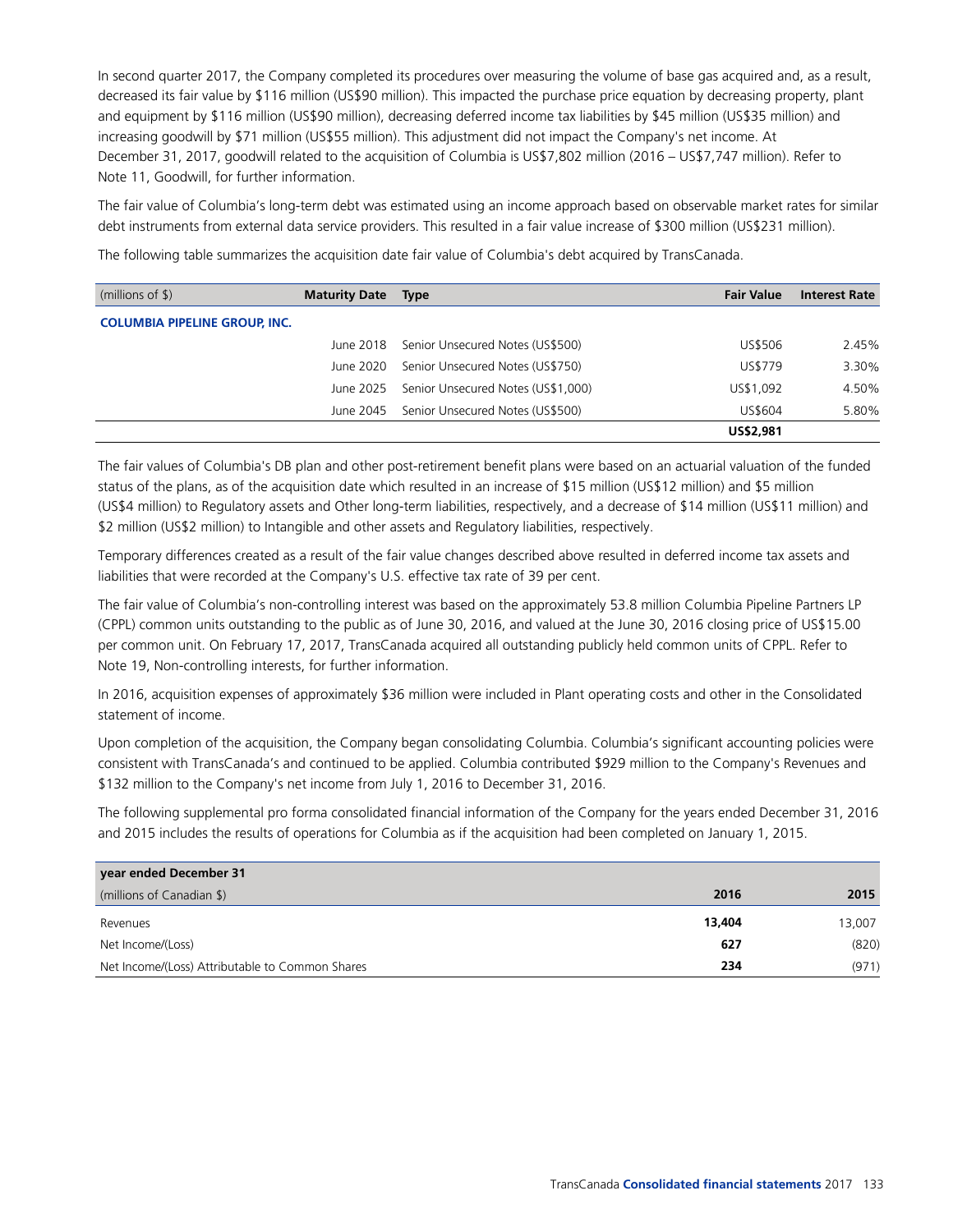In second quarter 2017, the Company completed its procedures over measuring the volume of base gas acquired and, as a result, decreased its fair value by $116 million (US$90 million). This impacted the purchase price equation by decreasing property, plant and equipment by $116 million (US$90 million), decreasing deferred income tax liabilities by $45 million (US$35 million) and increasing goodwill by $71 million (US$55 million). This adjustment did not impact the Company's net income. At December 31, 2017, goodwill related to the acquisition of Columbia is US$7,802 million (2016 – US$7,747 million). Refer to Note 11, Goodwill, for further information.

The fair value of Columbia's long-term debt was estimated using an income approach based on observable market rates for similar debt instruments from external data service providers. This resulted in a fair value increase of $300 million (US$231 million).

The following table summarizes the acquisition date fair value of Columbia's debt acquired by TransCanada.

| (millions of $) | Maturity Date | Type | Fair Value | Interest Rate |
|---|---|---|---|---|
| **COLUMBIA PIPELINE GROUP, INC.** | | | | |
| | June 2018 | Senior Unsecured Notes (US$500) | US$506 | 2.45% |
| | June 2020 | Senior Unsecured Notes (US$750) | US$779 | 3.30% |
| | June 2025 | Senior Unsecured Notes (US$1,000) | US$1,092 | 4.50% |
| | June 2045 | Senior Unsecured Notes (US$500) | US$604 | 5.80% |
| | | | **US$2,981** | |

The fair values of Columbia's DB plan and other post-retirement benefit plans were based on an actuarial valuation of the funded status of the plans, as of the acquisition date which resulted in an increase of $15 million (US$12 million) and $5 million (US$4 million) to Regulatory assets and Other long-term liabilities, respectively, and a decrease of $14 million (US$11 million) and $2 million (US$2 million) to Intangible and other assets and Regulatory liabilities, respectively.

Temporary differences created as a result of the fair value changes described above resulted in deferred income tax assets and liabilities that were recorded at the Company's U.S. effective tax rate of 39 per cent.

The fair value of Columbia's non-controlling interest was based on the approximately 53.8 million Columbia Pipeline Partners LP (CPPL) common units outstanding to the public as of June 30, 2016, and valued at the June 30, 2016 closing price of US$15.00 per common unit. On February 17, 2017, TransCanada acquired all outstanding publicly held common units of CPPL. Refer to Note 19, Non-controlling interests, for further information.

In 2016, acquisition expenses of approximately $36 million were included in Plant operating costs and other in the Consolidated statement of income.

Upon completion of the acquisition, the Company began consolidating Columbia. Columbia's significant accounting policies were consistent with TransCanada's and continued to be applied. Columbia contributed $929 million to the Company's Revenues and $132 million to the Company's net income from July 1, 2016 to December 31, 2016.

The following supplemental pro forma consolidated financial information of the Company for the years ended December 31, 2016 and 2015 includes the results of operations for Columbia as if the acquisition had been completed on January 1, 2015.

| **year ended December 31** | | |
|---|---|---|
| (millions of Canadian $) | **2016** | **2015** |
| Revenues | **13,404** | 13,007 |
| Net Income/(Loss) | **627** | (820) |
| Net Income/(Loss) Attributable to Common Shares | **234** | (971) |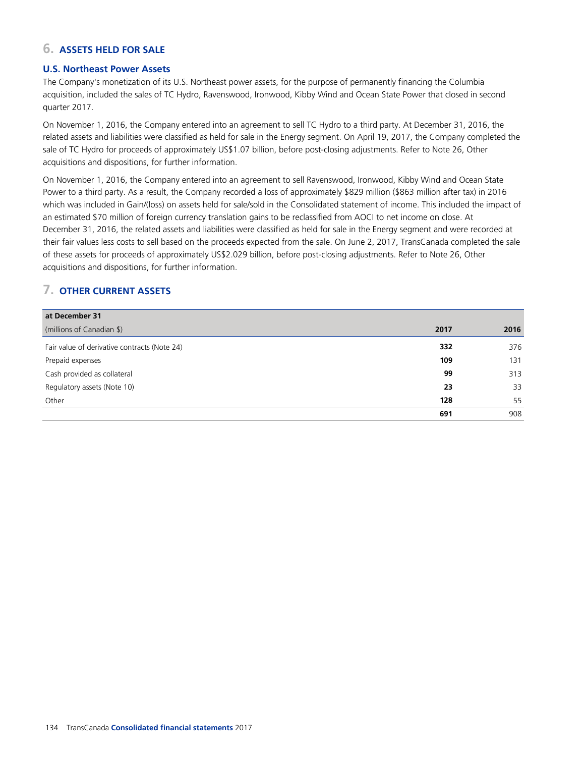## 6. ASSETS HELD FOR SALE

### U.S. Northeast Power Assets

The Company's monetization of its U.S. Northeast power assets, for the purpose of permanently financing the Columbia acquisition, included the sales of TC Hydro, Ravenswood, Ironwood, Kibby Wind and Ocean State Power that closed in second quarter 2017.

On November 1, 2016, the Company entered into an agreement to sell TC Hydro to a third party. At December 31, 2016, the related assets and liabilities were classified as held for sale in the Energy segment. On April 19, 2017, the Company completed the sale of TC Hydro for proceeds of approximately US$1.07 billion, before post-closing adjustments. Refer to Note 26, Other acquisitions and dispositions, for further information.

On November 1, 2016, the Company entered into an agreement to sell Ravenswood, Ironwood, Kibby Wind and Ocean State Power to a third party. As a result, the Company recorded a loss of approximately $829 million ($863 million after tax) in 2016 which was included in Gain/(loss) on assets held for sale/sold in the Consolidated statement of income. This included the impact of an estimated $70 million of foreign currency translation gains to be reclassified from AOCI to net income on close. At December 31, 2016, the related assets and liabilities were classified as held for sale in the Energy segment and were recorded at their fair values less costs to sell based on the proceeds expected from the sale. On June 2, 2017, TransCanada completed the sale of these assets for proceeds of approximately US$2.029 billion, before post-closing adjustments. Refer to Note 26, Other acquisitions and dispositions, for further information.

## 7. OTHER CURRENT ASSETS

| at December 31 (millions of Canadian $) | 2017 | 2016 |
|---|---|---|
| Fair value of derivative contracts (Note 24) | **332** | 376 |
| Prepaid expenses | **109** | 131 |
| Cash provided as collateral | **99** | 313 |
| Regulatory assets (Note 10) | **23** | 33 |
| Other | **128** | 55 |
| | **691** | 908 |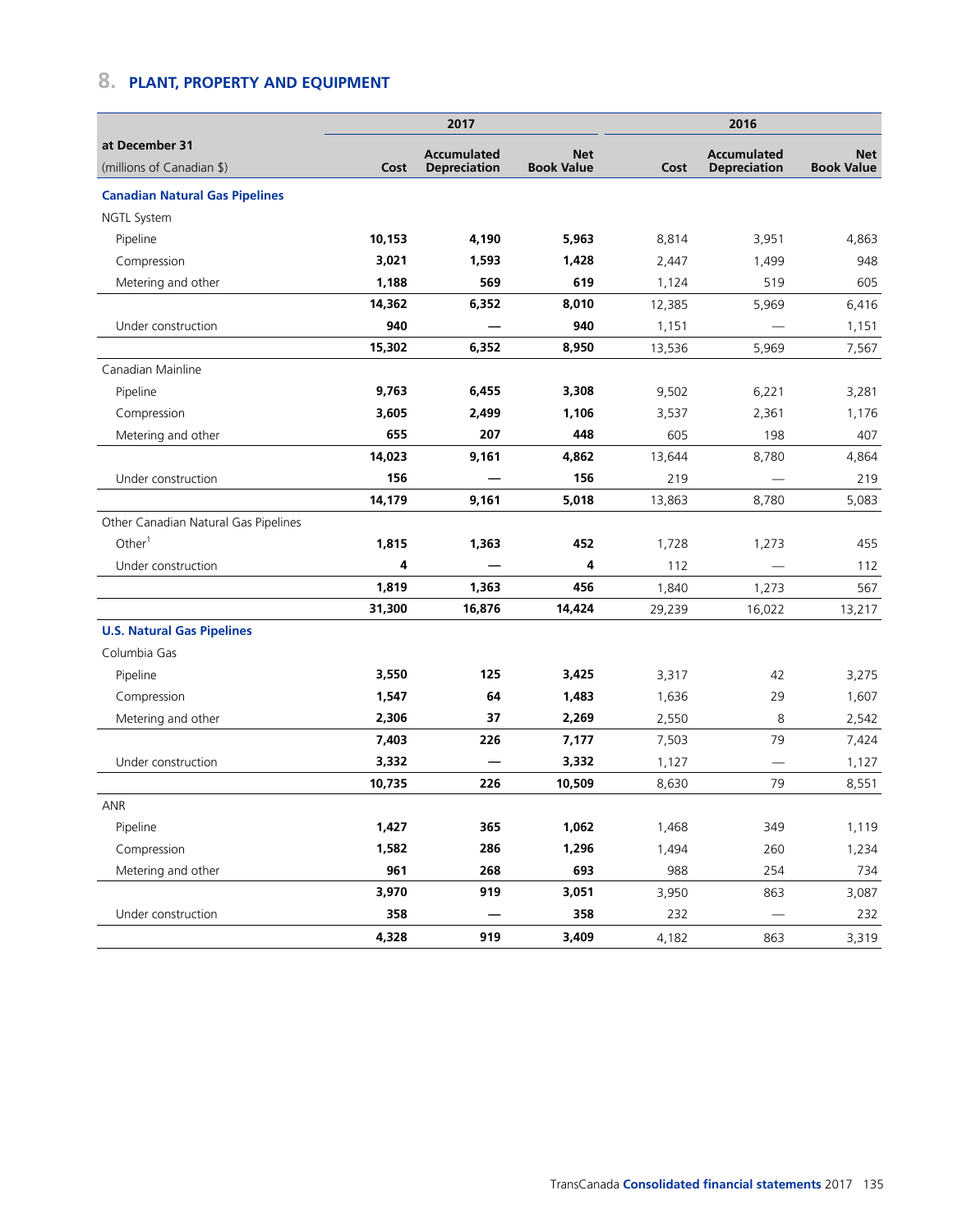## 8. PLANT, PROPERTY AND EQUIPMENT

| at December 31 (millions of Canadian $) | 2017 Cost | 2017 Accumulated Depreciation | 2017 Net Book Value | 2016 Cost | 2016 Accumulated Depreciation | 2016 Net Book Value |
|---|---|---|---|---|---|---|
| **Canadian Natural Gas Pipelines** | | | | | | |
| NGTL System | | | | | | |
| Pipeline | **10,153** | **4,190** | **5,963** | 8,814 | 3,951 | 4,863 |
| Compression | **3,021** | **1,593** | **1,428** | 2,447 | 1,499 | 948 |
| Metering and other | **1,188** | **569** | **619** | 1,124 | 519 | 605 |
| | **14,362** | **6,352** | **8,010** | 12,385 | 5,969 | 6,416 |
| Under construction | **940** | **—** | **940** | 1,151 | — | 1,151 |
| | **15,302** | **6,352** | **8,950** | 13,536 | 5,969 | 7,567 |
| Canadian Mainline | | | | | | |
| Pipeline | **9,763** | **6,455** | **3,308** | 9,502 | 6,221 | 3,281 |
| Compression | **3,605** | **2,499** | **1,106** | 3,537 | 2,361 | 1,176 |
| Metering and other | **655** | **207** | **448** | 605 | 198 | 407 |
| | **14,023** | **9,161** | **4,862** | 13,644 | 8,780 | 4,864 |
| Under construction | **156** | **—** | **156** | 219 | — | 219 |
| | **14,179** | **9,161** | **5,018** | 13,863 | 8,780 | 5,083 |
| Other Canadian Natural Gas Pipelines | | | | | | |
| Other[1] | **1,815** | **1,363** | **452** | 1,728 | 1,273 | 455 |
| Under construction | **4** | **—** | **4** | 112 | — | 112 |
| | **1,819** | **1,363** | **456** | 1,840 | 1,273 | 567 |
| | **31,300** | **16,876** | **14,424** | 29,239 | 16,022 | 13,217 |
| **U.S. Natural Gas Pipelines** | | | | | | |
| Columbia Gas | | | | | | |
| Pipeline | **3,550** | **125** | **3,425** | 3,317 | 42 | 3,275 |
| Compression | **1,547** | **64** | **1,483** | 1,636 | 29 | 1,607 |
| Metering and other | **2,306** | **37** | **2,269** | 2,550 | 8 | 2,542 |
| | **7,403** | **226** | **7,177** | 7,503 | 79 | 7,424 |
| Under construction | **3,332** | **—** | **3,332** | 1,127 | — | 1,127 |
| | **10,735** | **226** | **10,509** | 8,630 | 79 | 8,551 |
| ANR | | | | | | |
| Pipeline | **1,427** | **365** | **1,062** | 1,468 | 349 | 1,119 |
| Compression | **1,582** | **286** | **1,296** | 1,494 | 260 | 1,234 |
| Metering and other | **961** | **268** | **693** | 988 | 254 | 734 |
| | **3,970** | **919** | **3,051** | 3,950 | 863 | 3,087 |
| Under construction | **358** | **—** | **358** | 232 | — | 232 |
| | **4,328** | **919** | **3,409** | 4,182 | 863 | 3,319 |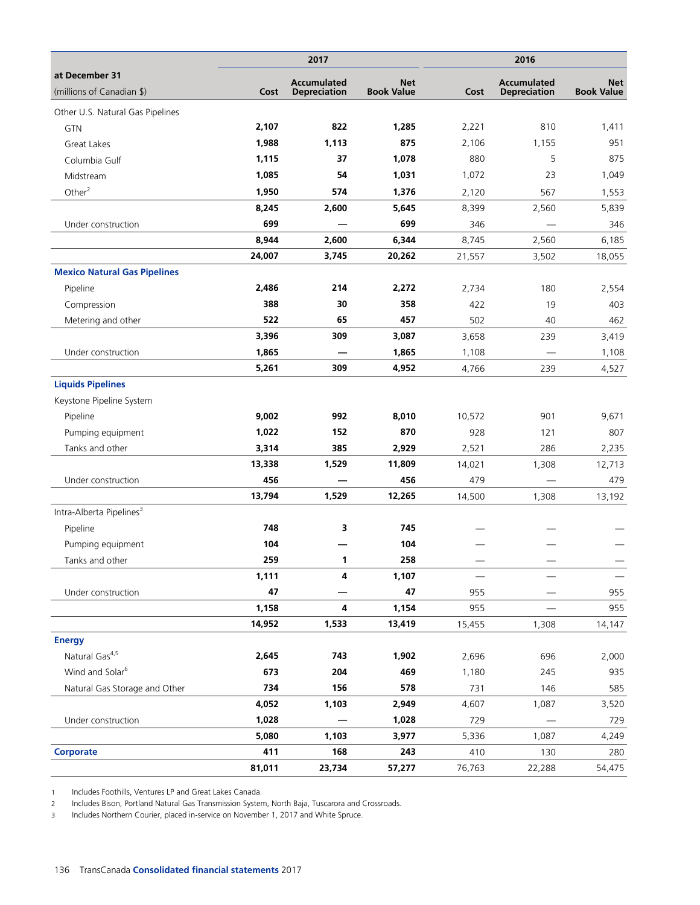| at December 31 (millions of Canadian $) | 2017 | | | 2016 | | |
|---|---|---|---|---|---|---|
| | Cost | Accumulated Depreciation | Net Book Value | Cost | Accumulated Depreciation | Net Book Value |
| Other U.S. Natural Gas Pipelines | | | | | | |
| GTN | **2,107** | **822** | **1,285** | 2,221 | 810 | 1,411 |
| Great Lakes | **1,988** | **1,113** | **875** | 2,106 | 1,155 | 951 |
| Columbia Gulf | **1,115** | **37** | **1,078** | 880 | 5 | 875 |
| Midstream | **1,085** | **54** | **1,031** | 1,072 | 23 | 1,049 |
| Other[2] | **1,950** | **574** | **1,376** | 2,120 | 567 | 1,553 |
| | **8,245** | **2,600** | **5,645** | 8,399 | 2,560 | 5,839 |
| Under construction | **699** | **—** | **699** | 346 | — | 346 |
| | **8,944** | **2,600** | **6,344** | 8,745 | 2,560 | 6,185 |
| | **24,007** | **3,745** | **20,262** | 21,557 | 3,502 | 18,055 |
| **Mexico Natural Gas Pipelines** | | | | | | |
| Pipeline | **2,486** | **214** | **2,272** | 2,734 | 180 | 2,554 |
| Compression | **388** | **30** | **358** | 422 | 19 | 403 |
| Metering and other | **522** | **65** | **457** | 502 | 40 | 462 |
| | **3,396** | **309** | **3,087** | 3,658 | 239 | 3,419 |
| Under construction | **1,865** | **—** | **1,865** | 1,108 | — | 1,108 |
| | **5,261** | **309** | **4,952** | 4,766 | 239 | 4,527 |
| **Liquids Pipelines** | | | | | | |
| Keystone Pipeline System | | | | | | |
| Pipeline | **9,002** | **992** | **8,010** | 10,572 | 901 | 9,671 |
| Pumping equipment | **1,022** | **152** | **870** | 928 | 121 | 807 |
| Tanks and other | **3,314** | **385** | **2,929** | 2,521 | 286 | 2,235 |
| | **13,338** | **1,529** | **11,809** | 14,021 | 1,308 | 12,713 |
| Under construction | **456** | **—** | **456** | 479 | — | 479 |
| | **13,794** | **1,529** | **12,265** | 14,500 | 1,308 | 13,192 |
| Intra-Alberta Pipelines[3] | | | | | | |
| Pipeline | **748** | **3** | **745** | — | — | — |
| Pumping equipment | **104** | **—** | **104** | — | — | — |
| Tanks and other | **259** | **1** | **258** | — | — | — |
| | **1,111** | **4** | **1,107** | — | — | — |
| Under construction | **47** | **—** | **47** | 955 | — | 955 |
| | **1,158** | **4** | **1,154** | 955 | — | 955 |
| | **14,952** | **1,533** | **13,419** | 15,455 | 1,308 | 14,147 |
| **Energy** | | | | | | |
| Natural Gas[4,5] | **2,645** | **743** | **1,902** | 2,696 | 696 | 2,000 |
| Wind and Solar[6] | **673** | **204** | **469** | 1,180 | 245 | 935 |
| Natural Gas Storage and Other | **734** | **156** | **578** | 731 | 146 | 585 |
| | **4,052** | **1,103** | **2,949** | 4,607 | 1,087 | 3,520 |
| Under construction | **1,028** | **—** | **1,028** | 729 | — | 729 |
| | **5,080** | **1,103** | **3,977** | 5,336 | 1,087 | 4,249 |
| **Corporate** | **411** | **168** | **243** | 410 | 130 | 280 |
| | **81,011** | **23,734** | **57,277** | 76,763 | 22,288 | 54,475 |

1 Includes Foothills, Ventures LP and Great Lakes Canada.

2 Includes Bison, Portland Natural Gas Transmission System, North Baja, Tuscarora and Crossroads.

3 Includes Northern Courier, placed in-service on November 1, 2017 and White Spruce.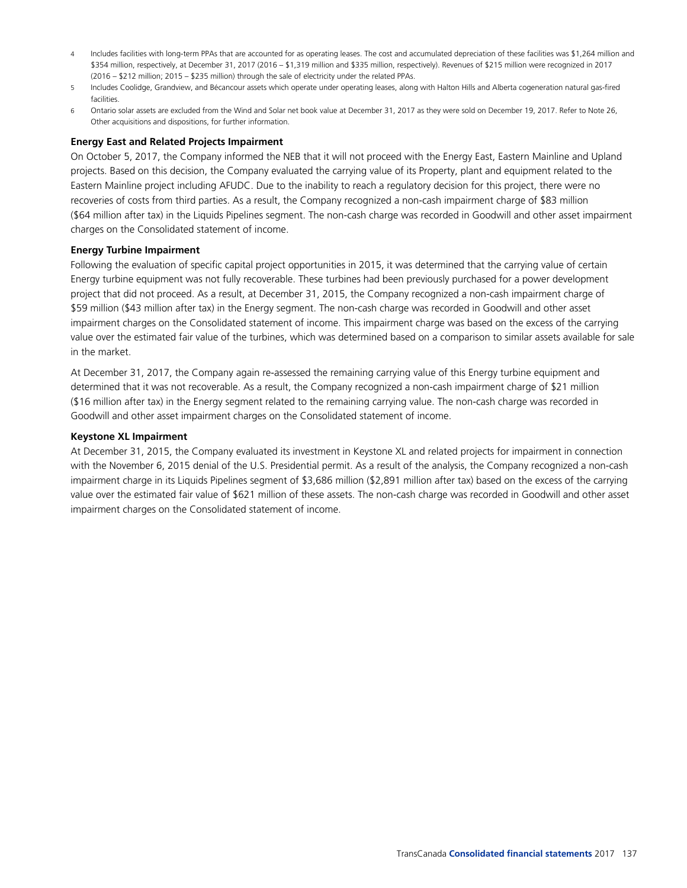4 Includes facilities with long-term PPAs that are accounted for as operating leases. The cost and accumulated depreciation of these facilities was $1,264 million and $354 million, respectively, at December 31, 2017 (2016 – $1,319 million and $335 million, respectively). Revenues of $215 million were recognized in 2017 (2016 – $212 million; 2015 – $235 million) through the sale of electricity under the related PPAs.

5 Includes Coolidge, Grandview, and Bécancour assets which operate under operating leases, along with Halton Hills and Alberta cogeneration natural gas-fired facilities.

6 Ontario solar assets are excluded from the Wind and Solar net book value at December 31, 2017 as they were sold on December 19, 2017. Refer to Note 26, Other acquisitions and dispositions, for further information.

### Energy East and Related Projects Impairment

On October 5, 2017, the Company informed the NEB that it will not proceed with the Energy East, Eastern Mainline and Upland projects. Based on this decision, the Company evaluated the carrying value of its Property, plant and equipment related to the Eastern Mainline project including AFUDC. Due to the inability to reach a regulatory decision for this project, there were no recoveries of costs from third parties. As a result, the Company recognized a non-cash impairment charge of $83 million ($64 million after tax) in the Liquids Pipelines segment. The non-cash charge was recorded in Goodwill and other asset impairment charges on the Consolidated statement of income.

### Energy Turbine Impairment

Following the evaluation of specific capital project opportunities in 2015, it was determined that the carrying value of certain Energy turbine equipment was not fully recoverable. These turbines had been previously purchased for a power development project that did not proceed. As a result, at December 31, 2015, the Company recognized a non-cash impairment charge of $59 million ($43 million after tax) in the Energy segment. The non-cash charge was recorded in Goodwill and other asset impairment charges on the Consolidated statement of income. This impairment charge was based on the excess of the carrying value over the estimated fair value of the turbines, which was determined based on a comparison to similar assets available for sale in the market.

At December 31, 2017, the Company again re-assessed the remaining carrying value of this Energy turbine equipment and determined that it was not recoverable. As a result, the Company recognized a non-cash impairment charge of $21 million ($16 million after tax) in the Energy segment related to the remaining carrying value. The non-cash charge was recorded in Goodwill and other asset impairment charges on the Consolidated statement of income.

### Keystone XL Impairment

At December 31, 2015, the Company evaluated its investment in Keystone XL and related projects for impairment in connection with the November 6, 2015 denial of the U.S. Presidential permit. As a result of the analysis, the Company recognized a non-cash impairment charge in its Liquids Pipelines segment of $3,686 million ($2,891 million after tax) based on the excess of the carrying value over the estimated fair value of $621 million of these assets. The non-cash charge was recorded in Goodwill and other asset impairment charges on the Consolidated statement of income.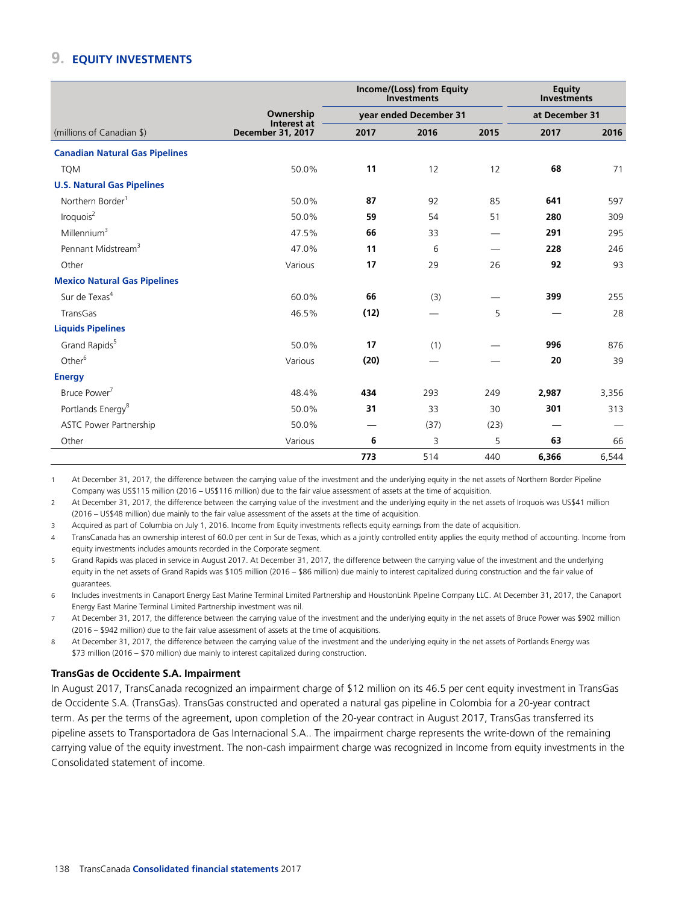## 9. EQUITY INVESTMENTS

| (millions of Canadian $) | Ownership Interest at December 31, 2017 | Income/(Loss) from Equity Investments | | | Equity Investments | |
|---|---|---|---|---|---|---|
| | | year ended December 31 | | | at December 31 | |
| | | 2017 | 2016 | 2015 | 2017 | 2016 |
| **Canadian Natural Gas Pipelines** | | | | | | |
| TQM | 50.0% | **11** | 12 | 12 | **68** | 71 |
| **U.S. Natural Gas Pipelines** | | | | | | |
| Northern Border[1] | 50.0% | **87** | 92 | 85 | **641** | 597 |
| Iroquois[2] | 50.0% | **59** | 54 | 51 | **280** | 309 |
| Millennium[3] | 47.5% | **66** | 33 | — | **291** | 295 |
| Pennant Midstream[3] | 47.0% | **11** | 6 | — | **228** | 246 |
| Other | Various | **17** | 29 | 26 | **92** | 93 |
| **Mexico Natural Gas Pipelines** | | | | | | |
| Sur de Texas[4] | 60.0% | **66** | (3) | — | **399** | 255 |
| TransGas | 46.5% | **(12)** | — | 5 | **—** | 28 |
| **Liquids Pipelines** | | | | | | |
| Grand Rapids[5] | 50.0% | **17** | (1) | — | **996** | 876 |
| Other[6] | Various | **(20)** | — | — | **20** | 39 |
| **Energy** | | | | | | |
| Bruce Power[7] | 48.4% | **434** | 293 | 249 | **2,987** | 3,356 |
| Portlands Energy[8] | 50.0% | **31** | 33 | 30 | **301** | 313 |
| ASTC Power Partnership | 50.0% | **—** | (37) | (23) | **—** | — |
| Other | Various | **6** | 3 | 5 | **63** | 66 |
| | | **773** | 514 | 440 | **6,366** | 6,544 |

1 At December 31, 2017, the difference between the carrying value of the investment and the underlying equity in the net assets of Northern Border Pipeline Company was US$115 million (2016 – US$116 million) due to the fair value assessment of assets at the time of acquisition.

2 At December 31, 2017, the difference between the carrying value of the investment and the underlying equity in the net assets of Iroquois was US$41 million (2016 – US$48 million) due mainly to the fair value assessment of the assets at the time of acquisition.

3 Acquired as part of Columbia on July 1, 2016. Income from Equity investments reflects equity earnings from the date of acquisition.

4 TransCanada has an ownership interest of 60.0 per cent in Sur de Texas, which as a jointly controlled entity applies the equity method of accounting. Income from equity investments includes amounts recorded in the Corporate segment.

5 Grand Rapids was placed in service in August 2017. At December 31, 2017, the difference between the carrying value of the investment and the underlying equity in the net assets of Grand Rapids was $105 million (2016 – $86 million) due mainly to interest capitalized during construction and the fair value of guarantees.

6 Includes investments in Canaport Energy East Marine Terminal Limited Partnership and HoustonLink Pipeline Company LLC. At December 31, 2017, the Canaport Energy East Marine Terminal Limited Partnership investment was nil.

7 At December 31, 2017, the difference between the carrying value of the investment and the underlying equity in the net assets of Bruce Power was $902 million (2016 – $942 million) due to the fair value assessment of assets at the time of acquisitions.

8 At December 31, 2017, the difference between the carrying value of the investment and the underlying equity in the net assets of Portlands Energy was $73 million (2016 – $70 million) due mainly to interest capitalized during construction.

### TransGas de Occidente S.A. Impairment

In August 2017, TransCanada recognized an impairment charge of $12 million on its 46.5 per cent equity investment in TransGas de Occidente S.A. (TransGas). TransGas constructed and operated a natural gas pipeline in Colombia for a 20-year contract term. As per the terms of the agreement, upon completion of the 20-year contract in August 2017, TransGas transferred its pipeline assets to Transportadora de Gas Internacional S.A.. The impairment charge represents the write-down of the remaining carrying value of the equity investment. The non-cash impairment charge was recognized in Income from equity investments in the Consolidated statement of income.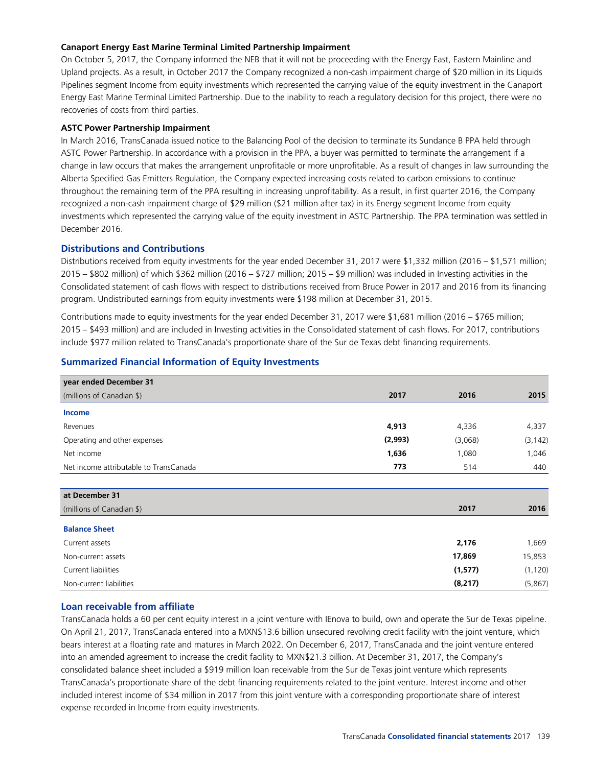**Canaport Energy East Marine Terminal Limited Partnership Impairment**

On October 5, 2017, the Company informed the NEB that it will not be proceeding with the Energy East, Eastern Mainline and Upland projects. As a result, in October 2017 the Company recognized a non-cash impairment charge of $20 million in its Liquids Pipelines segment Income from equity investments which represented the carrying value of the equity investment in the Canaport Energy East Marine Terminal Limited Partnership. Due to the inability to reach a regulatory decision for this project, there were no recoveries of costs from third parties.

**ASTC Power Partnership Impairment**

In March 2016, TransCanada issued notice to the Balancing Pool of the decision to terminate its Sundance B PPA held through ASTC Power Partnership. In accordance with a provision in the PPA, a buyer was permitted to terminate the arrangement if a change in law occurs that makes the arrangement unprofitable or more unprofitable. As a result of changes in law surrounding the Alberta Specified Gas Emitters Regulation, the Company expected increasing costs related to carbon emissions to continue throughout the remaining term of the PPA resulting in increasing unprofitability. As a result, in first quarter 2016, the Company recognized a non-cash impairment charge of $29 million ($21 million after tax) in its Energy segment Income from equity investments which represented the carrying value of the equity investment in ASTC Partnership. The PPA termination was settled in December 2016.

## Distributions and Contributions

Distributions received from equity investments for the year ended December 31, 2017 were $1,332 million (2016 – $1,571 million; 2015 – $802 million) of which $362 million (2016 – $727 million; 2015 – $9 million) was included in Investing activities in the Consolidated statement of cash flows with respect to distributions received from Bruce Power in 2017 and 2016 from its financing program. Undistributed earnings from equity investments were $198 million at December 31, 2015.

Contributions made to equity investments for the year ended December 31, 2017 were $1,681 million (2016 – $765 million; 2015 – $493 million) and are included in Investing activities in the Consolidated statement of cash flows. For 2017, contributions include $977 million related to TransCanada's proportionate share of the Sur de Texas debt financing requirements.

## Summarized Financial Information of Equity Investments

| year ended December 31 | | | |
|---|---|---|---|
| (millions of Canadian $) | **2017** | 2016 | 2015 |
| **Income** | | | |
| Revenues | **4,913** | 4,336 | 4,337 |
| Operating and other expenses | **(2,993)** | (3,068) | (3,142) |
| Net income | **1,636** | 1,080 | 1,046 |
| Net income attributable to TransCanada | **773** | 514 | 440 |

| at December 31 | | |
|---|---|---|
| (millions of Canadian $) | **2017** | 2016 |
| **Balance Sheet** | | |
| Current assets | **2,176** | 1,669 |
| Non-current assets | **17,869** | 15,853 |
| Current liabilities | **(1,577)** | (1,120) |
| Non-current liabilities | **(8,217)** | (5,867) |

## Loan receivable from affiliate

TransCanada holds a 60 per cent equity interest in a joint venture with IEnova to build, own and operate the Sur de Texas pipeline. On April 21, 2017, TransCanada entered into a MXN$13.6 billion unsecured revolving credit facility with the joint venture, which bears interest at a floating rate and matures in March 2022. On December 6, 2017, TransCanada and the joint venture entered into an amended agreement to increase the credit facility to MXN$21.3 billion. At December 31, 2017, the Company's consolidated balance sheet included a $919 million loan receivable from the Sur de Texas joint venture which represents TransCanada's proportionate share of the debt financing requirements related to the joint venture. Interest income and other included interest income of $34 million in 2017 from this joint venture with a corresponding proportionate share of interest expense recorded in Income from equity investments.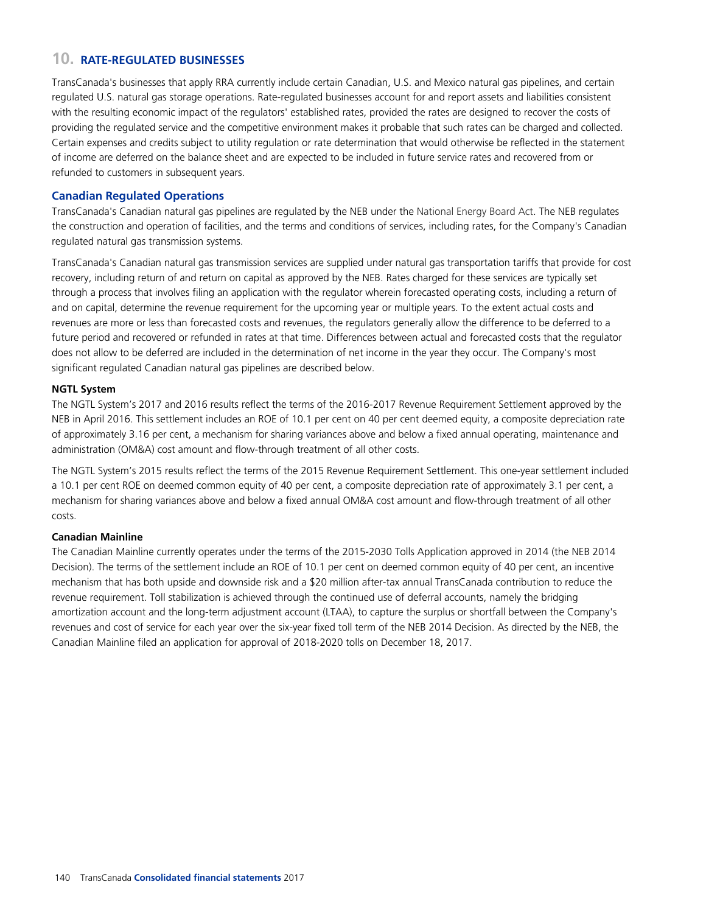## 10. RATE-REGULATED BUSINESSES

TransCanada's businesses that apply RRA currently include certain Canadian, U.S. and Mexico natural gas pipelines, and certain regulated U.S. natural gas storage operations. Rate-regulated businesses account for and report assets and liabilities consistent with the resulting economic impact of the regulators' established rates, provided the rates are designed to recover the costs of providing the regulated service and the competitive environment makes it probable that such rates can be charged and collected. Certain expenses and credits subject to utility regulation or rate determination that would otherwise be reflected in the statement of income are deferred on the balance sheet and are expected to be included in future service rates and recovered from or refunded to customers in subsequent years.

### Canadian Regulated Operations

TransCanada's Canadian natural gas pipelines are regulated by the NEB under the *National Energy Board Act*. The NEB regulates the construction and operation of facilities, and the terms and conditions of services, including rates, for the Company's Canadian regulated natural gas transmission systems.

TransCanada's Canadian natural gas transmission services are supplied under natural gas transportation tariffs that provide for cost recovery, including return of and return on capital as approved by the NEB. Rates charged for these services are typically set through a process that involves filing an application with the regulator wherein forecasted operating costs, including a return of and on capital, determine the revenue requirement for the upcoming year or multiple years. To the extent actual costs and revenues are more or less than forecasted costs and revenues, the regulators generally allow the difference to be deferred to a future period and recovered or refunded in rates at that time. Differences between actual and forecasted costs that the regulator does not allow to be deferred are included in the determination of net income in the year they occur. The Company's most significant regulated Canadian natural gas pipelines are described below.

**NGTL System**

The NGTL System's 2017 and 2016 results reflect the terms of the 2016-2017 Revenue Requirement Settlement approved by the NEB in April 2016. This settlement includes an ROE of 10.1 per cent on 40 per cent deemed equity, a composite depreciation rate of approximately 3.16 per cent, a mechanism for sharing variances above and below a fixed annual operating, maintenance and administration (OM&A) cost amount and flow-through treatment of all other costs.

The NGTL System's 2015 results reflect the terms of the 2015 Revenue Requirement Settlement. This one-year settlement included a 10.1 per cent ROE on deemed common equity of 40 per cent, a composite depreciation rate of approximately 3.1 per cent, a mechanism for sharing variances above and below a fixed annual OM&A cost amount and flow-through treatment of all other costs.

**Canadian Mainline**

The Canadian Mainline currently operates under the terms of the 2015-2030 Tolls Application approved in 2014 (the NEB 2014 Decision). The terms of the settlement include an ROE of 10.1 per cent on deemed common equity of 40 per cent, an incentive mechanism that has both upside and downside risk and a $20 million after-tax annual TransCanada contribution to reduce the revenue requirement. Toll stabilization is achieved through the continued use of deferral accounts, namely the bridging amortization account and the long-term adjustment account (LTAA), to capture the surplus or shortfall between the Company's revenues and cost of service for each year over the six-year fixed toll term of the NEB 2014 Decision. As directed by the NEB, the Canadian Mainline filed an application for approval of 2018-2020 tolls on December 18, 2017.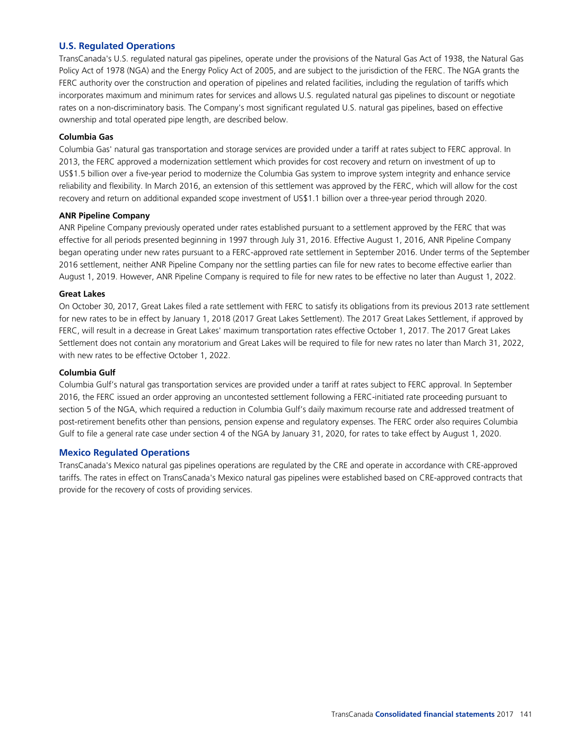### U.S. Regulated Operations

TransCanada's U.S. regulated natural gas pipelines, operate under the provisions of the Natural Gas Act of 1938, the Natural Gas Policy Act of 1978 (NGA) and the Energy Policy Act of 2005, and are subject to the jurisdiction of the FERC. The NGA grants the FERC authority over the construction and operation of pipelines and related facilities, including the regulation of tariffs which incorporates maximum and minimum rates for services and allows U.S. regulated natural gas pipelines to discount or negotiate rates on a non-discriminatory basis. The Company's most significant regulated U.S. natural gas pipelines, based on effective ownership and total operated pipe length, are described below.

**Columbia Gas**

Columbia Gas' natural gas transportation and storage services are provided under a tariff at rates subject to FERC approval. In 2013, the FERC approved a modernization settlement which provides for cost recovery and return on investment of up to US$1.5 billion over a five-year period to modernize the Columbia Gas system to improve system integrity and enhance service reliability and flexibility. In March 2016, an extension of this settlement was approved by the FERC, which will allow for the cost recovery and return on additional expanded scope investment of US$1.1 billion over a three-year period through 2020.

**ANR Pipeline Company**

ANR Pipeline Company previously operated under rates established pursuant to a settlement approved by the FERC that was effective for all periods presented beginning in 1997 through July 31, 2016. Effective August 1, 2016, ANR Pipeline Company began operating under new rates pursuant to a FERC-approved rate settlement in September 2016. Under terms of the September 2016 settlement, neither ANR Pipeline Company nor the settling parties can file for new rates to become effective earlier than August 1, 2019. However, ANR Pipeline Company is required to file for new rates to be effective no later than August 1, 2022.

**Great Lakes**

On October 30, 2017, Great Lakes filed a rate settlement with FERC to satisfy its obligations from its previous 2013 rate settlement for new rates to be in effect by January 1, 2018 (2017 Great Lakes Settlement). The 2017 Great Lakes Settlement, if approved by FERC, will result in a decrease in Great Lakes' maximum transportation rates effective October 1, 2017. The 2017 Great Lakes Settlement does not contain any moratorium and Great Lakes will be required to file for new rates no later than March 31, 2022, with new rates to be effective October 1, 2022.

**Columbia Gulf**

Columbia Gulf's natural gas transportation services are provided under a tariff at rates subject to FERC approval. In September 2016, the FERC issued an order approving an uncontested settlement following a FERC-initiated rate proceeding pursuant to section 5 of the NGA, which required a reduction in Columbia Gulf's daily maximum recourse rate and addressed treatment of post-retirement benefits other than pensions, pension expense and regulatory expenses. The FERC order also requires Columbia Gulf to file a general rate case under section 4 of the NGA by January 31, 2020, for rates to take effect by August 1, 2020.

### Mexico Regulated Operations

TransCanada's Mexico natural gas pipelines operations are regulated by the CRE and operate in accordance with CRE-approved tariffs. The rates in effect on TransCanada's Mexico natural gas pipelines were established based on CRE-approved contracts that provide for the recovery of costs of providing services.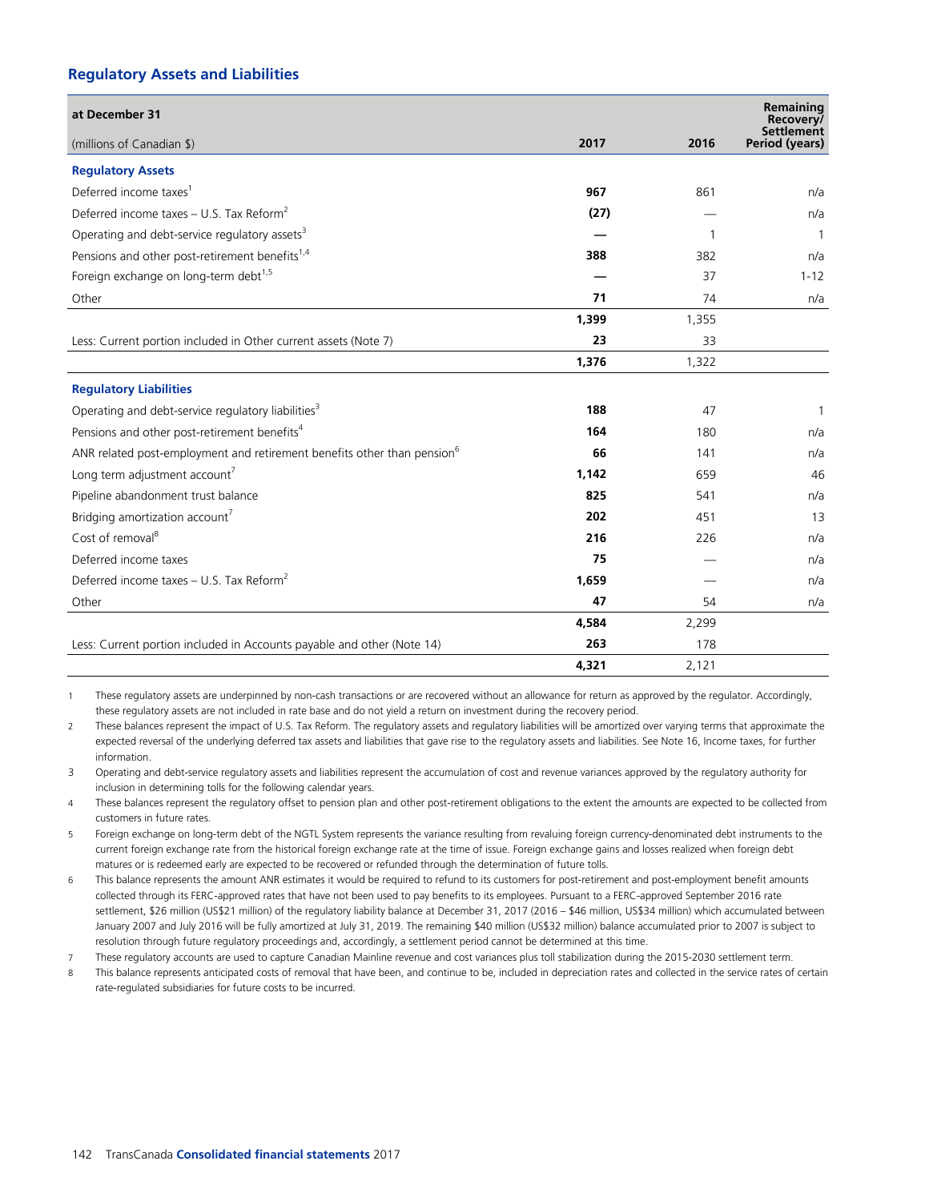## Regulatory Assets and Liabilities

| at December 31<br>(millions of Canadian $) | 2017 | 2016 | Remaining Recovery/ Settlement Period (years) |
|---|---|---|---|
| **Regulatory Assets** | | | |
| Deferred income taxes[1] | **967** | 861 | n/a |
| Deferred income taxes – U.S. Tax Reform[2] | **(27)** | — | n/a |
| Operating and debt-service regulatory assets[3] | **—** | 1 | 1 |
| Pensions and other post-retirement benefits[1,4] | **388** | 382 | n/a |
| Foreign exchange on long-term debt[1,5] | **—** | 37 | 1-12 |
| Other | **71** | 74 | n/a |
| | **1,399** | 1,355 | |
| Less: Current portion included in Other current assets (Note 7) | **23** | 33 | |
| | **1,376** | 1,322 | |
| **Regulatory Liabilities** | | | |
| Operating and debt-service regulatory liabilities[3] | **188** | 47 | 1 |
| Pensions and other post-retirement benefits[4] | **164** | 180 | n/a |
| ANR related post-employment and retirement benefits other than pension[6] | **66** | 141 | n/a |
| Long term adjustment account[7] | **1,142** | 659 | 46 |
| Pipeline abandonment trust balance | **825** | 541 | n/a |
| Bridging amortization account[7] | **202** | 451 | 13 |
| Cost of removal[8] | **216** | 226 | n/a |
| Deferred income taxes | **75** | — | n/a |
| Deferred income taxes – U.S. Tax Reform[2] | **1,659** | — | n/a |
| Other | **47** | 54 | n/a |
| | **4,584** | 2,299 | |
| Less: Current portion included in Accounts payable and other (Note 14) | **263** | 178 | |
| | **4,321** | 2,121 | |

1 These regulatory assets are underpinned by non-cash transactions or are recovered without an allowance for return as approved by the regulator. Accordingly, these regulatory assets are not included in rate base and do not yield a return on investment during the recovery period.

2 These balances represent the impact of U.S. Tax Reform. The regulatory assets and regulatory liabilities will be amortized over varying terms that approximate the expected reversal of the underlying deferred tax assets and liabilities that gave rise to the regulatory assets and liabilities. See Note 16, Income taxes, for further information.

3 Operating and debt-service regulatory assets and liabilities represent the accumulation of cost and revenue variances approved by the regulatory authority for inclusion in determining tolls for the following calendar years.

4 These balances represent the regulatory offset to pension plan and other post-retirement obligations to the extent the amounts are expected to be collected from customers in future rates.

5 Foreign exchange on long-term debt of the NGTL System represents the variance resulting from revaluing foreign currency-denominated debt instruments to the current foreign exchange rate from the historical foreign exchange rate at the time of issue. Foreign exchange gains and losses realized when foreign debt matures or is redeemed early are expected to be recovered or refunded through the determination of future tolls.

6 This balance represents the amount ANR estimates it would be required to refund to its customers for post-retirement and post-employment benefit amounts collected through its FERC-approved rates that have not been used to pay benefits to its employees. Pursuant to a FERC-approved September 2016 rate settlement, $26 million (US$21 million) of the regulatory liability balance at December 31, 2017 (2016 – $46 million, US$34 million) which accumulated between January 2007 and July 2016 will be fully amortized at July 31, 2019. The remaining $40 million (US$32 million) balance accumulated prior to 2007 is subject to resolution through future regulatory proceedings and, accordingly, a settlement period cannot be determined at this time.

7 These regulatory accounts are used to capture Canadian Mainline revenue and cost variances plus toll stabilization during the 2015-2030 settlement term.

8 This balance represents anticipated costs of removal that have been, and continue to be, included in depreciation rates and collected in the service rates of certain rate-regulated subsidiaries for future costs to be incurred.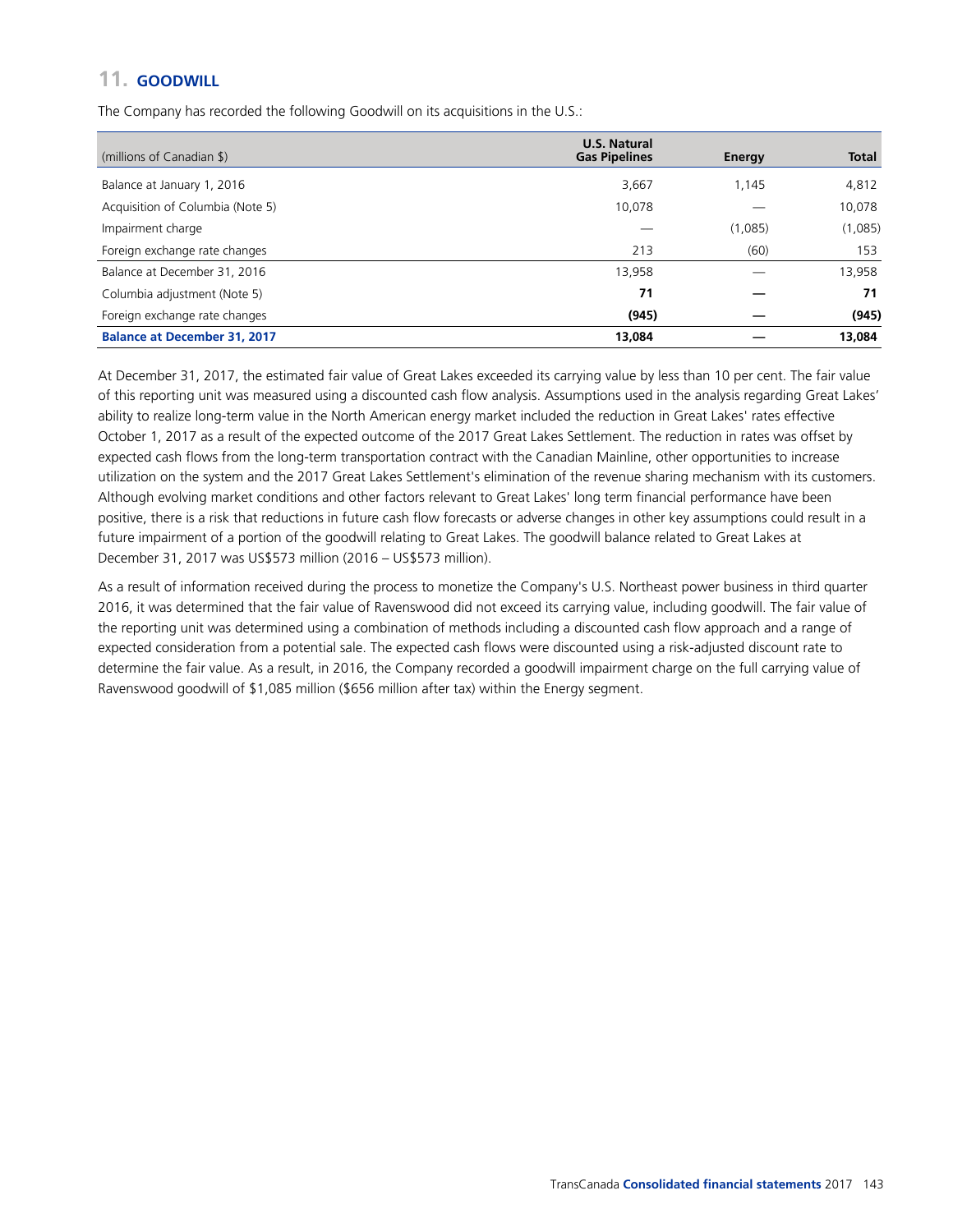## 11. GOODWILL

The Company has recorded the following Goodwill on its acquisitions in the U.S.:

| (millions of Canadian $) | U.S. Natural Gas Pipelines | Energy | Total |
|---|---|---|---|
| Balance at January 1, 2016 | 3,667 | 1,145 | 4,812 |
| Acquisition of Columbia (Note 5) | 10,078 | — | 10,078 |
| Impairment charge | — | (1,085) | (1,085) |
| Foreign exchange rate changes | 213 | (60) | 153 |
| Balance at December 31, 2016 | 13,958 | — | 13,958 |
| Columbia adjustment (Note 5) | **71** | **—** | **71** |
| Foreign exchange rate changes | **(945)** | **—** | **(945)** |
| **Balance at December 31, 2017** | **13,084** | **—** | **13,084** |

At December 31, 2017, the estimated fair value of Great Lakes exceeded its carrying value by less than 10 per cent. The fair value of this reporting unit was measured using a discounted cash flow analysis. Assumptions used in the analysis regarding Great Lakes' ability to realize long-term value in the North American energy market included the reduction in Great Lakes' rates effective October 1, 2017 as a result of the expected outcome of the 2017 Great Lakes Settlement. The reduction in rates was offset by expected cash flows from the long-term transportation contract with the Canadian Mainline, other opportunities to increase utilization on the system and the 2017 Great Lakes Settlement's elimination of the revenue sharing mechanism with its customers. Although evolving market conditions and other factors relevant to Great Lakes' long term financial performance have been positive, there is a risk that reductions in future cash flow forecasts or adverse changes in other key assumptions could result in a future impairment of a portion of the goodwill relating to Great Lakes. The goodwill balance related to Great Lakes at December 31, 2017 was US$573 million (2016 – US$573 million).

As a result of information received during the process to monetize the Company's U.S. Northeast power business in third quarter 2016, it was determined that the fair value of Ravenswood did not exceed its carrying value, including goodwill. The fair value of the reporting unit was determined using a combination of methods including a discounted cash flow approach and a range of expected consideration from a potential sale. The expected cash flows were discounted using a risk-adjusted discount rate to determine the fair value. As a result, in 2016, the Company recorded a goodwill impairment charge on the full carrying value of Ravenswood goodwill of $1,085 million ($656 million after tax) within the Energy segment.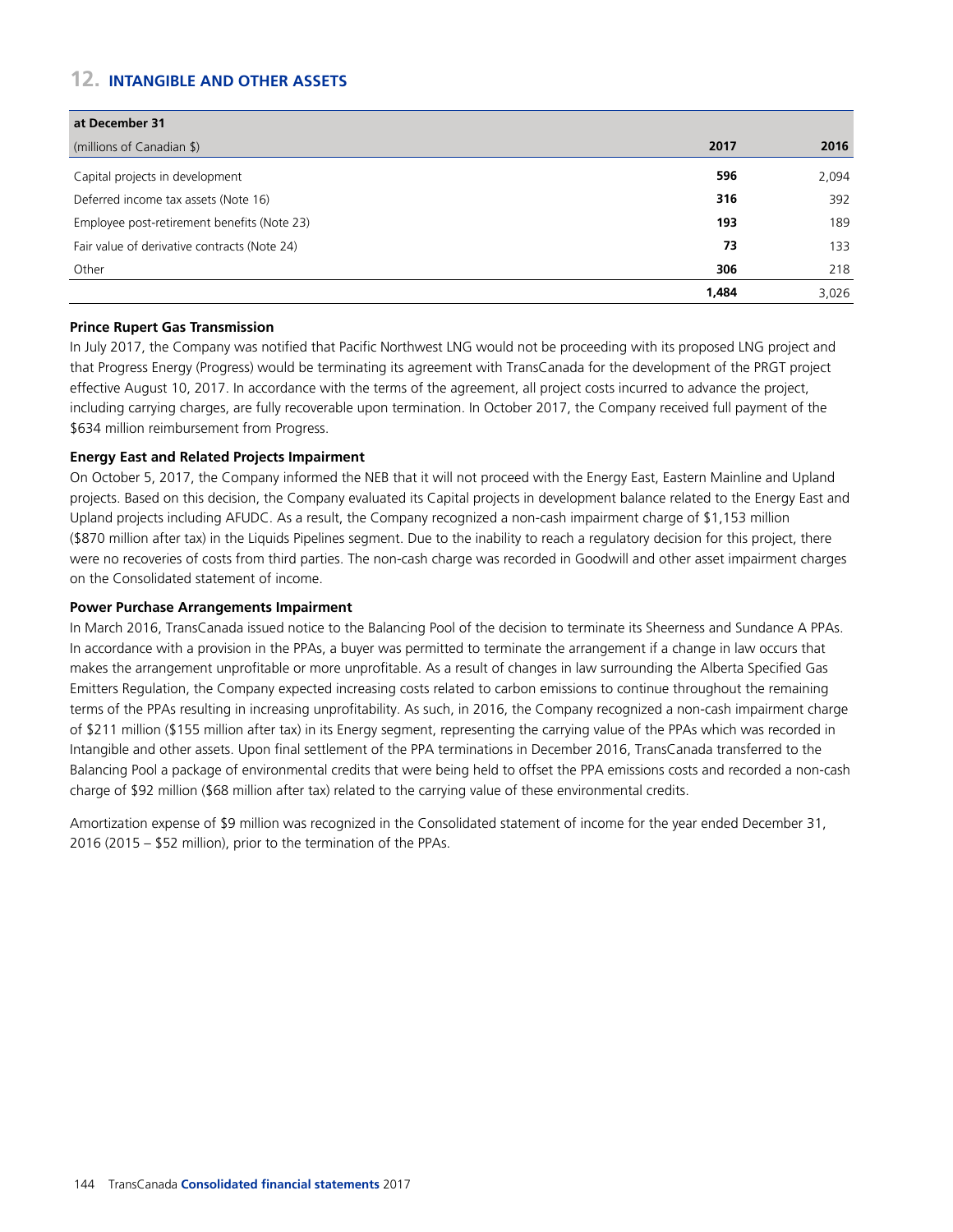## 12. INTANGIBLE AND OTHER ASSETS

| at December 31 | | |
|---|---|---|
| (millions of Canadian $) | **2017** | **2016** |
| Capital projects in development | **596** | 2,094 |
| Deferred income tax assets (Note 16) | **316** | 392 |
| Employee post-retirement benefits (Note 23) | **193** | 189 |
| Fair value of derivative contracts (Note 24) | **73** | 133 |
| Other | **306** | 218 |
| | **1,484** | 3,026 |

**Prince Rupert Gas Transmission**

In July 2017, the Company was notified that Pacific Northwest LNG would not be proceeding with its proposed LNG project and that Progress Energy (Progress) would be terminating its agreement with TransCanada for the development of the PRGT project effective August 10, 2017. In accordance with the terms of the agreement, all project costs incurred to advance the project, including carrying charges, are fully recoverable upon termination. In October 2017, the Company received full payment of the $634 million reimbursement from Progress.

**Energy East and Related Projects Impairment**

On October 5, 2017, the Company informed the NEB that it will not proceed with the Energy East, Eastern Mainline and Upland projects. Based on this decision, the Company evaluated its Capital projects in development balance related to the Energy East and Upland projects including AFUDC. As a result, the Company recognized a non-cash impairment charge of $1,153 million ($870 million after tax) in the Liquids Pipelines segment. Due to the inability to reach a regulatory decision for this project, there were no recoveries of costs from third parties. The non-cash charge was recorded in Goodwill and other asset impairment charges on the Consolidated statement of income.

**Power Purchase Arrangements Impairment**

In March 2016, TransCanada issued notice to the Balancing Pool of the decision to terminate its Sheerness and Sundance A PPAs. In accordance with a provision in the PPAs, a buyer was permitted to terminate the arrangement if a change in law occurs that makes the arrangement unprofitable or more unprofitable. As a result of changes in law surrounding the Alberta Specified Gas Emitters Regulation, the Company expected increasing costs related to carbon emissions to continue throughout the remaining terms of the PPAs resulting in increasing unprofitability. As such, in 2016, the Company recognized a non-cash impairment charge of $211 million ($155 million after tax) in its Energy segment, representing the carrying value of the PPAs which was recorded in Intangible and other assets. Upon final settlement of the PPA terminations in December 2016, TransCanada transferred to the Balancing Pool a package of environmental credits that were being held to offset the PPA emissions costs and recorded a non-cash charge of $92 million ($68 million after tax) related to the carrying value of these environmental credits.

Amortization expense of $9 million was recognized in the Consolidated statement of income for the year ended December 31, 2016 (2015 – $52 million), prior to the termination of the PPAs.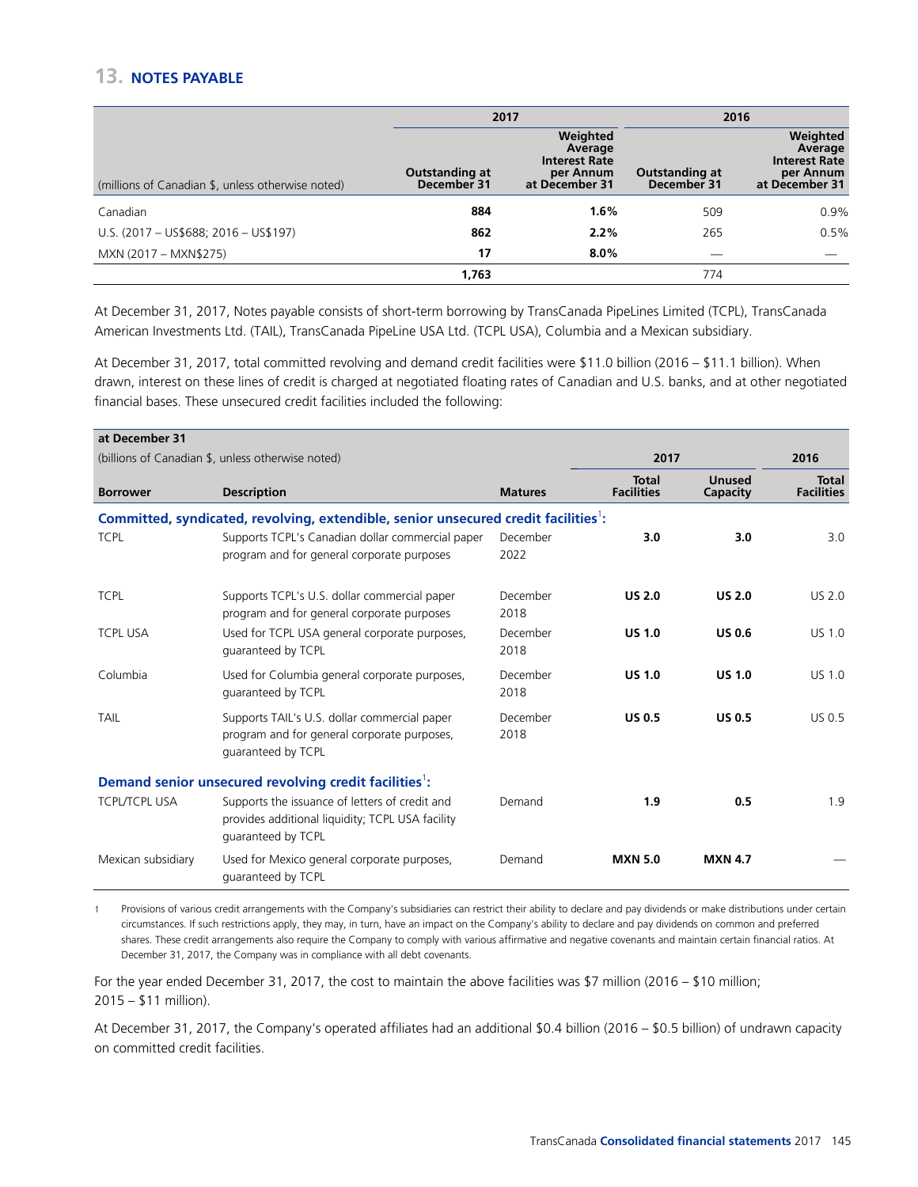## 13. NOTES PAYABLE

| (millions of Canadian $, unless otherwise noted) | 2017 | | 2016 | |
|---|---|---|---|---|
| | **Outstanding at December 31** | **Weighted Average Interest Rate per Annum at December 31** | **Outstanding at December 31** | **Weighted Average Interest Rate per Annum at December 31** |
| Canadian | **884** | **1.6%** | 509 | 0.9% |
| U.S. (2017 – US$688; 2016 – US$197) | **862** | **2.2%** | 265 | 0.5% |
| MXN (2017 – MXN$275) | **17** | **8.0%** | — | — |
| | **1,763** | | 774 | |

At December 31, 2017, Notes payable consists of short-term borrowing by TransCanada PipeLines Limited (TCPL), TransCanada American Investments Ltd. (TAIL), TransCanada PipeLine USA Ltd. (TCPL USA), Columbia and a Mexican subsidiary.

At December 31, 2017, total committed revolving and demand credit facilities were $11.0 billion (2016 – $11.1 billion). When drawn, interest on these lines of credit is charged at negotiated floating rates of Canadian and U.S. banks, and at other negotiated financial bases. These unsecured credit facilities included the following:

| at December 31<br>(billions of Canadian $, unless otherwise noted) | | | 2017 | | 2016 |
|---|---|---|---|---|---|
| **Borrower** | **Description** | **Matures** | **Total Facilities** | **Unused Capacity** | **Total Facilities** |
| **Committed, syndicated, revolving, extendible, senior unsecured credit facilities[1]:** | | | | | |
| TCPL | Supports TCPL's Canadian dollar commercial paper program and for general corporate purposes | December 2022 | **3.0** | **3.0** | 3.0 |
| TCPL | Supports TCPL's U.S. dollar commercial paper program and for general corporate purposes | December 2018 | **US 2.0** | **US 2.0** | US 2.0 |
| TCPL USA | Used for TCPL USA general corporate purposes, guaranteed by TCPL | December 2018 | **US 1.0** | **US 0.6** | US 1.0 |
| Columbia | Used for Columbia general corporate purposes, guaranteed by TCPL | December 2018 | **US 1.0** | **US 1.0** | US 1.0 |
| TAIL | Supports TAIL's U.S. dollar commercial paper program and for general corporate purposes, guaranteed by TCPL | December 2018 | **US 0.5** | **US 0.5** | US 0.5 |
| **Demand senior unsecured revolving credit facilities[1]:** | | | | | |
| TCPL/TCPL USA | Supports the issuance of letters of credit and provides additional liquidity; TCPL USA facility guaranteed by TCPL | Demand | **1.9** | **0.5** | 1.9 |
| Mexican subsidiary | Used for Mexico general corporate purposes, guaranteed by TCPL | Demand | **MXN 5.0** | **MXN 4.7** | — |

1 Provisions of various credit arrangements with the Company's subsidiaries can restrict their ability to declare and pay dividends or make distributions under certain circumstances. If such restrictions apply, they may, in turn, have an impact on the Company's ability to declare and pay dividends on common and preferred shares. These credit arrangements also require the Company to comply with various affirmative and negative covenants and maintain certain financial ratios. At December 31, 2017, the Company was in compliance with all debt covenants.

For the year ended December 31, 2017, the cost to maintain the above facilities was $7 million (2016 – $10 million; 2015 – $11 million).

At December 31, 2017, the Company's operated affiliates had an additional $0.4 billion (2016 – $0.5 billion) of undrawn capacity on committed credit facilities.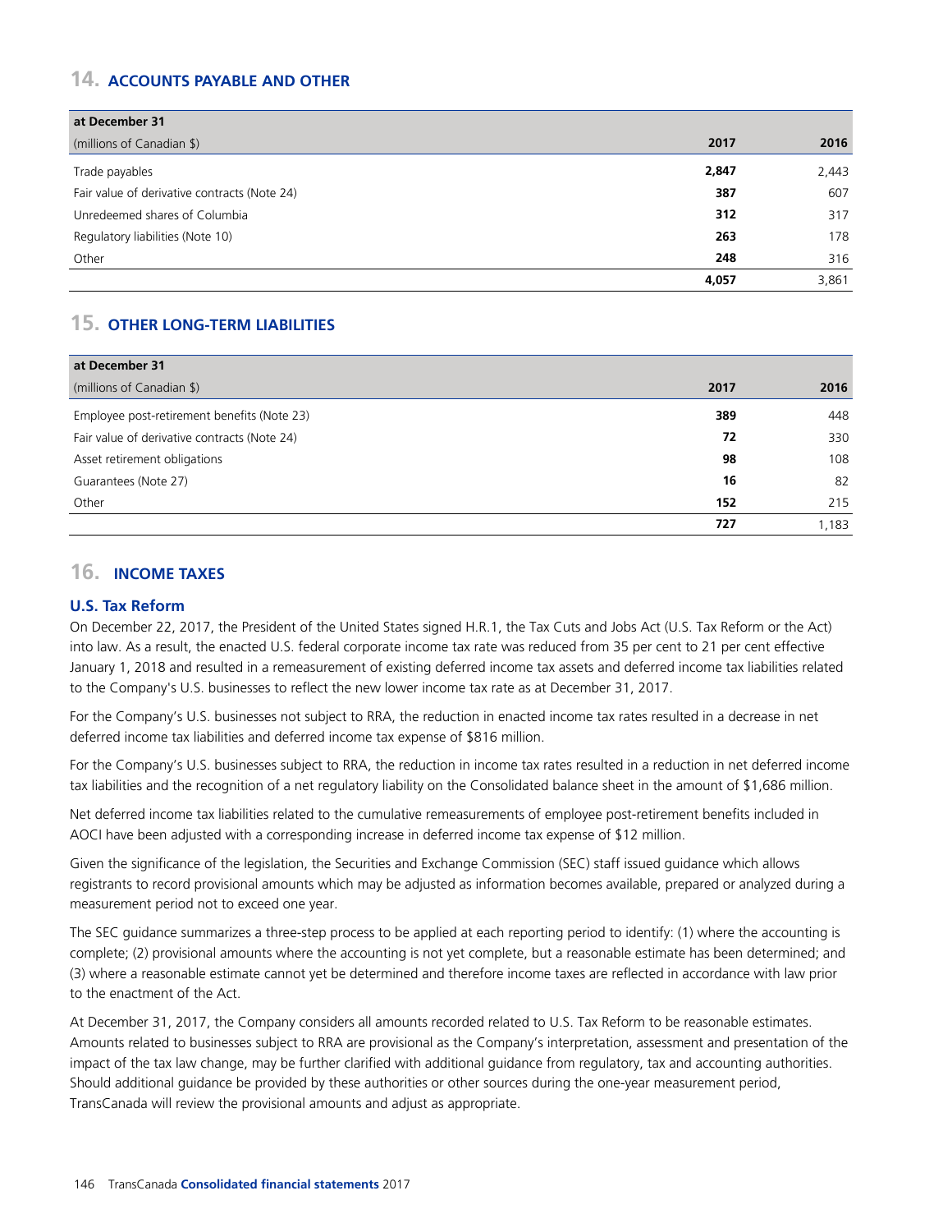## 14. ACCOUNTS PAYABLE AND OTHER

| at December 31 | | |
|---|---|---|
| (millions of Canadian $) | **2017** | **2016** |
| Trade payables | **2,847** | 2,443 |
| Fair value of derivative contracts (Note 24) | **387** | 607 |
| Unredeemed shares of Columbia | **312** | 317 |
| Regulatory liabilities (Note 10) | **263** | 178 |
| Other | **248** | 316 |
| | **4,057** | 3,861 |

## 15. OTHER LONG-TERM LIABILITIES

| at December 31 | | |
|---|---|---|
| (millions of Canadian $) | **2017** | **2016** |
| Employee post-retirement benefits (Note 23) | **389** | 448 |
| Fair value of derivative contracts (Note 24) | **72** | 330 |
| Asset retirement obligations | **98** | 108 |
| Guarantees (Note 27) | **16** | 82 |
| Other | **152** | 215 |
| | **727** | 1,183 |

## 16. INCOME TAXES

### U.S. Tax Reform

On December 22, 2017, the President of the United States signed H.R.1, the Tax Cuts and Jobs Act (U.S. Tax Reform or the Act) into law. As a result, the enacted U.S. federal corporate income tax rate was reduced from 35 per cent to 21 per cent effective January 1, 2018 and resulted in a remeasurement of existing deferred income tax assets and deferred income tax liabilities related to the Company's U.S. businesses to reflect the new lower income tax rate as at December 31, 2017.

For the Company's U.S. businesses not subject to RRA, the reduction in enacted income tax rates resulted in a decrease in net deferred income tax liabilities and deferred income tax expense of $816 million.

For the Company's U.S. businesses subject to RRA, the reduction in income tax rates resulted in a reduction in net deferred income tax liabilities and the recognition of a net regulatory liability on the Consolidated balance sheet in the amount of $1,686 million.

Net deferred income tax liabilities related to the cumulative remeasurements of employee post-retirement benefits included in AOCI have been adjusted with a corresponding increase in deferred income tax expense of $12 million.

Given the significance of the legislation, the Securities and Exchange Commission (SEC) staff issued guidance which allows registrants to record provisional amounts which may be adjusted as information becomes available, prepared or analyzed during a measurement period not to exceed one year.

The SEC guidance summarizes a three-step process to be applied at each reporting period to identify: (1) where the accounting is complete; (2) provisional amounts where the accounting is not yet complete, but a reasonable estimate has been determined; and (3) where a reasonable estimate cannot yet be determined and therefore income taxes are reflected in accordance with law prior to the enactment of the Act.

At December 31, 2017, the Company considers all amounts recorded related to U.S. Tax Reform to be reasonable estimates. Amounts related to businesses subject to RRA are provisional as the Company's interpretation, assessment and presentation of the impact of the tax law change, may be further clarified with additional guidance from regulatory, tax and accounting authorities. Should additional guidance be provided by these authorities or other sources during the one-year measurement period, TransCanada will review the provisional amounts and adjust as appropriate.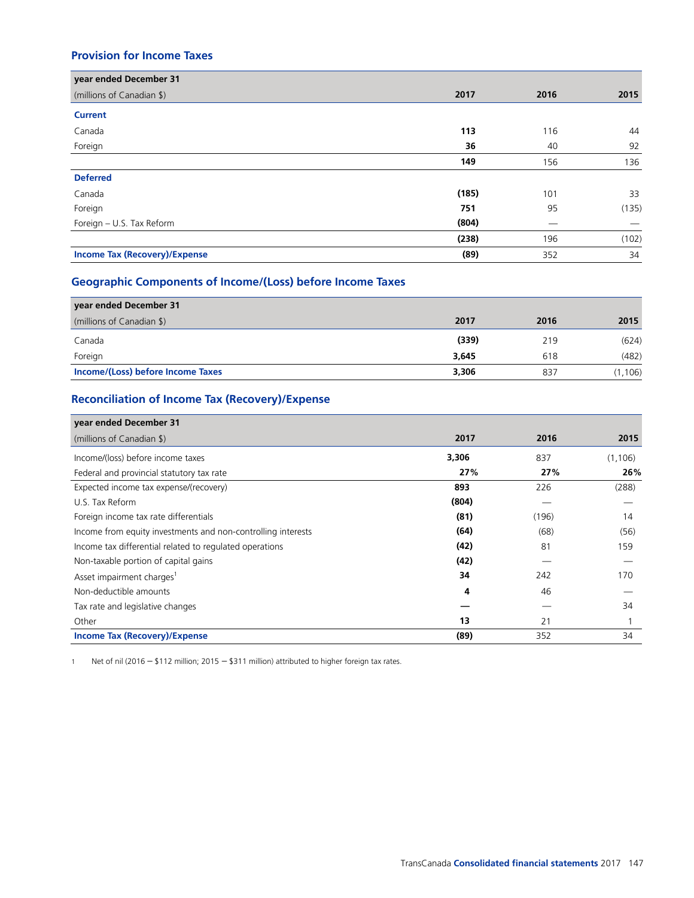## Provision for Income Taxes

| year ended December 31<br>(millions of Canadian $) | 2017 | 2016 | 2015 |
|---|---|---|---|
| **Current** | | | |
| Canada | **113** | 116 | 44 |
| Foreign | **36** | 40 | 92 |
| | **149** | 156 | 136 |
| **Deferred** | | | |
| Canada | **(185)** | 101 | 33 |
| Foreign | **751** | 95 | (135) |
| Foreign – U.S. Tax Reform | **(804)** | — | — |
| | **(238)** | 196 | (102) |
| **Income Tax (Recovery)/Expense** | **(89)** | 352 | 34 |

## Geographic Components of Income/(Loss) before Income Taxes

| year ended December 31<br>(millions of Canadian $) | 2017 | 2016 | 2015 |
|---|---|---|---|
| Canada | **(339)** | 219 | (624) |
| Foreign | **3,645** | 618 | (482) |
| **Income/(Loss) before Income Taxes** | **3,306** | 837 | (1,106) |

## Reconciliation of Income Tax (Recovery)/Expense

| year ended December 31<br>(millions of Canadian $) | 2017 | 2016 | 2015 |
|---|---|---|---|
| Income/(loss) before income taxes | **3,306** | 837 | (1,106) |
| Federal and provincial statutory tax rate | **27%** | **27%** | **26%** |
| Expected income tax expense/(recovery) | **893** | 226 | (288) |
| U.S. Tax Reform | **(804)** | — | — |
| Foreign income tax rate differentials | **(81)** | (196) | 14 |
| Income from equity investments and non-controlling interests | **(64)** | (68) | (56) |
| Income tax differential related to regulated operations | **(42)** | 81 | 159 |
| Non-taxable portion of capital gains | **(42)** | — | — |
| Asset impairment charges[1] | **34** | 242 | 170 |
| Non-deductible amounts | **4** | 46 | — |
| Tax rate and legislative changes | **—** | — | 34 |
| Other | **13** | 21 | 1 |
| **Income Tax (Recovery)/Expense** | **(89)** | 352 | 34 |

1 Net of nil (2016 – $112 million; 2015 – $311 million) attributed to higher foreign tax rates.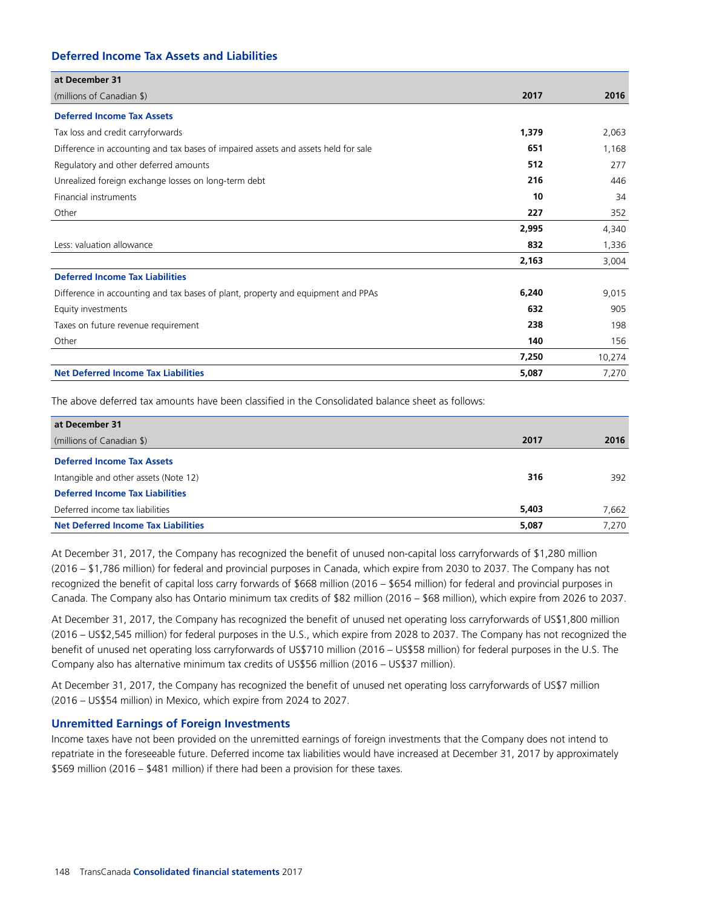### Deferred Income Tax Assets and Liabilities

| at December 31<br>(millions of Canadian $) | 2017 | 2016 |
|---|---|---|
| **Deferred Income Tax Assets** | | |
| Tax loss and credit carryforwards | **1,379** | 2,063 |
| Difference in accounting and tax bases of impaired assets and assets held for sale | **651** | 1,168 |
| Regulatory and other deferred amounts | **512** | 277 |
| Unrealized foreign exchange losses on long-term debt | **216** | 446 |
| Financial instruments | **10** | 34 |
| Other | **227** | 352 |
| | **2,995** | 4,340 |
| Less: valuation allowance | **832** | 1,336 |
| | **2,163** | 3,004 |
| **Deferred Income Tax Liabilities** | | |
| Difference in accounting and tax bases of plant, property and equipment and PPAs | **6,240** | 9,015 |
| Equity investments | **632** | 905 |
| Taxes on future revenue requirement | **238** | 198 |
| Other | **140** | 156 |
| | **7,250** | 10,274 |
| **Net Deferred Income Tax Liabilities** | **5,087** | 7,270 |

The above deferred tax amounts have been classified in the Consolidated balance sheet as follows:

| at December 31<br>(millions of Canadian $) | 2017 | 2016 |
|---|---|---|
| **Deferred Income Tax Assets** | | |
| Intangible and other assets (Note 12) | **316** | 392 |
| **Deferred Income Tax Liabilities** | | |
| Deferred income tax liabilities | **5,403** | 7,662 |
| **Net Deferred Income Tax Liabilities** | **5,087** | 7,270 |

At December 31, 2017, the Company has recognized the benefit of unused non-capital loss carryforwards of $1,280 million (2016 – $1,786 million) for federal and provincial purposes in Canada, which expire from 2030 to 2037. The Company has not recognized the benefit of capital loss carry forwards of $668 million (2016 – $654 million) for federal and provincial purposes in Canada. The Company also has Ontario minimum tax credits of $82 million (2016 – $68 million), which expire from 2026 to 2037.

At December 31, 2017, the Company has recognized the benefit of unused net operating loss carryforwards of US$1,800 million (2016 – US$2,545 million) for federal purposes in the U.S., which expire from 2028 to 2037. The Company has not recognized the benefit of unused net operating loss carryforwards of US$710 million (2016 – US$58 million) for federal purposes in the U.S. The Company also has alternative minimum tax credits of US$56 million (2016 – US$37 million).

At December 31, 2017, the Company has recognized the benefit of unused net operating loss carryforwards of US$7 million (2016 – US$54 million) in Mexico, which expire from 2024 to 2027.

### Unremitted Earnings of Foreign Investments

Income taxes have not been provided on the unremitted earnings of foreign investments that the Company does not intend to repatriate in the foreseeable future. Deferred income tax liabilities would have increased at December 31, 2017 by approximately $569 million (2016 – $481 million) if there had been a provision for these taxes.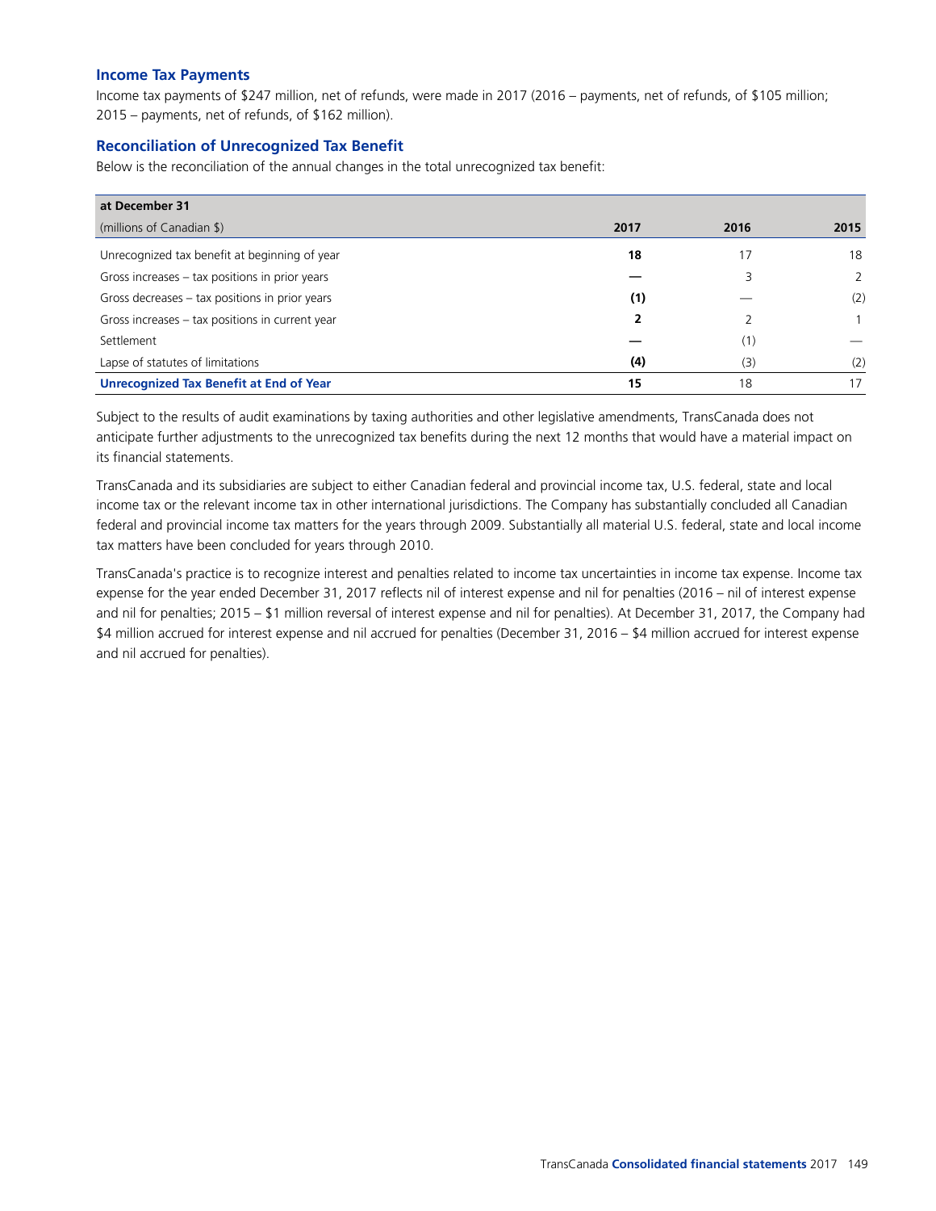### Income Tax Payments

Income tax payments of $247 million, net of refunds, were made in 2017 (2016 – payments, net of refunds, of $105 million; 2015 – payments, net of refunds, of $162 million).

### Reconciliation of Unrecognized Tax Benefit

Below is the reconciliation of the annual changes in the total unrecognized tax benefit:

| at December 31<br>(millions of Canadian $) | 2017 | 2016 | 2015 |
|---|---|---|---|
| Unrecognized tax benefit at beginning of year | **18** | 17 | 18 |
| Gross increases – tax positions in prior years | **—** | 3 | 2 |
| Gross decreases – tax positions in prior years | **(1)** | — | (2) |
| Gross increases – tax positions in current year | **2** | 2 | 1 |
| Settlement | **—** | (1) | — |
| Lapse of statutes of limitations | **(4)** | (3) | (2) |
| **Unrecognized Tax Benefit at End of Year** | **15** | 18 | 17 |

Subject to the results of audit examinations by taxing authorities and other legislative amendments, TransCanada does not anticipate further adjustments to the unrecognized tax benefits during the next 12 months that would have a material impact on its financial statements.

TransCanada and its subsidiaries are subject to either Canadian federal and provincial income tax, U.S. federal, state and local income tax or the relevant income tax in other international jurisdictions. The Company has substantially concluded all Canadian federal and provincial income tax matters for the years through 2009. Substantially all material U.S. federal, state and local income tax matters have been concluded for years through 2010.

TransCanada's practice is to recognize interest and penalties related to income tax uncertainties in income tax expense. Income tax expense for the year ended December 31, 2017 reflects nil of interest expense and nil for penalties (2016 – nil of interest expense and nil for penalties; 2015 – $1 million reversal of interest expense and nil for penalties). At December 31, 2017, the Company had $4 million accrued for interest expense and nil accrued for penalties (December 31, 2016 – $4 million accrued for interest expense and nil accrued for penalties).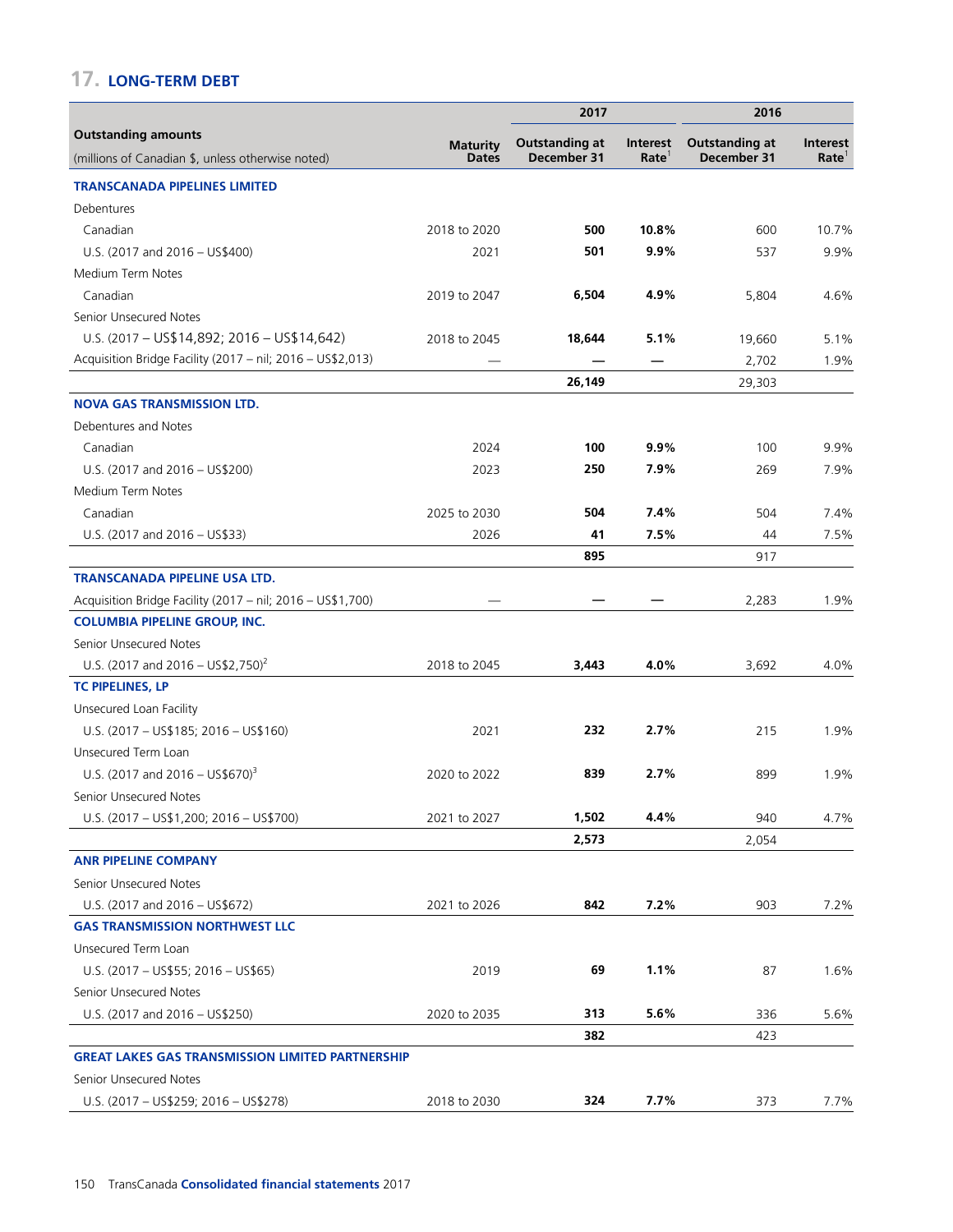## 17. LONG-TERM DEBT

| Outstanding amounts<br>(millions of Canadian $, unless otherwise noted) | Maturity Dates | 2017 Outstanding at December 31 | 2017 Interest Rate[1] | 2016 Outstanding at December 31 | 2016 Interest Rate[1] |
|---|---|---|---|---|---|
| **TRANSCANADA PIPELINES LIMITED** | | | | | |
| Debentures | | | | | |
| Canadian | 2018 to 2020 | **500** | **10.8%** | 600 | 10.7% |
| U.S. (2017 and 2016 – US$400) | 2021 | **501** | **9.9%** | 537 | 9.9% |
| Medium Term Notes | | | | | |
| Canadian | 2019 to 2047 | **6,504** | **4.9%** | 5,804 | 4.6% |
| Senior Unsecured Notes | | | | | |
| U.S. (2017 – US$14,892; 2016 – US$14,642) | 2018 to 2045 | **18,644** | **5.1%** | 19,660 | 5.1% |
| Acquisition Bridge Facility (2017 – nil; 2016 – US$2,013) | — | **—** | **—** | 2,702 | 1.9% |
| | | **26,149** | | 29,303 | |
| **NOVA GAS TRANSMISSION LTD.** | | | | | |
| Debentures and Notes | | | | | |
| Canadian | 2024 | **100** | **9.9%** | 100 | 9.9% |
| U.S. (2017 and 2016 – US$200) | 2023 | **250** | **7.9%** | 269 | 7.9% |
| Medium Term Notes | | | | | |
| Canadian | 2025 to 2030 | **504** | **7.4%** | 504 | 7.4% |
| U.S. (2017 and 2016 – US$33) | 2026 | **41** | **7.5%** | 44 | 7.5% |
| | | **895** | | 917 | |
| **TRANSCANADA PIPELINE USA LTD.** | | | | | |
| Acquisition Bridge Facility (2017 – nil; 2016 – US$1,700) | — | **—** | **—** | 2,283 | 1.9% |
| **COLUMBIA PIPELINE GROUP, INC.** | | | | | |
| Senior Unsecured Notes | | | | | |
| U.S. (2017 and 2016 – US$2,750)[2] | 2018 to 2045 | **3,443** | **4.0%** | 3,692 | 4.0% |
| **TC PIPELINES, LP** | | | | | |
| Unsecured Loan Facility | | | | | |
| U.S. (2017 – US$185; 2016 – US$160) | 2021 | **232** | **2.7%** | 215 | 1.9% |
| Unsecured Term Loan | | | | | |
| U.S. (2017 and 2016 – US$670)[3] | 2020 to 2022 | **839** | **2.7%** | 899 | 1.9% |
| Senior Unsecured Notes | | | | | |
| U.S. (2017 – US$1,200; 2016 – US$700) | 2021 to 2027 | **1,502** | **4.4%** | 940 | 4.7% |
| | | **2,573** | | 2,054 | |
| **ANR PIPELINE COMPANY** | | | | | |
| Senior Unsecured Notes | | | | | |
| U.S. (2017 and 2016 – US$672) | 2021 to 2026 | **842** | **7.2%** | 903 | 7.2% |
| **GAS TRANSMISSION NORTHWEST LLC** | | | | | |
| Unsecured Term Loan | | | | | |
| U.S. (2017 – US$55; 2016 – US$65) | 2019 | **69** | **1.1%** | 87 | 1.6% |
| Senior Unsecured Notes | | | | | |
| U.S. (2017 and 2016 – US$250) | 2020 to 2035 | **313** | **5.6%** | 336 | 5.6% |
| | | **382** | | 423 | |
| **GREAT LAKES GAS TRANSMISSION LIMITED PARTNERSHIP** | | | | | |
| Senior Unsecured Notes | | | | | |
| U.S. (2017 – US$259; 2016 – US$278) | 2018 to 2030 | **324** | **7.7%** | 373 | 7.7% |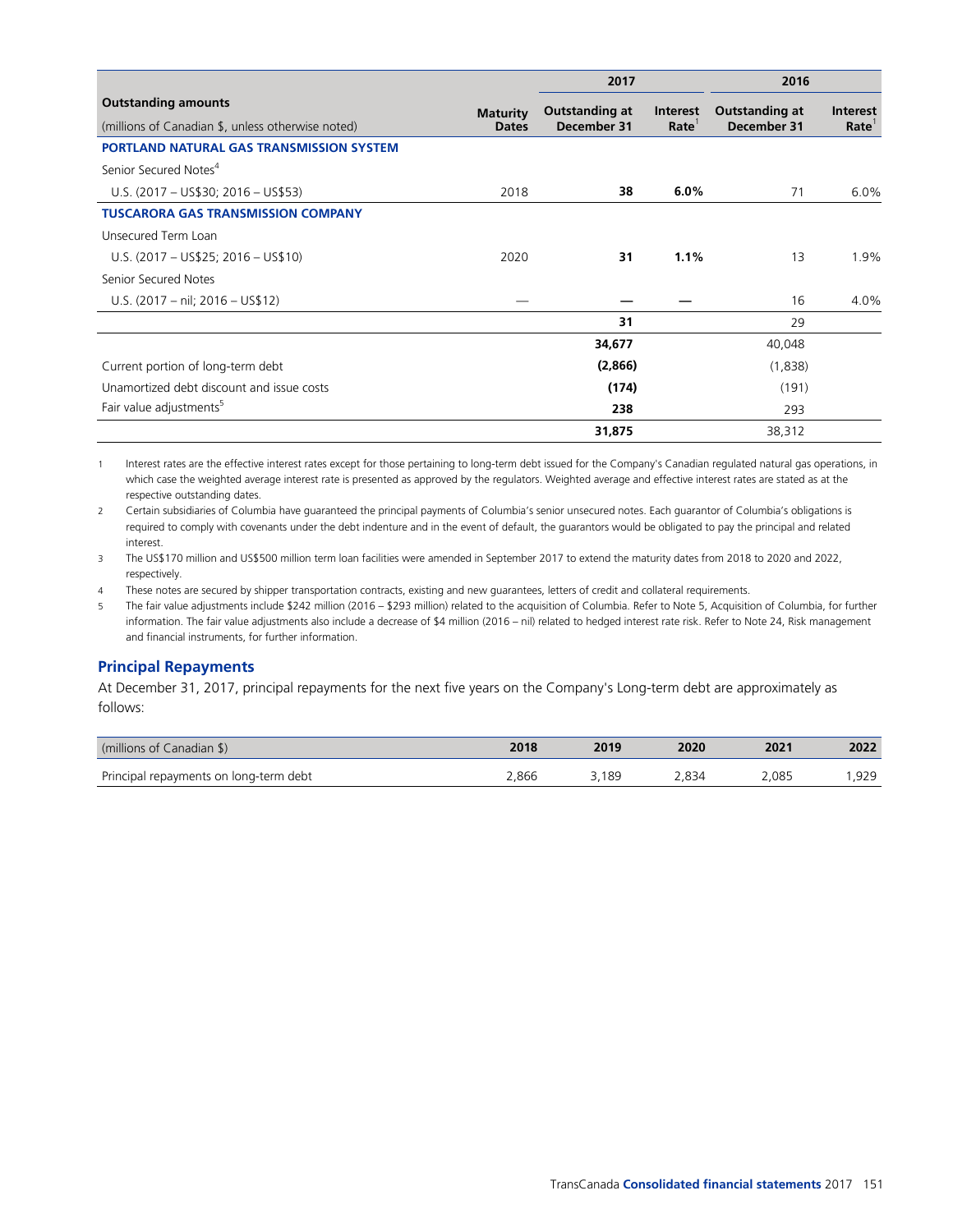| Outstanding amounts (millions of Canadian $, unless otherwise noted) | Maturity Dates | 2017 Outstanding at December 31 | 2017 Interest Rate[1] | 2016 Outstanding at December 31 | 2016 Interest Rate[1] |
|---|---|---|---|---|---|
| **PORTLAND NATURAL GAS TRANSMISSION SYSTEM** | | | | | |
| Senior Secured Notes[4] | | | | | |
| U.S. (2017 – US$30; 2016 – US$53) | 2018 | **38** | **6.0%** | 71 | 6.0% |
| **TUSCARORA GAS TRANSMISSION COMPANY** | | | | | |
| Unsecured Term Loan | | | | | |
| U.S. (2017 – US$25; 2016 – US$10) | 2020 | **31** | **1.1%** | 13 | 1.9% |
| Senior Secured Notes | | | | | |
| U.S. (2017 – nil; 2016 – US$12) | — | **—** | **—** | 16 | 4.0% |
| | | **31** | | 29 | |
| | | **34,677** | | 40,048 | |
| Current portion of long-term debt | | **(2,866)** | | (1,838) | |
| Unamortized debt discount and issue costs | | **(174)** | | (191) | |
| Fair value adjustments[5] | | **238** | | 293 | |
| | | **31,875** | | 38,312 | |

1 Interest rates are the effective interest rates except for those pertaining to long-term debt issued for the Company's Canadian regulated natural gas operations, in which case the weighted average interest rate is presented as approved by the regulators. Weighted average and effective interest rates are stated as at the respective outstanding dates.

2 Certain subsidiaries of Columbia have guaranteed the principal payments of Columbia's senior unsecured notes. Each guarantor of Columbia's obligations is required to comply with covenants under the debt indenture and in the event of default, the guarantors would be obligated to pay the principal and related interest.

3 The US$170 million and US$500 million term loan facilities were amended in September 2017 to extend the maturity dates from 2018 to 2020 and 2022, respectively.

4 These notes are secured by shipper transportation contracts, existing and new guarantees, letters of credit and collateral requirements.

5 The fair value adjustments include $242 million (2016 – $293 million) related to the acquisition of Columbia. Refer to Note 5, Acquisition of Columbia, for further information. The fair value adjustments also include a decrease of $4 million (2016 – nil) related to hedged interest rate risk. Refer to Note 24, Risk management and financial instruments, for further information.

## Principal Repayments

At December 31, 2017, principal repayments for the next five years on the Company's Long-term debt are approximately as follows:

| (millions of Canadian $) | 2018 | 2019 | 2020 | 2021 | 2022 |
|---|---|---|---|---|---|
| Principal repayments on long-term debt | 2,866 | 3,189 | 2,834 | 2,085 | 1,929 |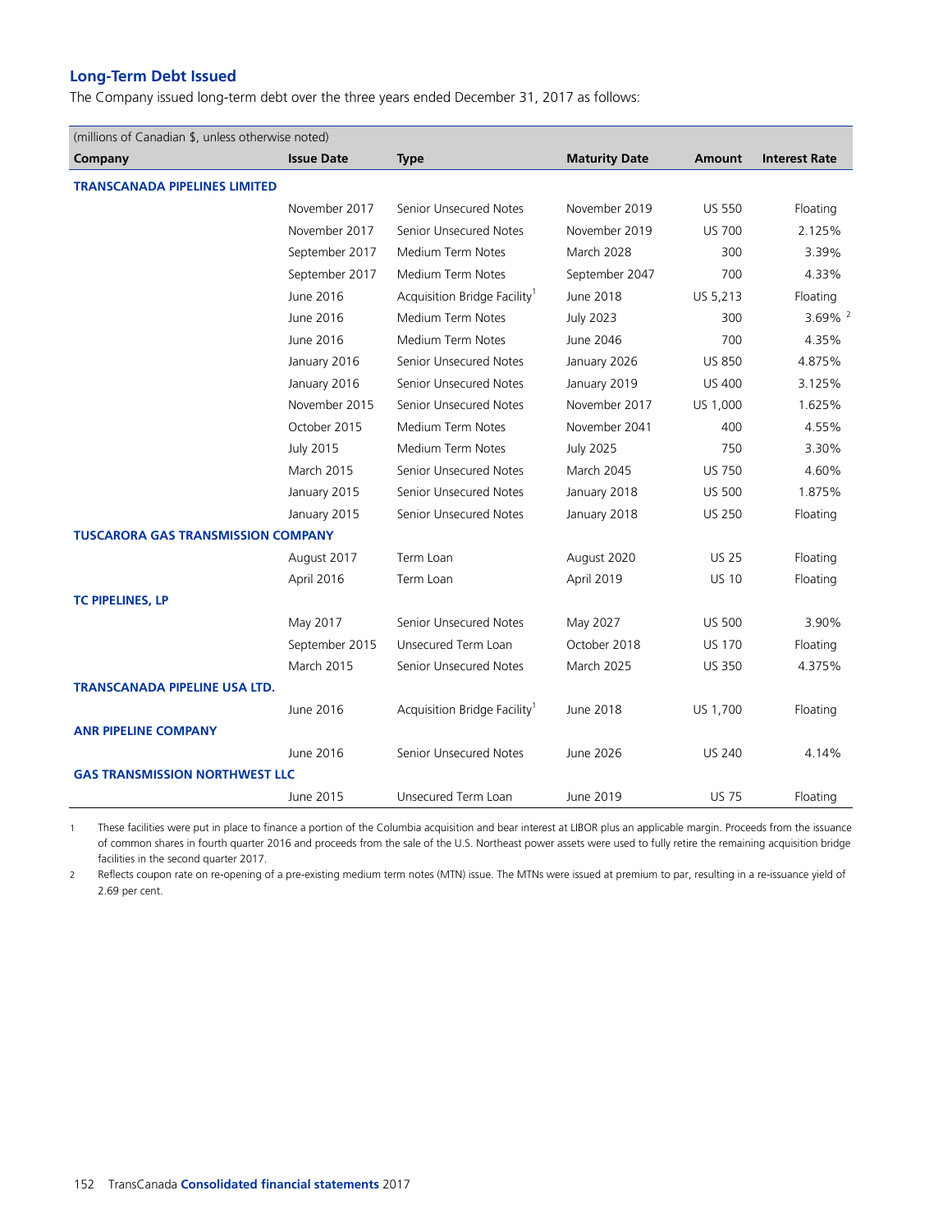## Long-Term Debt Issued

The Company issued long-term debt over the three years ended December 31, 2017 as follows:

| (millions of Canadian $, unless otherwise noted) | | | | | |
|---|---|---|---|---|---|
| **Company** | **Issue Date** | **Type** | **Maturity Date** | **Amount** | **Interest Rate** |
| **TRANSCANADA PIPELINES LIMITED** | | | | | |
| | November 2017 | Senior Unsecured Notes | November 2019 | US 550 | Floating |
| | November 2017 | Senior Unsecured Notes | November 2019 | US 700 | 2.125% |
| | September 2017 | Medium Term Notes | March 2028 | 300 | 3.39% |
| | September 2017 | Medium Term Notes | September 2047 | 700 | 4.33% |
| | June 2016 | Acquisition Bridge Facility[1] | June 2018 | US 5,213 | Floating |
| | June 2016 | Medium Term Notes | July 2023 | 300 | 3.69% [2] |
| | June 2016 | Medium Term Notes | June 2046 | 700 | 4.35% |
| | January 2016 | Senior Unsecured Notes | January 2026 | US 850 | 4.875% |
| | January 2016 | Senior Unsecured Notes | January 2019 | US 400 | 3.125% |
| | November 2015 | Senior Unsecured Notes | November 2017 | US 1,000 | 1.625% |
| | October 2015 | Medium Term Notes | November 2041 | 400 | 4.55% |
| | July 2015 | Medium Term Notes | July 2025 | 750 | 3.30% |
| | March 2015 | Senior Unsecured Notes | March 2045 | US 750 | 4.60% |
| | January 2015 | Senior Unsecured Notes | January 2018 | US 500 | 1.875% |
| | January 2015 | Senior Unsecured Notes | January 2018 | US 250 | Floating |
| **TUSCARORA GAS TRANSMISSION COMPANY** | | | | | |
| | August 2017 | Term Loan | August 2020 | US 25 | Floating |
| | April 2016 | Term Loan | April 2019 | US 10 | Floating |
| **TC PIPELINES, LP** | | | | | |
| | May 2017 | Senior Unsecured Notes | May 2027 | US 500 | 3.90% |
| | September 2015 | Unsecured Term Loan | October 2018 | US 170 | Floating |
| | March 2015 | Senior Unsecured Notes | March 2025 | US 350 | 4.375% |
| **TRANSCANADA PIPELINE USA LTD.** | | | | | |
| | June 2016 | Acquisition Bridge Facility[1] | June 2018 | US 1,700 | Floating |
| **ANR PIPELINE COMPANY** | | | | | |
| | June 2016 | Senior Unsecured Notes | June 2026 | US 240 | 4.14% |
| **GAS TRANSMISSION NORTHWEST LLC** | | | | | |
| | June 2015 | Unsecured Term Loan | June 2019 | US 75 | Floating |

1 These facilities were put in place to finance a portion of the Columbia acquisition and bear interest at LIBOR plus an applicable margin. Proceeds from the issuance of common shares in fourth quarter 2016 and proceeds from the sale of the U.S. Northeast power assets were used to fully retire the remaining acquisition bridge facilities in the second quarter 2017.

2 Reflects coupon rate on re-opening of a pre-existing medium term notes (MTN) issue. The MTNs were issued at premium to par, resulting in a re-issuance yield of 2.69 per cent.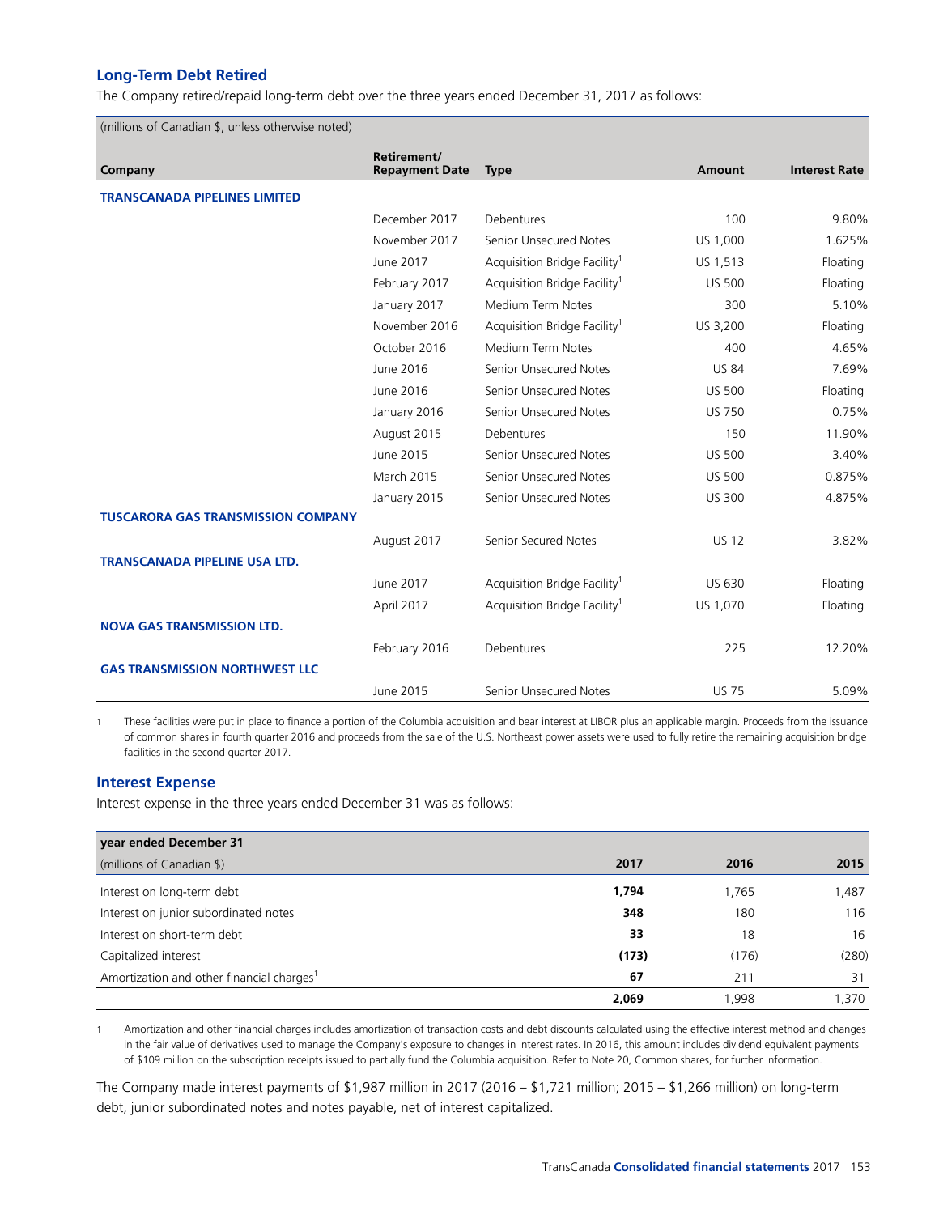## Long-Term Debt Retired

The Company retired/repaid long-term debt over the three years ended December 31, 2017 as follows:

| (millions of Canadian $, unless otherwise noted) | | | | |
|---|---|---|---|---|
| **Company** | **Retirement/ Repayment Date** | **Type** | **Amount** | **Interest Rate** |
| **TRANSCANADA PIPELINES LIMITED** | | | | |
| | December 2017 | Debentures | 100 | 9.80% |
| | November 2017 | Senior Unsecured Notes | US 1,000 | 1.625% |
| | June 2017 | Acquisition Bridge Facility[1] | US 1,513 | Floating |
| | February 2017 | Acquisition Bridge Facility[1] | US 500 | Floating |
| | January 2017 | Medium Term Notes | 300 | 5.10% |
| | November 2016 | Acquisition Bridge Facility[1] | US 3,200 | Floating |
| | October 2016 | Medium Term Notes | 400 | 4.65% |
| | June 2016 | Senior Unsecured Notes | US 84 | 7.69% |
| | June 2016 | Senior Unsecured Notes | US 500 | Floating |
| | January 2016 | Senior Unsecured Notes | US 750 | 0.75% |
| | August 2015 | Debentures | 150 | 11.90% |
| | June 2015 | Senior Unsecured Notes | US 500 | 3.40% |
| | March 2015 | Senior Unsecured Notes | US 500 | 0.875% |
| | January 2015 | Senior Unsecured Notes | US 300 | 4.875% |
| **TUSCARORA GAS TRANSMISSION COMPANY** | | | | |
| | August 2017 | Senior Secured Notes | US 12 | 3.82% |
| **TRANSCANADA PIPELINE USA LTD.** | | | | |
| | June 2017 | Acquisition Bridge Facility[1] | US 630 | Floating |
| | April 2017 | Acquisition Bridge Facility[1] | US 1,070 | Floating |
| **NOVA GAS TRANSMISSION LTD.** | | | | |
| | February 2016 | Debentures | 225 | 12.20% |
| **GAS TRANSMISSION NORTHWEST LLC** | | | | |
| | June 2015 | Senior Unsecured Notes | US 75 | 5.09% |

1 These facilities were put in place to finance a portion of the Columbia acquisition and bear interest at LIBOR plus an applicable margin. Proceeds from the issuance of common shares in fourth quarter 2016 and proceeds from the sale of the U.S. Northeast power assets were used to fully retire the remaining acquisition bridge facilities in the second quarter 2017.

## Interest Expense

Interest expense in the three years ended December 31 was as follows:

| year ended December 31 (millions of Canadian $) | 2017 | 2016 | 2015 |
|---|---|---|---|
| Interest on long-term debt | **1,794** | 1,765 | 1,487 |
| Interest on junior subordinated notes | **348** | 180 | 116 |
| Interest on short-term debt | **33** | 18 | 16 |
| Capitalized interest | **(173)** | (176) | (280) |
| Amortization and other financial charges[1] | **67** | 211 | 31 |
| | **2,069** | 1,998 | 1,370 |

1 Amortization and other financial charges includes amortization of transaction costs and debt discounts calculated using the effective interest method and changes in the fair value of derivatives used to manage the Company's exposure to changes in interest rates. In 2016, this amount includes dividend equivalent payments of $109 million on the subscription receipts issued to partially fund the Columbia acquisition. Refer to Note 20, Common shares, for further information.

The Company made interest payments of $1,987 million in 2017 (2016 – $1,721 million; 2015 – $1,266 million) on long-term debt, junior subordinated notes and notes payable, net of interest capitalized.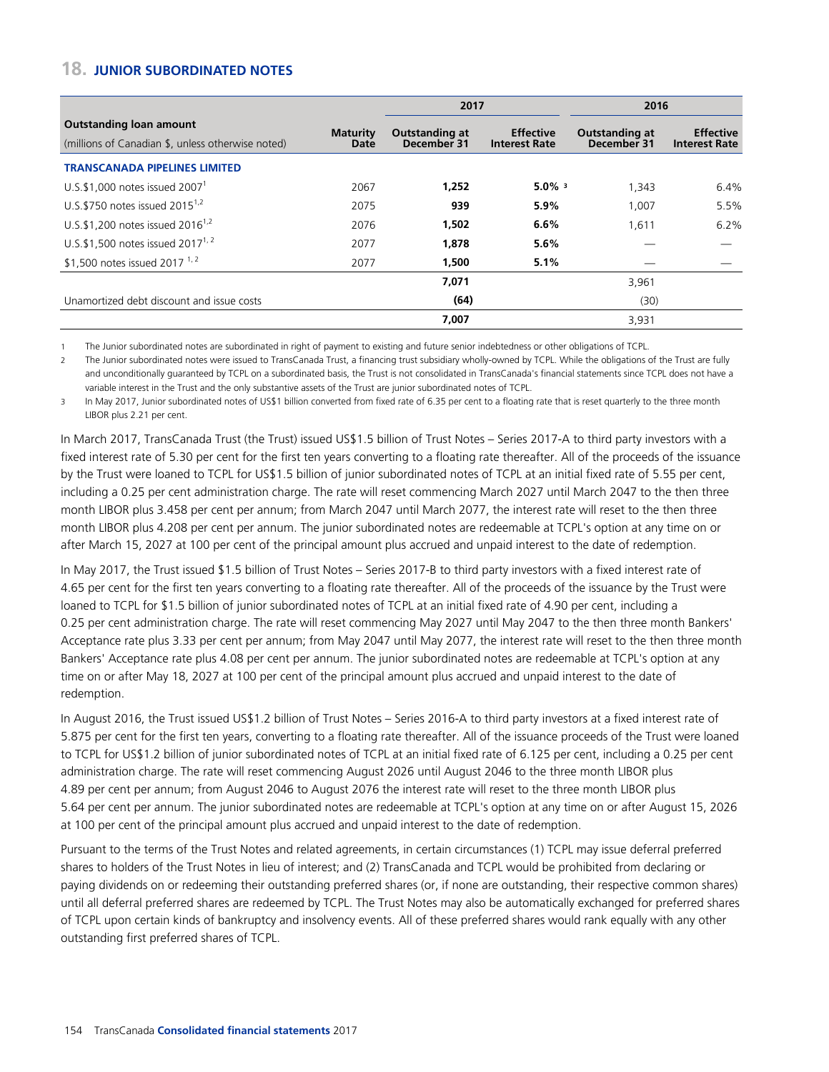## 18. JUNIOR SUBORDINATED NOTES

| Outstanding loan amount (millions of Canadian $, unless otherwise noted) | Maturity Date | 2017 Outstanding at December 31 | 2017 Effective Interest Rate | 2016 Outstanding at December 31 | 2016 Effective Interest Rate |
|---|---|---|---|---|---|
| **TRANSCANADA PIPELINES LIMITED** | | | | | |
| U.S.$1,000 notes issued 2007[1] | 2067 | **1,252** | **5.0%** [3] | 1,343 | 6.4% |
| U.S.$750 notes issued 2015[1,2] | 2075 | **939** | **5.9%** | 1,007 | 5.5% |
| U.S.$1,200 notes issued 2016[1,2] | 2076 | **1,502** | **6.6%** | 1,611 | 6.2% |
| U.S.$1,500 notes issued 2017[1,2] | 2077 | **1,878** | **5.6%** | — | — |
| $1,500 notes issued 2017 [1,2] | 2077 | **1,500** | **5.1%** | — | — |
| | | **7,071** | | 3,961 | |
| Unamortized debt discount and issue costs | | **(64)** | | (30) | |
| | | **7,007** | | 3,931 | |

1 The Junior subordinated notes are subordinated in right of payment to existing and future senior indebtedness or other obligations of TCPL.

2 The Junior subordinated notes were issued to TransCanada Trust, a financing trust subsidiary wholly-owned by TCPL. While the obligations of the Trust are fully and unconditionally guaranteed by TCPL on a subordinated basis, the Trust is not consolidated in TransCanada's financial statements since TCPL does not have a variable interest in the Trust and the only substantive assets of the Trust are junior subordinated notes of TCPL.

3 In May 2017, Junior subordinated notes of US$1 billion converted from fixed rate of 6.35 per cent to a floating rate that is reset quarterly to the three month LIBOR plus 2.21 per cent.

In March 2017, TransCanada Trust (the Trust) issued US$1.5 billion of Trust Notes – Series 2017-A to third party investors with a fixed interest rate of 5.30 per cent for the first ten years converting to a floating rate thereafter. All of the proceeds of the issuance by the Trust were loaned to TCPL for US$1.5 billion of junior subordinated notes of TCPL at an initial fixed rate of 5.55 per cent, including a 0.25 per cent administration charge. The rate will reset commencing March 2027 until March 2047 to the then three month LIBOR plus 3.458 per cent per annum; from March 2047 until March 2077, the interest rate will reset to the then three month LIBOR plus 4.208 per cent per annum. The junior subordinated notes are redeemable at TCPL's option at any time on or after March 15, 2027 at 100 per cent of the principal amount plus accrued and unpaid interest to the date of redemption.

In May 2017, the Trust issued $1.5 billion of Trust Notes – Series 2017-B to third party investors with a fixed interest rate of 4.65 per cent for the first ten years converting to a floating rate thereafter. All of the proceeds of the issuance by the Trust were loaned to TCPL for $1.5 billion of junior subordinated notes of TCPL at an initial fixed rate of 4.90 per cent, including a 0.25 per cent administration charge. The rate will reset commencing May 2027 until May 2047 to the then three month Bankers' Acceptance rate plus 3.33 per cent per annum; from May 2047 until May 2077, the interest rate will reset to the then three month Bankers' Acceptance rate plus 4.08 per cent per annum. The junior subordinated notes are redeemable at TCPL's option at any time on or after May 18, 2027 at 100 per cent of the principal amount plus accrued and unpaid interest to the date of redemption.

In August 2016, the Trust issued US$1.2 billion of Trust Notes – Series 2016-A to third party investors at a fixed interest rate of 5.875 per cent for the first ten years, converting to a floating rate thereafter. All of the issuance proceeds of the Trust were loaned to TCPL for US$1.2 billion of junior subordinated notes of TCPL at an initial fixed rate of 6.125 per cent, including a 0.25 per cent administration charge. The rate will reset commencing August 2026 until August 2046 to the three month LIBOR plus 4.89 per cent per annum; from August 2046 to August 2076 the interest rate will reset to the three month LIBOR plus 5.64 per cent per annum. The junior subordinated notes are redeemable at TCPL's option at any time on or after August 15, 2026 at 100 per cent of the principal amount plus accrued and unpaid interest to the date of redemption.

Pursuant to the terms of the Trust Notes and related agreements, in certain circumstances (1) TCPL may issue deferral preferred shares to holders of the Trust Notes in lieu of interest; and (2) TransCanada and TCPL would be prohibited from declaring or paying dividends on or redeeming their outstanding preferred shares (or, if none are outstanding, their respective common shares) until all deferral preferred shares are redeemed by TCPL. The Trust Notes may also be automatically exchanged for preferred shares of TCPL upon certain kinds of bankruptcy and insolvency events. All of these preferred shares would rank equally with any other outstanding first preferred shares of TCPL.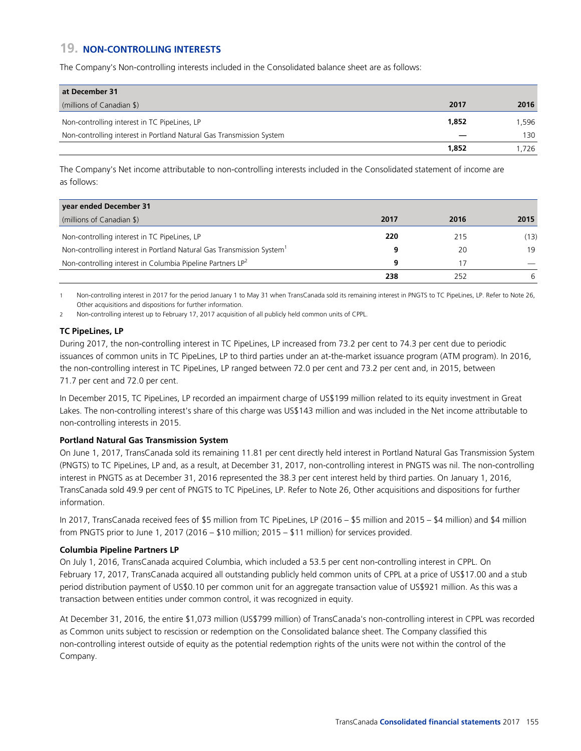## 19. NON-CONTROLLING INTERESTS

The Company's Non-controlling interests included in the Consolidated balance sheet are as follows:

| at December 31 | | |
|---|---|---|
| (millions of Canadian $) | **2017** | 2016 |
| Non-controlling interest in TC PipeLines, LP | **1,852** | 1,596 |
| Non-controlling interest in Portland Natural Gas Transmission System | **—** | 130 |
| | **1,852** | 1,726 |

The Company's Net income attributable to non-controlling interests included in the Consolidated statement of income are as follows:

| year ended December 31 | | | |
|---|---|---|---|
| (millions of Canadian $) | **2017** | 2016 | 2015 |
| Non-controlling interest in TC PipeLines, LP | **220** | 215 | (13) |
| Non-controlling interest in Portland Natural Gas Transmission System[1] | **9** | 20 | 19 |
| Non-controlling interest in Columbia Pipeline Partners LP[2] | **9** | 17 | — |
| | **238** | 252 | 6 |

1 Non-controlling interest in 2017 for the period January 1 to May 31 when TransCanada sold its remaining interest in PNGTS to TC PipeLines, LP. Refer to Note 26, Other acquisitions and dispositions for further information.

2 Non-controlling interest up to February 17, 2017 acquisition of all publicly held common units of CPPL.

**TC PipeLines, LP**

During 2017, the non-controlling interest in TC PipeLines, LP increased from 73.2 per cent to 74.3 per cent due to periodic issuances of common units in TC PipeLines, LP to third parties under an at-the-market issuance program (ATM program). In 2016, the non-controlling interest in TC PipeLines, LP ranged between 72.0 per cent and 73.2 per cent and, in 2015, between 71.7 per cent and 72.0 per cent.

In December 2015, TC PipeLines, LP recorded an impairment charge of US$199 million related to its equity investment in Great Lakes. The non-controlling interest's share of this charge was US$143 million and was included in the Net income attributable to non-controlling interests in 2015.

**Portland Natural Gas Transmission System**

On June 1, 2017, TransCanada sold its remaining 11.81 per cent directly held interest in Portland Natural Gas Transmission System (PNGTS) to TC PipeLines, LP and, as a result, at December 31, 2017, non-controlling interest in PNGTS was nil. The non-controlling interest in PNGTS as at December 31, 2016 represented the 38.3 per cent interest held by third parties. On January 1, 2016, TransCanada sold 49.9 per cent of PNGTS to TC PipeLines, LP. Refer to Note 26, Other acquisitions and dispositions for further information.

In 2017, TransCanada received fees of $5 million from TC PipeLines, LP (2016 – $5 million and 2015 – $4 million) and $4 million from PNGTS prior to June 1, 2017 (2016 – $10 million; 2015 – $11 million) for services provided.

**Columbia Pipeline Partners LP**

On July 1, 2016, TransCanada acquired Columbia, which included a 53.5 per cent non-controlling interest in CPPL. On February 17, 2017, TransCanada acquired all outstanding publicly held common units of CPPL at a price of US$17.00 and a stub period distribution payment of US$0.10 per common unit for an aggregate transaction value of US$921 million. As this was a transaction between entities under common control, it was recognized in equity.

At December 31, 2016, the entire $1,073 million (US$799 million) of TransCanada's non-controlling interest in CPPL was recorded as Common units subject to rescission or redemption on the Consolidated balance sheet. The Company classified this non-controlling interest outside of equity as the potential redemption rights of the units were not within the control of the Company.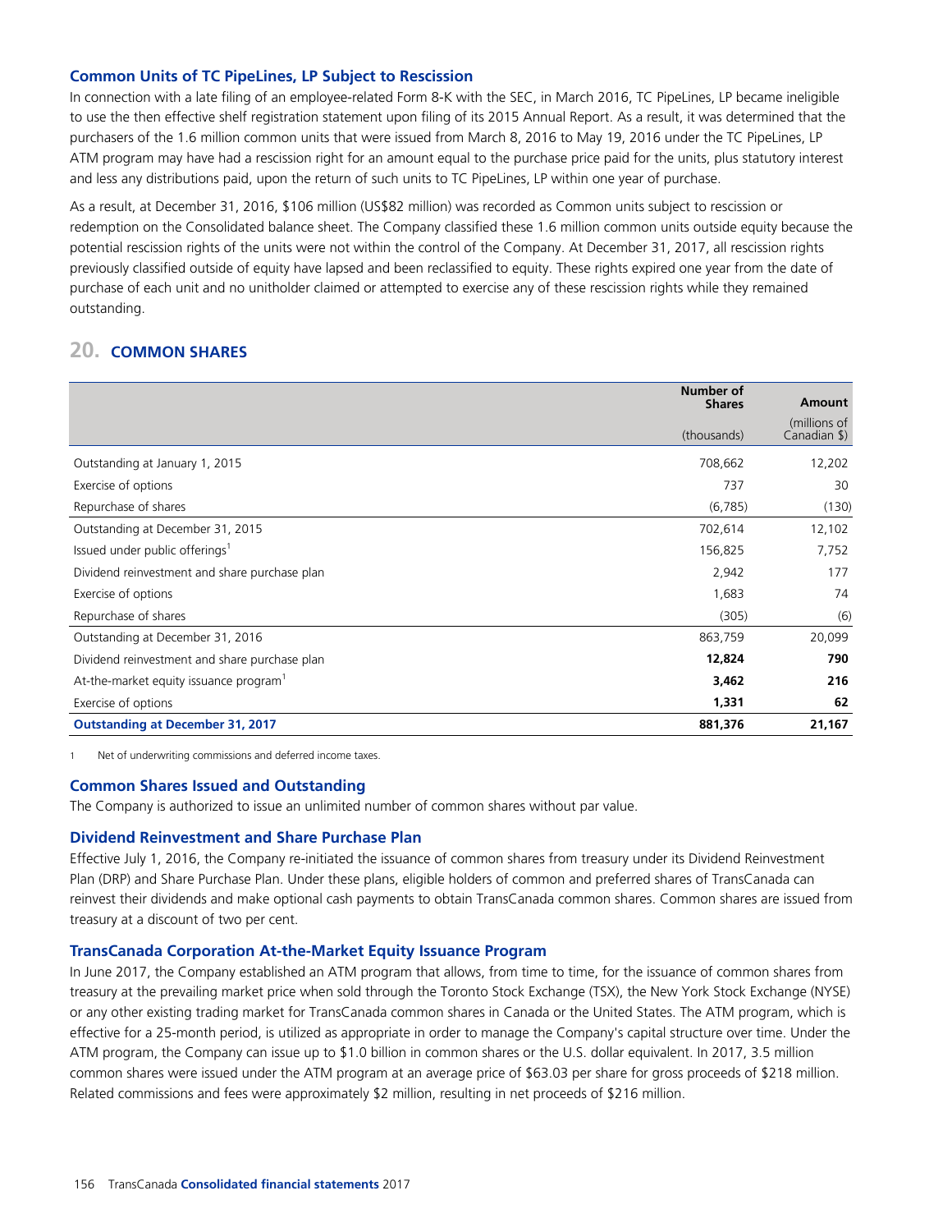### Common Units of TC PipeLines, LP Subject to Rescission

In connection with a late filing of an employee-related Form 8-K with the SEC, in March 2016, TC PipeLines, LP became ineligible to use the then effective shelf registration statement upon filing of its 2015 Annual Report. As a result, it was determined that the purchasers of the 1.6 million common units that were issued from March 8, 2016 to May 19, 2016 under the TC PipeLines, LP ATM program may have had a rescission right for an amount equal to the purchase price paid for the units, plus statutory interest and less any distributions paid, upon the return of such units to TC PipeLines, LP within one year of purchase.

As a result, at December 31, 2016, $106 million (US$82 million) was recorded as Common units subject to rescission or redemption on the Consolidated balance sheet. The Company classified these 1.6 million common units outside equity because the potential rescission rights of the units were not within the control of the Company. At December 31, 2017, all rescission rights previously classified outside of equity have lapsed and been reclassified to equity. These rights expired one year from the date of purchase of each unit and no unitholder claimed or attempted to exercise any of these rescission rights while they remained outstanding.

## 20. COMMON SHARES

| | Number of Shares (thousands) | Amount (millions of Canadian $) |
|---|---|---|
| Outstanding at January 1, 2015 | 708,662 | 12,202 |
| Exercise of options | 737 | 30 |
| Repurchase of shares | (6,785) | (130) |
| Outstanding at December 31, 2015 | 702,614 | 12,102 |
| Issued under public offerings[1] | 156,825 | 7,752 |
| Dividend reinvestment and share purchase plan | 2,942 | 177 |
| Exercise of options | 1,683 | 74 |
| Repurchase of shares | (305) | (6) |
| Outstanding at December 31, 2016 | 863,759 | 20,099 |
| Dividend reinvestment and share purchase plan | **12,824** | **790** |
| At-the-market equity issuance program[1] | **3,462** | **216** |
| Exercise of options | **1,331** | **62** |
| **Outstanding at December 31, 2017** | **881,376** | **21,167** |

1 Net of underwriting commissions and deferred income taxes.

### Common Shares Issued and Outstanding

The Company is authorized to issue an unlimited number of common shares without par value.

### Dividend Reinvestment and Share Purchase Plan

Effective July 1, 2016, the Company re-initiated the issuance of common shares from treasury under its Dividend Reinvestment Plan (DRP) and Share Purchase Plan. Under these plans, eligible holders of common and preferred shares of TransCanada can reinvest their dividends and make optional cash payments to obtain TransCanada common shares. Common shares are issued from treasury at a discount of two per cent.

### TransCanada Corporation At-the-Market Equity Issuance Program

In June 2017, the Company established an ATM program that allows, from time to time, for the issuance of common shares from treasury at the prevailing market price when sold through the Toronto Stock Exchange (TSX), the New York Stock Exchange (NYSE) or any other existing trading market for TransCanada common shares in Canada or the United States. The ATM program, which is effective for a 25-month period, is utilized as appropriate in order to manage the Company's capital structure over time. Under the ATM program, the Company can issue up to $1.0 billion in common shares or the U.S. dollar equivalent. In 2017, 3.5 million common shares were issued under the ATM program at an average price of $63.03 per share for gross proceeds of $218 million. Related commissions and fees were approximately $2 million, resulting in net proceeds of $216 million.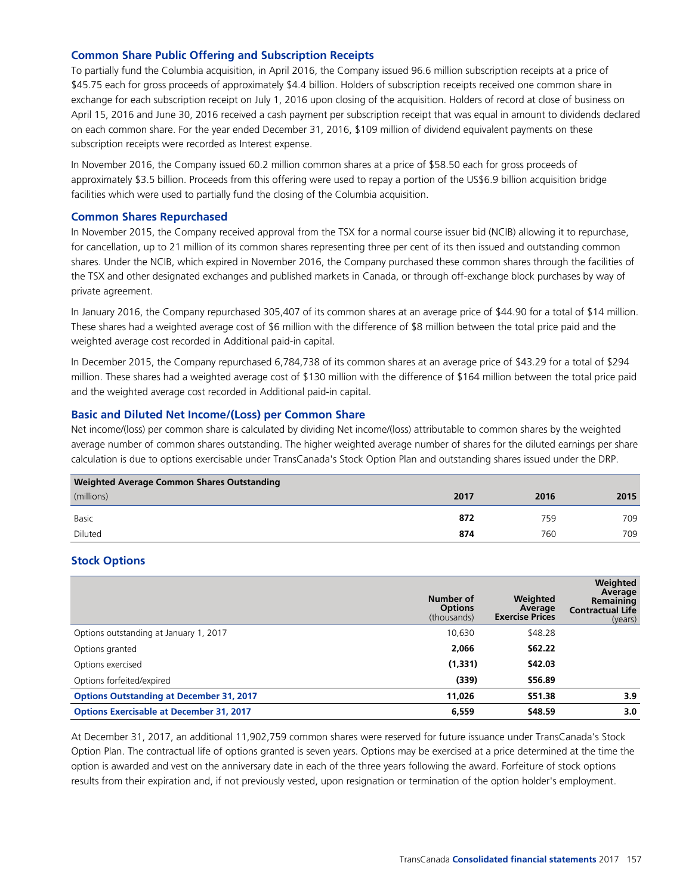### Common Share Public Offering and Subscription Receipts

To partially fund the Columbia acquisition, in April 2016, the Company issued 96.6 million subscription receipts at a price of $45.75 each for gross proceeds of approximately $4.4 billion. Holders of subscription receipts received one common share in exchange for each subscription receipt on July 1, 2016 upon closing of the acquisition. Holders of record at close of business on April 15, 2016 and June 30, 2016 received a cash payment per subscription receipt that was equal in amount to dividends declared on each common share. For the year ended December 31, 2016, $109 million of dividend equivalent payments on these subscription receipts were recorded as Interest expense.

In November 2016, the Company issued 60.2 million common shares at a price of $58.50 each for gross proceeds of approximately $3.5 billion. Proceeds from this offering were used to repay a portion of the US$6.9 billion acquisition bridge facilities which were used to partially fund the closing of the Columbia acquisition.

### Common Shares Repurchased

In November 2015, the Company received approval from the TSX for a normal course issuer bid (NCIB) allowing it to repurchase, for cancellation, up to 21 million of its common shares representing three per cent of its then issued and outstanding common shares. Under the NCIB, which expired in November 2016, the Company purchased these common shares through the facilities of the TSX and other designated exchanges and published markets in Canada, or through off-exchange block purchases by way of private agreement.

In January 2016, the Company repurchased 305,407 of its common shares at an average price of $44.90 for a total of $14 million. These shares had a weighted average cost of $6 million with the difference of $8 million between the total price paid and the weighted average cost recorded in Additional paid-in capital.

In December 2015, the Company repurchased 6,784,738 of its common shares at an average price of $43.29 for a total of $294 million. These shares had a weighted average cost of $130 million with the difference of $164 million between the total price paid and the weighted average cost recorded in Additional paid-in capital.

### Basic and Diluted Net Income/(Loss) per Common Share

Net income/(loss) per common share is calculated by dividing Net income/(loss) attributable to common shares by the weighted average number of common shares outstanding. The higher weighted average number of shares for the diluted earnings per share calculation is due to options exercisable under TransCanada's Stock Option Plan and outstanding shares issued under the DRP.

| **Weighted Average Common Shares Outstanding** (millions) | **2017** | **2016** | **2015** |
|---|---|---|---|
| Basic | **872** | 759 | 709 |
| Diluted | **874** | 760 | 709 |

### Stock Options

| | **Number of Options** (thousands) | **Weighted Average Exercise Prices** | **Weighted Average Remaining Contractual Life** (years) |
|---|---|---|---|
| Options outstanding at January 1, 2017 | 10,630 | $48.28 | |
| Options granted | **2,066** | **$62.22** | |
| Options exercised | **(1,331)** | **$42.03** | |
| Options forfeited/expired | **(339)** | **$56.89** | |
| **Options Outstanding at December 31, 2017** | **11,026** | **$51.38** | **3.9** |
| **Options Exercisable at December 31, 2017** | **6,559** | **$48.59** | **3.0** |

At December 31, 2017, an additional 11,902,759 common shares were reserved for future issuance under TransCanada's Stock Option Plan. The contractual life of options granted is seven years. Options may be exercised at a price determined at the time the option is awarded and vest on the anniversary date in each of the three years following the award. Forfeiture of stock options results from their expiration and, if not previously vested, upon resignation or termination of the option holder's employment.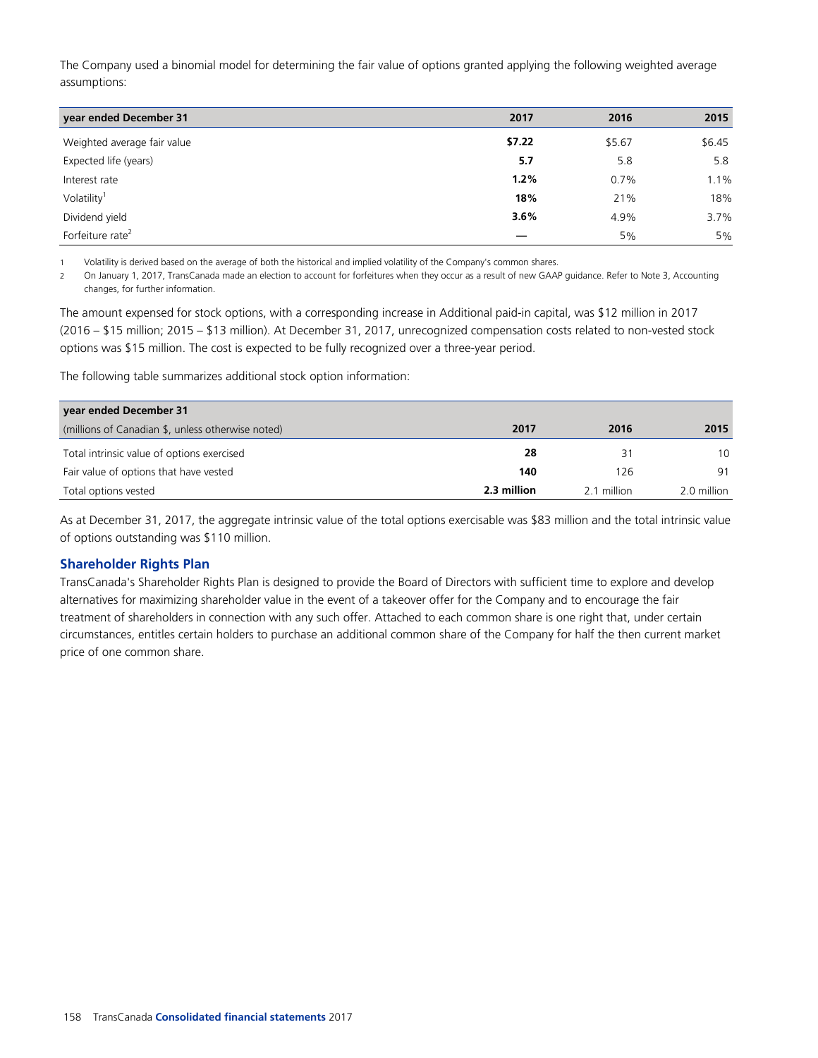The Company used a binomial model for determining the fair value of options granted applying the following weighted average assumptions:

| year ended December 31 | 2017 | 2016 | 2015 |
|---|---|---|---|
| Weighted average fair value | **$7.22** | $5.67 | $6.45 |
| Expected life (years) | **5.7** | 5.8 | 5.8 |
| Interest rate | **1.2%** | 0.7% | 1.1% |
| Volatility[1] | **18%** | 21% | 18% |
| Dividend yield | **3.6%** | 4.9% | 3.7% |
| Forfeiture rate[2] | **—** | 5% | 5% |

1 Volatility is derived based on the average of both the historical and implied volatility of the Company's common shares.

2 On January 1, 2017, TransCanada made an election to account for forfeitures when they occur as a result of new GAAP guidance. Refer to Note 3, Accounting changes, for further information.

The amount expensed for stock options, with a corresponding increase in Additional paid-in capital, was $12 million in 2017 (2016 – $15 million; 2015 – $13 million). At December 31, 2017, unrecognized compensation costs related to non-vested stock options was $15 million. The cost is expected to be fully recognized over a three-year period.

The following table summarizes additional stock option information:

| year ended December 31 | | | |
|---|---|---|---|
| (millions of Canadian $, unless otherwise noted) | 2017 | 2016 | 2015 |
| Total intrinsic value of options exercised | **28** | 31 | 10 |
| Fair value of options that have vested | **140** | 126 | 91 |
| Total options vested | **2.3 million** | 2.1 million | 2.0 million |

As at December 31, 2017, the aggregate intrinsic value of the total options exercisable was $83 million and the total intrinsic value of options outstanding was $110 million.

## Shareholder Rights Plan

TransCanada's Shareholder Rights Plan is designed to provide the Board of Directors with sufficient time to explore and develop alternatives for maximizing shareholder value in the event of a takeover offer for the Company and to encourage the fair treatment of shareholders in connection with any such offer. Attached to each common share is one right that, under certain circumstances, entitles certain holders to purchase an additional common share of the Company for half the then current market price of one common share.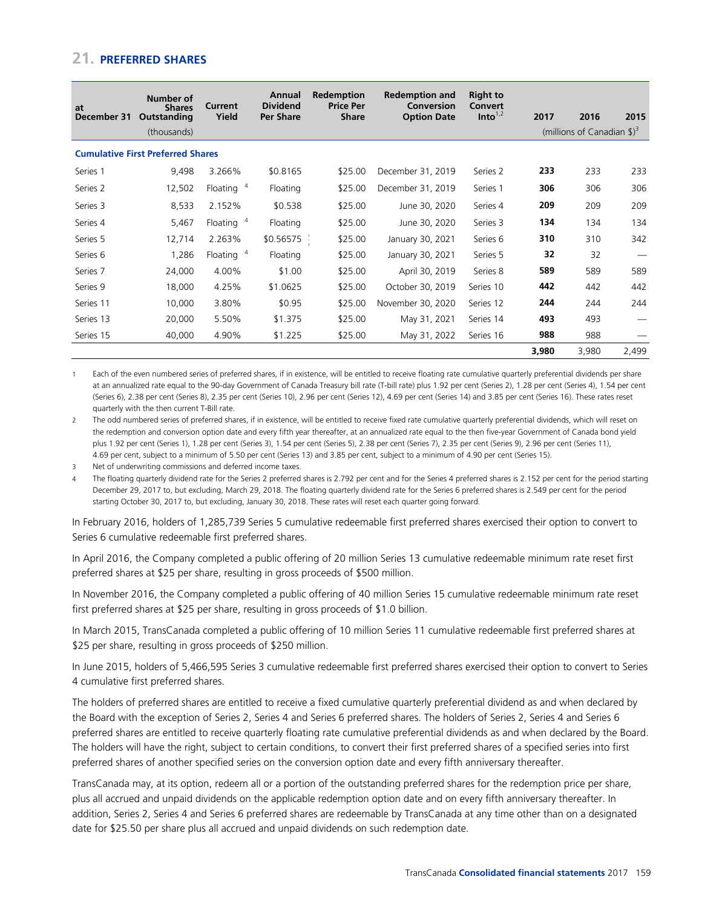## 21. PREFERRED SHARES

| at December 31 | Number of Shares Outstanding (thousands) | Current Yield | Annual Dividend Per Share | Redemption Price Per Share | Redemption and Conversion Option Date | Right to Convert Into[1,2] | 2017 | 2016 | 2015 |
|---|---|---|---|---|---|---|---|---|---|
| | | | | | | | (millions of Canadian $)[3] | | |
| **Cumulative First Preferred Shares** | | | | | | | | | |
| Series 1 | 9,498 | 3.266% | $0.8165 | $25.00 | December 31, 2019 | Series 2 | **233** | 233 | 233 |
| Series 2 | 12,502 | Floating [4] | Floating | $25.00 | December 31, 2019 | Series 1 | **306** | 306 | 306 |
| Series 3 | 8,533 | 2.152% | $0.538 | $25.00 | June 30, 2020 | Series 4 | **209** | 209 | 209 |
| Series 4 | 5,467 | Floating [4] | Floating | $25.00 | June 30, 2020 | Series 3 | **134** | 134 | 134 |
| Series 5 | 12,714 | 2.263% | $0.56575 | $25.00 | January 30, 2021 | Series 6 | **310** | 310 | 342 |
| Series 6 | 1,286 | Floating [4] | Floating | $25.00 | January 30, 2021 | Series 5 | **32** | 32 | — |
| Series 7 | 24,000 | 4.00% | $1.00 | $25.00 | April 30, 2019 | Series 8 | **589** | 589 | 589 |
| Series 9 | 18,000 | 4.25% | $1.0625 | $25.00 | October 30, 2019 | Series 10 | **442** | 442 | 442 |
| Series 11 | 10,000 | 3.80% | $0.95 | $25.00 | November 30, 2020 | Series 12 | **244** | 244 | 244 |
| Series 13 | 20,000 | 5.50% | $1.375 | $25.00 | May 31, 2021 | Series 14 | **493** | 493 | — |
| Series 15 | 40,000 | 4.90% | $1.225 | $25.00 | May 31, 2022 | Series 16 | **988** | 988 | — |
| | | | | | | | **3,980** | 3,980 | 2,499 |

1 Each of the even numbered series of preferred shares, if in existence, will be entitled to receive floating rate cumulative quarterly preferential dividends per share at an annualized rate equal to the 90-day Government of Canada Treasury bill rate (T-bill rate) plus 1.92 per cent (Series 2), 1.28 per cent (Series 4), 1.54 per cent (Series 6), 2.38 per cent (Series 8), 2.35 per cent (Series 10), 2.96 per cent (Series 12), 4.69 per cent (Series 14) and 3.85 per cent (Series 16). These rates reset quarterly with the then current T-Bill rate.

2 The odd numbered series of preferred shares, if in existence, will be entitled to receive fixed rate cumulative quarterly preferential dividends, which will reset on the redemption and conversion option date and every fifth year thereafter, at an annualized rate equal to the then five-year Government of Canada bond yield plus 1.92 per cent (Series 1), 1.28 per cent (Series 3), 1.54 per cent (Series 5), 2.38 per cent (Series 7), 2.35 per cent (Series 9), 2.96 per cent (Series 11), 4.69 per cent, subject to a minimum of 5.50 per cent (Series 13) and 3.85 per cent, subject to a minimum of 4.90 per cent (Series 15).

3 Net of underwriting commissions and deferred income taxes.

4 The floating quarterly dividend rate for the Series 2 preferred shares is 2.792 per cent and for the Series 4 preferred shares is 2.152 per cent for the period starting December 29, 2017 to, but excluding, March 29, 2018. The floating quarterly dividend rate for the Series 6 preferred shares is 2.549 per cent for the period starting October 30, 2017 to, but excluding, January 30, 2018. These rates will reset each quarter going forward.

In February 2016, holders of 1,285,739 Series 5 cumulative redeemable first preferred shares exercised their option to convert to Series 6 cumulative redeemable first preferred shares.

In April 2016, the Company completed a public offering of 20 million Series 13 cumulative redeemable minimum rate reset first preferred shares at $25 per share, resulting in gross proceeds of $500 million.

In November 2016, the Company completed a public offering of 40 million Series 15 cumulative redeemable minimum rate reset first preferred shares at $25 per share, resulting in gross proceeds of $1.0 billion.

In March 2015, TransCanada completed a public offering of 10 million Series 11 cumulative redeemable first preferred shares at $25 per share, resulting in gross proceeds of $250 million.

In June 2015, holders of 5,466,595 Series 3 cumulative redeemable first preferred shares exercised their option to convert to Series 4 cumulative first preferred shares.

The holders of preferred shares are entitled to receive a fixed cumulative quarterly preferential dividend as and when declared by the Board with the exception of Series 2, Series 4 and Series 6 preferred shares. The holders of Series 2, Series 4 and Series 6 preferred shares are entitled to receive quarterly floating rate cumulative preferential dividends as and when declared by the Board. The holders will have the right, subject to certain conditions, to convert their first preferred shares of a specified series into first preferred shares of another specified series on the conversion option date and every fifth anniversary thereafter.

TransCanada may, at its option, redeem all or a portion of the outstanding preferred shares for the redemption price per share, plus all accrued and unpaid dividends on the applicable redemption option date and on every fifth anniversary thereafter. In addition, Series 2, Series 4 and Series 6 preferred shares are redeemable by TransCanada at any time other than on a designated date for $25.50 per share plus all accrued and unpaid dividends on such redemption date.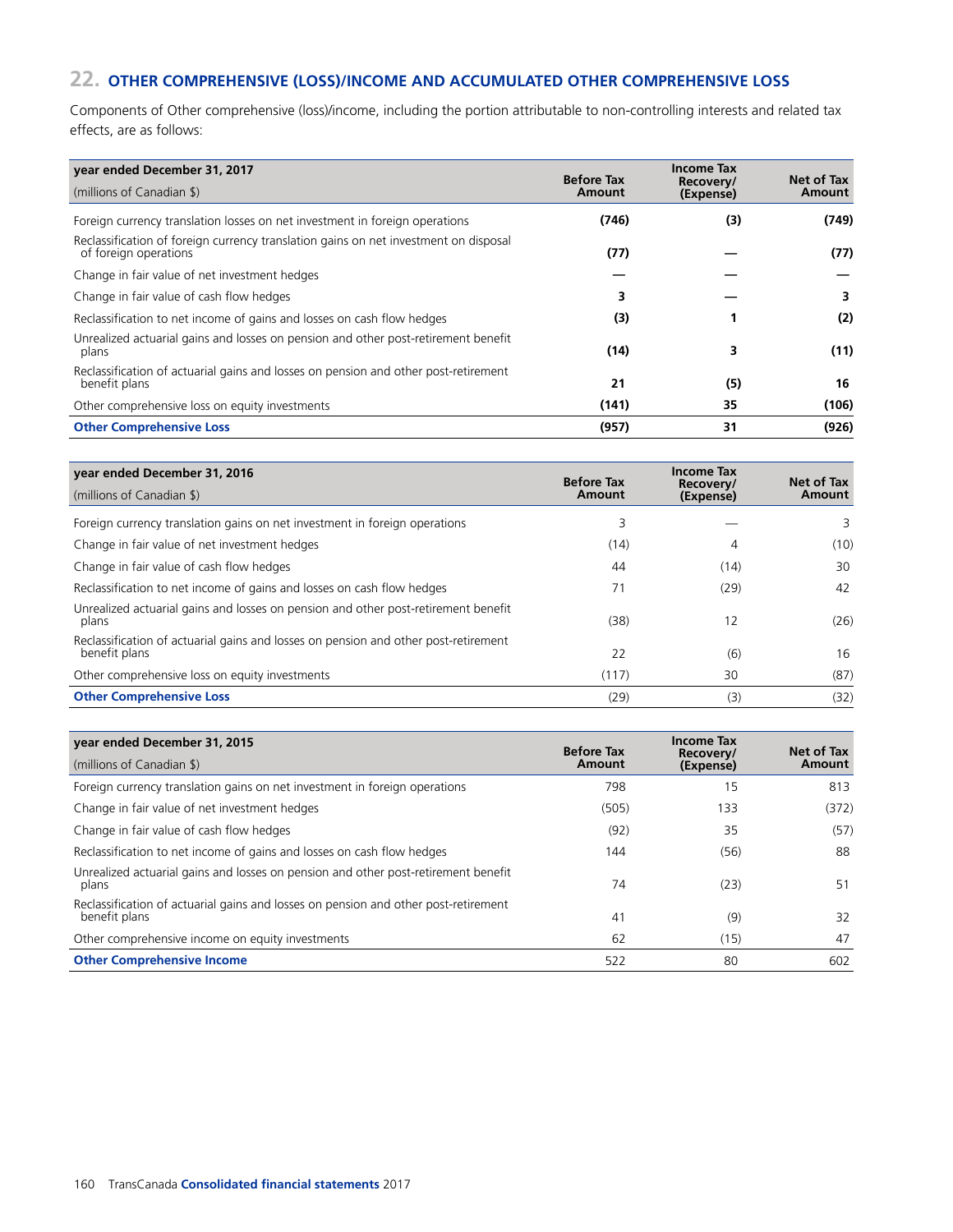## 22. OTHER COMPREHENSIVE (LOSS)/INCOME AND ACCUMULATED OTHER COMPREHENSIVE LOSS

Components of Other comprehensive (loss)/income, including the portion attributable to non-controlling interests and related tax effects, are as follows:

| year ended December 31, 2017<br>(millions of Canadian $) | Before Tax Amount | Income Tax Recovery/ (Expense) | Net of Tax Amount |
|---|---|---|---|
| Foreign currency translation losses on net investment in foreign operations | **(746)** | **(3)** | **(749)** |
| Reclassification of foreign currency translation gains on net investment on disposal of foreign operations | **(77)** | **—** | **(77)** |
| Change in fair value of net investment hedges | **—** | **—** | **—** |
| Change in fair value of cash flow hedges | **3** | **—** | **3** |
| Reclassification to net income of gains and losses on cash flow hedges | **(3)** | **1** | **(2)** |
| Unrealized actuarial gains and losses on pension and other post-retirement benefit plans | **(14)** | **3** | **(11)** |
| Reclassification of actuarial gains and losses on pension and other post-retirement benefit plans | **21** | **(5)** | **16** |
| Other comprehensive loss on equity investments | **(141)** | **35** | **(106)** |
| **Other Comprehensive Loss** | **(957)** | **31** | **(926)** |

| year ended December 31, 2016<br>(millions of Canadian $) | Before Tax Amount | Income Tax Recovery/ (Expense) | Net of Tax Amount |
|---|---|---|---|
| Foreign currency translation gains on net investment in foreign operations | 3 | — | 3 |
| Change in fair value of net investment hedges | (14) | 4 | (10) |
| Change in fair value of cash flow hedges | 44 | (14) | 30 |
| Reclassification to net income of gains and losses on cash flow hedges | 71 | (29) | 42 |
| Unrealized actuarial gains and losses on pension and other post-retirement benefit plans | (38) | 12 | (26) |
| Reclassification of actuarial gains and losses on pension and other post-retirement benefit plans | 22 | (6) | 16 |
| Other comprehensive loss on equity investments | (117) | 30 | (87) |
| **Other Comprehensive Loss** | (29) | (3) | (32) |

| year ended December 31, 2015<br>(millions of Canadian $) | Before Tax Amount | Income Tax Recovery/ (Expense) | Net of Tax Amount |
|---|---|---|---|
| Foreign currency translation gains on net investment in foreign operations | 798 | 15 | 813 |
| Change in fair value of net investment hedges | (505) | 133 | (372) |
| Change in fair value of cash flow hedges | (92) | 35 | (57) |
| Reclassification to net income of gains and losses on cash flow hedges | 144 | (56) | 88 |
| Unrealized actuarial gains and losses on pension and other post-retirement benefit plans | 74 | (23) | 51 |
| Reclassification of actuarial gains and losses on pension and other post-retirement benefit plans | 41 | (9) | 32 |
| Other comprehensive income on equity investments | 62 | (15) | 47 |
| **Other Comprehensive Income** | 522 | 80 | 602 |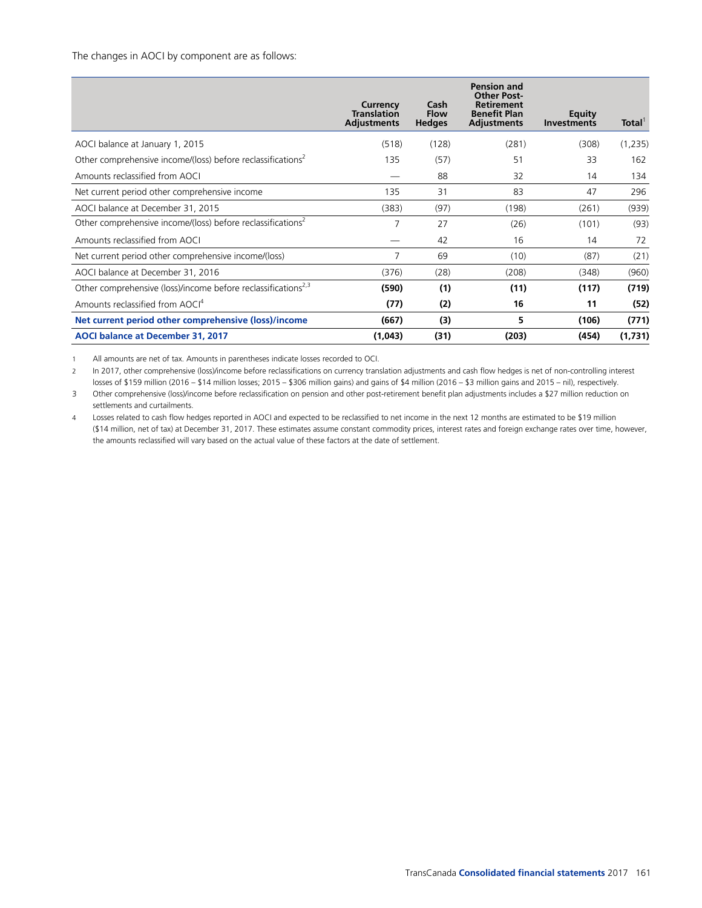The changes in AOCI by component are as follows:

| | Currency Translation Adjustments | Cash Flow Hedges | Pension and Other Post-Retirement Benefit Plan Adjustments | Equity Investments | Total[1] |
|---|---|---|---|---|---|
| AOCI balance at January 1, 2015 | (518) | (128) | (281) | (308) | (1,235) |
| Other comprehensive income/(loss) before reclassifications[2] | 135 | (57) | 51 | 33 | 162 |
| Amounts reclassified from AOCI | — | 88 | 32 | 14 | 134 |
| Net current period other comprehensive income | 135 | 31 | 83 | 47 | 296 |
| AOCI balance at December 31, 2015 | (383) | (97) | (198) | (261) | (939) |
| Other comprehensive income/(loss) before reclassifications[2] | 7 | 27 | (26) | (101) | (93) |
| Amounts reclassified from AOCI | — | 42 | 16 | 14 | 72 |
| Net current period other comprehensive income/(loss) | 7 | 69 | (10) | (87) | (21) |
| AOCI balance at December 31, 2016 | (376) | (28) | (208) | (348) | (960) |
| Other comprehensive (loss)/income before reclassifications[2,3] | **(590)** | **(1)** | **(11)** | **(117)** | **(719)** |
| Amounts reclassified from AOCI[4] | **(77)** | **(2)** | **16** | **11** | **(52)** |
| **Net current period other comprehensive (loss)/income** | **(667)** | **(3)** | **5** | **(106)** | **(771)** |
| **AOCI balance at December 31, 2017** | **(1,043)** | **(31)** | **(203)** | **(454)** | **(1,731)** |

1 All amounts are net of tax. Amounts in parentheses indicate losses recorded to OCI.

2 In 2017, other comprehensive (loss)/income before reclassifications on currency translation adjustments and cash flow hedges is net of non-controlling interest losses of $159 million (2016 – $14 million losses; 2015 – $306 million gains) and gains of $4 million (2016 – $3 million gains and 2015 – nil), respectively.

3 Other comprehensive (loss)/income before reclassification on pension and other post-retirement benefit plan adjustments includes a $27 million reduction on settlements and curtailments.

4 Losses related to cash flow hedges reported in AOCI and expected to be reclassified to net income in the next 12 months are estimated to be $19 million ($14 million, net of tax) at December 31, 2017. These estimates assume constant commodity prices, interest rates and foreign exchange rates over time, however, the amounts reclassified will vary based on the actual value of these factors at the date of settlement.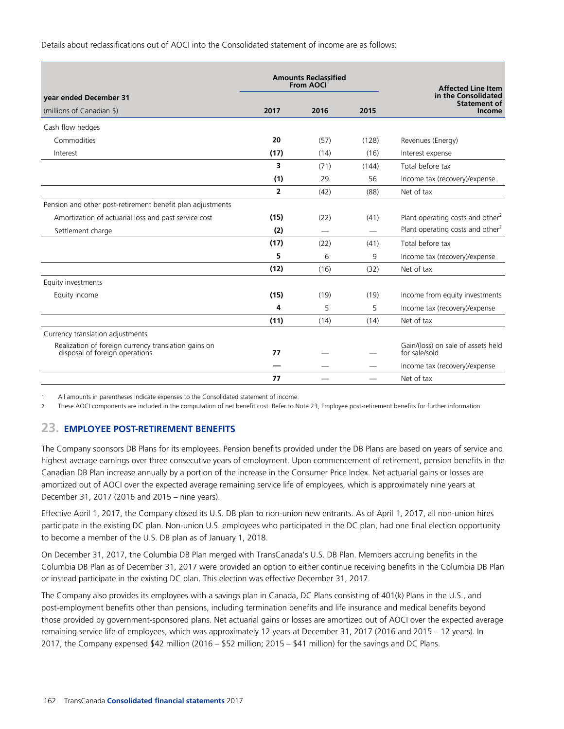Details about reclassifications out of AOCI into the Consolidated statement of income are as follows:

| year ended December 31 | Amounts Reclassified From AOCI[1] | | | Affected Line Item in the Consolidated Statement of Income |
|---|---|---|---|---|
| (millions of Canadian $) | **2017** | 2016 | 2015 | |
| Cash flow hedges | | | | |
| Commodities | **20** | (57) | (128) | Revenues (Energy) |
| Interest | **(17)** | (14) | (16) | Interest expense |
| | **3** | (71) | (144) | Total before tax |
| | **(1)** | 29 | 56 | Income tax (recovery)/expense |
| | **2** | (42) | (88) | Net of tax |
| Pension and other post-retirement benefit plan adjustments | | | | |
| Amortization of actuarial loss and past service cost | **(15)** | (22) | (41) | Plant operating costs and other[2] |
| Settlement charge | **(2)** | — | — | Plant operating costs and other[2] |
| | **(17)** | (22) | (41) | Total before tax |
| | **5** | 6 | 9 | Income tax (recovery)/expense |
| | **(12)** | (16) | (32) | Net of tax |
| Equity investments | | | | |
| Equity income | **(15)** | (19) | (19) | Income from equity investments |
| | **4** | 5 | 5 | Income tax (recovery)/expense |
| | **(11)** | (14) | (14) | Net of tax |
| Currency translation adjustments | | | | |
| Realization of foreign currency translation gains on disposal of foreign operations | **77** | — | — | Gain/(loss) on sale of assets held for sale/sold |
| | **—** | — | — | Income tax (recovery)/expense |
| | **77** | — | — | Net of tax |

1 All amounts in parentheses indicate expenses to the Consolidated statement of income.

2 These AOCI components are included in the computation of net benefit cost. Refer to Note 23, Employee post-retirement benefits for further information.

## 23. EMPLOYEE POST-RETIREMENT BENEFITS

The Company sponsors DB Plans for its employees. Pension benefits provided under the DB Plans are based on years of service and highest average earnings over three consecutive years of employment. Upon commencement of retirement, pension benefits in the Canadian DB Plan increase annually by a portion of the increase in the Consumer Price Index. Net actuarial gains or losses are amortized out of AOCI over the expected average remaining service life of employees, which is approximately nine years at December 31, 2017 (2016 and 2015 – nine years).

Effective April 1, 2017, the Company closed its U.S. DB plan to non-union new entrants. As of April 1, 2017, all non-union hires participate in the existing DC plan. Non-union U.S. employees who participated in the DC plan, had one final election opportunity to become a member of the U.S. DB plan as of January 1, 2018.

On December 31, 2017, the Columbia DB Plan merged with TransCanada's U.S. DB Plan. Members accruing benefits in the Columbia DB Plan as of December 31, 2017 were provided an option to either continue receiving benefits in the Columbia DB Plan or instead participate in the existing DC plan. This election was effective December 31, 2017.

The Company also provides its employees with a savings plan in Canada, DC Plans consisting of 401(k) Plans in the U.S., and post-employment benefits other than pensions, including termination benefits and life insurance and medical benefits beyond those provided by government-sponsored plans. Net actuarial gains or losses are amortized out of AOCI over the expected average remaining service life of employees, which was approximately 12 years at December 31, 2017 (2016 and 2015 – 12 years). In 2017, the Company expensed $42 million (2016 – $52 million; 2015 – $41 million) for the savings and DC Plans.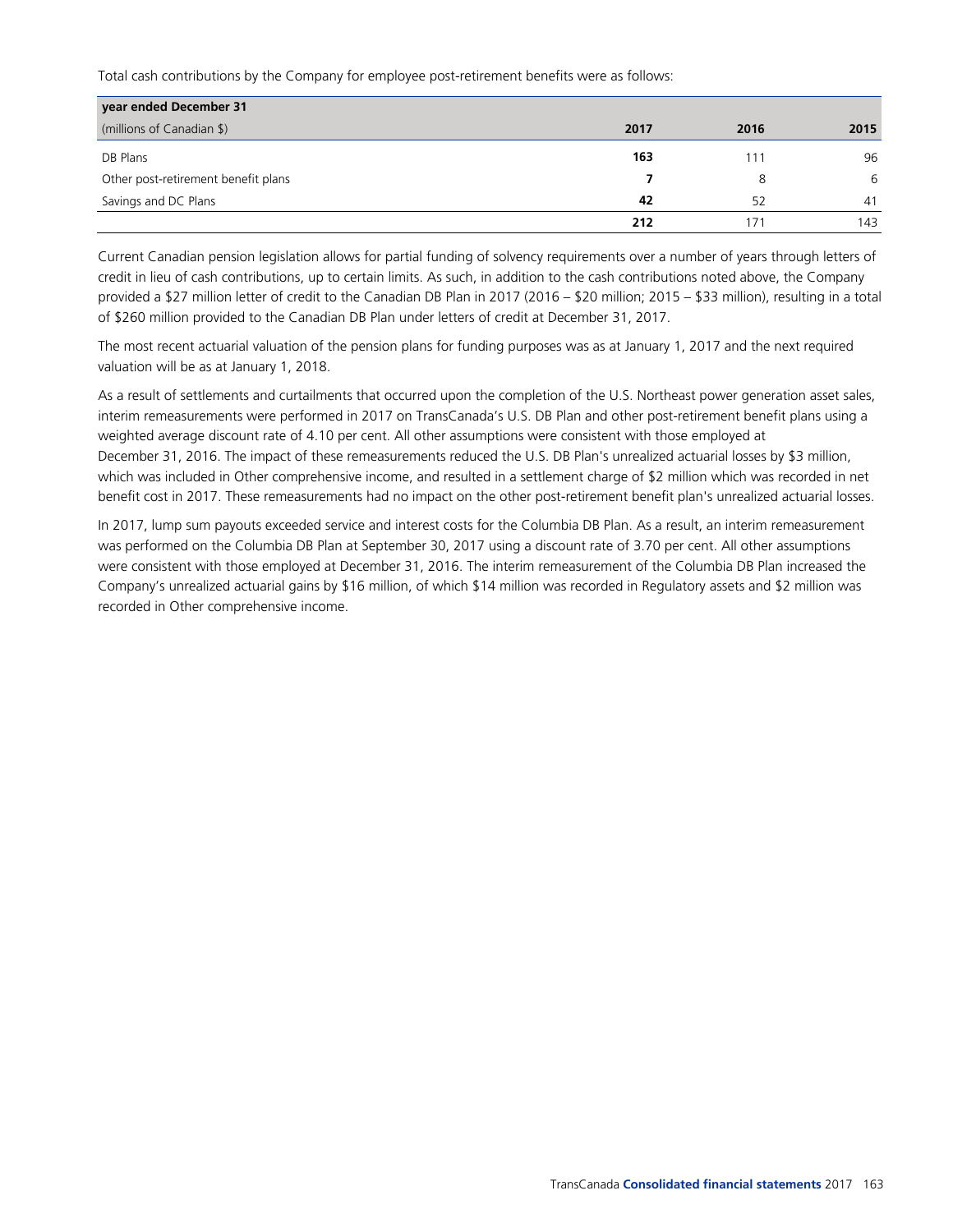Total cash contributions by the Company for employee post-retirement benefits were as follows:

| year ended December 31 | | | |
|---|---|---|---|
| (millions of Canadian $) | **2017** | 2016 | 2015 |
| DB Plans | **163** | 111 | 96 |
| Other post-retirement benefit plans | **7** | 8 | 6 |
| Savings and DC Plans | **42** | 52 | 41 |
| | **212** | 171 | 143 |

Current Canadian pension legislation allows for partial funding of solvency requirements over a number of years through letters of credit in lieu of cash contributions, up to certain limits. As such, in addition to the cash contributions noted above, the Company provided a $27 million letter of credit to the Canadian DB Plan in 2017 (2016 – $20 million; 2015 – $33 million), resulting in a total of $260 million provided to the Canadian DB Plan under letters of credit at December 31, 2017.

The most recent actuarial valuation of the pension plans for funding purposes was as at January 1, 2017 and the next required valuation will be as at January 1, 2018.

As a result of settlements and curtailments that occurred upon the completion of the U.S. Northeast power generation asset sales, interim remeasurements were performed in 2017 on TransCanada's U.S. DB Plan and other post-retirement benefit plans using a weighted average discount rate of 4.10 per cent. All other assumptions were consistent with those employed at December 31, 2016. The impact of these remeasurements reduced the U.S. DB Plan's unrealized actuarial losses by $3 million, which was included in Other comprehensive income, and resulted in a settlement charge of $2 million which was recorded in net benefit cost in 2017. These remeasurements had no impact on the other post-retirement benefit plan's unrealized actuarial losses.

In 2017, lump sum payouts exceeded service and interest costs for the Columbia DB Plan. As a result, an interim remeasurement was performed on the Columbia DB Plan at September 30, 2017 using a discount rate of 3.70 per cent. All other assumptions were consistent with those employed at December 31, 2016. The interim remeasurement of the Columbia DB Plan increased the Company's unrealized actuarial gains by $16 million, of which $14 million was recorded in Regulatory assets and $2 million was recorded in Other comprehensive income.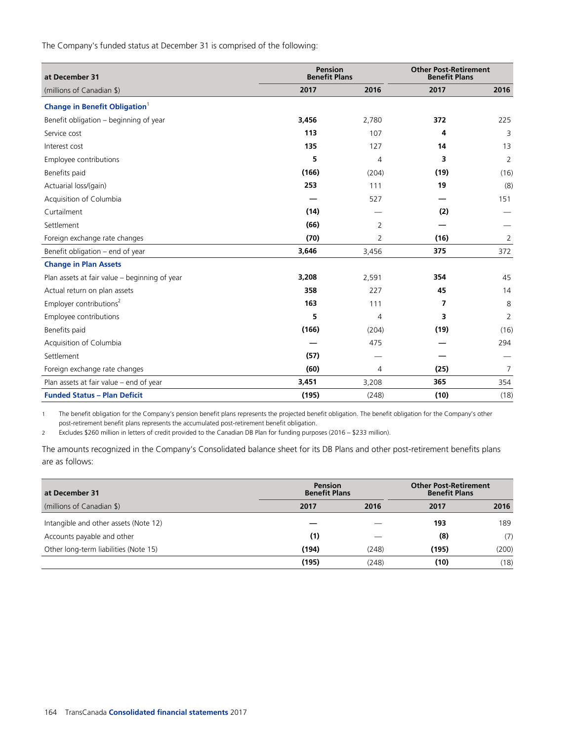The Company's funded status at December 31 is comprised of the following:

| at December 31 | Pension Benefit Plans | | Other Post-Retirement Benefit Plans | |
|---|---|---|---|---|
| (millions of Canadian $) | 2017 | 2016 | 2017 | 2016 |
| **Change in Benefit Obligation**[1] | | | | |
| Benefit obligation – beginning of year | **3,456** | 2,780 | **372** | 225 |
| Service cost | **113** | 107 | **4** | 3 |
| Interest cost | **135** | 127 | **14** | 13 |
| Employee contributions | **5** | 4 | **3** | 2 |
| Benefits paid | **(166)** | (204) | **(19)** | (16) |
| Actuarial loss/(gain) | **253** | 111 | **19** | (8) |
| Acquisition of Columbia | **—** | 527 | **—** | 151 |
| Curtailment | **(14)** | — | **(2)** | — |
| Settlement | **(66)** | 2 | **—** | — |
| Foreign exchange rate changes | **(70)** | 2 | **(16)** | 2 |
| Benefit obligation – end of year | **3,646** | 3,456 | **375** | 372 |
| **Change in Plan Assets** | | | | |
| Plan assets at fair value – beginning of year | **3,208** | 2,591 | **354** | 45 |
| Actual return on plan assets | **358** | 227 | **45** | 14 |
| Employer contributions[2] | **163** | 111 | **7** | 8 |
| Employee contributions | **5** | 4 | **3** | 2 |
| Benefits paid | **(166)** | (204) | **(19)** | (16) |
| Acquisition of Columbia | **—** | 475 | **—** | 294 |
| Settlement | **(57)** | — | **—** | — |
| Foreign exchange rate changes | **(60)** | 4 | **(25)** | 7 |
| Plan assets at fair value – end of year | **3,451** | 3,208 | **365** | 354 |
| **Funded Status – Plan Deficit** | **(195)** | (248) | **(10)** | (18) |

1 The benefit obligation for the Company's pension benefit plans represents the projected benefit obligation. The benefit obligation for the Company's other post-retirement benefit plans represents the accumulated post-retirement benefit obligation.

2 Excludes $260 million in letters of credit provided to the Canadian DB Plan for funding purposes (2016 – $233 million).

The amounts recognized in the Company's Consolidated balance sheet for its DB Plans and other post-retirement benefits plans are as follows:

| at December 31 | Pension Benefit Plans | | Other Post-Retirement Benefit Plans | |
|---|---|---|---|---|
| (millions of Canadian $) | 2017 | 2016 | 2017 | 2016 |
| Intangible and other assets (Note 12) | **—** | — | **193** | 189 |
| Accounts payable and other | **(1)** | — | **(8)** | (7) |
| Other long-term liabilities (Note 15) | **(194)** | (248) | **(195)** | (200) |
| | **(195)** | (248) | **(10)** | (18) |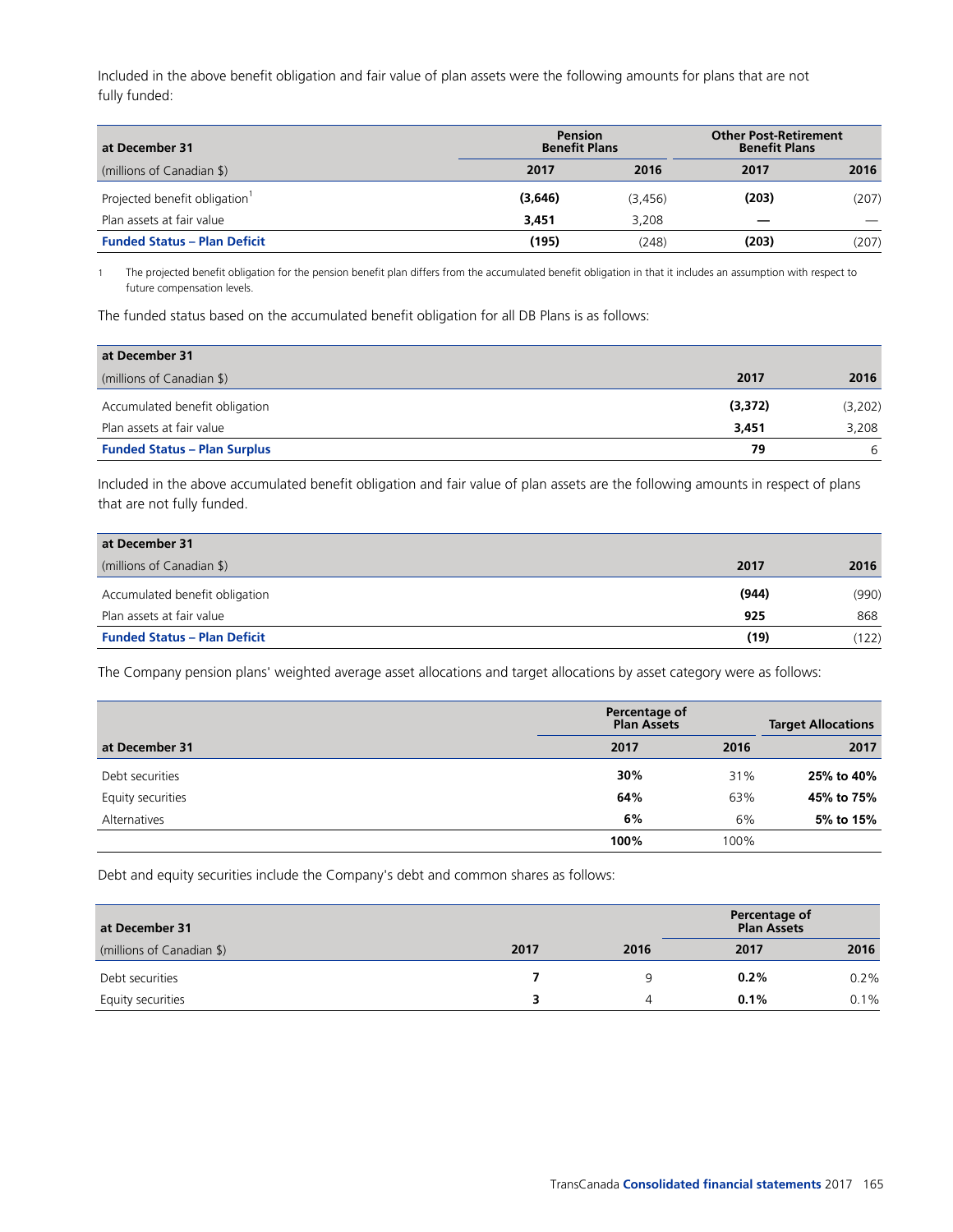Included in the above benefit obligation and fair value of plan assets were the following amounts for plans that are not fully funded:

| at December 31 | Pension Benefit Plans | | Other Post-Retirement Benefit Plans | |
|---|---|---|---|---|
| (millions of Canadian $) | **2017** | 2016 | **2017** | 2016 |
| Projected benefit obligation[1] | **(3,646)** | (3,456) | **(203)** | (207) |
| Plan assets at fair value | **3,451** | 3,208 | **—** | — |
| **Funded Status – Plan Deficit** | **(195)** | (248) | **(203)** | (207) |

1 The projected benefit obligation for the pension benefit plan differs from the accumulated benefit obligation in that it includes an assumption with respect to future compensation levels.

The funded status based on the accumulated benefit obligation for all DB Plans is as follows:

| at December 31 (millions of Canadian $) | **2017** | 2016 |
|---|---|---|
| Accumulated benefit obligation | **(3,372)** | (3,202) |
| Plan assets at fair value | **3,451** | 3,208 |
| **Funded Status – Plan Surplus** | **79** | 6 |

Included in the above accumulated benefit obligation and fair value of plan assets are the following amounts in respect of plans that are not fully funded.

| at December 31 (millions of Canadian $) | **2017** | 2016 |
|---|---|---|
| Accumulated benefit obligation | **(944)** | (990) |
| Plan assets at fair value | **925** | 868 |
| **Funded Status – Plan Deficit** | **(19)** | (122) |

The Company pension plans' weighted average asset allocations and target allocations by asset category were as follows:

| | Percentage of Plan Assets | | Target Allocations |
|---|---|---|---|
| at December 31 | **2017** | 2016 | **2017** |
| Debt securities | **30%** | 31% | **25% to 40%** |
| Equity securities | **64%** | 63% | **45% to 75%** |
| Alternatives | **6%** | 6% | **5% to 15%** |
| | **100%** | 100% | |

Debt and equity securities include the Company's debt and common shares as follows:

| at December 31 | | | Percentage of Plan Assets | |
|---|---|---|---|---|
| (millions of Canadian $) | **2017** | 2016 | **2017** | 2016 |
| Debt securities | **7** | 9 | **0.2%** | 0.2% |
| Equity securities | **3** | 4 | **0.1%** | 0.1% |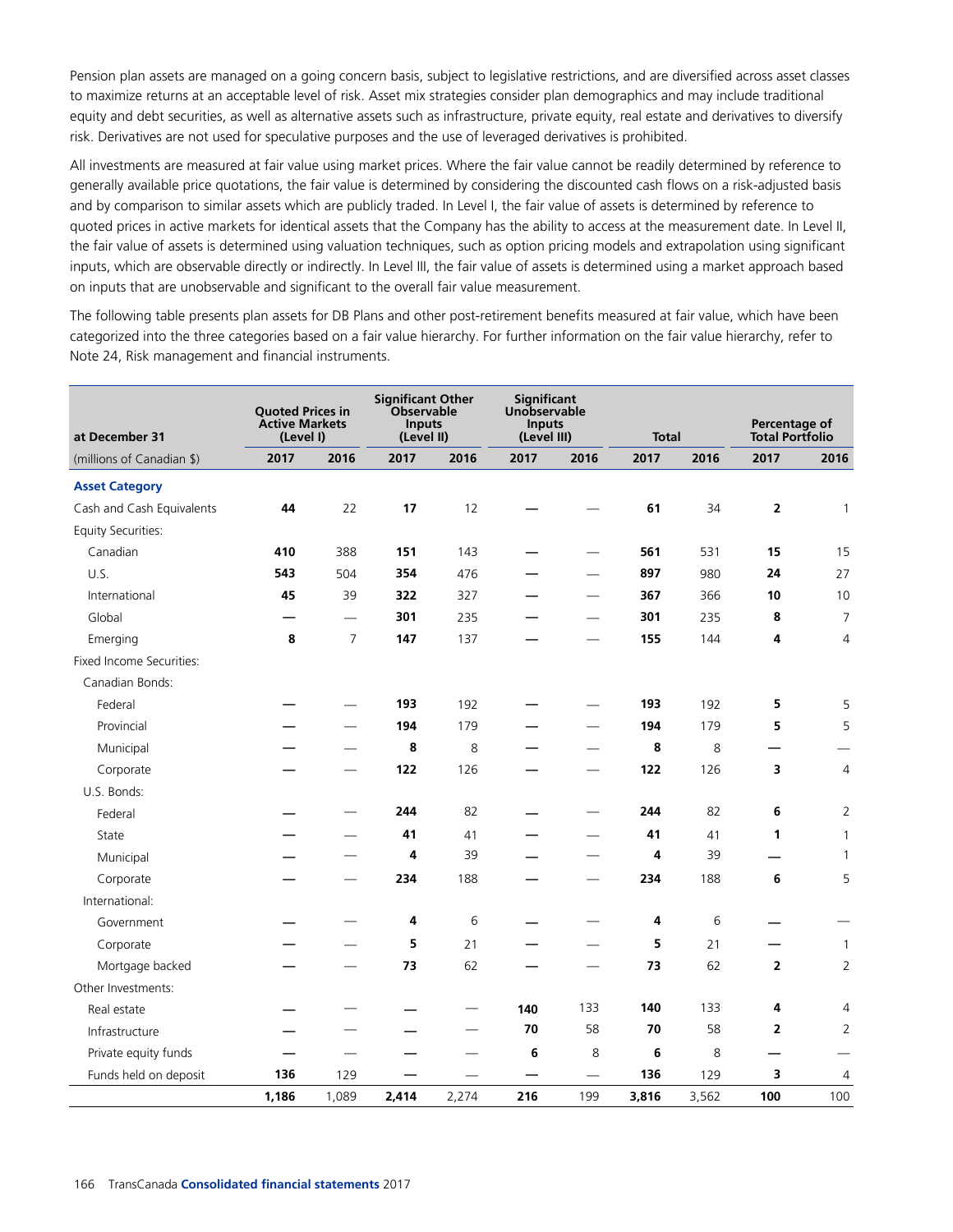Pension plan assets are managed on a going concern basis, subject to legislative restrictions, and are diversified across asset classes to maximize returns at an acceptable level of risk. Asset mix strategies consider plan demographics and may include traditional equity and debt securities, as well as alternative assets such as infrastructure, private equity, real estate and derivatives to diversify risk. Derivatives are not used for speculative purposes and the use of leveraged derivatives is prohibited.

All investments are measured at fair value using market prices. Where the fair value cannot be readily determined by reference to generally available price quotations, the fair value is determined by considering the discounted cash flows on a risk-adjusted basis and by comparison to similar assets which are publicly traded. In Level I, the fair value of assets is determined by reference to quoted prices in active markets for identical assets that the Company has the ability to access at the measurement date. In Level II, the fair value of assets is determined using valuation techniques, such as option pricing models and extrapolation using significant inputs, which are observable directly or indirectly. In Level III, the fair value of assets is determined using a market approach based on inputs that are unobservable and significant to the overall fair value measurement.

The following table presents plan assets for DB Plans and other post-retirement benefits measured at fair value, which have been categorized into the three categories based on a fair value hierarchy. For further information on the fair value hierarchy, refer to Note 24, Risk management and financial instruments.

| at December 31 | Quoted Prices in Active Markets (Level I) | | Significant Other Observable Inputs (Level II) | | Significant Unobservable Inputs (Level III) | | Total | | Percentage of Total Portfolio | |
|---|---|---|---|---|---|---|---|---|---|---|
| (millions of Canadian $) | 2017 | 2016 | 2017 | 2016 | 2017 | 2016 | 2017 | 2016 | 2017 | 2016 |
| **Asset Category** | | | | | | | | | | |
| Cash and Cash Equivalents | **44** | 22 | **17** | 12 | **—** | — | **61** | 34 | **2** | 1 |
| Equity Securities: | | | | | | | | | | |
| Canadian | **410** | 388 | **151** | 143 | **—** | — | **561** | 531 | **15** | 15 |
| U.S. | **543** | 504 | **354** | 476 | **—** | — | **897** | 980 | **24** | 27 |
| International | **45** | 39 | **322** | 327 | **—** | — | **367** | 366 | **10** | 10 |
| Global | **—** | — | **301** | 235 | **—** | — | **301** | 235 | **8** | 7 |
| Emerging | **8** | 7 | **147** | 137 | **—** | — | **155** | 144 | **4** | 4 |
| Fixed Income Securities: | | | | | | | | | | |
| Canadian Bonds: | | | | | | | | | | |
| Federal | **—** | — | **193** | 192 | **—** | — | **193** | 192 | **5** | 5 |
| Provincial | **—** | — | **194** | 179 | **—** | — | **194** | 179 | **5** | 5 |
| Municipal | **—** | — | **8** | 8 | **—** | — | **8** | 8 | **—** | — |
| Corporate | **—** | — | **122** | 126 | **—** | — | **122** | 126 | **3** | 4 |
| U.S. Bonds: | | | | | | | | | | |
| Federal | **—** | — | **244** | 82 | **—** | — | **244** | 82 | **6** | 2 |
| State | **—** | — | **41** | 41 | **—** | — | **41** | 41 | **1** | 1 |
| Municipal | **—** | — | **4** | 39 | **—** | — | **4** | 39 | **—** | 1 |
| Corporate | **—** | — | **234** | 188 | **—** | — | **234** | 188 | **6** | 5 |
| International: | | | | | | | | | | |
| Government | **—** | — | **4** | 6 | **—** | — | **4** | 6 | **—** | — |
| Corporate | **—** | — | **5** | 21 | **—** | — | **5** | 21 | **—** | 1 |
| Mortgage backed | **—** | — | **73** | 62 | **—** | — | **73** | 62 | **2** | 2 |
| Other Investments: | | | | | | | | | | |
| Real estate | **—** | — | **—** | — | **140** | 133 | **140** | 133 | **4** | 4 |
| Infrastructure | **—** | — | **—** | — | **70** | 58 | **70** | 58 | **2** | 2 |
| Private equity funds | **—** | — | **—** | — | **6** | 8 | **6** | 8 | **—** | — |
| Funds held on deposit | **136** | 129 | **—** | — | **—** | — | **136** | 129 | **3** | 4 |
| | **1,186** | 1,089 | **2,414** | 2,274 | **216** | 199 | **3,816** | 3,562 | **100** | 100 |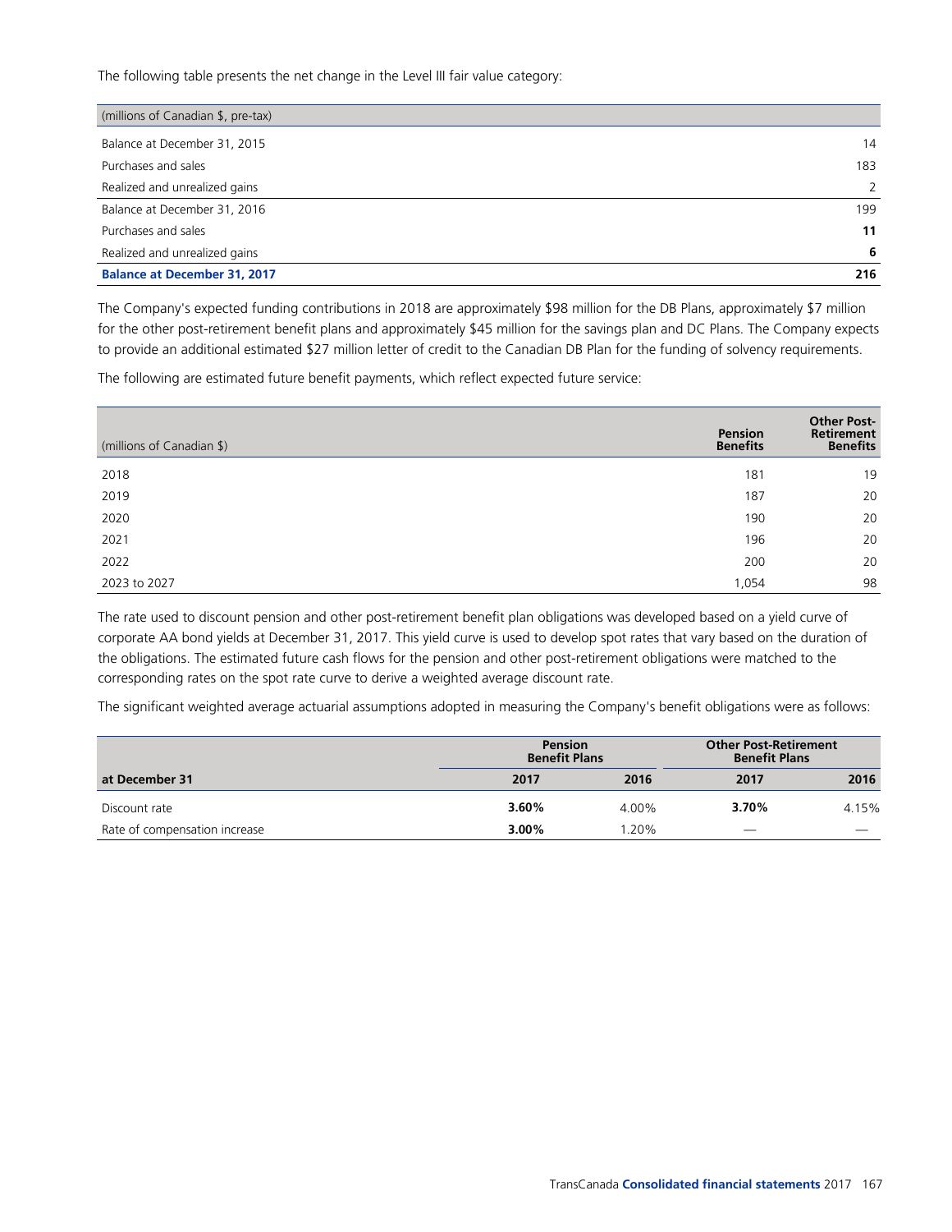The following table presents the net change in the Level III fair value category:

| (millions of Canadian $, pre-tax) | |
|---|---|
| Balance at December 31, 2015 | 14 |
| Purchases and sales | 183 |
| Realized and unrealized gains | 2 |
| Balance at December 31, 2016 | 199 |
| Purchases and sales | **11** |
| Realized and unrealized gains | **6** |
| **Balance at December 31, 2017** | **216** |

The Company's expected funding contributions in 2018 are approximately $98 million for the DB Plans, approximately $7 million for the other post-retirement benefit plans and approximately $45 million for the savings plan and DC Plans. The Company expects to provide an additional estimated $27 million letter of credit to the Canadian DB Plan for the funding of solvency requirements.

The following are estimated future benefit payments, which reflect expected future service:

| (millions of Canadian $) | Pension Benefits | Other Post-Retirement Benefits |
|---|---|---|
| 2018 | 181 | 19 |
| 2019 | 187 | 20 |
| 2020 | 190 | 20 |
| 2021 | 196 | 20 |
| 2022 | 200 | 20 |
| 2023 to 2027 | 1,054 | 98 |

The rate used to discount pension and other post-retirement benefit plan obligations was developed based on a yield curve of corporate AA bond yields at December 31, 2017. This yield curve is used to develop spot rates that vary based on the duration of the obligations. The estimated future cash flows for the pension and other post-retirement obligations were matched to the corresponding rates on the spot rate curve to derive a weighted average discount rate.

The significant weighted average actuarial assumptions adopted in measuring the Company's benefit obligations were as follows:

| | Pension Benefit Plans | | Other Post-Retirement Benefit Plans | |
|---|---|---|---|---|
| **at December 31** | **2017** | **2016** | **2017** | **2016** |
| Discount rate | **3.60%** | 4.00% | **3.70%** | 4.15% |
| Rate of compensation increase | **3.00%** | 1.20% | — | — |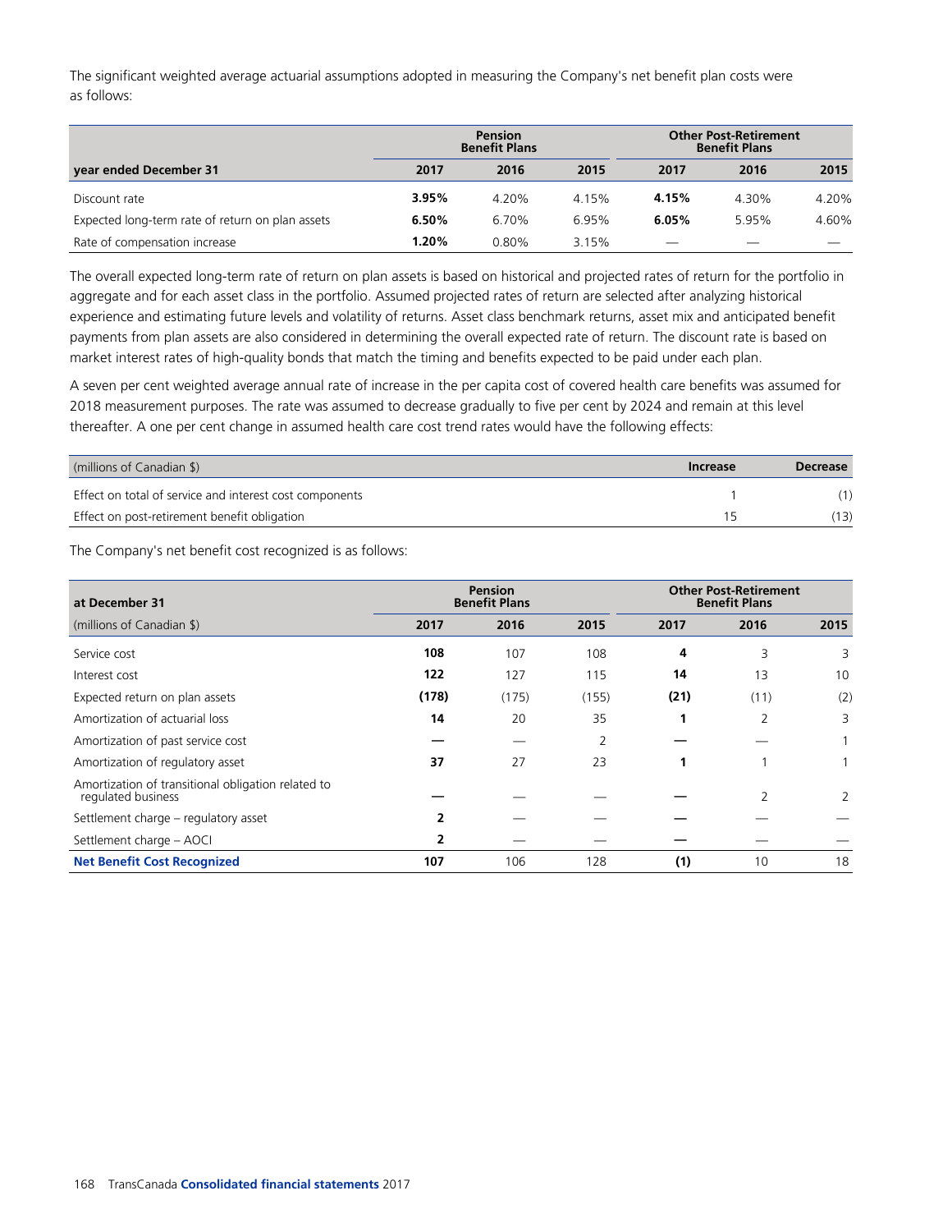The significant weighted average actuarial assumptions adopted in measuring the Company's net benefit plan costs were as follows:

| | Pension Benefit Plans | | | Other Post-Retirement Benefit Plans | | |
|---|---|---|---|---|---|---|
| **year ended December 31** | **2017** | **2016** | **2015** | **2017** | **2016** | **2015** |
| Discount rate | **3.95%** | 4.20% | 4.15% | **4.15%** | 4.30% | 4.20% |
| Expected long-term rate of return on plan assets | **6.50%** | 6.70% | 6.95% | **6.05%** | 5.95% | 4.60% |
| Rate of compensation increase | **1.20%** | 0.80% | 3.15% | — | — | — |

The overall expected long-term rate of return on plan assets is based on historical and projected rates of return for the portfolio in aggregate and for each asset class in the portfolio. Assumed projected rates of return are selected after analyzing historical experience and estimating future levels and volatility of returns. Asset class benchmark returns, asset mix and anticipated benefit payments from plan assets are also considered in determining the overall expected rate of return. The discount rate is based on market interest rates of high-quality bonds that match the timing and benefits expected to be paid under each plan.

A seven per cent weighted average annual rate of increase in the per capita cost of covered health care benefits was assumed for 2018 measurement purposes. The rate was assumed to decrease gradually to five per cent by 2024 and remain at this level thereafter. A one per cent change in assumed health care cost trend rates would have the following effects:

| (millions of Canadian $) | Increase | Decrease |
|---|---|---|
| Effect on total of service and interest cost components | 1 | (1) |
| Effect on post-retirement benefit obligation | 15 | (13) |

The Company's net benefit cost recognized is as follows:

| at December 31 | Pension Benefit Plans | | | Other Post-Retirement Benefit Plans | | |
|---|---|---|---|---|---|---|
| (millions of Canadian $) | **2017** | **2016** | **2015** | **2017** | **2016** | **2015** |
| Service cost | **108** | 107 | 108 | **4** | 3 | 3 |
| Interest cost | **122** | 127 | 115 | **14** | 13 | 10 |
| Expected return on plan assets | **(178)** | (175) | (155) | **(21)** | (11) | (2) |
| Amortization of actuarial loss | **14** | 20 | 35 | **1** | 2 | 3 |
| Amortization of past service cost | **—** | — | 2 | **—** | — | 1 |
| Amortization of regulatory asset | **37** | 27 | 23 | **1** | 1 | 1 |
| Amortization of transitional obligation related to regulated business | **—** | — | — | **—** | 2 | 2 |
| Settlement charge – regulatory asset | **2** | — | — | **—** | — | — |
| Settlement charge – AOCI | **2** | — | — | **—** | — | — |
| **Net Benefit Cost Recognized** | **107** | 106 | 128 | **(1)** | 10 | 18 |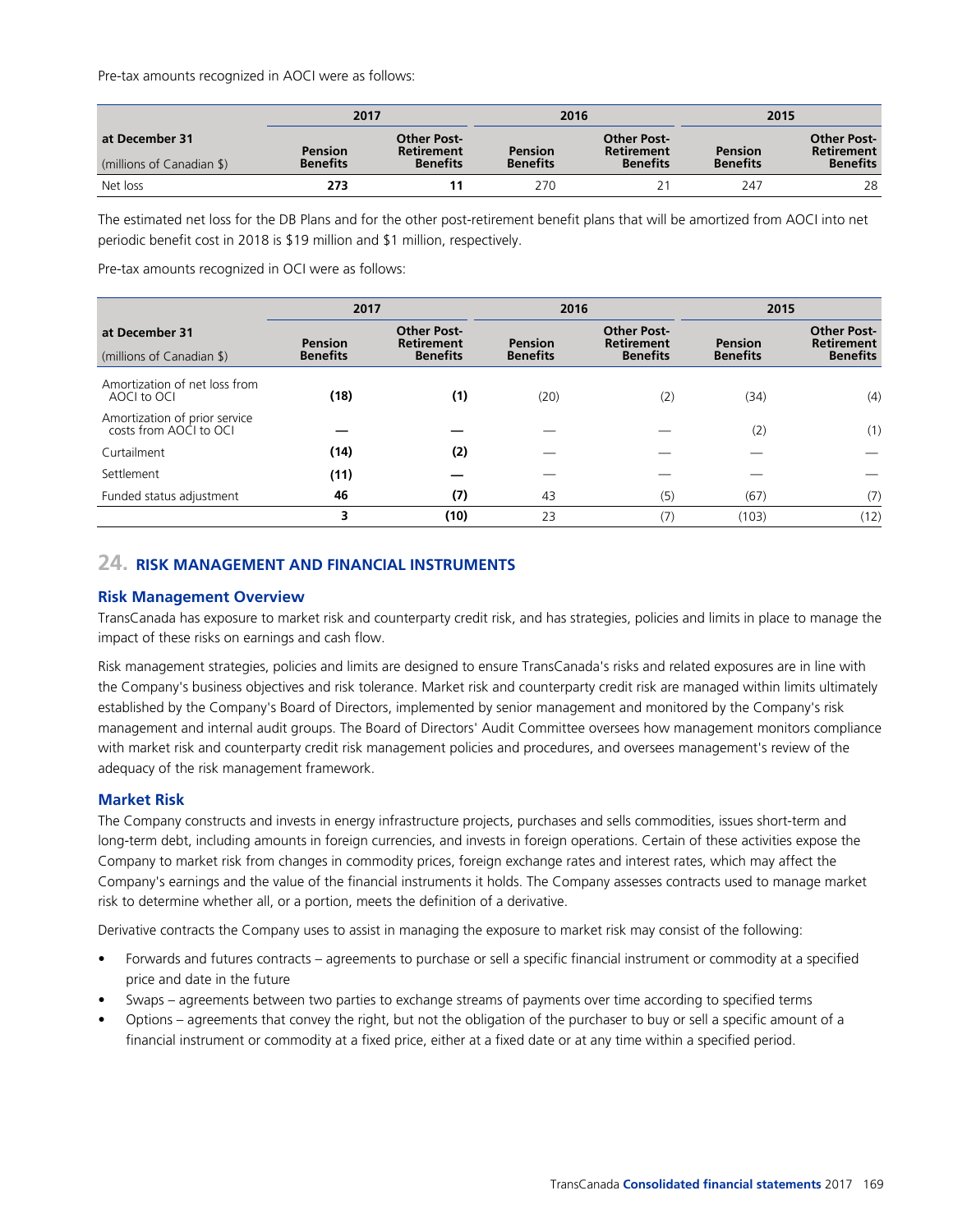Pre-tax amounts recognized in AOCI were as follows:

| at December 31 (millions of Canadian $) | 2017 | | 2016 | | 2015 | |
|---|---|---|---|---|---|---|
| | Pension Benefits | Other Post-Retirement Benefits | Pension Benefits | Other Post-Retirement Benefits | Pension Benefits | Other Post-Retirement Benefits |
| Net loss | **273** | **11** | 270 | 21 | 247 | 28 |

The estimated net loss for the DB Plans and for the other post-retirement benefit plans that will be amortized from AOCI into net periodic benefit cost in 2018 is $19 million and $1 million, respectively.

Pre-tax amounts recognized in OCI were as follows:

| at December 31 (millions of Canadian $) | 2017 | | 2016 | | 2015 | |
|---|---|---|---|---|---|---|
| | Pension Benefits | Other Post-Retirement Benefits | Pension Benefits | Other Post-Retirement Benefits | Pension Benefits | Other Post-Retirement Benefits |
| Amortization of net loss from AOCI to OCI | **(18)** | **(1)** | (20) | (2) | (34) | (4) |
| Amortization of prior service costs from AOCI to OCI | **—** | **—** | — | — | (2) | (1) |
| Curtailment | **(14)** | **(2)** | — | — | — | — |
| Settlement | **(11)** | **—** | — | — | — | — |
| Funded status adjustment | **46** | **(7)** | 43 | (5) | (67) | (7) |
| | **3** | **(10)** | 23 | (7) | (103) | (12) |

## 24. RISK MANAGEMENT AND FINANCIAL INSTRUMENTS

### Risk Management Overview

TransCanada has exposure to market risk and counterparty credit risk, and has strategies, policies and limits in place to manage the impact of these risks on earnings and cash flow.

Risk management strategies, policies and limits are designed to ensure TransCanada's risks and related exposures are in line with the Company's business objectives and risk tolerance. Market risk and counterparty credit risk are managed within limits ultimately established by the Company's Board of Directors, implemented by senior management and monitored by the Company's risk management and internal audit groups. The Board of Directors' Audit Committee oversees how management monitors compliance with market risk and counterparty credit risk management policies and procedures, and oversees management's review of the adequacy of the risk management framework.

### Market Risk

The Company constructs and invests in energy infrastructure projects, purchases and sells commodities, issues short-term and long-term debt, including amounts in foreign currencies, and invests in foreign operations. Certain of these activities expose the Company to market risk from changes in commodity prices, foreign exchange rates and interest rates, which may affect the Company's earnings and the value of the financial instruments it holds. The Company assesses contracts used to manage market risk to determine whether all, or a portion, meets the definition of a derivative.

Derivative contracts the Company uses to assist in managing the exposure to market risk may consist of the following:

- Forwards and futures contracts – agreements to purchase or sell a specific financial instrument or commodity at a specified price and date in the future
- Swaps – agreements between two parties to exchange streams of payments over time according to specified terms
- Options – agreements that convey the right, but not the obligation of the purchaser to buy or sell a specific amount of a financial instrument or commodity at a fixed price, either at a fixed date or at any time within a specified period.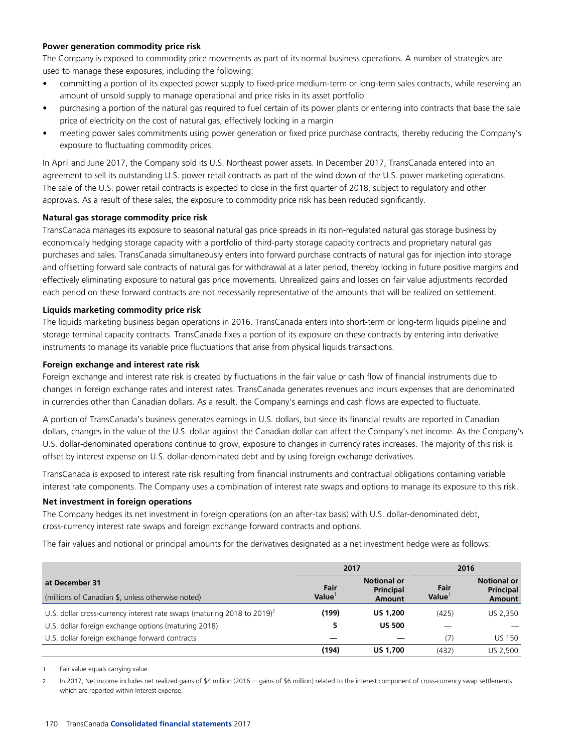**Power generation commodity price risk**

The Company is exposed to commodity price movements as part of its normal business operations. A number of strategies are used to manage these exposures, including the following:

- committing a portion of its expected power supply to fixed-price medium-term or long-term sales contracts, while reserving an amount of unsold supply to manage operational and price risks in its asset portfolio
- purchasing a portion of the natural gas required to fuel certain of its power plants or entering into contracts that base the sale price of electricity on the cost of natural gas, effectively locking in a margin
- meeting power sales commitments using power generation or fixed price purchase contracts, thereby reducing the Company's exposure to fluctuating commodity prices.

In April and June 2017, the Company sold its U.S. Northeast power assets. In December 2017, TransCanada entered into an agreement to sell its outstanding U.S. power retail contracts as part of the wind down of the U.S. power marketing operations. The sale of the U.S. power retail contracts is expected to close in the first quarter of 2018, subject to regulatory and other approvals. As a result of these sales, the exposure to commodity price risk has been reduced significantly.

**Natural gas storage commodity price risk**

TransCanada manages its exposure to seasonal natural gas price spreads in its non-regulated natural gas storage business by economically hedging storage capacity with a portfolio of third-party storage capacity contracts and proprietary natural gas purchases and sales. TransCanada simultaneously enters into forward purchase contracts of natural gas for injection into storage and offsetting forward sale contracts of natural gas for withdrawal at a later period, thereby locking in future positive margins and effectively eliminating exposure to natural gas price movements. Unrealized gains and losses on fair value adjustments recorded each period on these forward contracts are not necessarily representative of the amounts that will be realized on settlement.

**Liquids marketing commodity price risk**

The liquids marketing business began operations in 2016. TransCanada enters into short-term or long-term liquids pipeline and storage terminal capacity contracts. TransCanada fixes a portion of its exposure on these contracts by entering into derivative instruments to manage its variable price fluctuations that arise from physical liquids transactions.

**Foreign exchange and interest rate risk**

Foreign exchange and interest rate risk is created by fluctuations in the fair value or cash flow of financial instruments due to changes in foreign exchange rates and interest rates. TransCanada generates revenues and incurs expenses that are denominated in currencies other than Canadian dollars. As a result, the Company's earnings and cash flows are expected to fluctuate.

A portion of TransCanada's business generates earnings in U.S. dollars, but since its financial results are reported in Canadian dollars, changes in the value of the U.S. dollar against the Canadian dollar can affect the Company's net income. As the Company's U.S. dollar-denominated operations continue to grow, exposure to changes in currency rates increases. The majority of this risk is offset by interest expense on U.S. dollar-denominated debt and by using foreign exchange derivatives.

TransCanada is exposed to interest rate risk resulting from financial instruments and contractual obligations containing variable interest rate components. The Company uses a combination of interest rate swaps and options to manage its exposure to this risk.

**Net investment in foreign operations**

The Company hedges its net investment in foreign operations (on an after-tax basis) with U.S. dollar-denominated debt, cross-currency interest rate swaps and foreign exchange forward contracts and options.

The fair values and notional or principal amounts for the derivatives designated as a net investment hedge were as follows:

| at December 31<br>(millions of Canadian $, unless otherwise noted) | 2017 | | 2016 | |
|---|---|---|---|---|
| | **Fair Value**[1] | **Notional or Principal Amount** | **Fair Value**[1] | **Notional or Principal Amount** |
| U.S. dollar cross-currency interest rate swaps (maturing 2018 to 2019)[2] | **(199)** | **US 1,200** | (425) | US 2,350 |
| U.S. dollar foreign exchange options (maturing 2018) | **5** | **US 500** | — | — |
| U.S. dollar foreign exchange forward contracts | **—** | **—** | (7) | US 150 |
| | **(194)** | **US 1,700** | (432) | US 2,500 |

1 Fair value equals carrying value.

2 In 2017, Net income includes net realized gains of $4 million (2016 – gains of $6 million) related to the interest component of cross-currency swap settlements which are reported within Interest expense.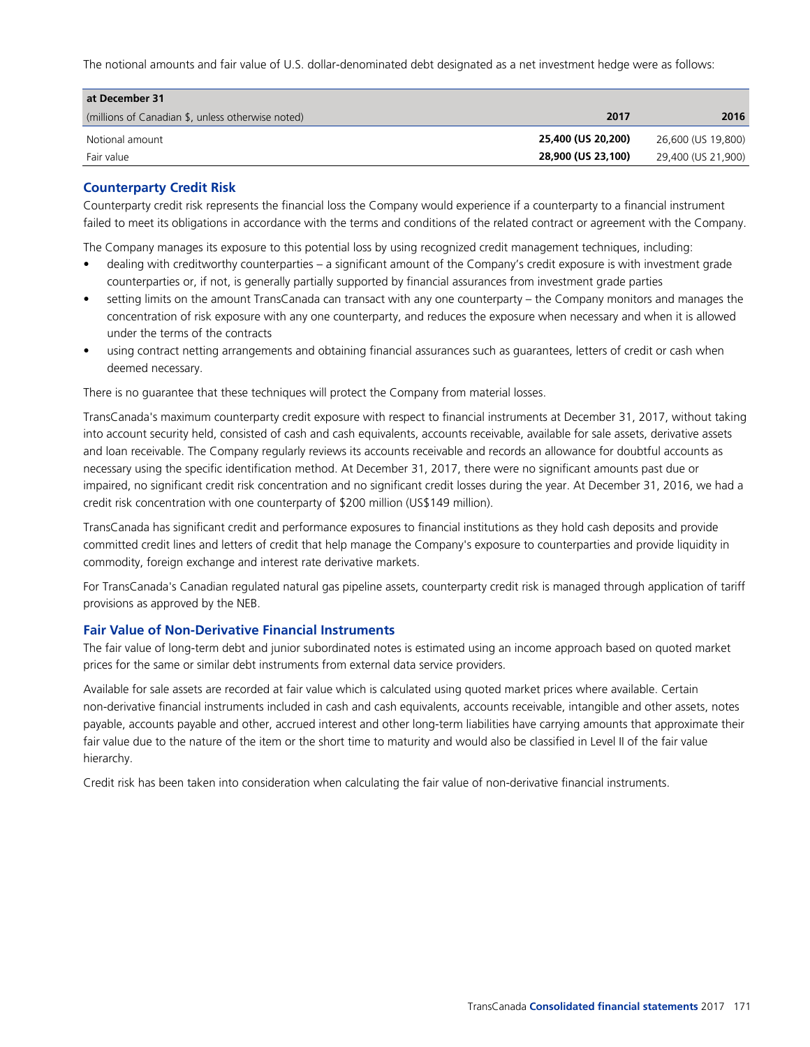The notional amounts and fair value of U.S. dollar-denominated debt designated as a net investment hedge were as follows:

| at December 31 | | |
|---|---|---|
| (millions of Canadian $, unless otherwise noted) | **2017** | **2016** |
| Notional amount | **25,400 (US 20,200)** | 26,600 (US 19,800) |
| Fair value | **28,900 (US 23,100)** | 29,400 (US 21,900) |

## Counterparty Credit Risk

Counterparty credit risk represents the financial loss the Company would experience if a counterparty to a financial instrument failed to meet its obligations in accordance with the terms and conditions of the related contract or agreement with the Company.

The Company manages its exposure to this potential loss by using recognized credit management techniques, including:

- dealing with creditworthy counterparties – a significant amount of the Company's credit exposure is with investment grade counterparties or, if not, is generally partially supported by financial assurances from investment grade parties
- setting limits on the amount TransCanada can transact with any one counterparty – the Company monitors and manages the concentration of risk exposure with any one counterparty, and reduces the exposure when necessary and when it is allowed under the terms of the contracts
- using contract netting arrangements and obtaining financial assurances such as guarantees, letters of credit or cash when deemed necessary.

There is no guarantee that these techniques will protect the Company from material losses.

TransCanada's maximum counterparty credit exposure with respect to financial instruments at December 31, 2017, without taking into account security held, consisted of cash and cash equivalents, accounts receivable, available for sale assets, derivative assets and loan receivable. The Company regularly reviews its accounts receivable and records an allowance for doubtful accounts as necessary using the specific identification method. At December 31, 2017, there were no significant amounts past due or impaired, no significant credit risk concentration and no significant credit losses during the year. At December 31, 2016, we had a credit risk concentration with one counterparty of $200 million (US$149 million).

TransCanada has significant credit and performance exposures to financial institutions as they hold cash deposits and provide committed credit lines and letters of credit that help manage the Company's exposure to counterparties and provide liquidity in commodity, foreign exchange and interest rate derivative markets.

For TransCanada's Canadian regulated natural gas pipeline assets, counterparty credit risk is managed through application of tariff provisions as approved by the NEB.

## Fair Value of Non-Derivative Financial Instruments

The fair value of long-term debt and junior subordinated notes is estimated using an income approach based on quoted market prices for the same or similar debt instruments from external data service providers.

Available for sale assets are recorded at fair value which is calculated using quoted market prices where available. Certain non-derivative financial instruments included in cash and cash equivalents, accounts receivable, intangible and other assets, notes payable, accounts payable and other, accrued interest and other long-term liabilities have carrying amounts that approximate their fair value due to the nature of the item or the short time to maturity and would also be classified in Level II of the fair value hierarchy.

Credit risk has been taken into consideration when calculating the fair value of non-derivative financial instruments.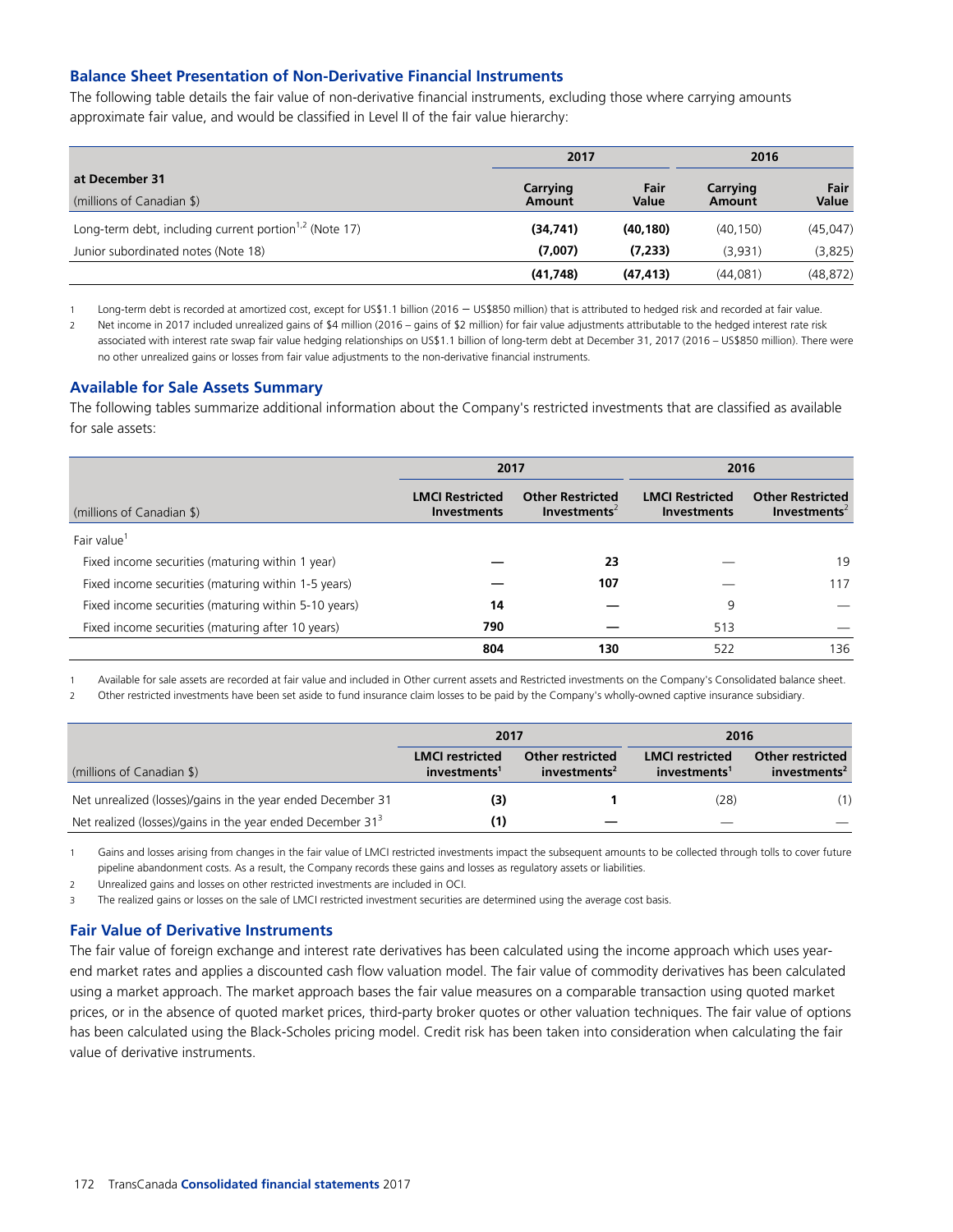### Balance Sheet Presentation of Non-Derivative Financial Instruments

The following table details the fair value of non-derivative financial instruments, excluding those where carrying amounts approximate fair value, and would be classified in Level II of the fair value hierarchy:

| at December 31 (millions of Canadian $) | 2017 | | 2016 | |
|---|---|---|---|---|
| | Carrying Amount | Fair Value | Carrying Amount | Fair Value |
| Long-term debt, including current portion[1,2] (Note 17) | **(34,741)** | **(40,180)** | (40,150) | (45,047) |
| Junior subordinated notes (Note 18) | **(7,007)** | **(7,233)** | (3,931) | (3,825) |
| | **(41,748)** | **(47,413)** | (44,081) | (48,872) |

1 Long-term debt is recorded at amortized cost, except for US$1.1 billion (2016 – US$850 million) that is attributed to hedged risk and recorded at fair value.

2 Net income in 2017 included unrealized gains of $4 million (2016 – gains of $2 million) for fair value adjustments attributable to the hedged interest rate risk associated with interest rate swap fair value hedging relationships on US$1.1 billion of long-term debt at December 31, 2017 (2016 – US$850 million). There were no other unrealized gains or losses from fair value adjustments to the non-derivative financial instruments.

### Available for Sale Assets Summary

The following tables summarize additional information about the Company's restricted investments that are classified as available for sale assets:

| (millions of Canadian $) | 2017 | | 2016 | |
|---|---|---|---|---|
| | LMCI Restricted Investments | Other Restricted Investments[2] | LMCI Restricted Investments | Other Restricted Investments[2] |
| Fair value[1] | | | | |
| Fixed income securities (maturing within 1 year) | **—** | **23** | — | 19 |
| Fixed income securities (maturing within 1-5 years) | **—** | **107** | — | 117 |
| Fixed income securities (maturing within 5-10 years) | **14** | **—** | 9 | — |
| Fixed income securities (maturing after 10 years) | **790** | **—** | 513 | — |
| | **804** | **130** | 522 | 136 |

1 Available for sale assets are recorded at fair value and included in Other current assets and Restricted investments on the Company's Consolidated balance sheet.

2 Other restricted investments have been set aside to fund insurance claim losses to be paid by the Company's wholly-owned captive insurance subsidiary.

| (millions of Canadian $) | 2017 | | 2016 | |
|---|---|---|---|---|
| | LMCI restricted investments[1] | Other restricted investments[2] | LMCI restricted investments[1] | Other restricted investments[2] |
| Net unrealized (losses)/gains in the year ended December 31 | **(3)** | **1** | (28) | (1) |
| Net realized (losses)/gains in the year ended December 31[3] | **(1)** | **—** | — | — |

1 Gains and losses arising from changes in the fair value of LMCI restricted investments impact the subsequent amounts to be collected through tolls to cover future pipeline abandonment costs. As a result, the Company records these gains and losses as regulatory assets or liabilities.

2 Unrealized gains and losses on other restricted investments are included in OCI.

3 The realized gains or losses on the sale of LMCI restricted investment securities are determined using the average cost basis.

### Fair Value of Derivative Instruments

The fair value of foreign exchange and interest rate derivatives has been calculated using the income approach which uses year-end market rates and applies a discounted cash flow valuation model. The fair value of commodity derivatives has been calculated using a market approach. The market approach bases the fair value measures on a comparable transaction using quoted market prices, or in the absence of quoted market prices, third-party broker quotes or other valuation techniques. The fair value of options has been calculated using the Black-Scholes pricing model. Credit risk has been taken into consideration when calculating the fair value of derivative instruments.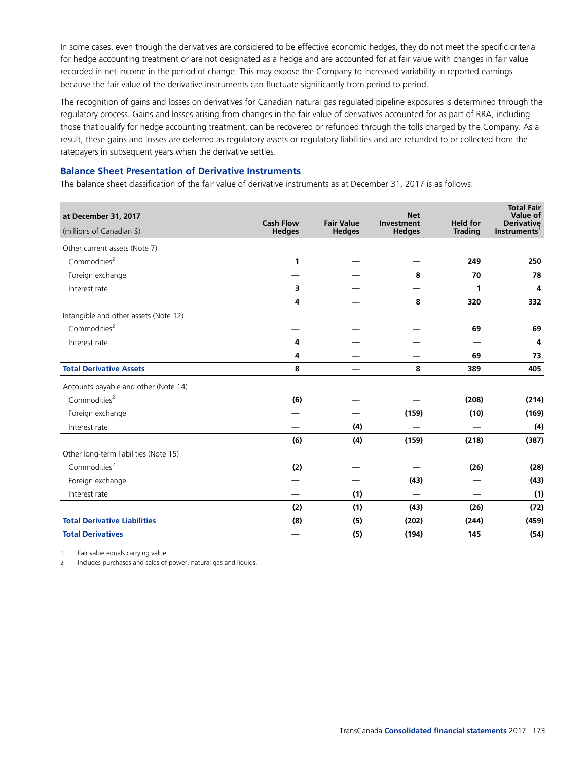In some cases, even though the derivatives are considered to be effective economic hedges, they do not meet the specific criteria for hedge accounting treatment or are not designated as a hedge and are accounted for at fair value with changes in fair value recorded in net income in the period of change. This may expose the Company to increased variability in reported earnings because the fair value of the derivative instruments can fluctuate significantly from period to period.

The recognition of gains and losses on derivatives for Canadian natural gas regulated pipeline exposures is determined through the regulatory process. Gains and losses arising from changes in the fair value of derivatives accounted for as part of RRA, including those that qualify for hedge accounting treatment, can be recovered or refunded through the tolls charged by the Company. As a result, these gains and losses are deferred as regulatory assets or regulatory liabilities and are refunded to or collected from the ratepayers in subsequent years when the derivative settles.

### Balance Sheet Presentation of Derivative Instruments

The balance sheet classification of the fair value of derivative instruments as at December 31, 2017 is as follows:

| at December 31, 2017<br>(millions of Canadian $) | Cash Flow Hedges | Fair Value Hedges | Net Investment Hedges | Held for Trading | Total Fair Value of Derivative Instruments[1] |
|---|---|---|---|---|---|
| Other current assets (Note 7) | | | | | |
| Commodities[2] | 1 | — | — | 249 | 250 |
| Foreign exchange | — | — | 8 | 70 | 78 |
| Interest rate | 3 | — | — | 1 | 4 |
| | 4 | — | 8 | 320 | 332 |
| Intangible and other assets (Note 12) | | | | | |
| Commodities[2] | — | — | — | 69 | 69 |
| Interest rate | 4 | — | — | — | 4 |
| | 4 | — | — | 69 | 73 |
| **Total Derivative Assets** | 8 | — | 8 | 389 | 405 |
| Accounts payable and other (Note 14) | | | | | |
| Commodities[2] | (6) | — | — | (208) | (214) |
| Foreign exchange | — | — | (159) | (10) | (169) |
| Interest rate | — | (4) | — | — | (4) |
| | (6) | (4) | (159) | (218) | (387) |
| Other long-term liabilities (Note 15) | | | | | |
| Commodities[2] | (2) | — | — | (26) | (28) |
| Foreign exchange | — | — | (43) | — | (43) |
| Interest rate | — | (1) | — | — | (1) |
| | (2) | (1) | (43) | (26) | (72) |
| **Total Derivative Liabilities** | (8) | (5) | (202) | (244) | (459) |
| **Total Derivatives** | — | (5) | (194) | 145 | (54) |

1 Fair value equals carrying value.

2 Includes purchases and sales of power, natural gas and liquids.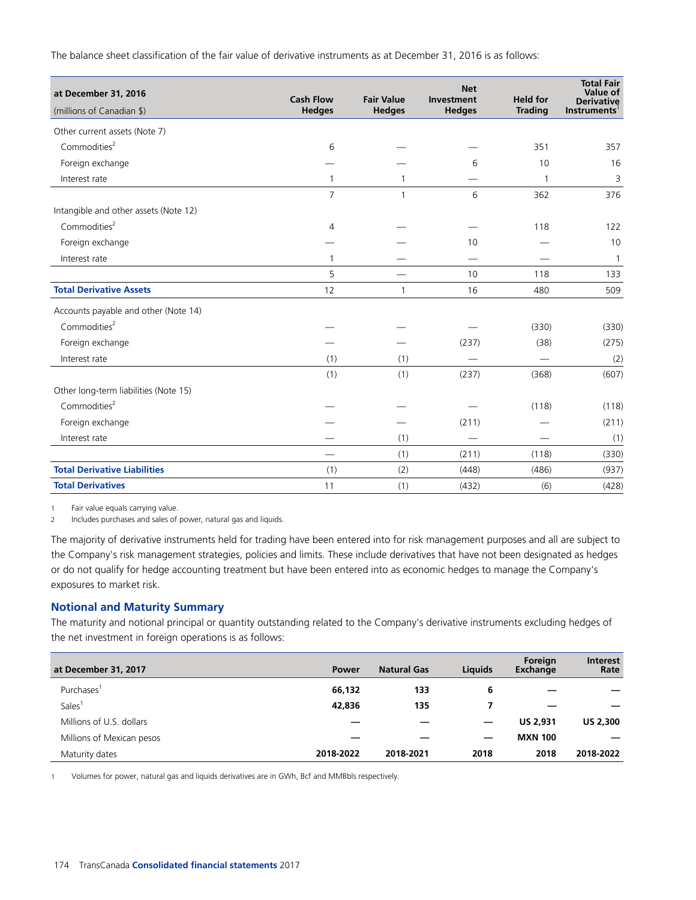The balance sheet classification of the fair value of derivative instruments as at December 31, 2016 is as follows:

| at December 31, 2016<br>(millions of Canadian $) | Cash Flow Hedges | Fair Value Hedges | Net Investment Hedges | Held for Trading | Total Fair Value of Derivative Instruments[1] |
|---|---|---|---|---|---|
| Other current assets (Note 7) | | | | | |
| Commodities[2] | 6 | — | — | 351 | 357 |
| Foreign exchange | — | — | 6 | 10 | 16 |
| Interest rate | 1 | 1 | — | 1 | 3 |
| | 7 | 1 | 6 | 362 | 376 |
| Intangible and other assets (Note 12) | | | | | |
| Commodities[2] | 4 | — | — | 118 | 122 |
| Foreign exchange | — | — | 10 | — | 10 |
| Interest rate | 1 | — | — | — | 1 |
| | 5 | — | 10 | 118 | 133 |
| **Total Derivative Assets** | 12 | 1 | 16 | 480 | 509 |
| Accounts payable and other (Note 14) | | | | | |
| Commodities[2] | — | — | — | (330) | (330) |
| Foreign exchange | — | — | (237) | (38) | (275) |
| Interest rate | (1) | (1) | — | — | (2) |
| | (1) | (1) | (237) | (368) | (607) |
| Other long-term liabilities (Note 15) | | | | | |
| Commodities[2] | — | — | — | (118) | (118) |
| Foreign exchange | — | — | (211) | — | (211) |
| Interest rate | — | (1) | — | — | (1) |
| | — | (1) | (211) | (118) | (330) |
| **Total Derivative Liabilities** | (1) | (2) | (448) | (486) | (937) |
| **Total Derivatives** | 11 | (1) | (432) | (6) | (428) |

1 Fair value equals carrying value.
2 Includes purchases and sales of power, natural gas and liquids.

The majority of derivative instruments held for trading have been entered into for risk management purposes and all are subject to the Company's risk management strategies, policies and limits. These include derivatives that have not been designated as hedges or do not qualify for hedge accounting treatment but have been entered into as economic hedges to manage the Company's exposures to market risk.

## Notional and Maturity Summary

The maturity and notional principal or quantity outstanding related to the Company's derivative instruments excluding hedges of the net investment in foreign operations is as follows:

| at December 31, 2017 | Power | Natural Gas | Liquids | Foreign Exchange | Interest Rate |
|---|---|---|---|---|---|
| Purchases[1] | **66,132** | **133** | **6** | **—** | **—** |
| Sales[1] | **42,836** | **135** | **7** | **—** | **—** |
| Millions of U.S. dollars | **—** | **—** | **—** | **US 2,931** | **US 2,300** |
| Millions of Mexican pesos | **—** | **—** | **—** | **MXN 100** | **—** |
| Maturity dates | **2018-2022** | **2018-2021** | **2018** | **2018** | **2018-2022** |

1 Volumes for power, natural gas and liquids derivatives are in GWh, Bcf and MMBbls respectively.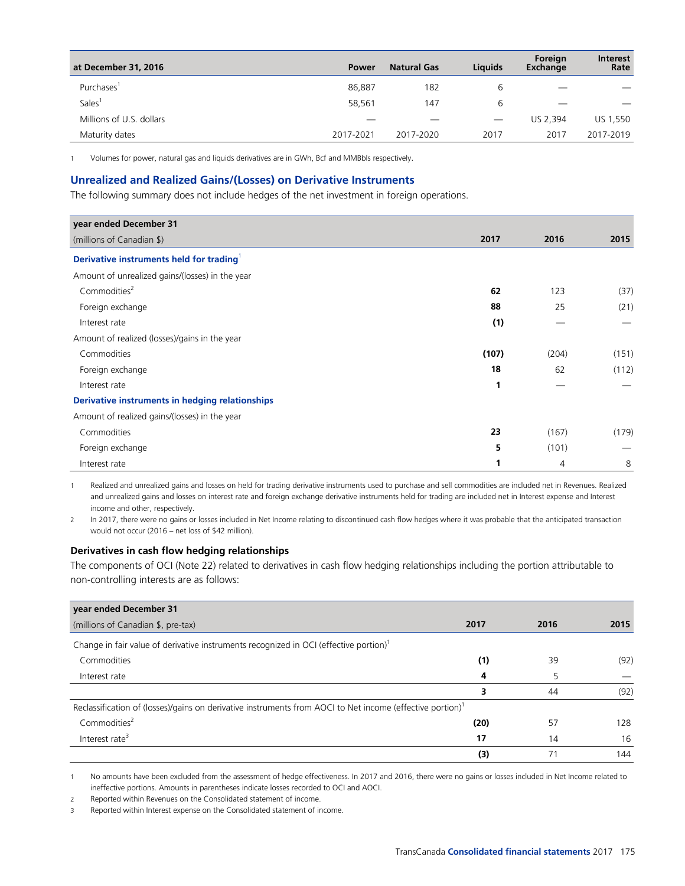| at December 31, 2016 | Power | Natural Gas | Liquids | Foreign Exchange | Interest Rate |
|---|---|---|---|---|---|
| Purchases[1] | 86,887 | 182 | 6 | — | — |
| Sales[1] | 58,561 | 147 | 6 | — | — |
| Millions of U.S. dollars | — | — | — | US 2,394 | US 1,550 |
| Maturity dates | 2017-2021 | 2017-2020 | 2017 | 2017 | 2017-2019 |

1 Volumes for power, natural gas and liquids derivatives are in GWh, Bcf and MMBbls respectively.

## Unrealized and Realized Gains/(Losses) on Derivative Instruments

The following summary does not include hedges of the net investment in foreign operations.

| year ended December 31<br>(millions of Canadian $) | 2017 | 2016 | 2015 |
|---|---|---|---|
| **Derivative instruments held for trading**[1] | | | |
| Amount of unrealized gains/(losses) in the year | | | |
| Commodities[2] | **62** | 123 | (37) |
| Foreign exchange | **88** | 25 | (21) |
| Interest rate | **(1)** | — | — |
| Amount of realized (losses)/gains in the year | | | |
| Commodities | **(107)** | (204) | (151) |
| Foreign exchange | **18** | 62 | (112) |
| Interest rate | **1** | — | — |
| **Derivative instruments in hedging relationships** | | | |
| Amount of realized gains/(losses) in the year | | | |
| Commodities | **23** | (167) | (179) |
| Foreign exchange | **5** | (101) | — |
| Interest rate | **1** | 4 | 8 |

1 Realized and unrealized gains and losses on held for trading derivative instruments used to purchase and sell commodities are included net in Revenues. Realized and unrealized gains and losses on interest rate and foreign exchange derivative instruments held for trading are included net in Interest expense and Interest income and other, respectively.

2 In 2017, there were no gains or losses included in Net Income relating to discontinued cash flow hedges where it was probable that the anticipated transaction would not occur (2016 – net loss of $42 million).

### Derivatives in cash flow hedging relationships

The components of OCI (Note 22) related to derivatives in cash flow hedging relationships including the portion attributable to non-controlling interests are as follows:

| year ended December 31<br>(millions of Canadian $, pre-tax) | 2017 | 2016 | 2015 |
|---|---|---|---|
| Change in fair value of derivative instruments recognized in OCI (effective portion)[1] | | | |
| Commodities | **(1)** | 39 | (92) |
| Interest rate | **4** | 5 | — |
| | **3** | 44 | (92) |
| Reclassification of (losses)/gains on derivative instruments from AOCI to Net income (effective portion)[1] | | | |
| Commodities[2] | **(20)** | 57 | 128 |
| Interest rate[3] | **17** | 14 | 16 |
| | **(3)** | 71 | 144 |

1 No amounts have been excluded from the assessment of hedge effectiveness. In 2017 and 2016, there were no gains or losses included in Net Income related to ineffective portions. Amounts in parentheses indicate losses recorded to OCI and AOCI.

2 Reported within Revenues on the Consolidated statement of income.

3 Reported within Interest expense on the Consolidated statement of income.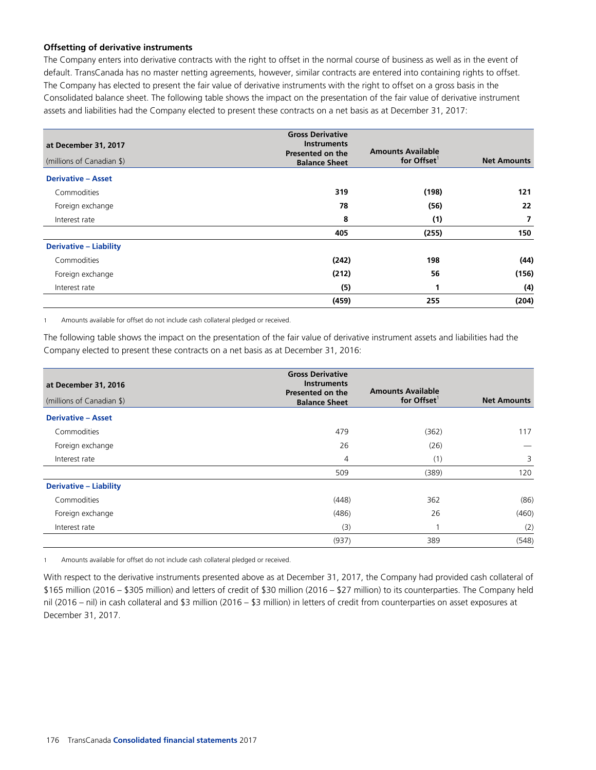### Offsetting of derivative instruments

The Company enters into derivative contracts with the right to offset in the normal course of business as well as in the event of default. TransCanada has no master netting agreements, however, similar contracts are entered into containing rights to offset. The Company has elected to present the fair value of derivative instruments with the right to offset on a gross basis in the Consolidated balance sheet. The following table shows the impact on the presentation of the fair value of derivative instrument assets and liabilities had the Company elected to present these contracts on a net basis as at December 31, 2017:

| at December 31, 2017<br>(millions of Canadian $) | Gross Derivative Instruments Presented on the Balance Sheet | Amounts Available for Offset[1] | Net Amounts |
|---|---|---|---|
| **Derivative – Asset** | | | |
| Commodities | **319** | **(198)** | **121** |
| Foreign exchange | **78** | **(56)** | **22** |
| Interest rate | **8** | **(1)** | **7** |
| | **405** | **(255)** | **150** |
| **Derivative – Liability** | | | |
| Commodities | **(242)** | **198** | **(44)** |
| Foreign exchange | **(212)** | **56** | **(156)** |
| Interest rate | **(5)** | **1** | **(4)** |
| | **(459)** | **255** | **(204)** |

1 Amounts available for offset do not include cash collateral pledged or received.

The following table shows the impact on the presentation of the fair value of derivative instrument assets and liabilities had the Company elected to present these contracts on a net basis as at December 31, 2016:

| at December 31, 2016<br>(millions of Canadian $) | Gross Derivative Instruments Presented on the Balance Sheet | Amounts Available for Offset[1] | Net Amounts |
|---|---|---|---|
| **Derivative – Asset** | | | |
| Commodities | 479 | (362) | 117 |
| Foreign exchange | 26 | (26) | — |
| Interest rate | 4 | (1) | 3 |
| | 509 | (389) | 120 |
| **Derivative – Liability** | | | |
| Commodities | (448) | 362 | (86) |
| Foreign exchange | (486) | 26 | (460) |
| Interest rate | (3) | 1 | (2) |
| | (937) | 389 | (548) |

1 Amounts available for offset do not include cash collateral pledged or received.

With respect to the derivative instruments presented above as at December 31, 2017, the Company had provided cash collateral of $165 million (2016 – $305 million) and letters of credit of $30 million (2016 – $27 million) to its counterparties. The Company held nil (2016 – nil) in cash collateral and $3 million (2016 – $3 million) in letters of credit from counterparties on asset exposures at December 31, 2017.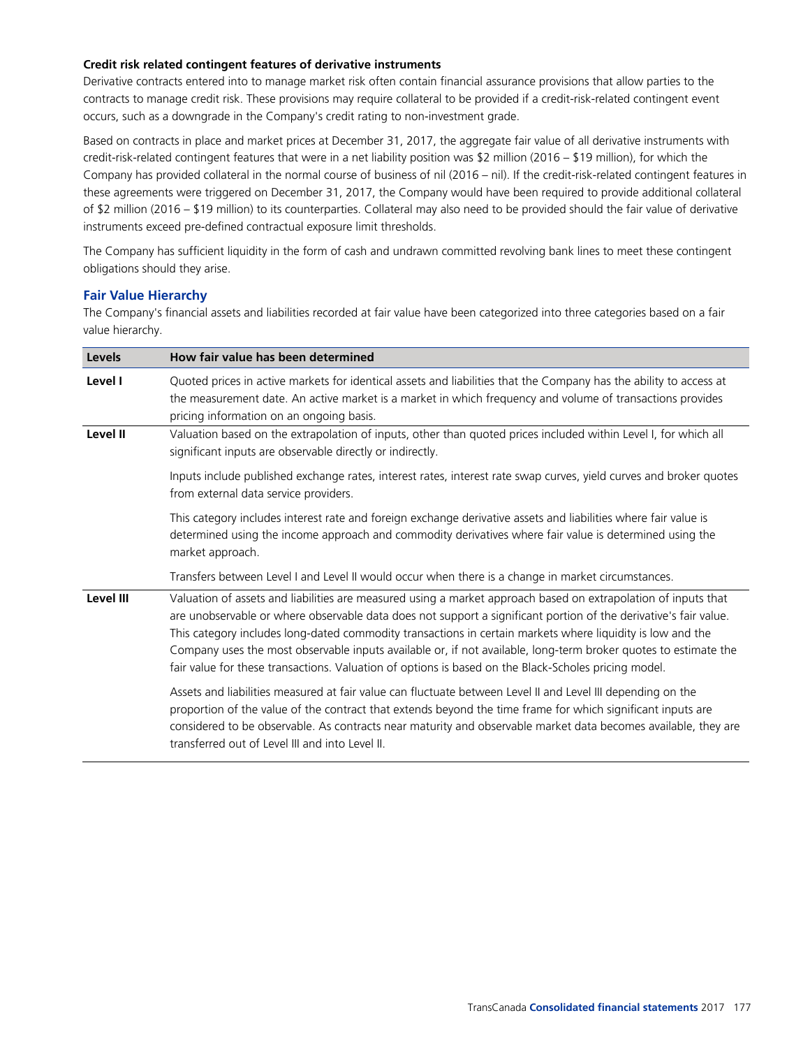**Credit risk related contingent features of derivative instruments**

Derivative contracts entered into to manage market risk often contain financial assurance provisions that allow parties to the contracts to manage credit risk. These provisions may require collateral to be provided if a credit-risk-related contingent event occurs, such as a downgrade in the Company's credit rating to non-investment grade.

Based on contracts in place and market prices at December 31, 2017, the aggregate fair value of all derivative instruments with credit-risk-related contingent features that were in a net liability position was $2 million (2016 – $19 million), for which the Company has provided collateral in the normal course of business of nil (2016 – nil). If the credit-risk-related contingent features in these agreements were triggered on December 31, 2017, the Company would have been required to provide additional collateral of $2 million (2016 – $19 million) to its counterparties. Collateral may also need to be provided should the fair value of derivative instruments exceed pre-defined contractual exposure limit thresholds.

The Company has sufficient liquidity in the form of cash and undrawn committed revolving bank lines to meet these contingent obligations should they arise.

## Fair Value Hierarchy

The Company's financial assets and liabilities recorded at fair value have been categorized into three categories based on a fair value hierarchy.

| Levels | How fair value has been determined |
|---|---|
| **Level I** | Quoted prices in active markets for identical assets and liabilities that the Company has the ability to access at the measurement date. An active market is a market in which frequency and volume of transactions provides pricing information on an ongoing basis. |
| **Level II** | Valuation based on the extrapolation of inputs, other than quoted prices included within Level I, for which all significant inputs are observable directly or indirectly. |
| | Inputs include published exchange rates, interest rates, interest rate swap curves, yield curves and broker quotes from external data service providers. |
| | This category includes interest rate and foreign exchange derivative assets and liabilities where fair value is determined using the income approach and commodity derivatives where fair value is determined using the market approach. |
| | Transfers between Level I and Level II would occur when there is a change in market circumstances. |
| **Level III** | Valuation of assets and liabilities are measured using a market approach based on extrapolation of inputs that are unobservable or where observable data does not support a significant portion of the derivative's fair value. This category includes long-dated commodity transactions in certain markets where liquidity is low and the Company uses the most observable inputs available or, if not available, long-term broker quotes to estimate the fair value for these transactions. Valuation of options is based on the Black-Scholes pricing model. |
| | Assets and liabilities measured at fair value can fluctuate between Level II and Level III depending on the proportion of the value of the contract that extends beyond the time frame for which significant inputs are considered to be observable. As contracts near maturity and observable market data becomes available, they are transferred out of Level III and into Level II. |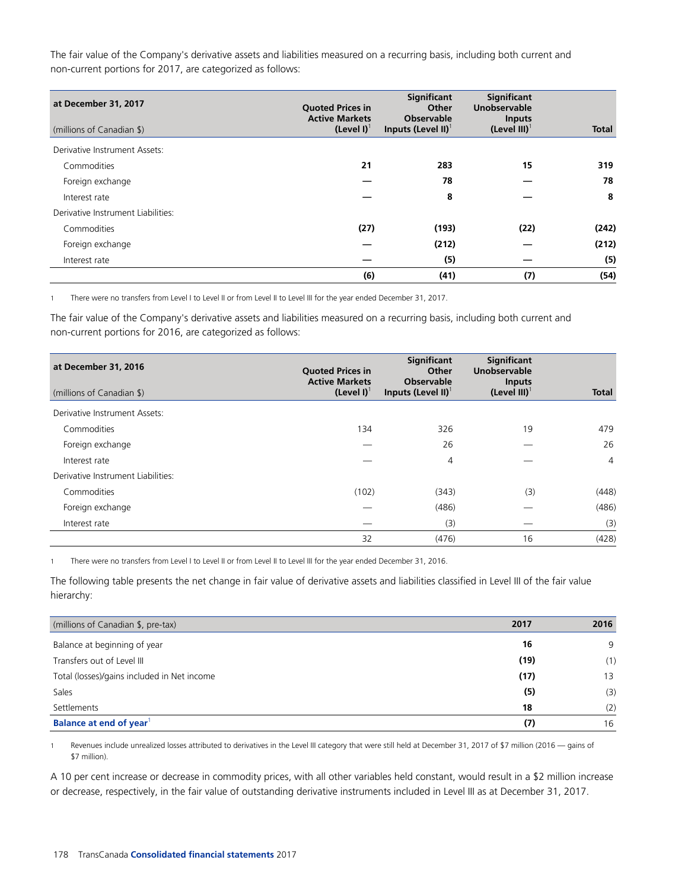The fair value of the Company's derivative assets and liabilities measured on a recurring basis, including both current and non-current portions for 2017, are categorized as follows:

| at December 31, 2017<br>(millions of Canadian $) | Quoted Prices in Active Markets (Level I)[1] | Significant Other Observable Inputs (Level II)[1] | Significant Unobservable Inputs (Level III)[1] | Total |
|---|---|---|---|---|
| Derivative Instrument Assets: | | | | |
| Commodities | **21** | **283** | **15** | **319** |
| Foreign exchange | **—** | **78** | **—** | **78** |
| Interest rate | **—** | **8** | **—** | **8** |
| Derivative Instrument Liabilities: | | | | |
| Commodities | **(27)** | **(193)** | **(22)** | **(242)** |
| Foreign exchange | **—** | **(212)** | **—** | **(212)** |
| Interest rate | **—** | **(5)** | **—** | **(5)** |
| | **(6)** | **(41)** | **(7)** | **(54)** |

1 There were no transfers from Level I to Level II or from Level II to Level III for the year ended December 31, 2017.

The fair value of the Company's derivative assets and liabilities measured on a recurring basis, including both current and non-current portions for 2016, are categorized as follows:

| at December 31, 2016<br>(millions of Canadian $) | Quoted Prices in Active Markets (Level I)[1] | Significant Other Observable Inputs (Level II)[1] | Significant Unobservable Inputs (Level III)[1] | Total |
|---|---|---|---|---|
| Derivative Instrument Assets: | | | | |
| Commodities | 134 | 326 | 19 | 479 |
| Foreign exchange | — | 26 | — | 26 |
| Interest rate | — | 4 | — | 4 |
| Derivative Instrument Liabilities: | | | | |
| Commodities | (102) | (343) | (3) | (448) |
| Foreign exchange | — | (486) | — | (486) |
| Interest rate | — | (3) | — | (3) |
| | 32 | (476) | 16 | (428) |

1 There were no transfers from Level I to Level II or from Level II to Level III for the year ended December 31, 2016.

The following table presents the net change in fair value of derivative assets and liabilities classified in Level III of the fair value hierarchy:

| (millions of Canadian $, pre-tax) | 2017 | 2016 |
|---|---|---|
| Balance at beginning of year | **16** | 9 |
| Transfers out of Level III | **(19)** | (1) |
| Total (losses)/gains included in Net income | **(17)** | 13 |
| Sales | **(5)** | (3) |
| Settlements | **18** | (2) |
| **Balance at end of year**[1] | **(7)** | 16 |

1 Revenues include unrealized losses attributed to derivatives in the Level III category that were still held at December 31, 2017 of $7 million (2016 — gains of $7 million).

A 10 per cent increase or decrease in commodity prices, with all other variables held constant, would result in a $2 million increase or decrease, respectively, in the fair value of outstanding derivative instruments included in Level III as at December 31, 2017.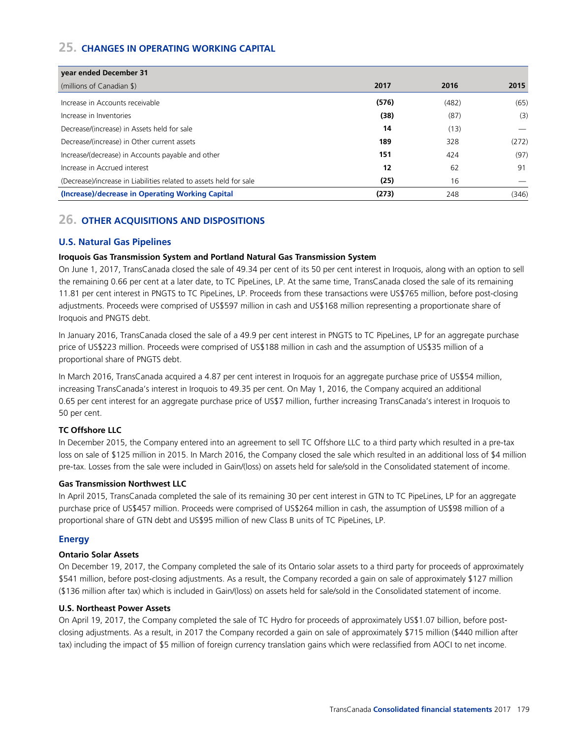## 25. CHANGES IN OPERATING WORKING CAPITAL

| year ended December 31 | | | |
|---|---|---|---|
| (millions of Canadian $) | **2017** | 2016 | 2015 |
| Increase in Accounts receivable | **(576)** | (482) | (65) |
| Increase in Inventories | **(38)** | (87) | (3) |
| Decrease/(increase) in Assets held for sale | **14** | (13) | — |
| Decrease/(increase) in Other current assets | **189** | 328 | (272) |
| Increase/(decrease) in Accounts payable and other | **151** | 424 | (97) |
| Increase in Accrued interest | **12** | 62 | 91 |
| (Decrease)/increase in Liabilities related to assets held for sale | **(25)** | 16 | — |
| **(Increase)/decrease in Operating Working Capital** | **(273)** | 248 | (346) |

## 26. OTHER ACQUISITIONS AND DISPOSITIONS

### U.S. Natural Gas Pipelines

**Iroquois Gas Transmission System and Portland Natural Gas Transmission System**

On June 1, 2017, TransCanada closed the sale of 49.34 per cent of its 50 per cent interest in Iroquois, along with an option to sell the remaining 0.66 per cent at a later date, to TC PipeLines, LP. At the same time, TransCanada closed the sale of its remaining 11.81 per cent interest in PNGTS to TC PipeLines, LP. Proceeds from these transactions were US$765 million, before post-closing adjustments. Proceeds were comprised of US$597 million in cash and US$168 million representing a proportionate share of Iroquois and PNGTS debt.

In January 2016, TransCanada closed the sale of a 49.9 per cent interest in PNGTS to TC PipeLines, LP for an aggregate purchase price of US$223 million. Proceeds were comprised of US$188 million in cash and the assumption of US$35 million of a proportional share of PNGTS debt.

In March 2016, TransCanada acquired a 4.87 per cent interest in Iroquois for an aggregate purchase price of US$54 million, increasing TransCanada's interest in Iroquois to 49.35 per cent. On May 1, 2016, the Company acquired an additional 0.65 per cent interest for an aggregate purchase price of US$7 million, further increasing TransCanada's interest in Iroquois to 50 per cent.

**TC Offshore LLC**

In December 2015, the Company entered into an agreement to sell TC Offshore LLC to a third party which resulted in a pre-tax loss on sale of $125 million in 2015. In March 2016, the Company closed the sale which resulted in an additional loss of $4 million pre-tax. Losses from the sale were included in Gain/(loss) on assets held for sale/sold in the Consolidated statement of income.

**Gas Transmission Northwest LLC**

In April 2015, TransCanada completed the sale of its remaining 30 per cent interest in GTN to TC PipeLines, LP for an aggregate purchase price of US$457 million. Proceeds were comprised of US$264 million in cash, the assumption of US$98 million of a proportional share of GTN debt and US$95 million of new Class B units of TC PipeLines, LP.

### Energy

**Ontario Solar Assets**

On December 19, 2017, the Company completed the sale of its Ontario solar assets to a third party for proceeds of approximately $541 million, before post-closing adjustments. As a result, the Company recorded a gain on sale of approximately $127 million ($136 million after tax) which is included in Gain/(loss) on assets held for sale/sold in the Consolidated statement of income.

**U.S. Northeast Power Assets**

On April 19, 2017, the Company completed the sale of TC Hydro for proceeds of approximately US$1.07 billion, before post-closing adjustments. As a result, in 2017 the Company recorded a gain on sale of approximately $715 million ($440 million after tax) including the impact of $5 million of foreign currency translation gains which were reclassified from AOCI to net income.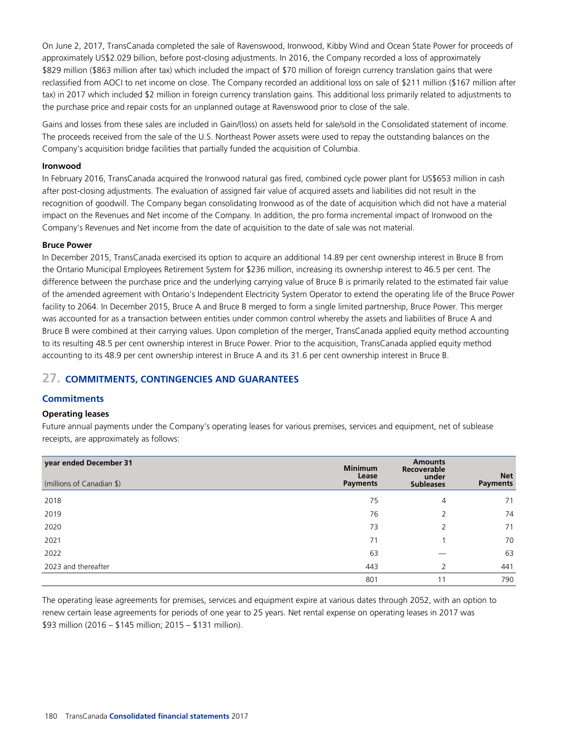On June 2, 2017, TransCanada completed the sale of Ravenswood, Ironwood, Kibby Wind and Ocean State Power for proceeds of approximately US$2.029 billion, before post-closing adjustments. In 2016, the Company recorded a loss of approximately $829 million ($863 million after tax) which included the impact of $70 million of foreign currency translation gains that were reclassified from AOCI to net income on close. The Company recorded an additional loss on sale of $211 million ($167 million after tax) in 2017 which included $2 million in foreign currency translation gains. This additional loss primarily related to adjustments to the purchase price and repair costs for an unplanned outage at Ravenswood prior to close of the sale.

Gains and losses from these sales are included in Gain/(loss) on assets held for sale/sold in the Consolidated statement of income. The proceeds received from the sale of the U.S. Northeast Power assets were used to repay the outstanding balances on the Company's acquisition bridge facilities that partially funded the acquisition of Columbia.

**Ironwood**

In February 2016, TransCanada acquired the Ironwood natural gas fired, combined cycle power plant for US$653 million in cash after post-closing adjustments. The evaluation of assigned fair value of acquired assets and liabilities did not result in the recognition of goodwill. The Company began consolidating Ironwood as of the date of acquisition which did not have a material impact on the Revenues and Net income of the Company. In addition, the pro forma incremental impact of Ironwood on the Company's Revenues and Net income from the date of acquisition to the date of sale was not material.

**Bruce Power**

In December 2015, TransCanada exercised its option to acquire an additional 14.89 per cent ownership interest in Bruce B from the Ontario Municipal Employees Retirement System for $236 million, increasing its ownership interest to 46.5 per cent. The difference between the purchase price and the underlying carrying value of Bruce B is primarily related to the estimated fair value of the amended agreement with Ontario's Independent Electricity System Operator to extend the operating life of the Bruce Power facility to 2064. In December 2015, Bruce A and Bruce B merged to form a single limited partnership, Bruce Power. This merger was accounted for as a transaction between entities under common control whereby the assets and liabilities of Bruce A and Bruce B were combined at their carrying values. Upon completion of the merger, TransCanada applied equity method accounting to its resulting 48.5 per cent ownership interest in Bruce Power. Prior to the acquisition, TransCanada applied equity method accounting to its 48.9 per cent ownership interest in Bruce A and its 31.6 per cent ownership interest in Bruce B.

## 27. COMMITMENTS, CONTINGENCIES AND GUARANTEES

### Commitments

**Operating leases**

Future annual payments under the Company's operating leases for various premises, services and equipment, net of sublease receipts, are approximately as follows:

| year ended December 31<br>(millions of Canadian $) | Minimum Lease Payments | Amounts Recoverable under Subleases | Net Payments |
|---|---|---|---|
| 2018 | 75 | 4 | 71 |
| 2019 | 76 | 2 | 74 |
| 2020 | 73 | 2 | 71 |
| 2021 | 71 | 1 | 70 |
| 2022 | 63 | — | 63 |
| 2023 and thereafter | 443 | 2 | 441 |
| | 801 | 11 | 790 |

The operating lease agreements for premises, services and equipment expire at various dates through 2052, with an option to renew certain lease agreements for periods of one year to 25 years. Net rental expense on operating leases in 2017 was $93 million (2016 – $145 million; 2015 – $131 million).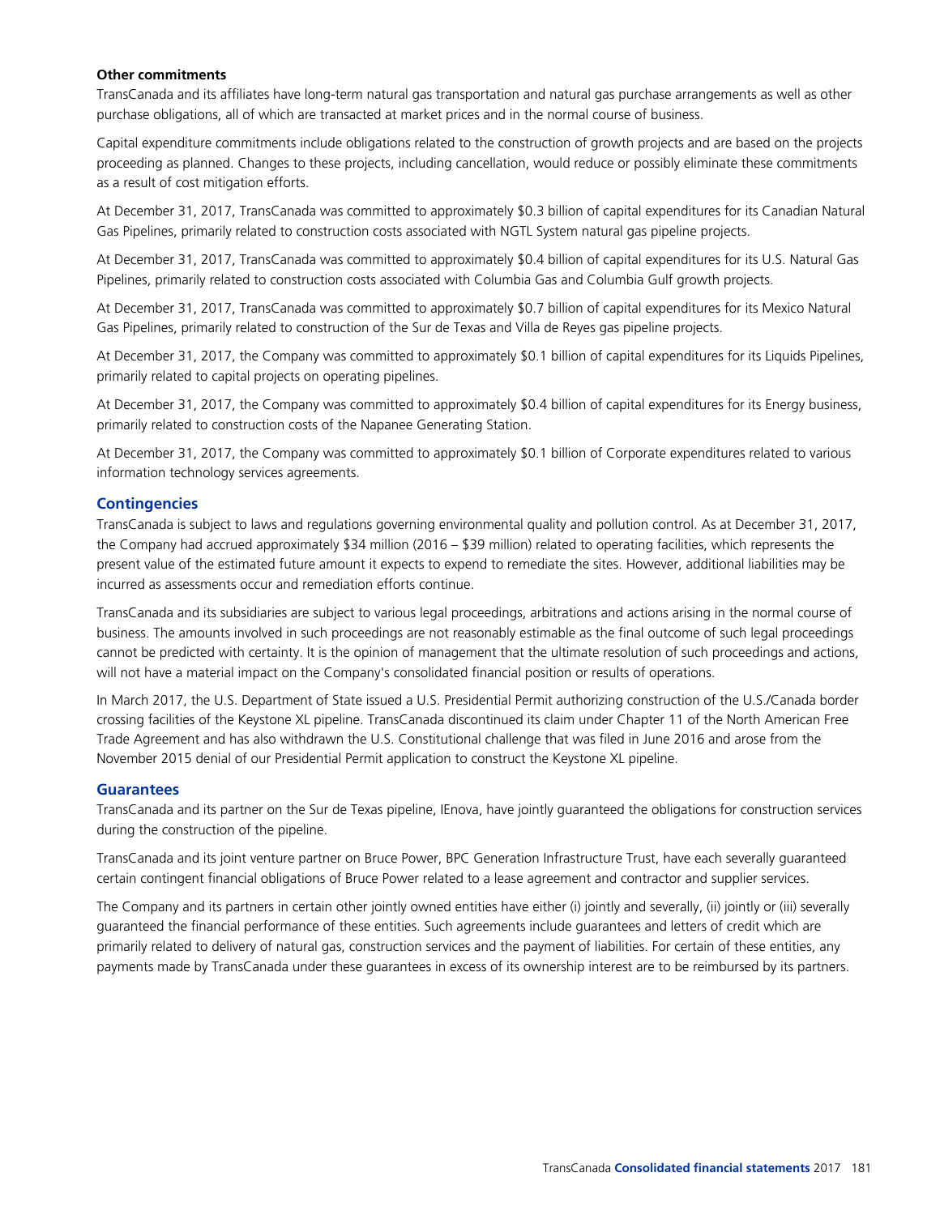**Other commitments**

TransCanada and its affiliates have long-term natural gas transportation and natural gas purchase arrangements as well as other purchase obligations, all of which are transacted at market prices and in the normal course of business.

Capital expenditure commitments include obligations related to the construction of growth projects and are based on the projects proceeding as planned. Changes to these projects, including cancellation, would reduce or possibly eliminate these commitments as a result of cost mitigation efforts.

At December 31, 2017, TransCanada was committed to approximately \$0.3 billion of capital expenditures for its Canadian Natural Gas Pipelines, primarily related to construction costs associated with NGTL System natural gas pipeline projects.

At December 31, 2017, TransCanada was committed to approximately \$0.4 billion of capital expenditures for its U.S. Natural Gas Pipelines, primarily related to construction costs associated with Columbia Gas and Columbia Gulf growth projects.

At December 31, 2017, TransCanada was committed to approximately \$0.7 billion of capital expenditures for its Mexico Natural Gas Pipelines, primarily related to construction of the Sur de Texas and Villa de Reyes gas pipeline projects.

At December 31, 2017, the Company was committed to approximately \$0.1 billion of capital expenditures for its Liquids Pipelines, primarily related to capital projects on operating pipelines.

At December 31, 2017, the Company was committed to approximately \$0.4 billion of capital expenditures for its Energy business, primarily related to construction costs of the Napanee Generating Station.

At December 31, 2017, the Company was committed to approximately \$0.1 billion of Corporate expenditures related to various information technology services agreements.

## Contingencies

TransCanada is subject to laws and regulations governing environmental quality and pollution control. As at December 31, 2017, the Company had accrued approximately \$34 million (2016 – \$39 million) related to operating facilities, which represents the present value of the estimated future amount it expects to expend to remediate the sites. However, additional liabilities may be incurred as assessments occur and remediation efforts continue.

TransCanada and its subsidiaries are subject to various legal proceedings, arbitrations and actions arising in the normal course of business. The amounts involved in such proceedings are not reasonably estimable as the final outcome of such legal proceedings cannot be predicted with certainty. It is the opinion of management that the ultimate resolution of such proceedings and actions, will not have a material impact on the Company's consolidated financial position or results of operations.

In March 2017, the U.S. Department of State issued a U.S. Presidential Permit authorizing construction of the U.S./Canada border crossing facilities of the Keystone XL pipeline. TransCanada discontinued its claim under Chapter 11 of the North American Free Trade Agreement and has also withdrawn the U.S. Constitutional challenge that was filed in June 2016 and arose from the November 2015 denial of our Presidential Permit application to construct the Keystone XL pipeline.

## Guarantees

TransCanada and its partner on the Sur de Texas pipeline, IEnova, have jointly guaranteed the obligations for construction services during the construction of the pipeline.

TransCanada and its joint venture partner on Bruce Power, BPC Generation Infrastructure Trust, have each severally guaranteed certain contingent financial obligations of Bruce Power related to a lease agreement and contractor and supplier services.

The Company and its partners in certain other jointly owned entities have either (i) jointly and severally, (ii) jointly or (iii) severally guaranteed the financial performance of these entities. Such agreements include guarantees and letters of credit which are primarily related to delivery of natural gas, construction services and the payment of liabilities. For certain of these entities, any payments made by TransCanada under these guarantees in excess of its ownership interest are to be reimbursed by its partners.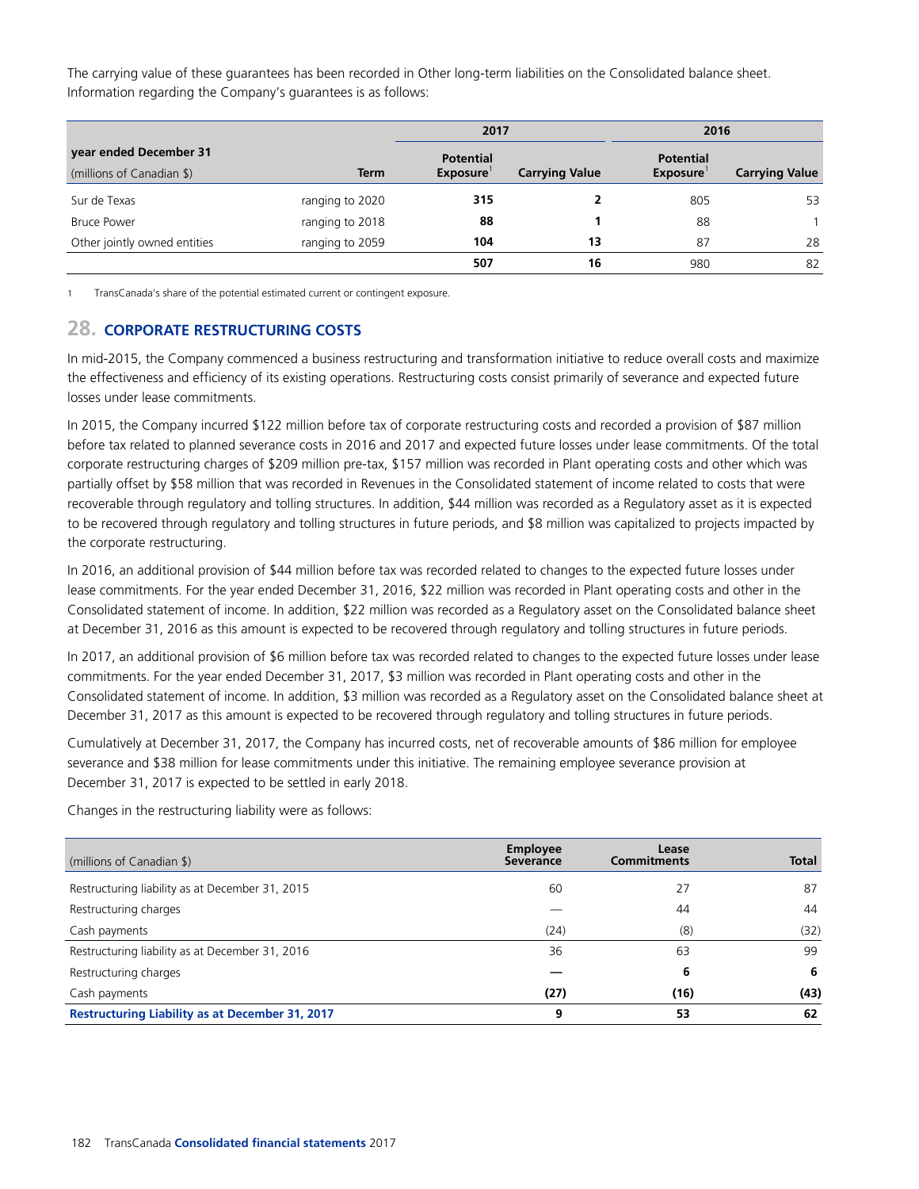The carrying value of these guarantees has been recorded in Other long-term liabilities on the Consolidated balance sheet. Information regarding the Company's guarantees is as follows:

| year ended December 31 | | 2017 | | 2016 | |
|---|---|---|---|---|---|
| (millions of Canadian $) | Term | Potential Exposure[1] | Carrying Value | Potential Exposure[1] | Carrying Value |
| Sur de Texas | ranging to 2020 | **315** | **2** | 805 | 53 |
| Bruce Power | ranging to 2018 | **88** | **1** | 88 | 1 |
| Other jointly owned entities | ranging to 2059 | **104** | **13** | 87 | 28 |
| | | **507** | **16** | 980 | 82 |

1 TransCanada's share of the potential estimated current or contingent exposure.

## 28. CORPORATE RESTRUCTURING COSTS

In mid-2015, the Company commenced a business restructuring and transformation initiative to reduce overall costs and maximize the effectiveness and efficiency of its existing operations. Restructuring costs consist primarily of severance and expected future losses under lease commitments.

In 2015, the Company incurred $122 million before tax of corporate restructuring costs and recorded a provision of $87 million before tax related to planned severance costs in 2016 and 2017 and expected future losses under lease commitments. Of the total corporate restructuring charges of $209 million pre-tax, $157 million was recorded in Plant operating costs and other which was partially offset by $58 million that was recorded in Revenues in the Consolidated statement of income related to costs that were recoverable through regulatory and tolling structures. In addition, $44 million was recorded as a Regulatory asset as it is expected to be recovered through regulatory and tolling structures in future periods, and $8 million was capitalized to projects impacted by the corporate restructuring.

In 2016, an additional provision of $44 million before tax was recorded related to changes to the expected future losses under lease commitments. For the year ended December 31, 2016, $22 million was recorded in Plant operating costs and other in the Consolidated statement of income. In addition, $22 million was recorded as a Regulatory asset on the Consolidated balance sheet at December 31, 2016 as this amount is expected to be recovered through regulatory and tolling structures in future periods.

In 2017, an additional provision of $6 million before tax was recorded related to changes to the expected future losses under lease commitments. For the year ended December 31, 2017, $3 million was recorded in Plant operating costs and other in the Consolidated statement of income. In addition, $3 million was recorded as a Regulatory asset on the Consolidated balance sheet at December 31, 2017 as this amount is expected to be recovered through regulatory and tolling structures in future periods.

Cumulatively at December 31, 2017, the Company has incurred costs, net of recoverable amounts of $86 million for employee severance and $38 million for lease commitments under this initiative. The remaining employee severance provision at December 31, 2017 is expected to be settled in early 2018.

Changes in the restructuring liability were as follows:

| (millions of Canadian $) | Employee Severance | Lease Commitments | Total |
|---|---|---|---|
| Restructuring liability as at December 31, 2015 | 60 | 27 | 87 |
| Restructuring charges | — | 44 | 44 |
| Cash payments | (24) | (8) | (32) |
| Restructuring liability as at December 31, 2016 | 36 | 63 | 99 |
| Restructuring charges | **—** | **6** | **6** |
| Cash payments | **(27)** | **(16)** | **(43)** |
| **Restructuring Liability as at December 31, 2017** | **9** | **53** | **62** |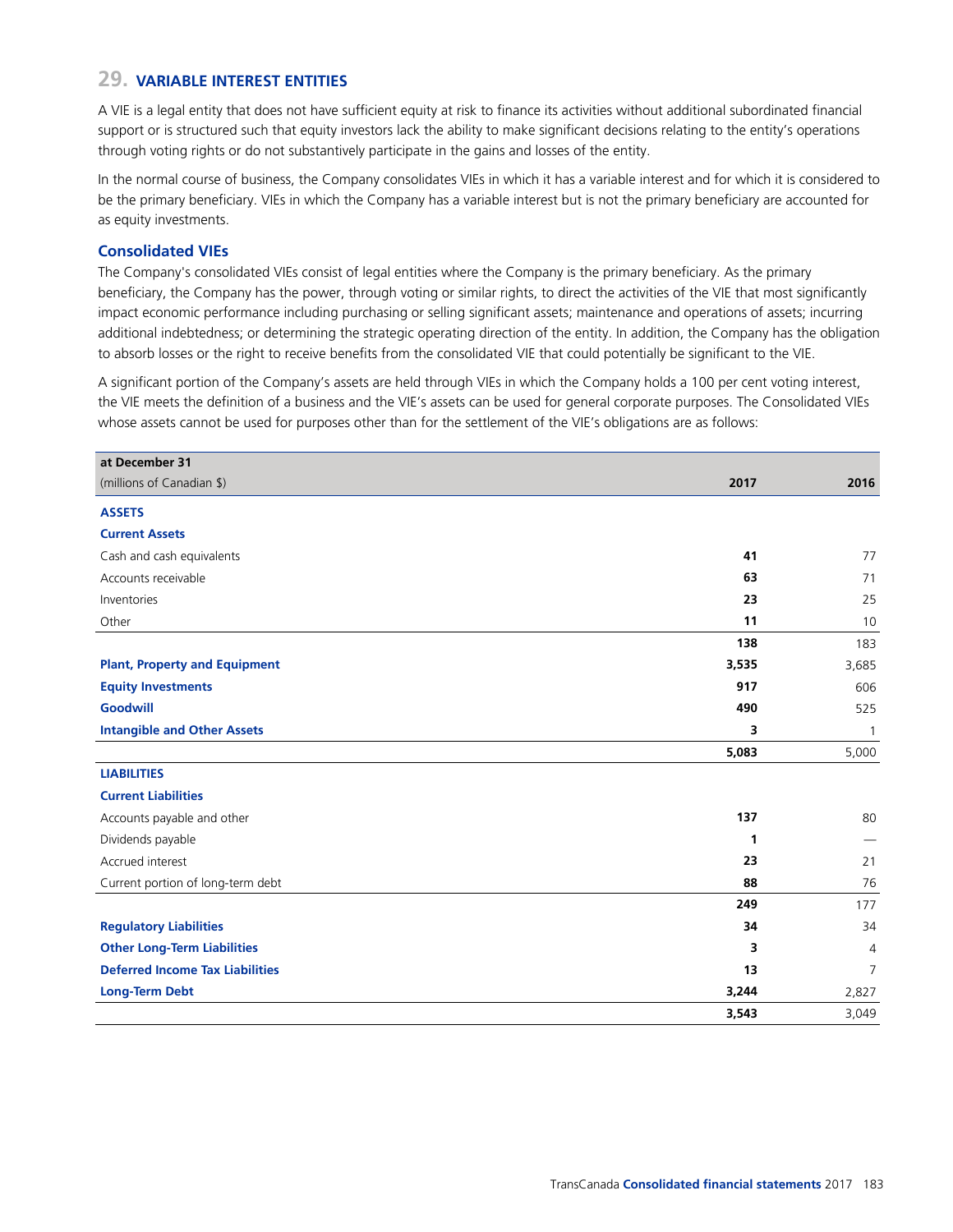## 29. VARIABLE INTEREST ENTITIES

A VIE is a legal entity that does not have sufficient equity at risk to finance its activities without additional subordinated financial support or is structured such that equity investors lack the ability to make significant decisions relating to the entity's operations through voting rights or do not substantively participate in the gains and losses of the entity.

In the normal course of business, the Company consolidates VIEs in which it has a variable interest and for which it is considered to be the primary beneficiary. VIEs in which the Company has a variable interest but is not the primary beneficiary are accounted for as equity investments.

### Consolidated VIEs

The Company's consolidated VIEs consist of legal entities where the Company is the primary beneficiary. As the primary beneficiary, the Company has the power, through voting or similar rights, to direct the activities of the VIE that most significantly impact economic performance including purchasing or selling significant assets; maintenance and operations of assets; incurring additional indebtedness; or determining the strategic operating direction of the entity. In addition, the Company has the obligation to absorb losses or the right to receive benefits from the consolidated VIE that could potentially be significant to the VIE.

A significant portion of the Company's assets are held through VIEs in which the Company holds a 100 per cent voting interest, the VIE meets the definition of a business and the VIE's assets can be used for general corporate purposes. The Consolidated VIEs whose assets cannot be used for purposes other than for the settlement of the VIE's obligations are as follows:

| at December 31<br>(millions of Canadian $) | 2017 | 2016 |
|---|---|---|
| **ASSETS** | | |
| **Current Assets** | | |
| Cash and cash equivalents | **41** | 77 |
| Accounts receivable | **63** | 71 |
| Inventories | **23** | 25 |
| Other | **11** | 10 |
| | **138** | 183 |
| **Plant, Property and Equipment** | **3,535** | 3,685 |
| **Equity Investments** | **917** | 606 |
| **Goodwill** | **490** | 525 |
| **Intangible and Other Assets** | **3** | 1 |
| | **5,083** | 5,000 |
| **LIABILITIES** | | |
| **Current Liabilities** | | |
| Accounts payable and other | **137** | 80 |
| Dividends payable | **1** | — |
| Accrued interest | **23** | 21 |
| Current portion of long-term debt | **88** | 76 |
| | **249** | 177 |
| **Regulatory Liabilities** | **34** | 34 |
| **Other Long-Term Liabilities** | **3** | 4 |
| **Deferred Income Tax Liabilities** | **13** | 7 |
| **Long-Term Debt** | **3,244** | 2,827 |
| | **3,543** | 3,049 |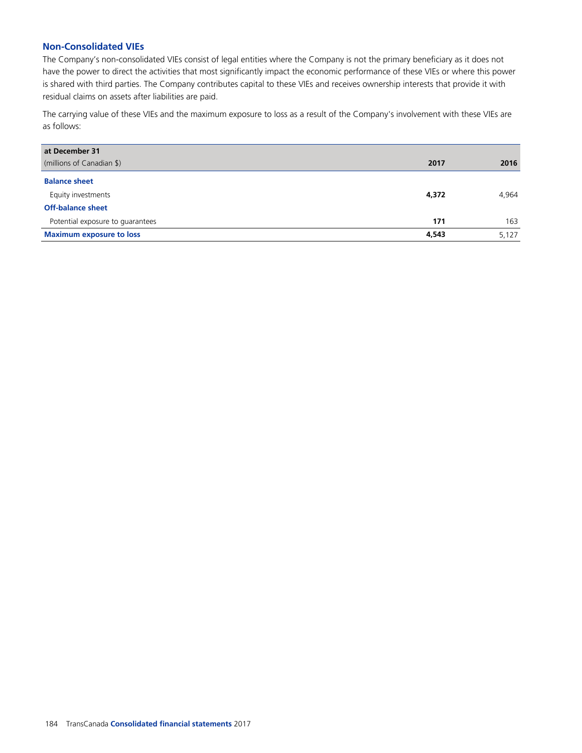### Non-Consolidated VIEs

The Company's non-consolidated VIEs consist of legal entities where the Company is not the primary beneficiary as it does not have the power to direct the activities that most significantly impact the economic performance of these VIEs or where this power is shared with third parties. The Company contributes capital to these VIEs and receives ownership interests that provide it with residual claims on assets after liabilities are paid.

The carrying value of these VIEs and the maximum exposure to loss as a result of the Company's involvement with these VIEs are as follows:

| at December 31<br>(millions of Canadian $) | 2017 | 2016 |
|---|---|---|
| **Balance sheet** | | |
| Equity investments | **4,372** | 4,964 |
| **Off-balance sheet** | | |
| Potential exposure to guarantees | **171** | 163 |
| **Maximum exposure to loss** | **4,543** | 5,127 |